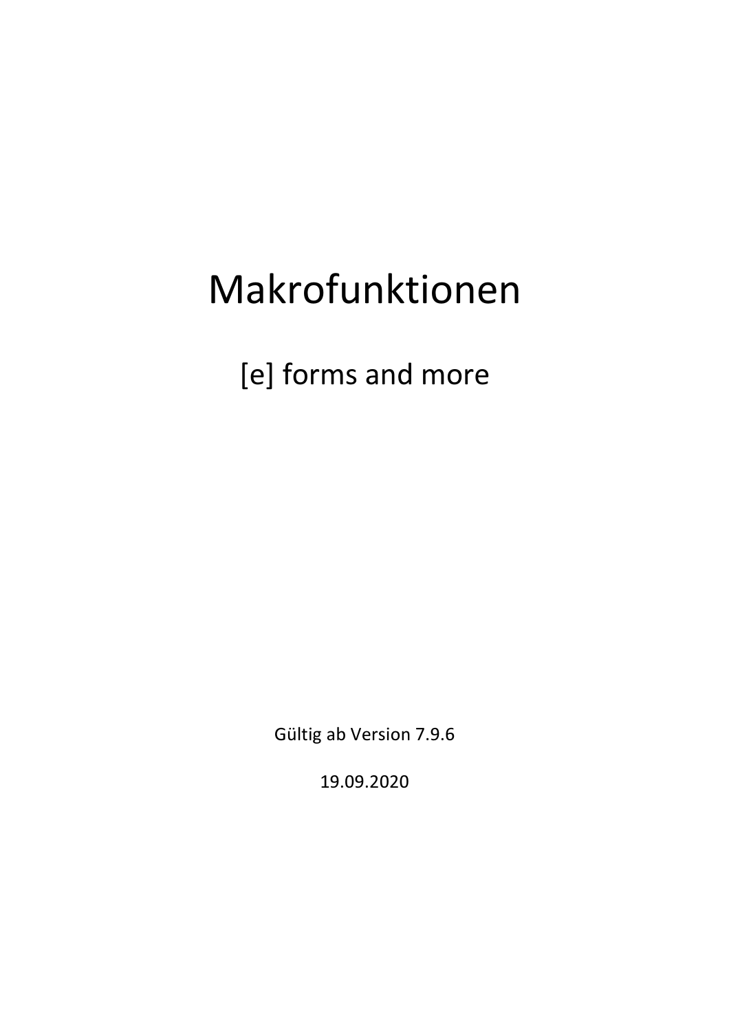# Makrofunktionen

[e] forms and more

Gültig ab Version 7.9.6

19.09.2020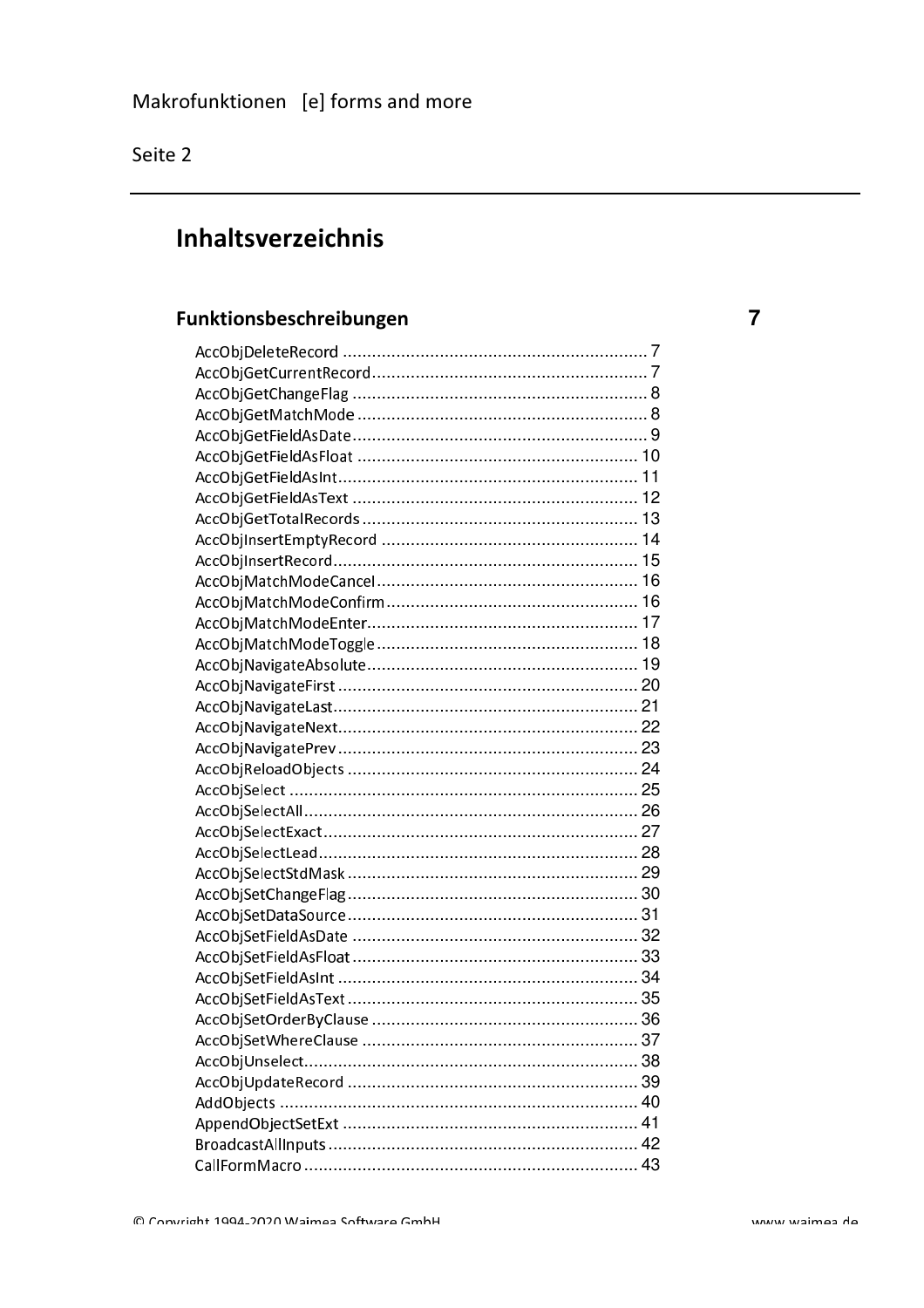# Inhaltsverzeichnis

## Funktionsbeschreibungen 7

AccObjDeleteRecord ............................................................... 7
AccObjGetCurrentRecord......................................................... 7
AccObjGetChangeFlag ............................................................. 8
AccObjGetMatchMode ............................................................. 8
AccObjGetFieldAsDate............................................................. 9
AccObjGetFieldAsFloat ........................................................... 10
AccObjGetFieldAsInt............................................................... 11
AccObjGetFieldAsText ............................................................ 12
AccObjGetTotalRecords .......................................................... 13
AccObjInsertEmptyRecord ...................................................... 14
AccObjInsertRecord................................................................ 15
AccObjMatchModeCancel ....................................................... 16
AccObjMatchModeConfirm ..................................................... 16
AccObjMatchModeEnter.......................................................... 17
AccObjMatchModeToggle ....................................................... 18
AccObjNavigateAbsolute......................................................... 19
AccObjNavigateFirst ............................................................... 20
AccObjNavigateLast................................................................ 21
AccObjNavigateNext............................................................... 22
AccObjNavigatePrev ............................................................... 23
AccObjReloadObjects ............................................................. 24
AccObjSelect ......................................................................... 25
AccObjSelectAll...................................................................... 26
AccObjSelectExact.................................................................. 27
AccObjSelectLead................................................................... 28
AccObjSelectStdMask ............................................................. 29
AccObjSetChangeFlag............................................................. 30
AccObjSetDataSource............................................................. 31
AccObjSetFieldAsDate ............................................................ 32
AccObjSetFieldAsFloat............................................................ 33
AccObjSetFieldAsInt ............................................................... 34
AccObjSetFieldAsText ............................................................. 35
AccObjSetOrderByClause ........................................................ 36
AccObjSetWhereClause .......................................................... 37
AccObjUnselect...................................................................... 38
AccObjUpdateRecord ............................................................. 39
AddObjects ........................................................................... 40
AppendObjectSetExt .............................................................. 41
BroadcastAllInputs ................................................................. 42
CallFormMacro ...................................................................... 43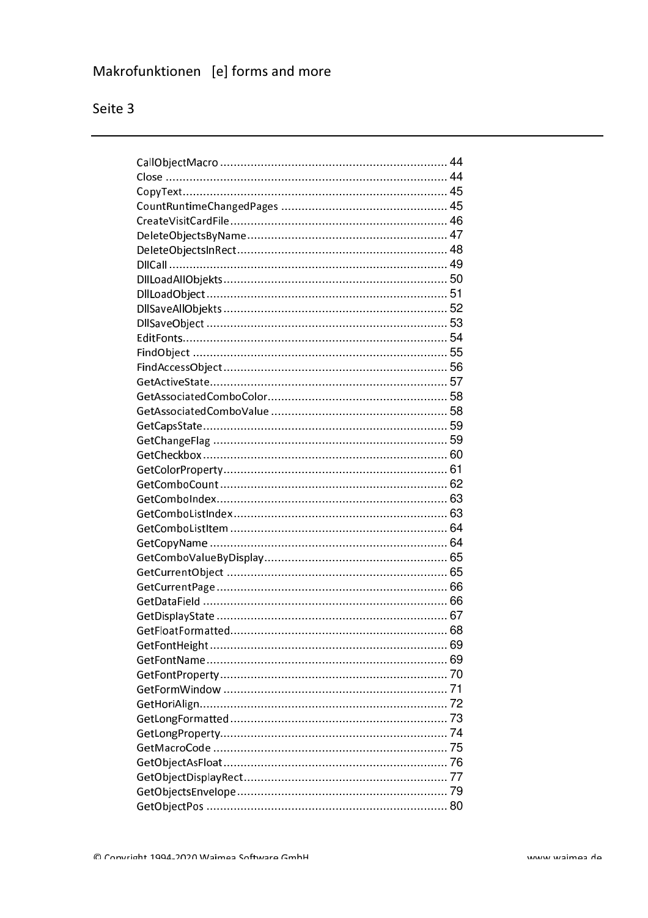CallObjectMacro .................................................................. 44
Close .................................................................................. 44
CopyText............................................................................. 45
CountRuntimeChangedPages ................................................ 45
CreateVisitCardFile............................................................... 46
DeleteObjectsByName.......................................................... 47
DeleteObjectsInRect............................................................. 48
DllCall ................................................................................. 49
DllLoadAllObjekts................................................................. 50
DllLoadObject...................................................................... 51
DllSaveAllObjekts ................................................................. 52
DllSaveObject ...................................................................... 53
EditFonts............................................................................. 54
FindObject .......................................................................... 55
FindAccessObject................................................................. 56
GetActiveState..................................................................... 57
GetAssociatedComboColor.................................................... 58
GetAssociatedComboValue ................................................... 58
GetCapsState....................................................................... 59
GetChangeFlag .................................................................... 59
GetCheckbox....................................................................... 60
GetColorProperty................................................................. 61
GetComboCount.................................................................. 62
GetComboIndex................................................................... 63
GetComboListIndex.............................................................. 63
GetComboListItem ............................................................... 64
GetCopyName ..................................................................... 64
GetComboValueByDisplay..................................................... 65
GetCurrentObject ................................................................ 65
GetCurrentPage................................................................... 66
GetDataField ....................................................................... 66
GetDisplayState ................................................................... 67
GetFloatFormatted............................................................... 68
GetFontHeight ..................................................................... 69
GetFontName...................................................................... 69
GetFontProperty.................................................................. 70
GetFormWindow ................................................................. 71
GetHoriAlign........................................................................ 72
GetLongFormatted............................................................... 73
GetLongProperty.................................................................. 74
GetMacroCode .................................................................... 75
GetObjectAsFloat................................................................. 76
GetObjectDisplayRect........................................................... 77
GetObjectsEnvelope............................................................. 79
GetObjectPos ...................................................................... 80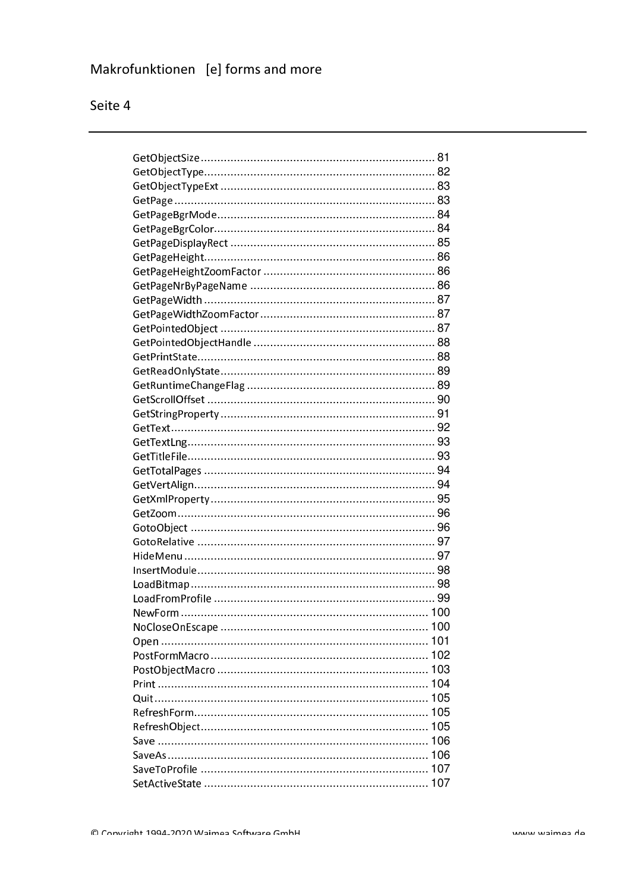GetObjectSize ........................................................................ 81
GetObjectType ........................................................................ 82
GetObjectTypeExt .................................................................. 83
GetPage ................................................................................. 83
GetPageBgrMode .................................................................... 84
GetPageBgrColor ..................................................................... 84
GetPageDisplayRect ............................................................... 85
GetPageHeight ........................................................................ 86
GetPageHeightZoomFactor ..................................................... 86
GetPageNrByPageName ......................................................... 86
GetPageWidth ......................................................................... 87
GetPageWidthZoomFactor ...................................................... 87
GetPointedObject ................................................................... 87
GetPointedObjectHandle ........................................................ 88
GetPrintState .......................................................................... 88
GetReadOnlyState ................................................................... 89
GetRuntimeChangeFlag .......................................................... 89
GetScrollOffset ....................................................................... 90
GetStringProperty ................................................................... 91
GetText ................................................................................... 92
GetTextLng .............................................................................. 93
GetTitleFile ............................................................................. 93
GetTotalPages ........................................................................ 94
GetVertAlign ........................................................................... 94
GetXmlProperty ...................................................................... 95
GetZoom ................................................................................. 96
GotoObject ............................................................................. 96
GotoRelative .......................................................................... 97
HideMenu ............................................................................... 97
InsertModule ........................................................................... 98
LoadBitmap ............................................................................ 98
LoadFromProfile ..................................................................... 99
NewForm .............................................................................. 100
NoCloseOnEscape ................................................................ 100
Open ..................................................................................... 101
PostFormMacro .................................................................... 102
PostObjectMacro .................................................................. 103
Print ..................................................................................... 104
Quit ...................................................................................... 105
RefreshForm ......................................................................... 105
RefreshObject ....................................................................... 105
Save ..................................................................................... 106
SaveAs .................................................................................. 106
SaveToProfile ....................................................................... 107
SetActiveState ...................................................................... 107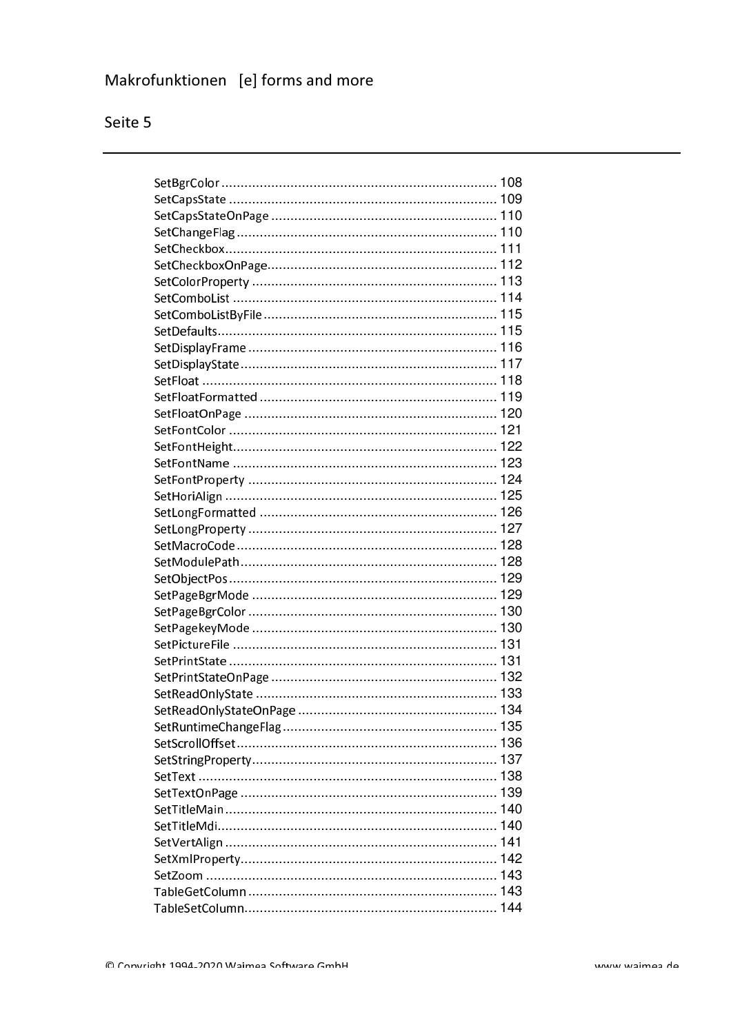SetBgrColor ........................................................................ 108
SetCapsState ...................................................................... 109
SetCapsStateOnPage ........................................................... 110
SetChangeFlag .................................................................... 110
SetCheckbox....................................................................... 111
SetCheckboxOnPage............................................................ 112
SetColorProperty ................................................................ 113
SetComboList ..................................................................... 114
SetComboListByFile ............................................................. 115
SetDefaults......................................................................... 115
SetDisplayFrame ................................................................. 116
SetDisplayState ................................................................... 117
SetFloat ............................................................................. 118
SetFloatFormatted .............................................................. 119
SetFloatOnPage .................................................................. 120
SetFontColor ...................................................................... 121
SetFontHeight..................................................................... 122
SetFontName ..................................................................... 123
SetFontProperty ................................................................. 124
SetHoriAlign ....................................................................... 125
SetLongFormatted .............................................................. 126
SetLongProperty ................................................................. 127
SetMacroCode .................................................................... 128
SetModulePath ................................................................... 128
SetObjectPos ...................................................................... 129
SetPageBgrMode ................................................................ 129
SetPageBgrColor ................................................................. 130
SetPagekeyMode ................................................................ 130
SetPictureFile ..................................................................... 131
SetPrintState ...................................................................... 131
SetPrintStateOnPage ........................................................... 132
SetReadOnlyState ............................................................... 133
SetReadOnlyStateOnPage .................................................... 134
SetRuntimeChangeFlag ........................................................ 135
SetScrollOffset .................................................................... 136
SetStringProperty ................................................................ 137
SetText .............................................................................. 138
SetTextOnPage ................................................................... 139
SetTitleMain ....................................................................... 140
SetTitleMdi......................................................................... 140
SetVertAlign ....................................................................... 141
SetXmlProperty ................................................................... 142
SetZoom ............................................................................ 143
TableGetColumn ................................................................. 143
TableSetColumn.................................................................. 144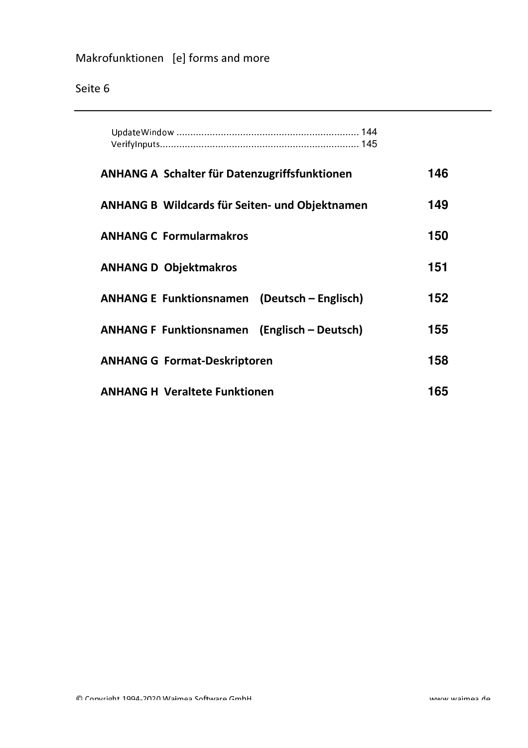UpdateWindow .................................................................. 144
VerifyInputs........................................................................ 145

**ANHANG A Schalter für Datenzugriffsfunktionen** **146**

**ANHANG B Wildcards für Seiten- und Objektnamen** **149**

**ANHANG C Formularmakros** **150**

**ANHANG D Objektmakros** **151**

**ANHANG E Funktionsnamen (Deutsch – Englisch)** **152**

**ANHANG F Funktionsnamen (Englisch – Deutsch)** **155**

**ANHANG G Format-Deskriptoren** **158**

**ANHANG H Veraltete Funktionen** **165**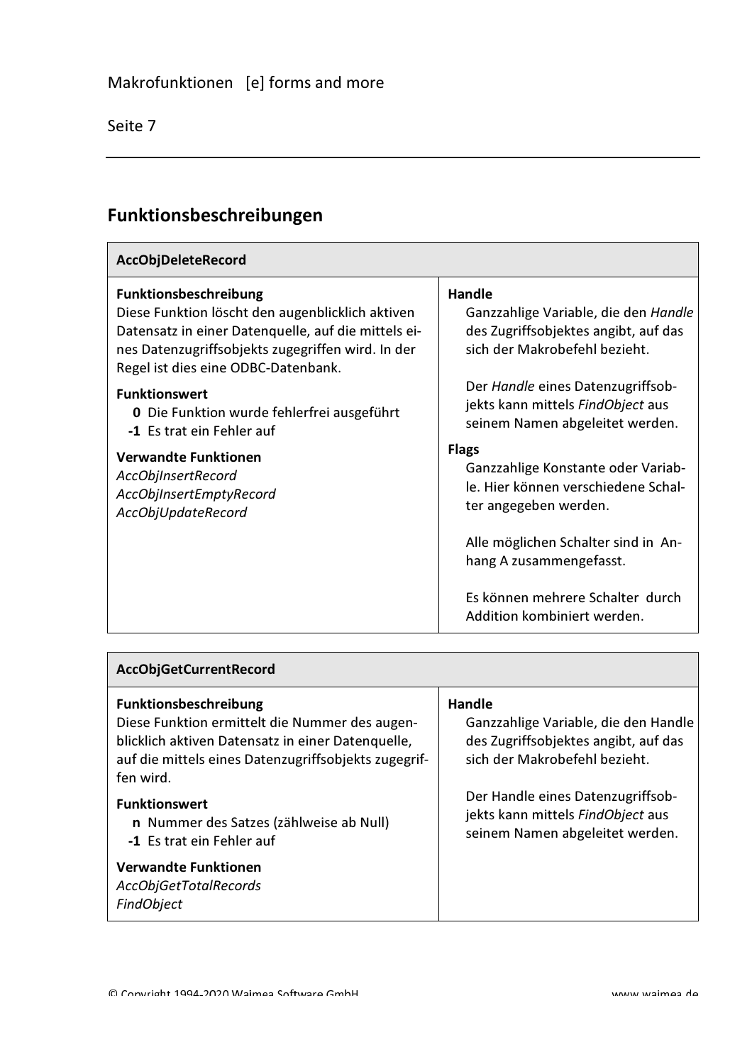## Funktionsbeschreibungen

### AccObjDeleteRecord

**Funktionsbeschreibung**
Diese Funktion löscht den augenblicklich aktiven Datensatz in einer Datenquelle, auf die mittels eines Datenzugriffsobjekts zugegriffen wird. In der Regel ist dies eine ODBC-Datenbank.

**Funktionswert**
- **0** Die Funktion wurde fehlerfrei ausgeführt
- **-1** Es trat ein Fehler auf

**Verwandte Funktionen**
*AccObjInsertRecord*
*AccObjInsertEmptyRecord*
*AccObjUpdateRecord*

**Handle**
Ganzzahlige Variable, die den *Handle* des Zugriffsobjektes angibt, auf das sich der Makrobefehl bezieht.

Der *Handle* eines Datenzugriffsobjekts kann mittels *FindObject* aus seinem Namen abgeleitet werden.

**Flags**
Ganzzahlige Konstante oder Variable. Hier können verschiedene Schalter angegeben werden.

Alle möglichen Schalter sind in Anhang A zusammengefasst.

Es können mehrere Schalter durch Addition kombiniert werden.

### AccObjGetCurrentRecord

**Funktionsbeschreibung**
Diese Funktion ermittelt die Nummer des augenblicklich aktiven Datensatz in einer Datenquelle, auf die mittels eines Datenzugriffsobjekts zugegriffen wird.

**Funktionswert**
- **n** Nummer des Satzes (zählweise ab Null)
- **-1** Es trat ein Fehler auf

**Verwandte Funktionen**
*AccObjGetTotalRecords*
*FindObject*

**Handle**
Ganzzahlige Variable, die den Handle des Zugriffsobjektes angibt, auf das sich der Makrobefehl bezieht.

Der Handle eines Datenzugriffsobjekts kann mittels *FindObject* aus seinem Namen abgeleitet werden.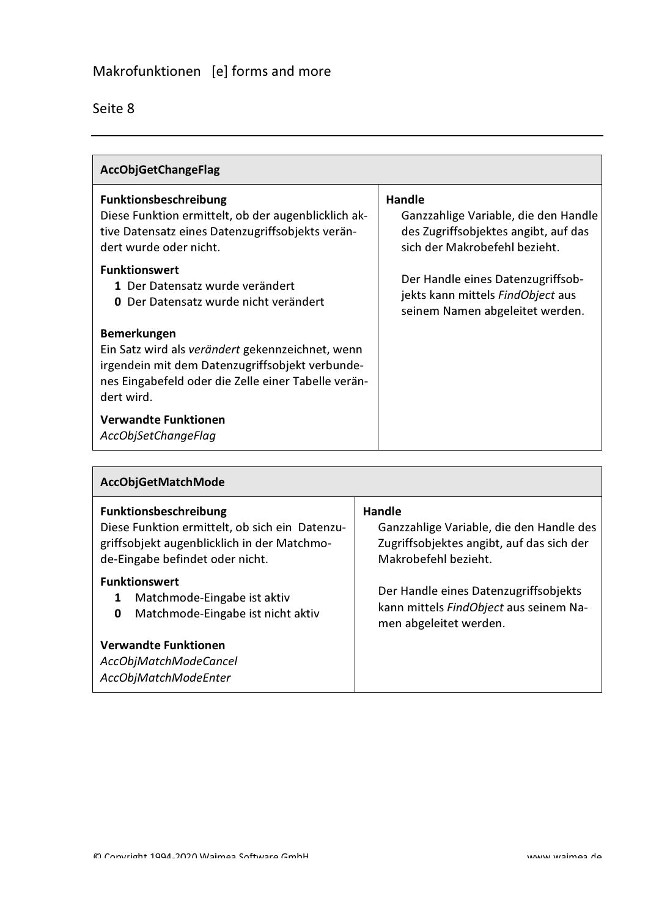## AccObjGetChangeFlag

**Funktionsbeschreibung**
Diese Funktion ermittelt, ob der augenblicklich aktive Datensatz eines Datenzugriffsobjekts verändert wurde oder nicht.

**Funktionswert**
- **1** Der Datensatz wurde verändert
- **0** Der Datensatz wurde nicht verändert

**Bemerkungen**
Ein Satz wird als *verändert* gekennzeichnet, wenn irgendein mit dem Datenzugriffsobjekt verbundenes Eingabefeld oder die Zelle einer Tabelle verändert wird.

**Verwandte Funktionen**
*AccObjSetChangeFlag*

**Handle**
Ganzzahlige Variable, die den Handle des Zugriffsobjektes angibt, auf das sich der Makrobefehl bezieht.

Der Handle eines Datenzugriffsobjekts kann mittels *FindObject* aus seinem Namen abgeleitet werden.

## AccObjGetMatchMode

**Funktionsbeschreibung**
Diese Funktion ermittelt, ob sich ein Datenzugriffsobjekt augenblicklich in der Matchmode-Eingabe befindet oder nicht.

**Funktionswert**
- **1** Matchmode-Eingabe ist aktiv
- **0** Matchmode-Eingabe ist nicht aktiv

**Verwandte Funktionen**
*AccObjMatchModeCancel*
*AccObjMatchModeEnter*

**Handle**
Ganzzahlige Variable, die den Handle des Zugriffsobjektes angibt, auf das sich der Makrobefehl bezieht.

Der Handle eines Datenzugriffsobjekts kann mittels *FindObject* aus seinem Namen abgeleitet werden.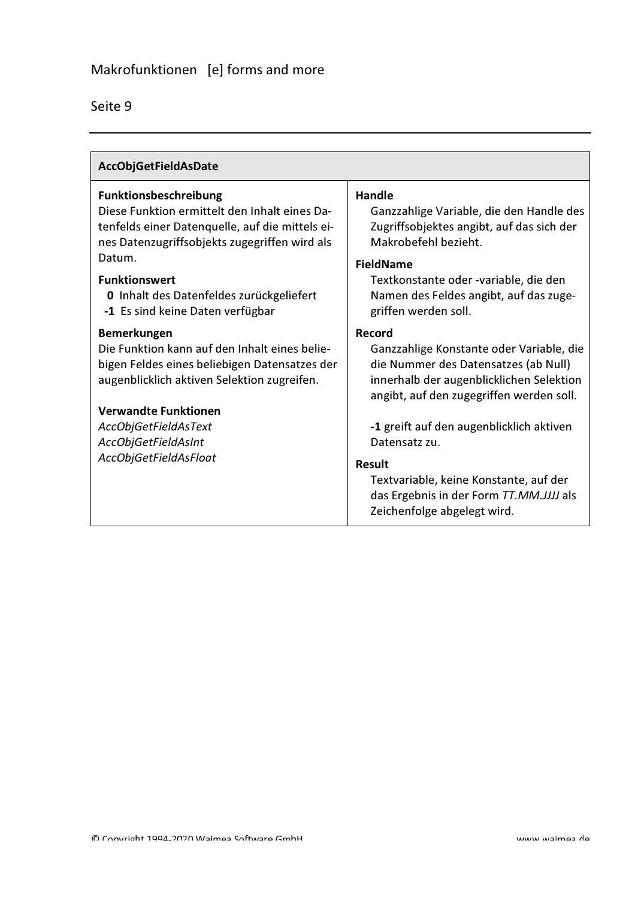## AccObjGetFieldAsDate

**Funktionsbeschreibung**
Diese Funktion ermittelt den Inhalt eines Datenfelds einer Datenquelle, auf die mittels eines Datenzugriffsobjekts zugegriffen wird als Datum.

**Funktionswert**
- **0** Inhalt des Datenfeldes zurückgeliefert
- **-1** Es sind keine Daten verfügbar

**Bemerkungen**
Die Funktion kann auf den Inhalt eines beliebigen Feldes eines beliebigen Datensatzes der augenblicklich aktiven Selektion zugreifen.

**Verwandte Funktionen**
*AccObjGetFieldAsText*
*AccObjGetFieldAsInt*
*AccObjGetFieldAsFloat*

**Handle**
Ganzzahlige Variable, die den Handle des Zugriffsobjektes angibt, auf das sich der Makrobefehl bezieht.

**FieldName**
Textkonstante oder -variable, die den Namen des Feldes angibt, auf das zugegriffen werden soll.

**Record**
Ganzzahlige Konstante oder Variable, die die Nummer des Datensatzes (ab Null) innerhalb der augenblicklichen Selektion angibt, auf den zugegriffen werden soll.

**-1** greift auf den augenblicklich aktiven Datensatz zu.

**Result**
Textvariable, keine Konstante, auf der das Ergebnis in der Form *TT.MM.JJJJ* als Zeichenfolge abgelegt wird.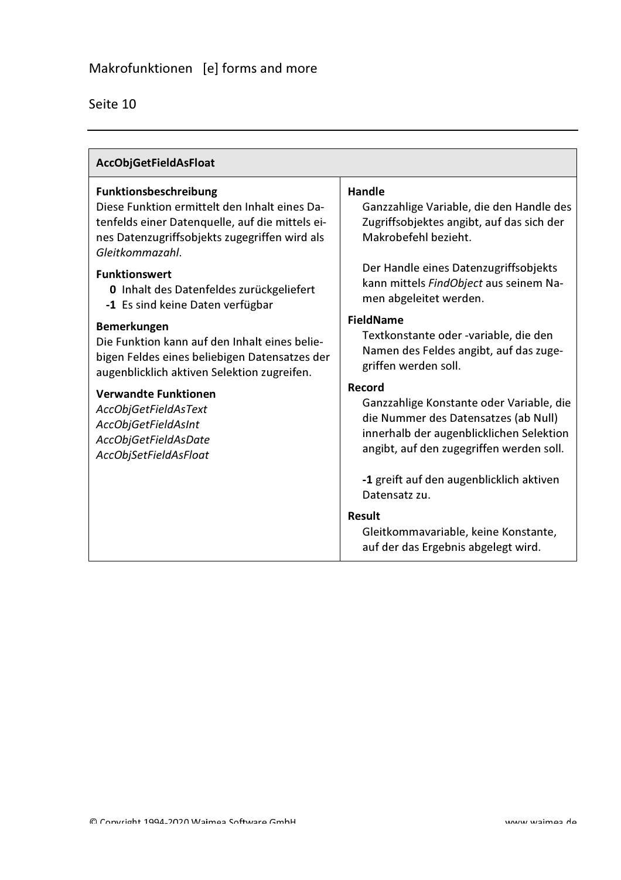## AccObjGetFieldAsFloat

**Funktionsbeschreibung**
Diese Funktion ermittelt den Inhalt eines Datenfelds einer Datenquelle, auf die mittels eines Datenzugriffsobjekts zugegriffen wird als *Gleitkommazahl*.

**Funktionswert**
- **0** Inhalt des Datenfeldes zurückgeliefert
- **-1** Es sind keine Daten verfügbar

**Bemerkungen**
Die Funktion kann auf den Inhalt eines beliebigen Feldes eines beliebigen Datensatzes der augenblicklich aktiven Selektion zugreifen.

**Verwandte Funktionen**
*AccObjGetFieldAsText*
*AccObjGetFieldAsInt*
*AccObjGetFieldAsDate*
*AccObjSetFieldAsFloat*

**Handle**
Ganzzahlige Variable, die den Handle des Zugriffsobjektes angibt, auf das sich der Makrobefehl bezieht.

Der Handle eines Datenzugriffsobjekts kann mittels *FindObject* aus seinem Namen abgeleitet werden.

**FieldName**
Textkonstante oder -variable, die den Namen des Feldes angibt, auf das zugegriffen werden soll.

**Record**
Ganzzahlige Konstante oder Variable, die die Nummer des Datensatzes (ab Null) innerhalb der augenblicklichen Selektion angibt, auf den zugegriffen werden soll.

**-1** greift auf den augenblicklich aktiven Datensatz zu.

**Result**
Gleitkommavariable, keine Konstante, auf der das Ergebnis abgelegt wird.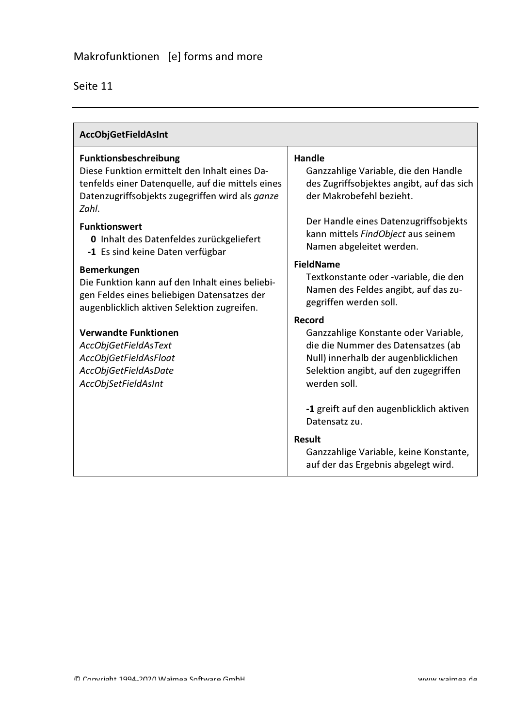## AccObjGetFieldAsInt

**Funktionsbeschreibung**
Diese Funktion ermittelt den Inhalt eines Datenfelds einer Datenquelle, auf die mittels eines Datenzugriffsobjekts zugegriffen wird als *ganze Zahl*.

**Funktionswert**
- **0** Inhalt des Datenfeldes zurückgeliefert
- **-1** Es sind keine Daten verfügbar

**Bemerkungen**
Die Funktion kann auf den Inhalt eines beliebigen Feldes eines beliebigen Datensatzes der augenblicklich aktiven Selektion zugreifen.

**Verwandte Funktionen**
*AccObjGetFieldAsText*
*AccObjGetFieldAsFloat*
*AccObjGetFieldAsDate*
*AccObjSetFieldAsInt*

**Handle**
Ganzzahlige Variable, die den Handle des Zugriffsobjektes angibt, auf das sich der Makrobefehl bezieht.

Der Handle eines Datenzugriffsobjekts kann mittels *FindObject* aus seinem Namen abgeleitet werden.

**FieldName**
Textkonstante oder -variable, die den Namen des Feldes angibt, auf das zugegriffen werden soll.

**Record**
Ganzzahlige Konstante oder Variable, die die Nummer des Datensatzes (ab Null) innerhalb der augenblicklichen Selektion angibt, auf den zugegriffen werden soll.

**-1** greift auf den augenblicklich aktiven Datensatz zu.

**Result**
Ganzzahlige Variable, keine Konstante, auf der das Ergebnis abgelegt wird.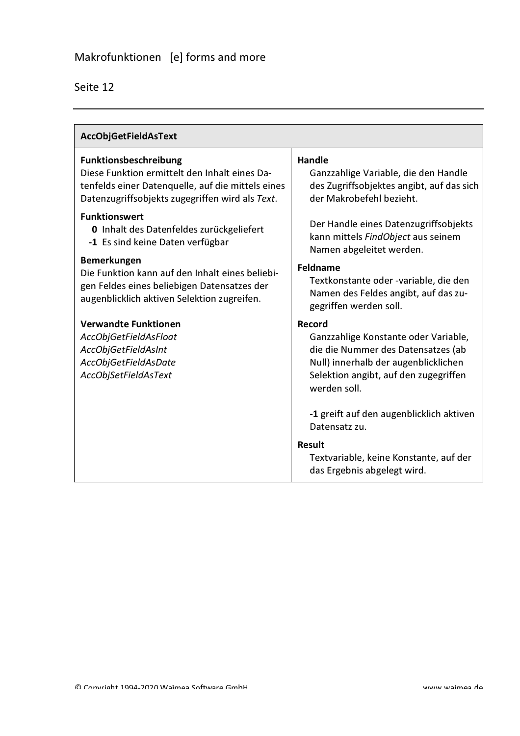## AccObjGetFieldAsText

**Funktionsbeschreibung**
Diese Funktion ermittelt den Inhalt eines Datenfelds einer Datenquelle, auf die mittels eines Datenzugriffsobjekts zugegriffen wird als *Text*.

**Funktionswert**

- **0** Inhalt des Datenfeldes zurückgeliefert
- **-1** Es sind keine Daten verfügbar

**Bemerkungen**
Die Funktion kann auf den Inhalt eines beliebigen Feldes eines beliebigen Datensatzes der augenblicklich aktiven Selektion zugreifen.

**Verwandte Funktionen**
*AccObjGetFieldAsFloat*
*AccObjGetFieldAsInt*
*AccObjGetFieldAsDate*
*AccObjSetFieldAsText*

**Handle**
Ganzzahlige Variable, die den Handle des Zugriffsobjektes angibt, auf das sich der Makrobefehl bezieht.

Der Handle eines Datenzugriffsobjekts kann mittels *FindObject* aus seinem Namen abgeleitet werden.

**Feldname**
Textkonstante oder -variable, die den Namen des Feldes angibt, auf das zugegriffen werden soll.

**Record**
Ganzzahlige Konstante oder Variable, die die Nummer des Datensatzes (ab Null) innerhalb der augenblicklichen Selektion angibt, auf den zugegriffen werden soll.

**-1** greift auf den augenblicklich aktiven Datensatz zu.

**Result**
Textvariable, keine Konstante, auf der das Ergebnis abgelegt wird.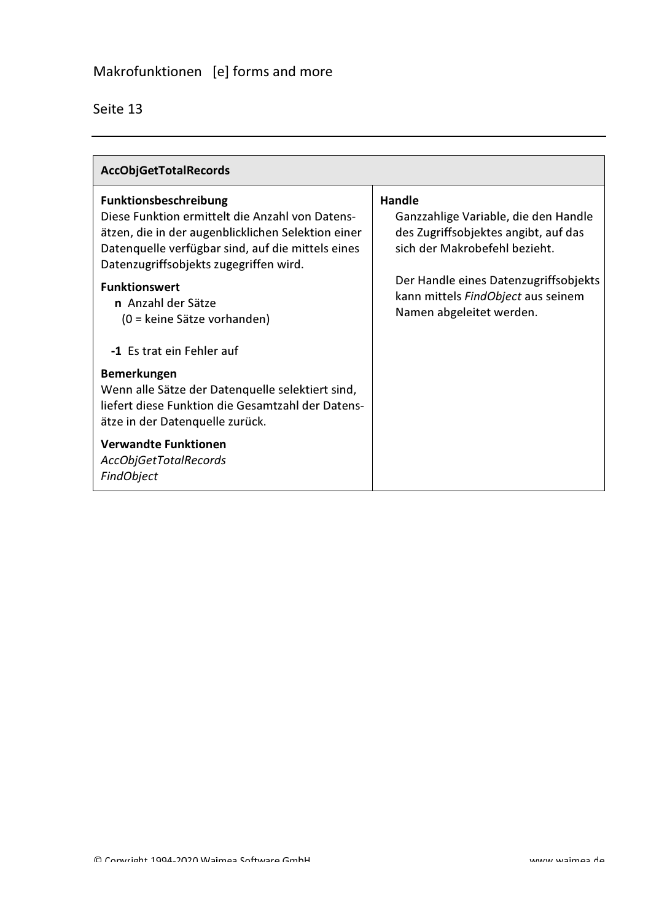## AccObjGetTotalRecords

**Funktionsbeschreibung**
Diese Funktion ermittelt die Anzahl von Datensätzen, die in der augenblicklichen Selektion einer Datenquelle verfügbar sind, auf die mittels eines Datenzugriffsobjekts zugegriffen wird.

**Funktionswert**

- **n** Anzahl der Sätze
  (0 = keine Sätze vorhanden)
- **-1** Es trat ein Fehler auf

**Bemerkungen**
Wenn alle Sätze der Datenquelle selektiert sind, liefert diese Funktion die Gesamtzahl der Datensätze in der Datenquelle zurück.

**Verwandte Funktionen**
*AccObjGetTotalRecords*
*FindObject*

**Handle**
Ganzzahlige Variable, die den Handle des Zugriffsobjektes angibt, auf das sich der Makrobefehl bezieht.

Der Handle eines Datenzugriffsobjekts kann mittels *FindObject* aus seinem Namen abgeleitet werden.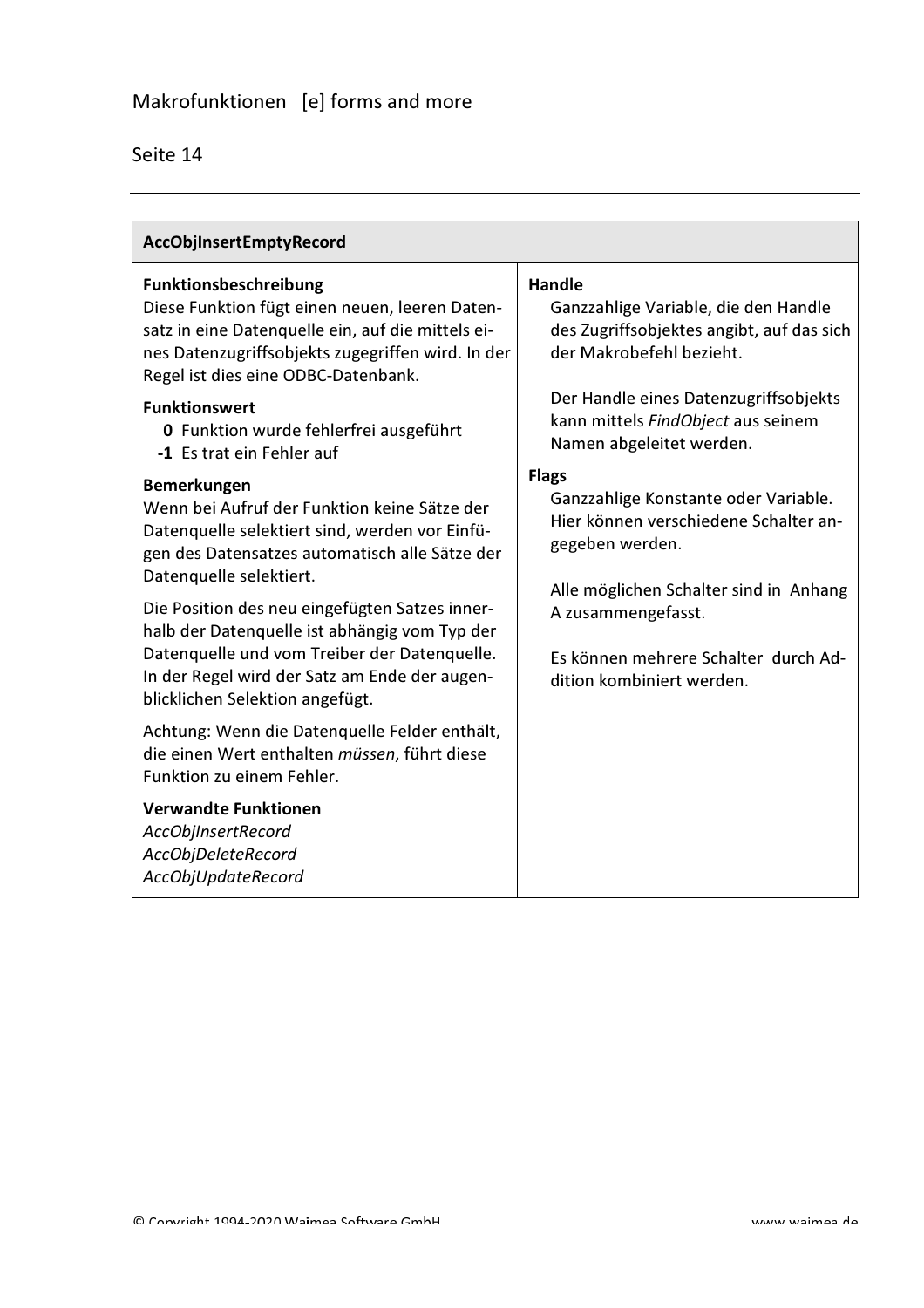## AccObjInsertEmptyRecord

**Funktionsbeschreibung**
Diese Funktion fügt einen neuen, leeren Datensatz in eine Datenquelle ein, auf die mittels eines Datenzugriffsobjekts zugegriffen wird. In der Regel ist dies eine ODBC-Datenbank.

**Funktionswert**

- **0** Funktion wurde fehlerfrei ausgeführt
- **-1** Es trat ein Fehler auf

**Bemerkungen**
Wenn bei Aufruf der Funktion keine Sätze der Datenquelle selektiert sind, werden vor Einfügen des Datensatzes automatisch alle Sätze der Datenquelle selektiert.

Die Position des neu eingefügten Satzes innerhalb der Datenquelle ist abhängig vom Typ der Datenquelle und vom Treiber der Datenquelle. In der Regel wird der Satz am Ende der augenblicklichen Selektion angefügt.

Achtung: Wenn die Datenquelle Felder enthält, die einen Wert enthalten *müssen*, führt diese Funktion zu einem Fehler.

**Verwandte Funktionen**
*AccObjInsertRecord*
*AccObjDeleteRecord*
*AccObjUpdateRecord*

**Handle**
Ganzzahlige Variable, die den Handle des Zugriffsobjektes angibt, auf das sich der Makrobefehl bezieht.

Der Handle eines Datenzugriffsobjekts kann mittels *FindObject* aus seinem Namen abgeleitet werden.

**Flags**
Ganzzahlige Konstante oder Variable. Hier können verschiedene Schalter angegeben werden.

Alle möglichen Schalter sind in Anhang A zusammengefasst.

Es können mehrere Schalter durch Addition kombiniert werden.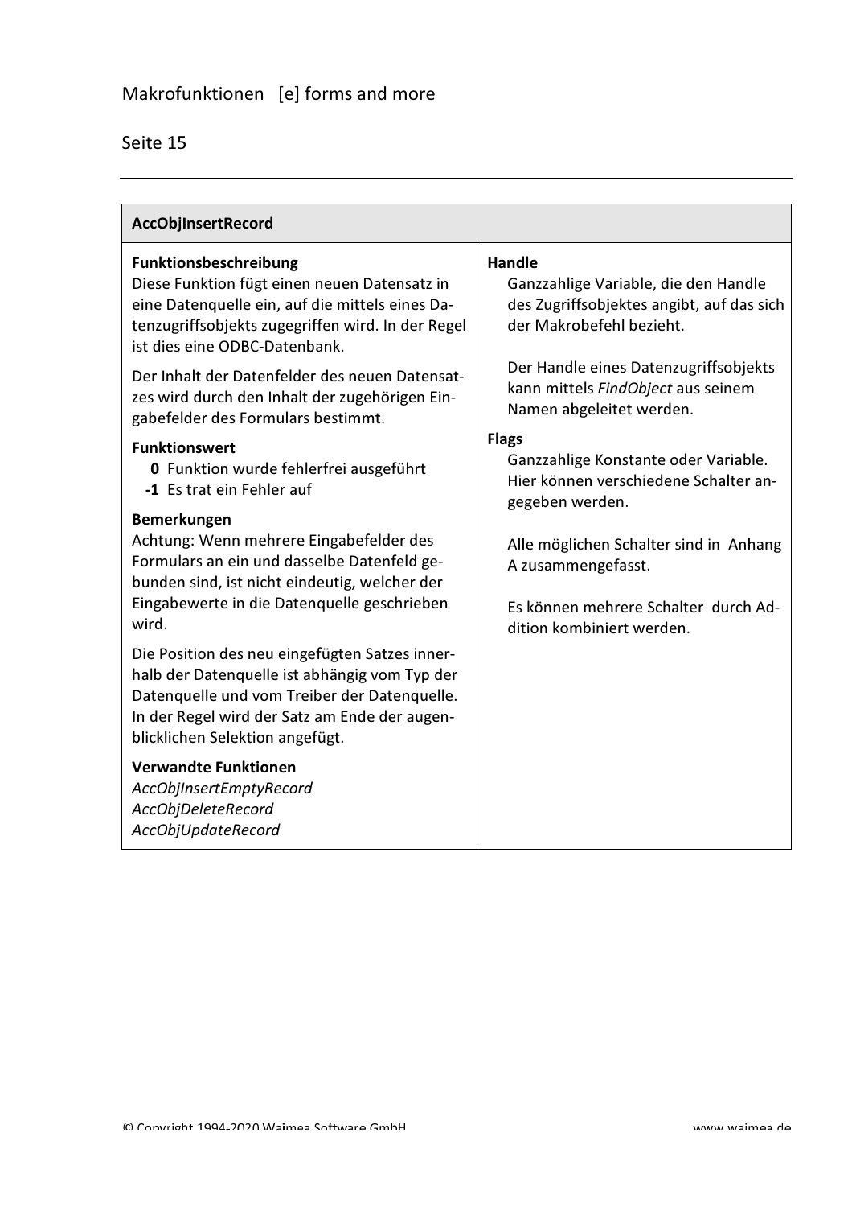## AccObjInsertRecord

**Funktionsbeschreibung**
Diese Funktion fügt einen neuen Datensatz in eine Datenquelle ein, auf die mittels eines Datenzugriffsobjekts zugegriffen wird. In der Regel ist dies eine ODBC-Datenbank.

Der Inhalt der Datenfelder des neuen Datensatzes wird durch den Inhalt der zugehörigen Eingabefelder des Formulars bestimmt.

**Funktionswert**

- **0** Funktion wurde fehlerfrei ausgeführt
- **-1** Es trat ein Fehler auf

**Bemerkungen**
Achtung: Wenn mehrere Eingabefelder des Formulars an ein und dasselbe Datenfeld gebunden sind, ist nicht eindeutig, welcher der Eingabewerte in die Datenquelle geschrieben wird.

Die Position des neu eingefügten Satzes innerhalb der Datenquelle ist abhängig vom Typ der Datenquelle und vom Treiber der Datenquelle. In der Regel wird der Satz am Ende der augenblicklichen Selektion angefügt.

**Verwandte Funktionen**
*AccObjInsertEmptyRecord*
*AccObjDeleteRecord*
*AccObjUpdateRecord*

**Handle**
Ganzzahlige Variable, die den Handle des Zugriffsobjektes angibt, auf das sich der Makrobefehl bezieht.

Der Handle eines Datenzugriffsobjekts kann mittels *FindObject* aus seinem Namen abgeleitet werden.

**Flags**
Ganzzahlige Konstante oder Variable. Hier können verschiedene Schalter angegeben werden.

Alle möglichen Schalter sind in Anhang A zusammengefasst.

Es können mehrere Schalter durch Addition kombiniert werden.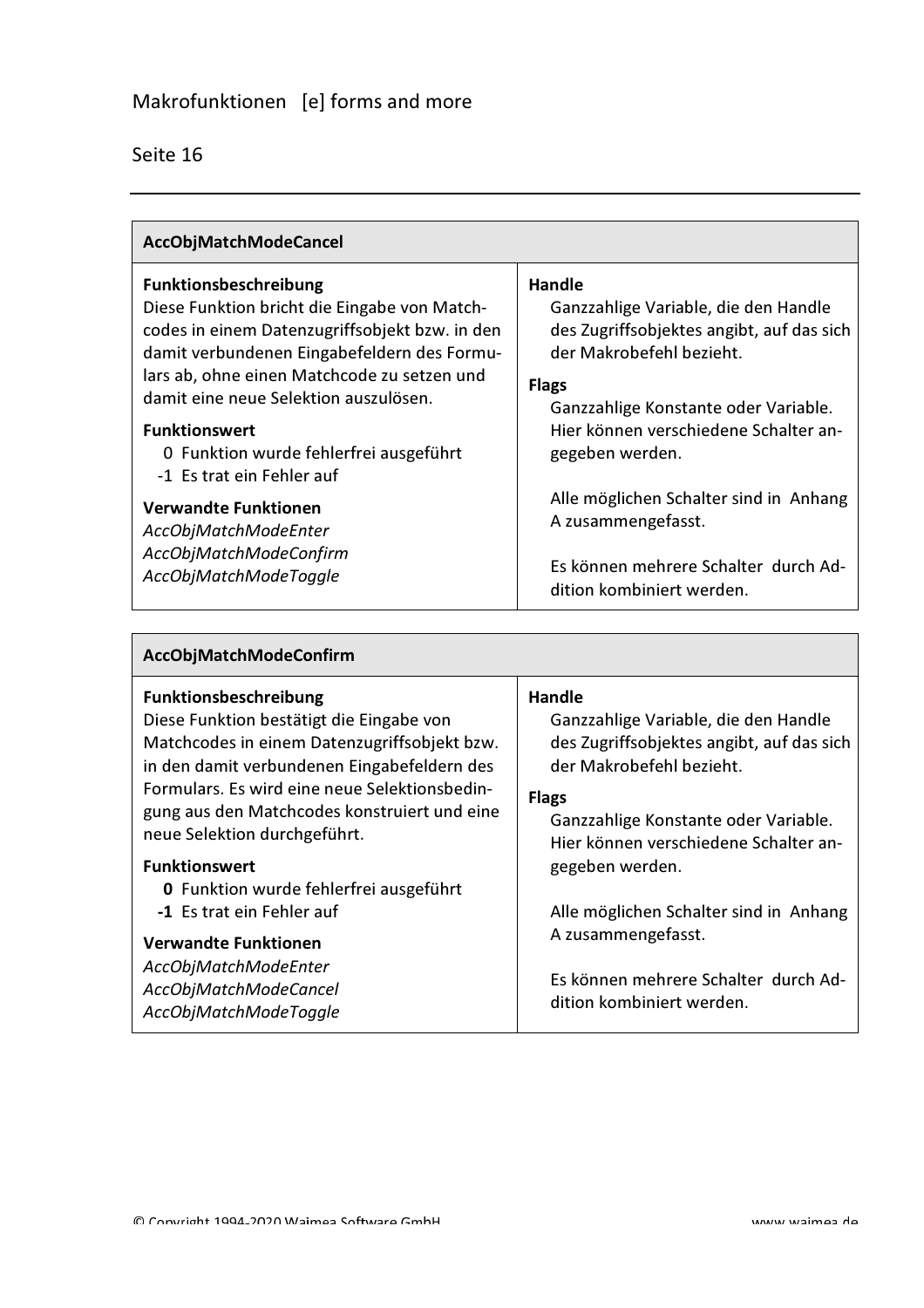## AccObjMatchModeCancel

**Funktionsbeschreibung**
Diese Funktion bricht die Eingabe von Matchcodes in einem Datenzugriffsobjekt bzw. in den damit verbundenen Eingabefeldern des Formulars ab, ohne einen Matchcode zu setzen und damit eine neue Selektion auszulösen.

**Funktionswert**
- 0 Funktion wurde fehlerfrei ausgeführt
- -1 Es trat ein Fehler auf

**Verwandte Funktionen**
*AccObjMatchModeEnter*
*AccObjMatchModeConfirm*
*AccObjMatchModeToggle*

**Handle**
Ganzzahlige Variable, die den Handle des Zugriffsobjektes angibt, auf das sich der Makrobefehl bezieht.

**Flags**
Ganzzahlige Konstante oder Variable. Hier können verschiedene Schalter angegeben werden.

Alle möglichen Schalter sind in Anhang A zusammengefasst.

Es können mehrere Schalter durch Addition kombiniert werden.

## AccObjMatchModeConfirm

**Funktionsbeschreibung**
Diese Funktion bestätigt die Eingabe von Matchcodes in einem Datenzugriffsobjekt bzw. in den damit verbundenen Eingabefeldern des Formulars. Es wird eine neue Selektionsbedingung aus den Matchcodes konstruiert und eine neue Selektion durchgeführt.

**Funktionswert**
- **0** Funktion wurde fehlerfrei ausgeführt
- **-1** Es trat ein Fehler auf

**Verwandte Funktionen**
*AccObjMatchModeEnter*
*AccObjMatchModeCancel*
*AccObjMatchModeToggle*

**Handle**
Ganzzahlige Variable, die den Handle des Zugriffsobjektes angibt, auf das sich der Makrobefehl bezieht.

**Flags**
Ganzzahlige Konstante oder Variable. Hier können verschiedene Schalter angegeben werden.

Alle möglichen Schalter sind in Anhang A zusammengefasst.

Es können mehrere Schalter durch Addition kombiniert werden.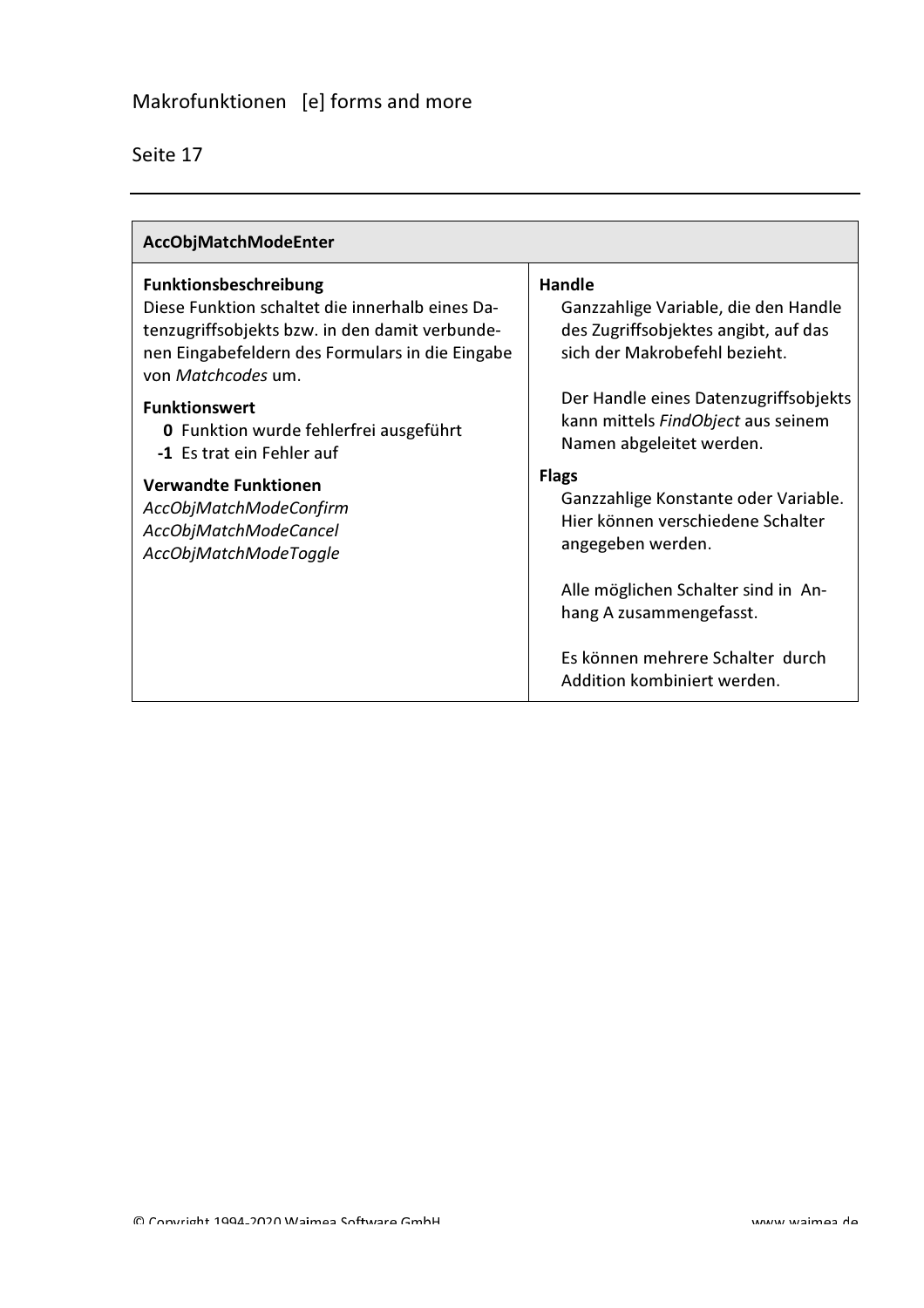## AccObjMatchModeEnter

**Funktionsbeschreibung**
Diese Funktion schaltet die innerhalb eines Datenzugriffsobjekts bzw. in den damit verbundenen Eingabefeldern des Formulars in die Eingabe von *Matchcodes* um.

**Funktionswert**
- **0** Funktion wurde fehlerfrei ausgeführt
- **-1** Es trat ein Fehler auf

**Verwandte Funktionen**
*AccObjMatchModeConfirm*
*AccObjMatchModeCancel*
*AccObjMatchModeToggle*

**Handle**
Ganzzahlige Variable, die den Handle des Zugriffsobjektes angibt, auf das sich der Makrobefehl bezieht.

Der Handle eines Datenzugriffsobjekts kann mittels *FindObject* aus seinem Namen abgeleitet werden.

**Flags**
Ganzzahlige Konstante oder Variable. Hier können verschiedene Schalter angegeben werden.

Alle möglichen Schalter sind in Anhang A zusammengefasst.

Es können mehrere Schalter durch Addition kombiniert werden.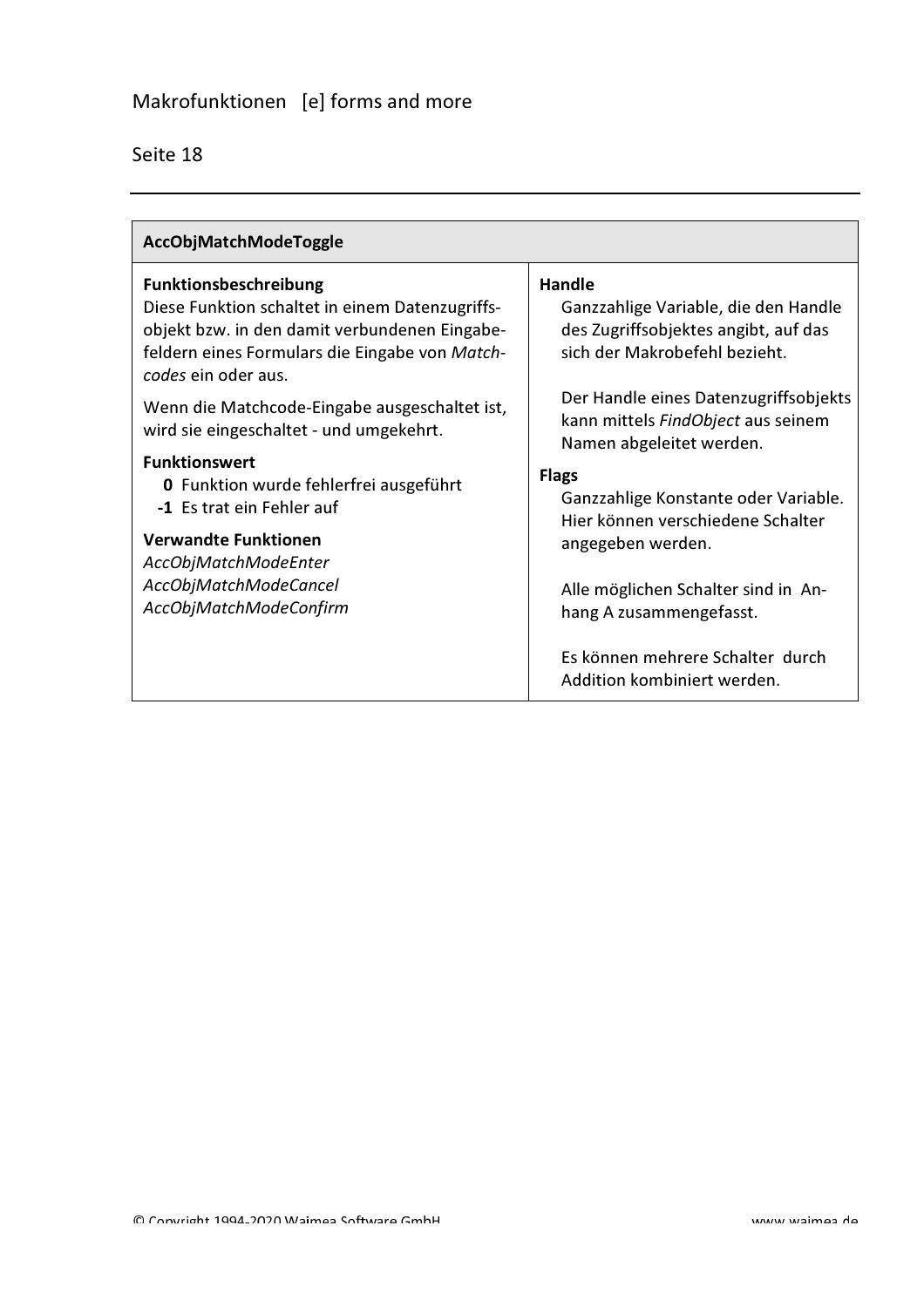## AccObjMatchModeToggle

**Funktionsbeschreibung**
Diese Funktion schaltet in einem Datenzugriffsobjekt bzw. in den damit verbundenen Eingabefeldern eines Formulars die Eingabe von *Matchcodes* ein oder aus.

Wenn die Matchcode-Eingabe ausgeschaltet ist, wird sie eingeschaltet - und umgekehrt.

**Funktionswert**

- **0** Funktion wurde fehlerfrei ausgeführt
- **-1** Es trat ein Fehler auf

**Verwandte Funktionen**
*AccObjMatchModeEnter*
*AccObjMatchModeCancel*
*AccObjMatchModeConfirm*

**Handle**
Ganzzahlige Variable, die den Handle des Zugriffsobjektes angibt, auf das sich der Makrobefehl bezieht.

Der Handle eines Datenzugriffsobjekts kann mittels *FindObject* aus seinem Namen abgeleitet werden.

**Flags**
Ganzzahlige Konstante oder Variable. Hier können verschiedene Schalter angegeben werden.

Alle möglichen Schalter sind in Anhang A zusammengefasst.

Es können mehrere Schalter durch Addition kombiniert werden.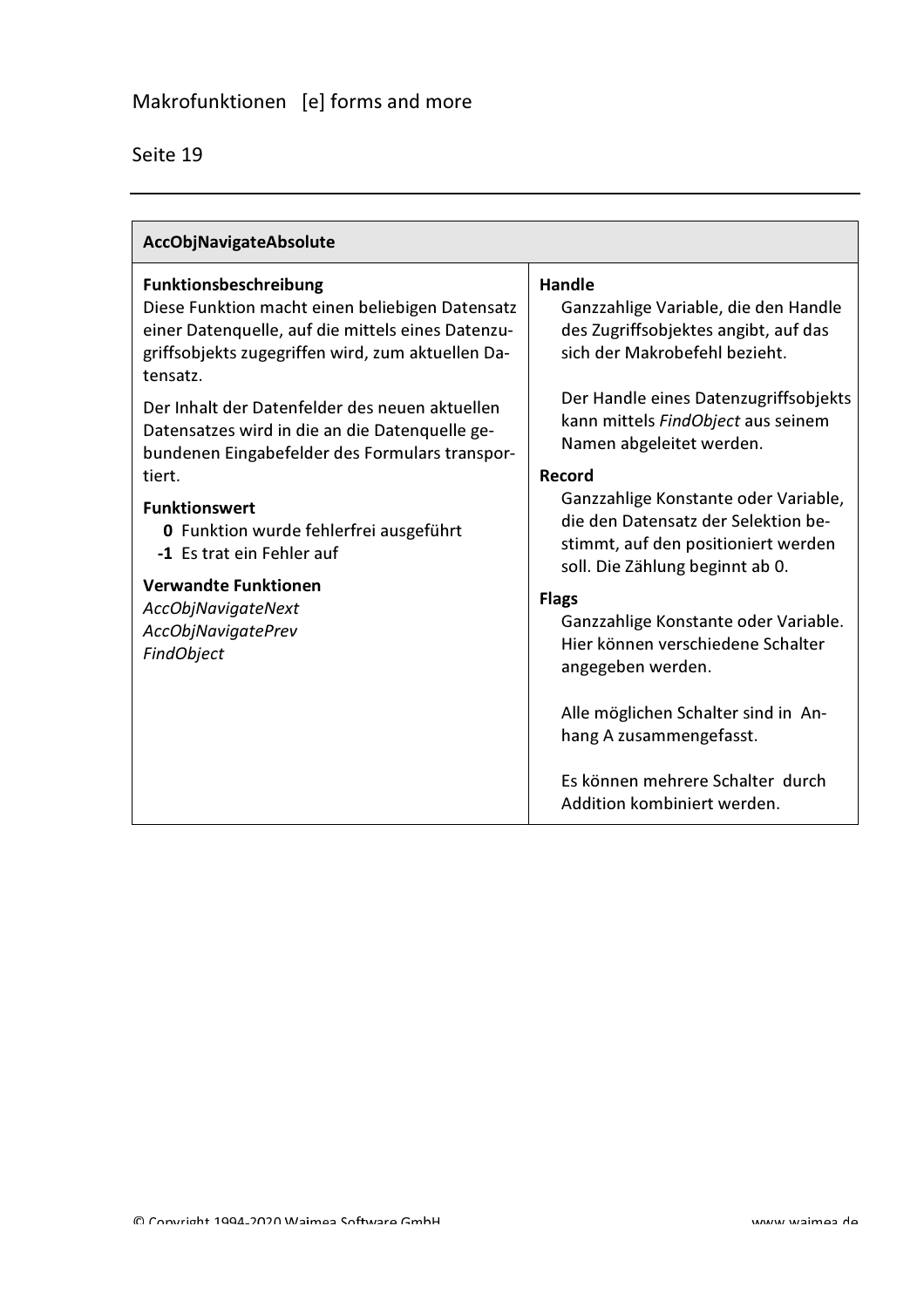## AccObjNavigateAbsolute

**Funktionsbeschreibung**
Diese Funktion macht einen beliebigen Datensatz einer Datenquelle, auf die mittels eines Datenzugriffsobjekts zugegriffen wird, zum aktuellen Datensatz.

Der Inhalt der Datenfelder des neuen aktuellen Datensatzes wird in die an die Datenquelle gebundenen Eingabefelder des Formulars transportiert.

**Funktionswert**
- **0** Funktion wurde fehlerfrei ausgeführt
- **-1** Es trat ein Fehler auf

**Verwandte Funktionen**
*AccObjNavigateNext*
*AccObjNavigatePrev*
*FindObject*

**Handle**
Ganzzahlige Variable, die den Handle des Zugriffsobjektes angibt, auf das sich der Makrobefehl bezieht.

Der Handle eines Datenzugriffsobjekts kann mittels *FindObject* aus seinem Namen abgeleitet werden.

**Record**
Ganzzahlige Konstante oder Variable, die den Datensatz der Selektion bestimmt, auf den positioniert werden soll. Die Zählung beginnt ab 0.

**Flags**
Ganzzahlige Konstante oder Variable. Hier können verschiedene Schalter angegeben werden.

Alle möglichen Schalter sind in Anhang A zusammengefasst.

Es können mehrere Schalter durch Addition kombiniert werden.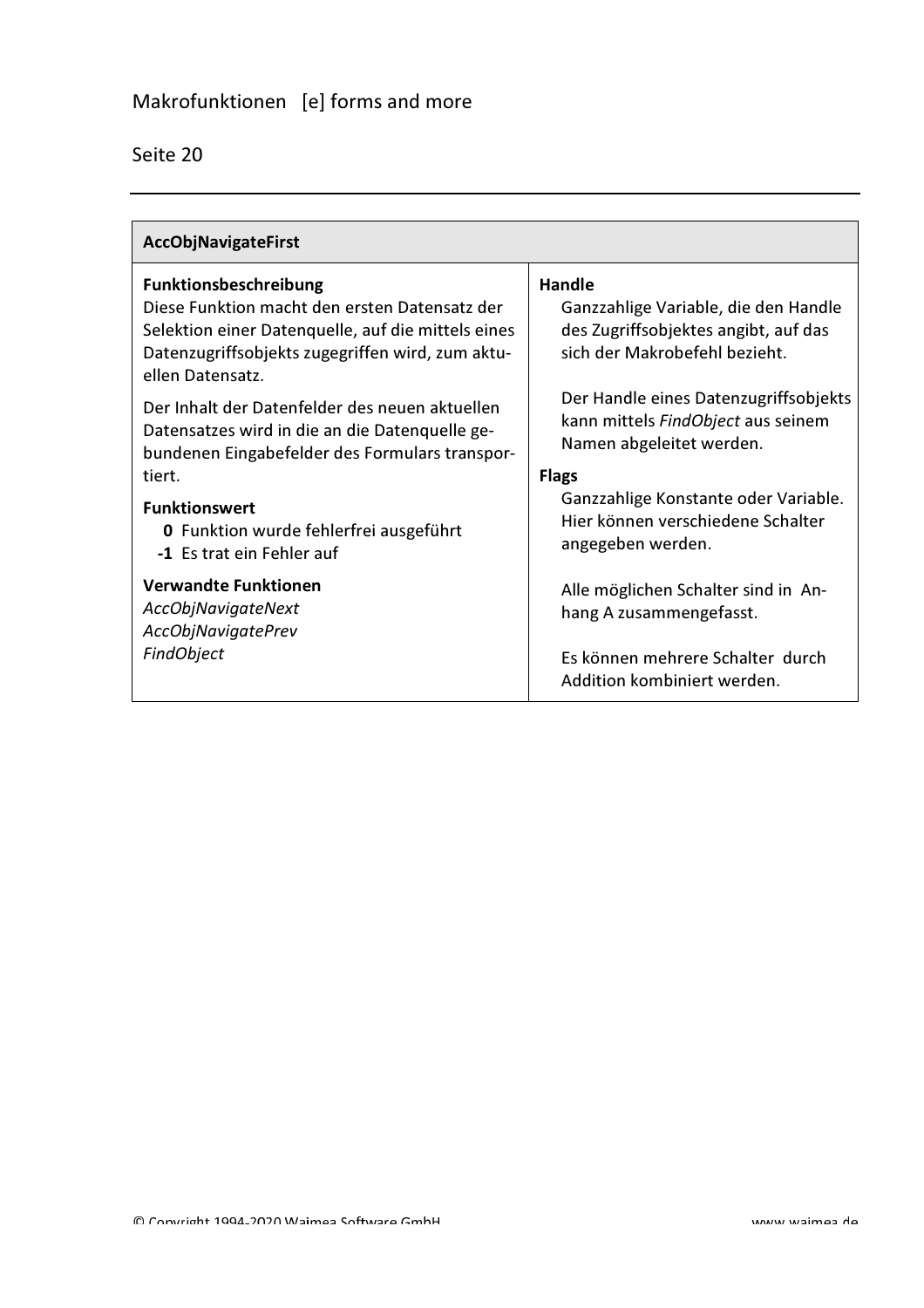## AccObjNavigateFirst

**Funktionsbeschreibung**
Diese Funktion macht den ersten Datensatz der Selektion einer Datenquelle, auf die mittels eines Datenzugriffsobjekts zugegriffen wird, zum aktuellen Datensatz.

Der Inhalt der Datenfelder des neuen aktuellen Datensatzes wird in die an die Datenquelle gebundenen Eingabefelder des Formulars transportiert.

**Funktionswert**

- **0** Funktion wurde fehlerfrei ausgeführt
- **-1** Es trat ein Fehler auf

**Verwandte Funktionen**
*AccObjNavigateNext*
*AccObjNavigatePrev*
*FindObject*

**Handle**
Ganzzahlige Variable, die den Handle des Zugriffsobjektes angibt, auf das sich der Makrobefehl bezieht.

Der Handle eines Datenzugriffsobjekts kann mittels *FindObject* aus seinem Namen abgeleitet werden.

**Flags**
Ganzzahlige Konstante oder Variable. Hier können verschiedene Schalter angegeben werden.

Alle möglichen Schalter sind in Anhang A zusammengefasst.

Es können mehrere Schalter durch Addition kombiniert werden.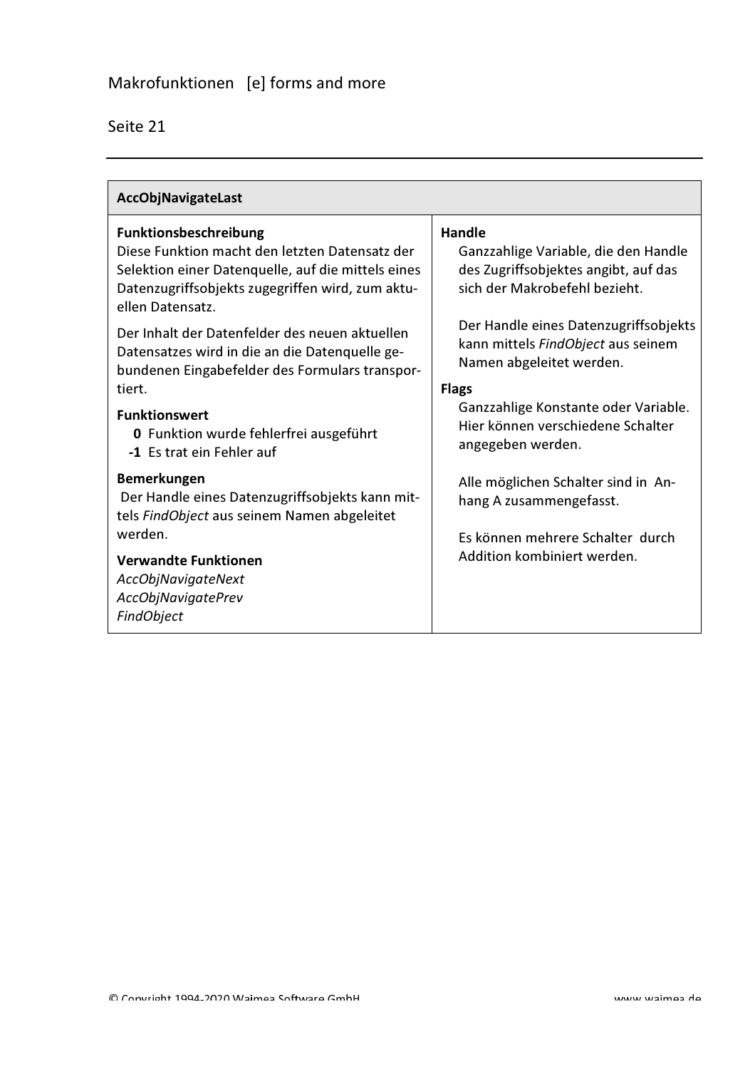## AccObjNavigateLast

**Funktionsbeschreibung**
Diese Funktion macht den letzten Datensatz der Selektion einer Datenquelle, auf die mittels eines Datenzugriffsobjekts zugegriffen wird, zum aktuellen Datensatz.

Der Inhalt der Datenfelder des neuen aktuellen Datensatzes wird in die an die Datenquelle gebundenen Eingabefelder des Formulars transportiert.

**Funktionswert**
- **0** Funktion wurde fehlerfrei ausgeführt
- **-1** Es trat ein Fehler auf

**Bemerkungen**
Der Handle eines Datenzugriffsobjekts kann mittels *FindObject* aus seinem Namen abgeleitet werden.

**Verwandte Funktionen**
*AccObjNavigateNext*
*AccObjNavigatePrev*
*FindObject*

**Handle**
Ganzzahlige Variable, die den Handle des Zugriffsobjektes angibt, auf das sich der Makrobefehl bezieht.

Der Handle eines Datenzugriffsobjekts kann mittels *FindObject* aus seinem Namen abgeleitet werden.

**Flags**
Ganzzahlige Konstante oder Variable. Hier können verschiedene Schalter angegeben werden.

Alle möglichen Schalter sind in Anhang A zusammengefasst.

Es können mehrere Schalter durch Addition kombiniert werden.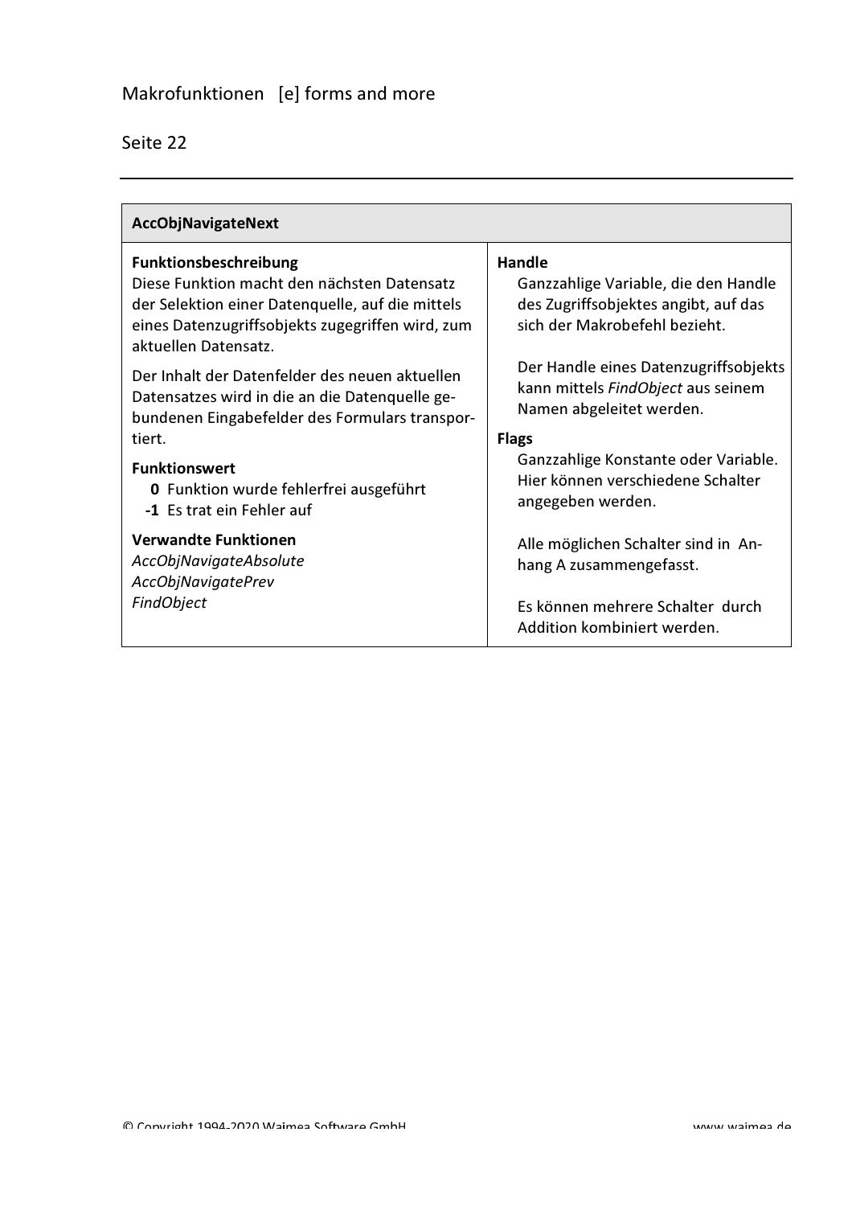## AccObjNavigateNext

**Funktionsbeschreibung**
Diese Funktion macht den nächsten Datensatz der Selektion einer Datenquelle, auf die mittels eines Datenzugriffsobjekts zugegriffen wird, zum aktuellen Datensatz.

Der Inhalt der Datenfelder des neuen aktuellen Datensatzes wird in die an die Datenquelle gebundenen Eingabefelder des Formulars transportiert.

**Funktionswert**

- **0** Funktion wurde fehlerfrei ausgeführt
- **-1** Es trat ein Fehler auf

**Verwandte Funktionen**
*AccObjNavigateAbsolute*
*AccObjNavigatePrev*
*FindObject*

**Handle**
Ganzzahlige Variable, die den Handle des Zugriffsobjektes angibt, auf das sich der Makrobefehl bezieht.

Der Handle eines Datenzugriffsobjekts kann mittels *FindObject* aus seinem Namen abgeleitet werden.

**Flags**
Ganzzahlige Konstante oder Variable. Hier können verschiedene Schalter angegeben werden.

Alle möglichen Schalter sind in Anhang A zusammengefasst.

Es können mehrere Schalter durch Addition kombiniert werden.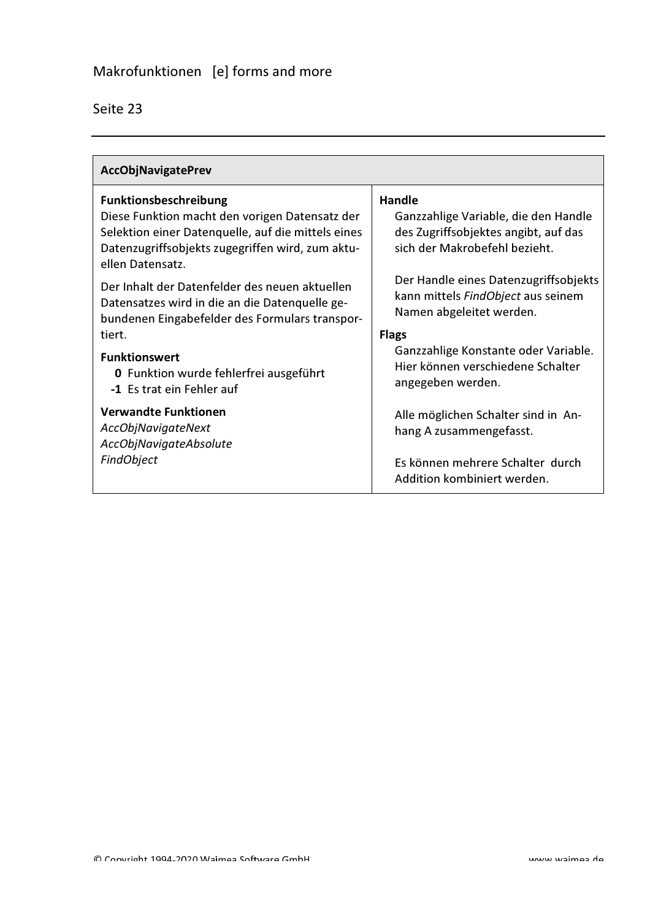## AccObjNavigatePrev

**Funktionsbeschreibung**
Diese Funktion macht den vorigen Datensatz der Selektion einer Datenquelle, auf die mittels eines Datenzugriffsobjekts zugegriffen wird, zum aktuellen Datensatz.

Der Inhalt der Datenfelder des neuen aktuellen Datensatzes wird in die an die Datenquelle gebundenen Eingabefelder des Formulars transportiert.

**Funktionswert**

- **0** Funktion wurde fehlerfrei ausgeführt
- **-1** Es trat ein Fehler auf

**Verwandte Funktionen**
*AccObjNavigateNext*
*AccObjNavigateAbsolute*
*FindObject*

**Handle**
Ganzzahlige Variable, die den Handle des Zugriffsobjektes angibt, auf das sich der Makrobefehl bezieht.

Der Handle eines Datenzugriffsobjekts kann mittels *FindObject* aus seinem Namen abgeleitet werden.

**Flags**
Ganzzahlige Konstante oder Variable. Hier können verschiedene Schalter angegeben werden.

Alle möglichen Schalter sind in Anhang A zusammengefasst.

Es können mehrere Schalter durch Addition kombiniert werden.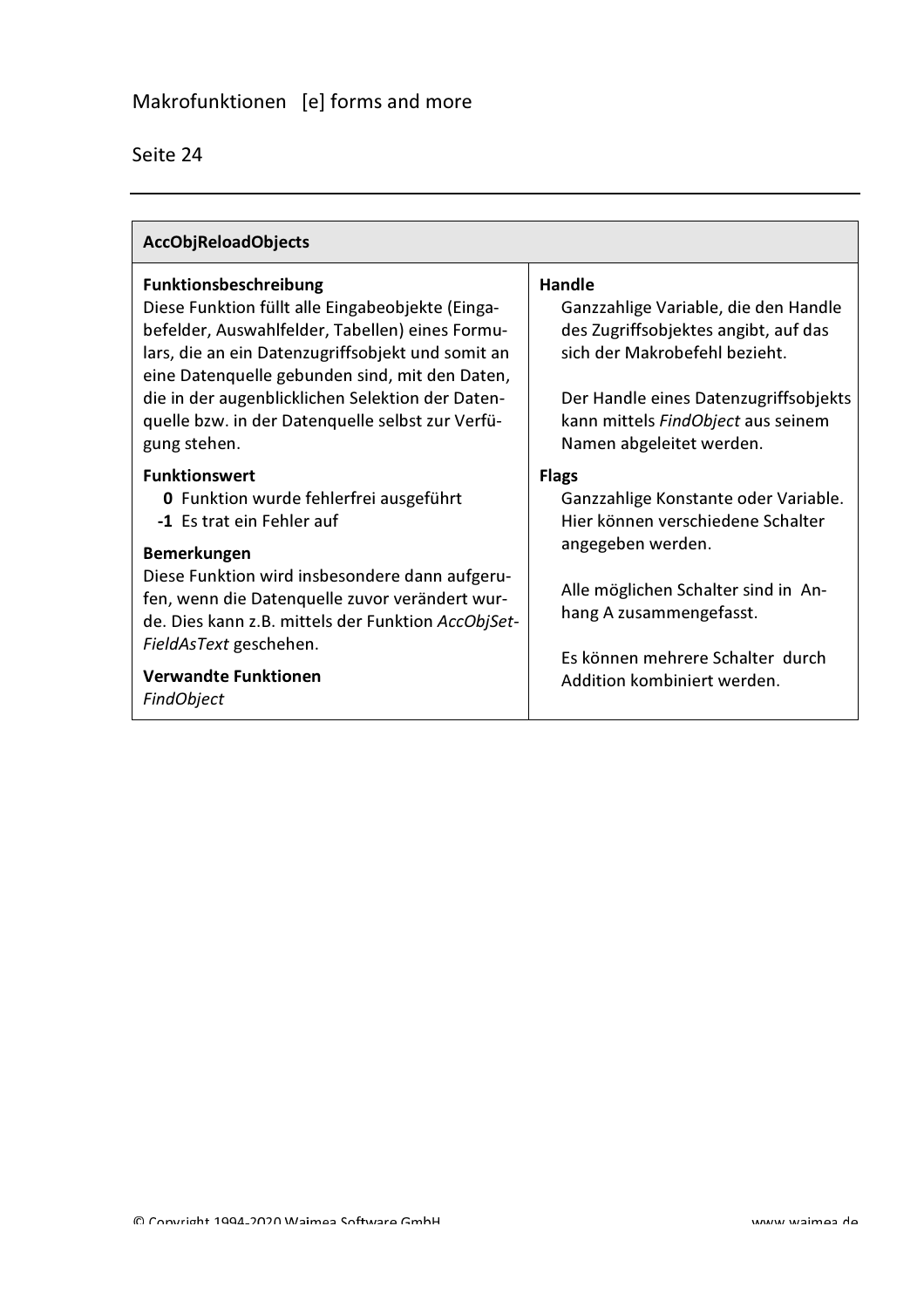## AccObjReloadObjects

**Funktionsbeschreibung**
Diese Funktion füllt alle Eingabeobjekte (Eingabefelder, Auswahlfelder, Tabellen) eines Formulars, die an ein Datenzugriffsobjekt und somit an eine Datenquelle gebunden sind, mit den Daten, die in der augenblicklichen Selektion der Datenquelle bzw. in der Datenquelle selbst zur Verfügung stehen.

**Funktionswert**
- **0** Funktion wurde fehlerfrei ausgeführt
- **-1** Es trat ein Fehler auf

**Bemerkungen**
Diese Funktion wird insbesondere dann aufgerufen, wenn die Datenquelle zuvor verändert wurde. Dies kann z.B. mittels der Funktion *AccObjSetFieldAsText* geschehen.

**Verwandte Funktionen**
*FindObject*

**Handle**
Ganzzahlige Variable, die den Handle des Zugriffsobjektes angibt, auf das sich der Makrobefehl bezieht.

Der Handle eines Datenzugriffsobjekts kann mittels *FindObject* aus seinem Namen abgeleitet werden.

**Flags**
Ganzzahlige Konstante oder Variable. Hier können verschiedene Schalter angegeben werden.

Alle möglichen Schalter sind in Anhang A zusammengefasst.

Es können mehrere Schalter durch Addition kombiniert werden.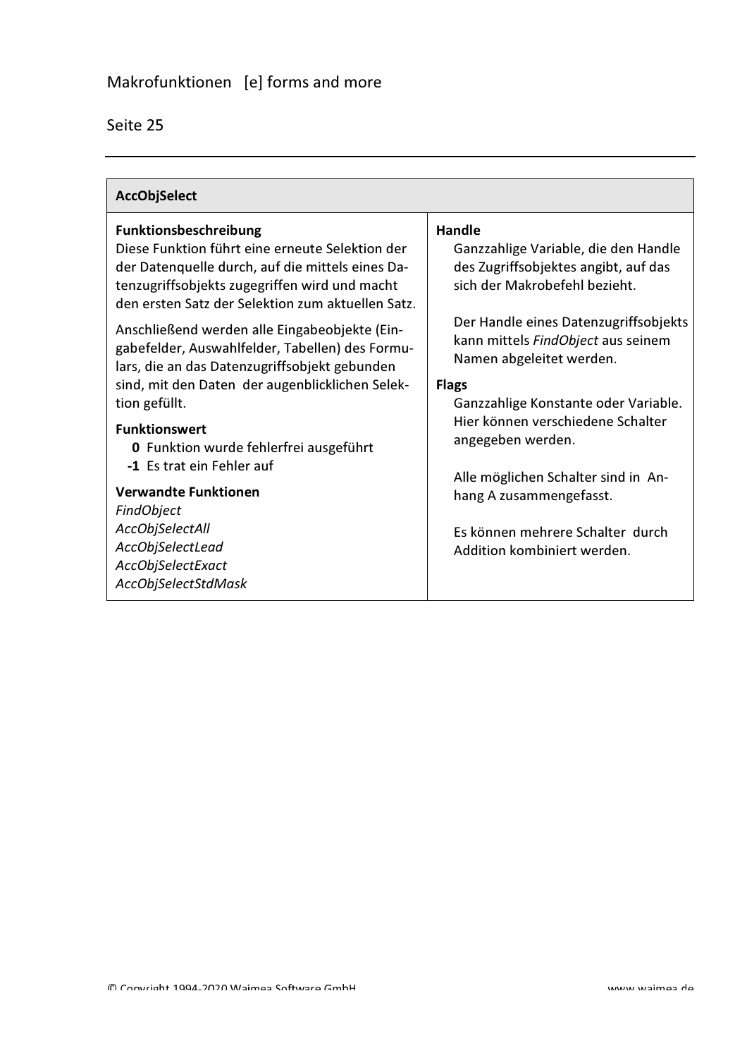## AccObjSelect

**Funktionsbeschreibung**
Diese Funktion führt eine erneute Selektion der der Datenquelle durch, auf die mittels eines Datenzugriffsobjekts zugegriffen wird und macht den ersten Satz der Selektion zum aktuellen Satz.

Anschließend werden alle Eingabeobjekte (Eingabefelder, Auswahlfelder, Tabellen) des Formulars, die an das Datenzugriffsobjekt gebunden sind, mit den Daten der augenblicklichen Selektion gefüllt.

**Funktionswert**
- **0** Funktion wurde fehlerfrei ausgeführt
- **-1** Es trat ein Fehler auf

**Verwandte Funktionen**
*FindObject*
*AccObjSelectAll*
*AccObjSelectLead*
*AccObjSelectExact*
*AccObjSelectStdMask*

**Handle**
Ganzzahlige Variable, die den Handle des Zugriffsobjektes angibt, auf das sich der Makrobefehl bezieht.

Der Handle eines Datenzugriffsobjekts kann mittels *FindObject* aus seinem Namen abgeleitet werden.

**Flags**
Ganzzahlige Konstante oder Variable. Hier können verschiedene Schalter angegeben werden.

Alle möglichen Schalter sind in Anhang A zusammengefasst.

Es können mehrere Schalter durch Addition kombiniert werden.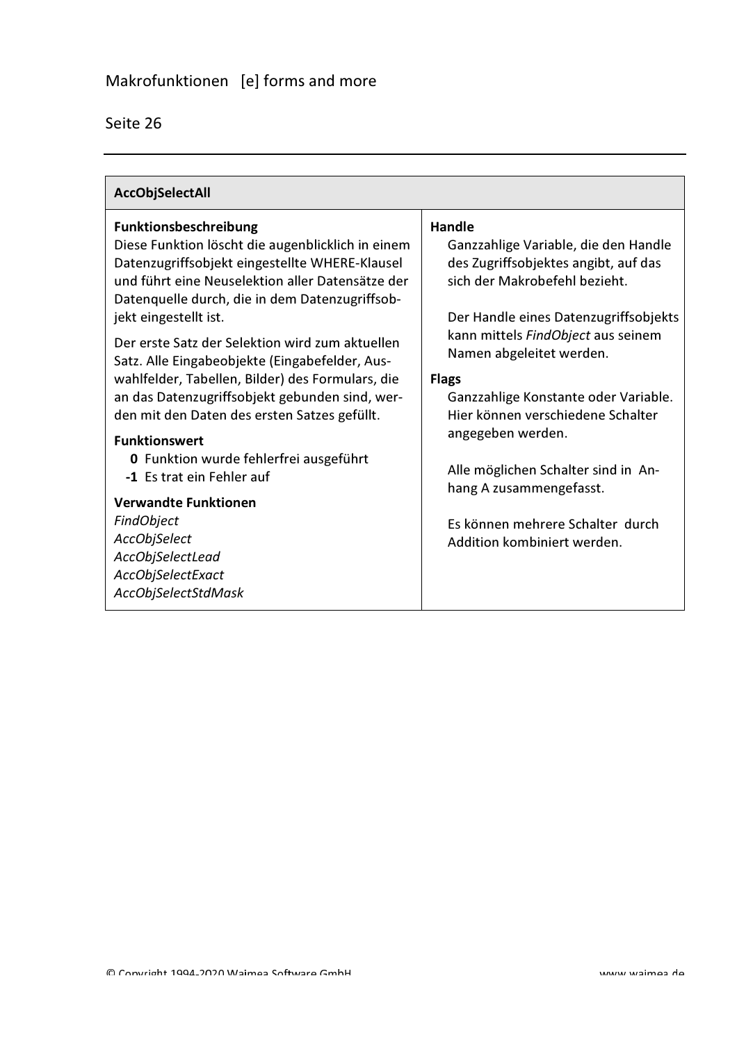## AccObjSelectAll

**Funktionsbeschreibung**
Diese Funktion löscht die augenblicklich in einem Datenzugriffsobjekt eingestellte WHERE-Klausel und führt eine Neuselektion aller Datensätze der Datenquelle durch, die in dem Datenzugriffsobjekt eingestellt ist.

Der erste Satz der Selektion wird zum aktuellen Satz. Alle Eingabeobjekte (Eingabefelder, Auswahlfelder, Tabellen, Bilder) des Formulars, die an das Datenzugriffsobjekt gebunden sind, werden mit den Daten des ersten Satzes gefüllt.

**Funktionswert**

- **0** Funktion wurde fehlerfrei ausgeführt
- **-1** Es trat ein Fehler auf

**Verwandte Funktionen**
*FindObject*
*AccObjSelect*
*AccObjSelectLead*
*AccObjSelectExact*
*AccObjSelectStdMask*

**Handle**
Ganzzahlige Variable, die den Handle des Zugriffsobjektes angibt, auf das sich der Makrobefehl bezieht.

Der Handle eines Datenzugriffsobjekts kann mittels *FindObject* aus seinem Namen abgeleitet werden.

**Flags**
Ganzzahlige Konstante oder Variable. Hier können verschiedene Schalter angegeben werden.

Alle möglichen Schalter sind in Anhang A zusammengefasst.

Es können mehrere Schalter durch Addition kombiniert werden.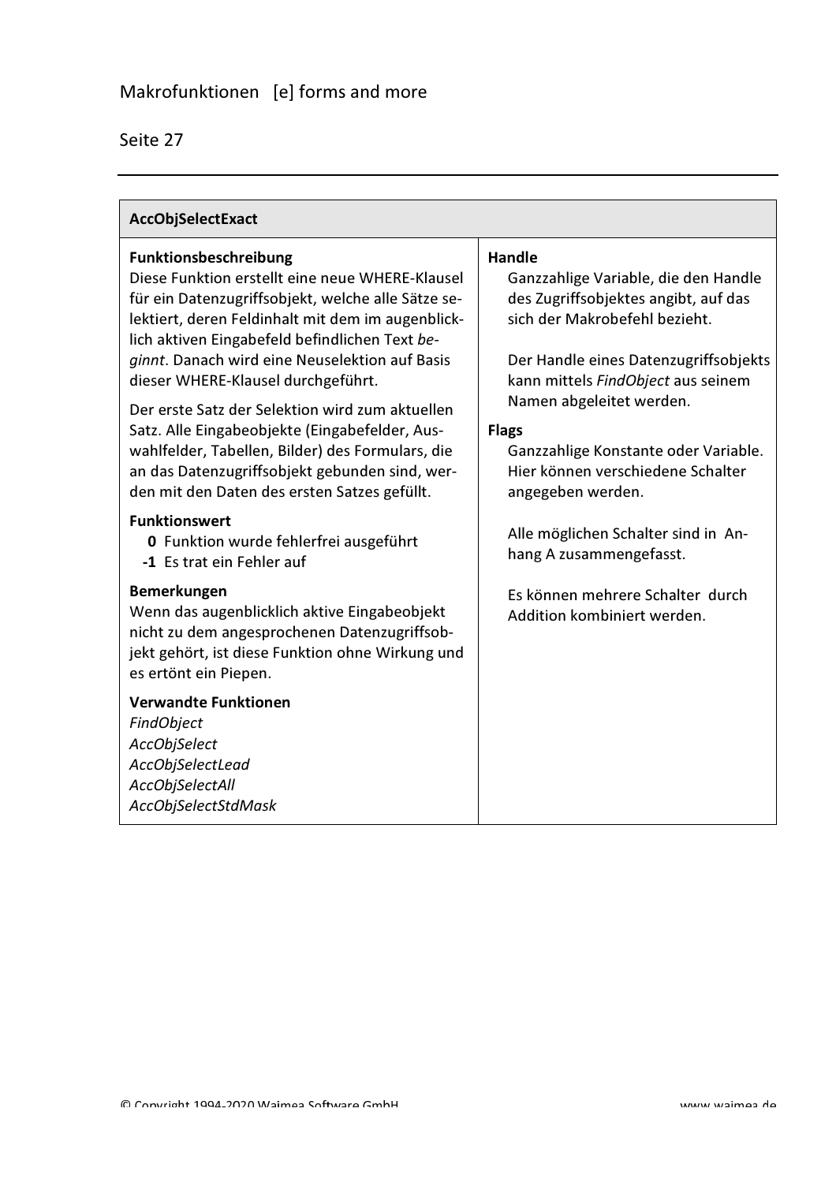## AccObjSelectExact

### Funktionsbeschreibung

Diese Funktion erstellt eine neue WHERE-Klausel für ein Datenzugriffsobjekt, welche alle Sätze selektiert, deren Feldinhalt mit dem im augenblicklich aktiven Eingabefeld befindlichen Text *beginnt*. Danach wird eine Neuselektion auf Basis dieser WHERE-Klausel durchgeführt.

Der erste Satz der Selektion wird zum aktuellen Satz. Alle Eingabeobjekte (Eingabefelder, Auswahlfelder, Tabellen, Bilder) des Formulars, die an das Datenzugriffsobjekt gebunden sind, werden mit den Daten des ersten Satzes gefüllt.

### Funktionswert

- **0** Funktion wurde fehlerfrei ausgeführt
- **-1** Es trat ein Fehler auf

### Bemerkungen

Wenn das augenblicklich aktive Eingabeobjekt nicht zu dem angesprochenen Datenzugriffsobjekt gehört, ist diese Funktion ohne Wirkung und es ertönt ein Piepen.

### Verwandte Funktionen

*FindObject*
*AccObjSelect*
*AccObjSelectLead*
*AccObjSelectAll*
*AccObjSelectStdMask*

### Handle

Ganzzahlige Variable, die den Handle des Zugriffsobjektes angibt, auf das sich der Makrobefehl bezieht.

Der Handle eines Datenzugriffsobjekts kann mittels *FindObject* aus seinem Namen abgeleitet werden.

### Flags

Ganzzahlige Konstante oder Variable. Hier können verschiedene Schalter angegeben werden.

Alle möglichen Schalter sind in Anhang A zusammengefasst.

Es können mehrere Schalter durch Addition kombiniert werden.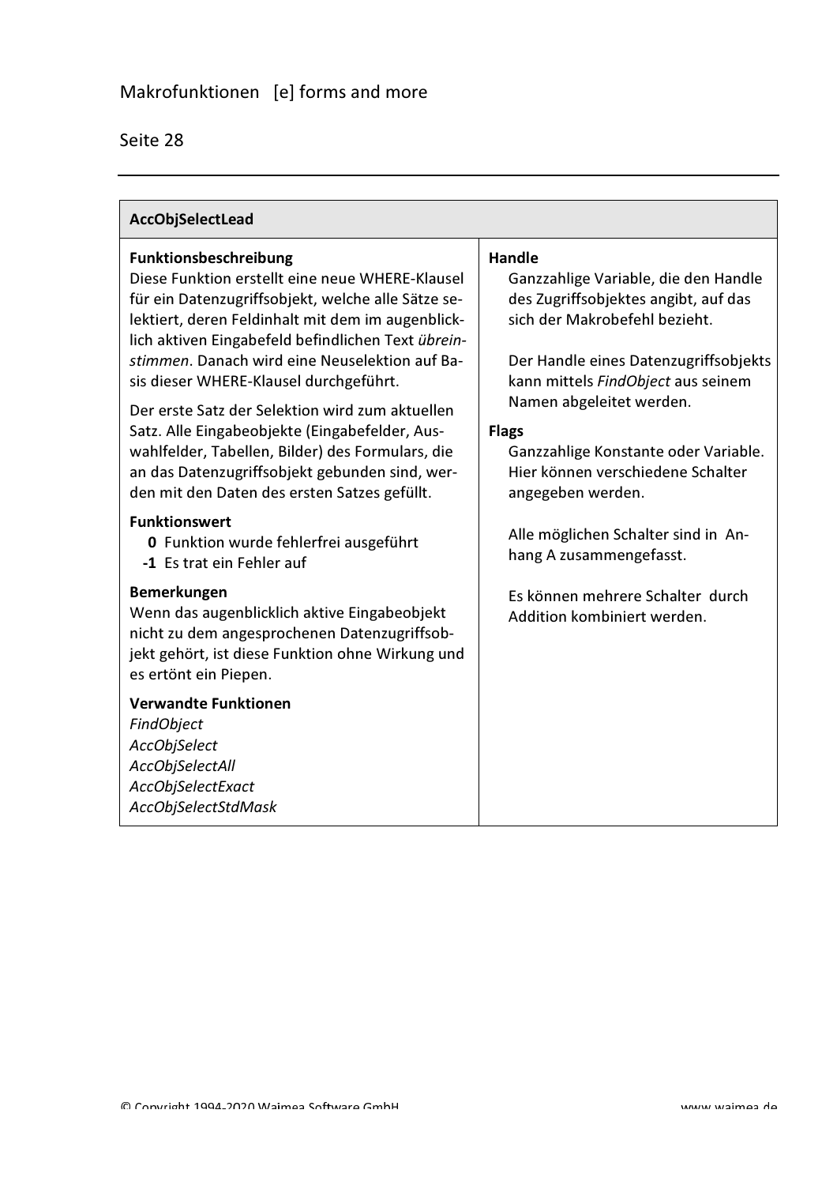## AccObjSelectLead

### Funktionsbeschreibung

Diese Funktion erstellt eine neue WHERE-Klausel für ein Datenzugriffsobjekt, welche alle Sätze selektiert, deren Feldinhalt mit dem im augenblicklich aktiven Eingabefeld befindlichen Text *übereinstimmen*. Danach wird eine Neuselektion auf Basis dieser WHERE-Klausel durchgeführt.

Der erste Satz der Selektion wird zum aktuellen Satz. Alle Eingabeobjekte (Eingabefelder, Auswahlfelder, Tabellen, Bilder) des Formulars, die an das Datenzugriffsobjekt gebunden sind, werden mit den Daten des ersten Satzes gefüllt.

### Funktionswert

- **0** Funktion wurde fehlerfrei ausgeführt
- **-1** Es trat ein Fehler auf

### Bemerkungen

Wenn das augenblicklich aktive Eingabeobjekt nicht zu dem angesprochenen Datenzugriffsobjekt gehört, ist diese Funktion ohne Wirkung und es ertönt ein Piepen.

### Verwandte Funktionen

*FindObject*
*AccObjSelect*
*AccObjSelectAll*
*AccObjSelectExact*
*AccObjSelectStdMask*

### Handle

Ganzzahlige Variable, die den Handle des Zugriffsobjektes angibt, auf das sich der Makrobefehl bezieht.

Der Handle eines Datenzugriffsobjekts kann mittels *FindObject* aus seinem Namen abgeleitet werden.

### Flags

Ganzzahlige Konstante oder Variable. Hier können verschiedene Schalter angegeben werden.

Alle möglichen Schalter sind in Anhang A zusammengefasst.

Es können mehrere Schalter durch Addition kombiniert werden.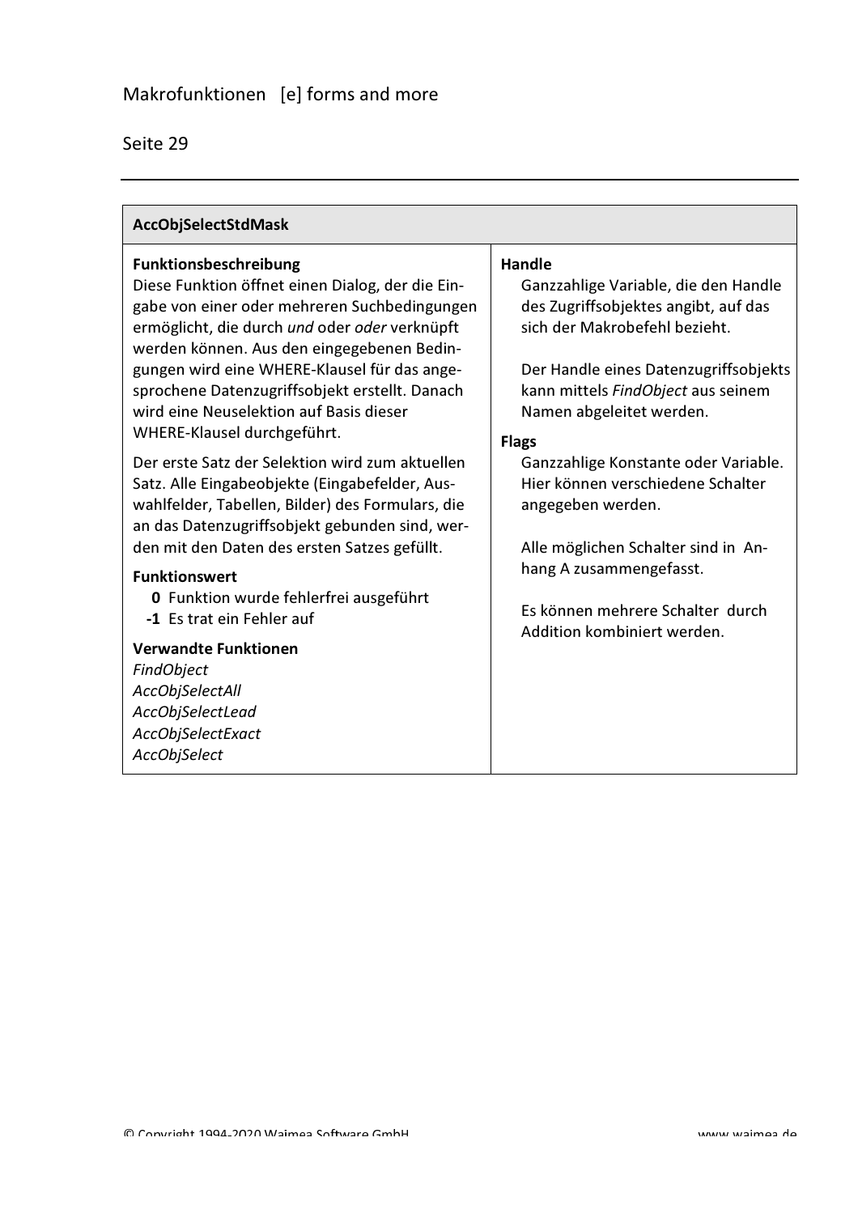## AccObjSelectStdMask

**Funktionsbeschreibung**

Diese Funktion öffnet einen Dialog, der die Eingabe von einer oder mehreren Suchbedingungen ermöglicht, die durch *und* oder *oder* verknüpft werden können. Aus den eingegebenen Bedingungen wird eine WHERE-Klausel für das angesprochene Datenzugriffsobjekt erstellt. Danach wird eine Neuselektion auf Basis dieser WHERE-Klausel durchgeführt.

Der erste Satz der Selektion wird zum aktuellen Satz. Alle Eingabeobjekte (Eingabefelder, Auswahlfelder, Tabellen, Bilder) des Formulars, die an das Datenzugriffsobjekt gebunden sind, werden mit den Daten des ersten Satzes gefüllt.

**Funktionswert**

- **0** Funktion wurde fehlerfrei ausgeführt
- **-1** Es trat ein Fehler auf

**Verwandte Funktionen**

*FindObject*
*AccObjSelectAll*
*AccObjSelectLead*
*AccObjSelectExact*
*AccObjSelect*

**Handle**

Ganzzahlige Variable, die den Handle des Zugriffsobjektes angibt, auf das sich der Makrobefehl bezieht.

Der Handle eines Datenzugriffsobjekts kann mittels *FindObject* aus seinem Namen abgeleitet werden.

**Flags**

Ganzzahlige Konstante oder Variable. Hier können verschiedene Schalter angegeben werden.

Alle möglichen Schalter sind in Anhang A zusammengefasst.

Es können mehrere Schalter durch Addition kombiniert werden.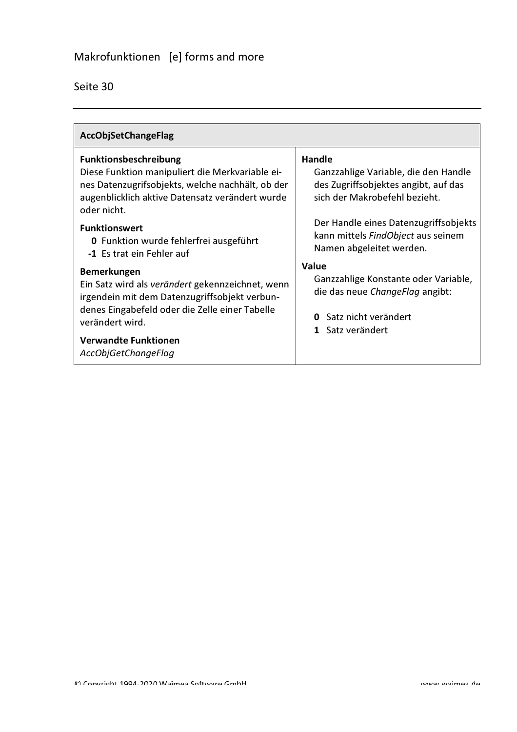## AccObjSetChangeFlag

**Funktionsbeschreibung**
Diese Funktion manipuliert die Merkvariable eines Datenzugrifsobjekts, welche nachhält, ob der augenblicklich aktive Datensatz verändert wurde oder nicht.

**Funktionswert**
- **0** Funktion wurde fehlerfrei ausgeführt
- **-1** Es trat ein Fehler auf

**Bemerkungen**
Ein Satz wird als *verändert* gekennzeichnet, wenn irgendein mit dem Datenzugriffsobjekt verbundenes Eingabefeld oder die Zelle einer Tabelle verändert wird.

**Verwandte Funktionen**
*AccObjGetChangeFlag*

**Handle**
Ganzzahlige Variable, die den Handle des Zugriffsobjektes angibt, auf das sich der Makrobefehl bezieht.

Der Handle eines Datenzugriffsobjekts kann mittels *FindObject* aus seinem Namen abgeleitet werden.

**Value**
Ganzzahlige Konstante oder Variable, die das neue *ChangeFlag* angibt:

- **0** Satz nicht verändert
- **1** Satz verändert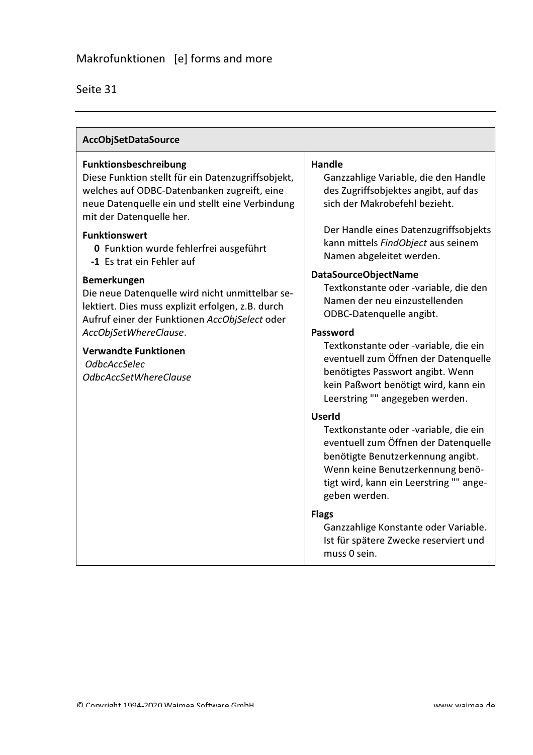## AccObjSetDataSource

**Funktionsbeschreibung**
Diese Funktion stellt für ein Datenzugriffsobjekt, welches auf ODBC-Datenbanken zugreift, eine neue Datenquelle ein und stellt eine Verbindung mit der Datenquelle her.

**Funktionswert**
- **0** Funktion wurde fehlerfrei ausgeführt
- **-1** Es trat ein Fehler auf

**Bemerkungen**
Die neue Datenquelle wird nicht unmittelbar selektiert. Dies muss explizit erfolgen, z.B. durch Aufruf einer der Funktionen *AccObjSelect* oder *AccObjSetWhereClause*.

**Verwandte Funktionen**
*OdbcAccSelec*
*OdbcAccSetWhereClause*

**Handle**
Ganzzahlige Variable, die den Handle des Zugriffsobjektes angibt, auf das sich der Makrobefehl bezieht.

Der Handle eines Datenzugriffsobjekts kann mittels *FindObject* aus seinem Namen abgeleitet werden.

**DataSourceObjectName**
Textkonstante oder -variable, die den Namen der neu einzustellenden ODBC-Datenquelle angibt.

**Password**
Textkonstante oder -variable, die ein eventuell zum Öffnen der Datenquelle benötigtes Passwort angibt. Wenn kein Paßwort benötigt wird, kann ein Leerstring "" angegeben werden.

**UserId**
Textkonstante oder -variable, die ein eventuell zum Öffnen der Datenquelle benötigte Benutzerkennung angibt. Wenn keine Benutzerkennung benötigt wird, kann ein Leerstring "" angegeben werden.

**Flags**
Ganzzahlige Konstante oder Variable. Ist für spätere Zwecke reserviert und muss 0 sein.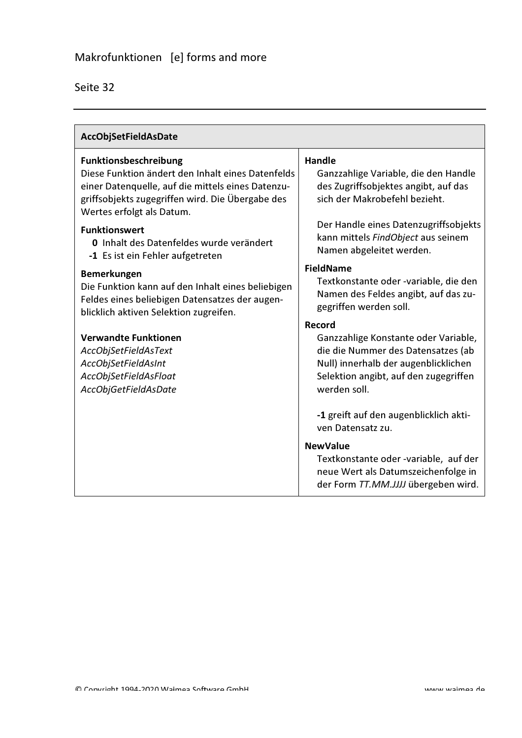## AccObjSetFieldAsDate

**Funktionsbeschreibung**
Diese Funktion ändert den Inhalt eines Datenfelds einer Datenquelle, auf die mittels eines Datenzugriffsobjekts zugegriffen wird. Die Übergabe des Wertes erfolgt als Datum.

**Funktionswert**
- **0** Inhalt des Datenfeldes wurde verändert
- **-1** Es ist ein Fehler aufgetreten

**Bemerkungen**
Die Funktion kann auf den Inhalt eines beliebigen Feldes eines beliebigen Datensatzes der augenblicklich aktiven Selektion zugreifen.

**Verwandte Funktionen**
*AccObjSetFieldAsText*
*AccObjSetFieldAsInt*
*AccObjSetFieldAsFloat*
*AccObjGetFieldAsDate*

**Handle**
Ganzzahlige Variable, die den Handle des Zugriffsobjektes angibt, auf das sich der Makrobefehl bezieht.

Der Handle eines Datenzugriffsobjekts kann mittels *FindObject* aus seinem Namen abgeleitet werden.

**FieldName**
Textkonstante oder -variable, die den Namen des Feldes angibt, auf das zugegriffen werden soll.

**Record**
Ganzzahlige Konstante oder Variable, die die Nummer des Datensatzes (ab Null) innerhalb der augenblicklichen Selektion angibt, auf den zugegriffen werden soll.

**-1** greift auf den augenblicklich aktiven Datensatz zu.

**NewValue**
Textkonstante oder -variable, auf der neue Wert als Datumszeichenfolge in der Form *TT.MM.JJJJ* übergeben wird.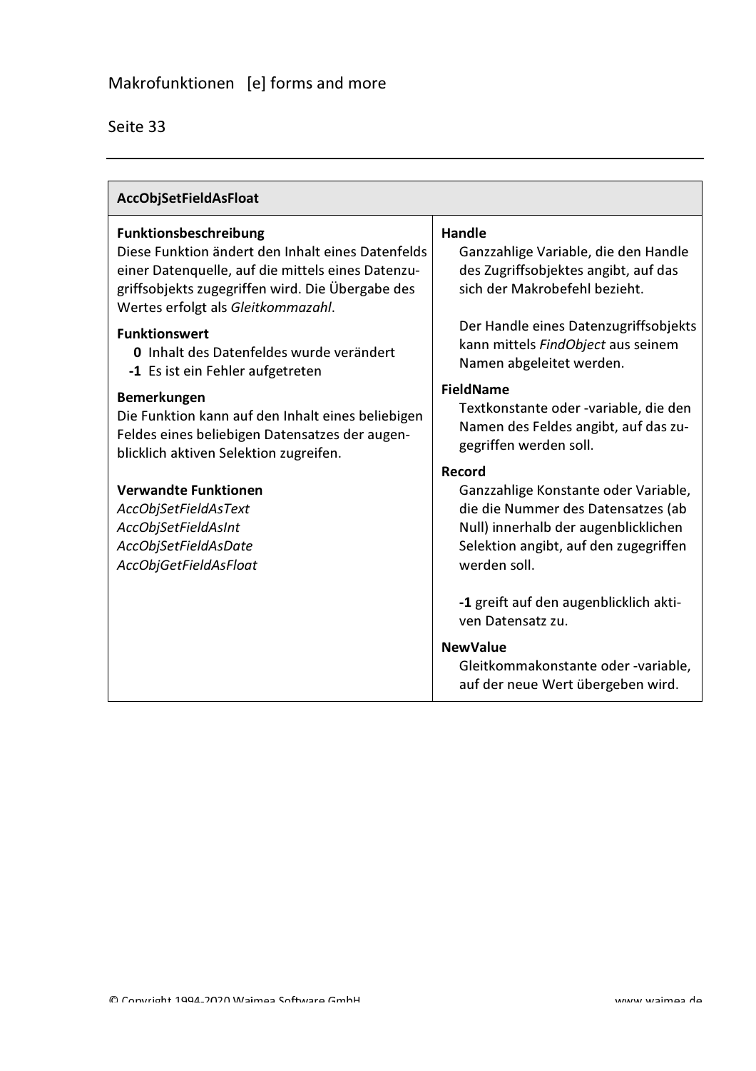## AccObjSetFieldAsFloat

**Funktionsbeschreibung**
Diese Funktion ändert den Inhalt eines Datenfelds einer Datenquelle, auf die mittels eines Datenzugriffsobjekts zugegriffen wird. Die Übergabe des Wertes erfolgt als *Gleitkommazahl*.

**Funktionswert**
- **0** Inhalt des Datenfeldes wurde verändert
- **-1** Es ist ein Fehler aufgetreten

**Bemerkungen**
Die Funktion kann auf den Inhalt eines beliebigen Feldes eines beliebigen Datensatzes der augenblicklich aktiven Selektion zugreifen.

**Verwandte Funktionen**
*AccObjSetFieldAsText*
*AccObjSetFieldAsInt*
*AccObjSetFieldAsDate*
*AccObjGetFieldAsFloat*

**Handle**
Ganzzahlige Variable, die den Handle des Zugriffsobjektes angibt, auf das sich der Makrobefehl bezieht.

Der Handle eines Datenzugriffsobjekts kann mittels *FindObject* aus seinem Namen abgeleitet werden.

**FieldName**
Textkonstante oder -variable, die den Namen des Feldes angibt, auf das zugegriffen werden soll.

**Record**
Ganzzahlige Konstante oder Variable, die die Nummer des Datensatzes (ab Null) innerhalb der augenblicklichen Selektion angibt, auf den zugegriffen werden soll.

**-1** greift auf den augenblicklich aktiven Datensatz zu.

**NewValue**
Gleitkommakonstante oder -variable, auf der neue Wert übergeben wird.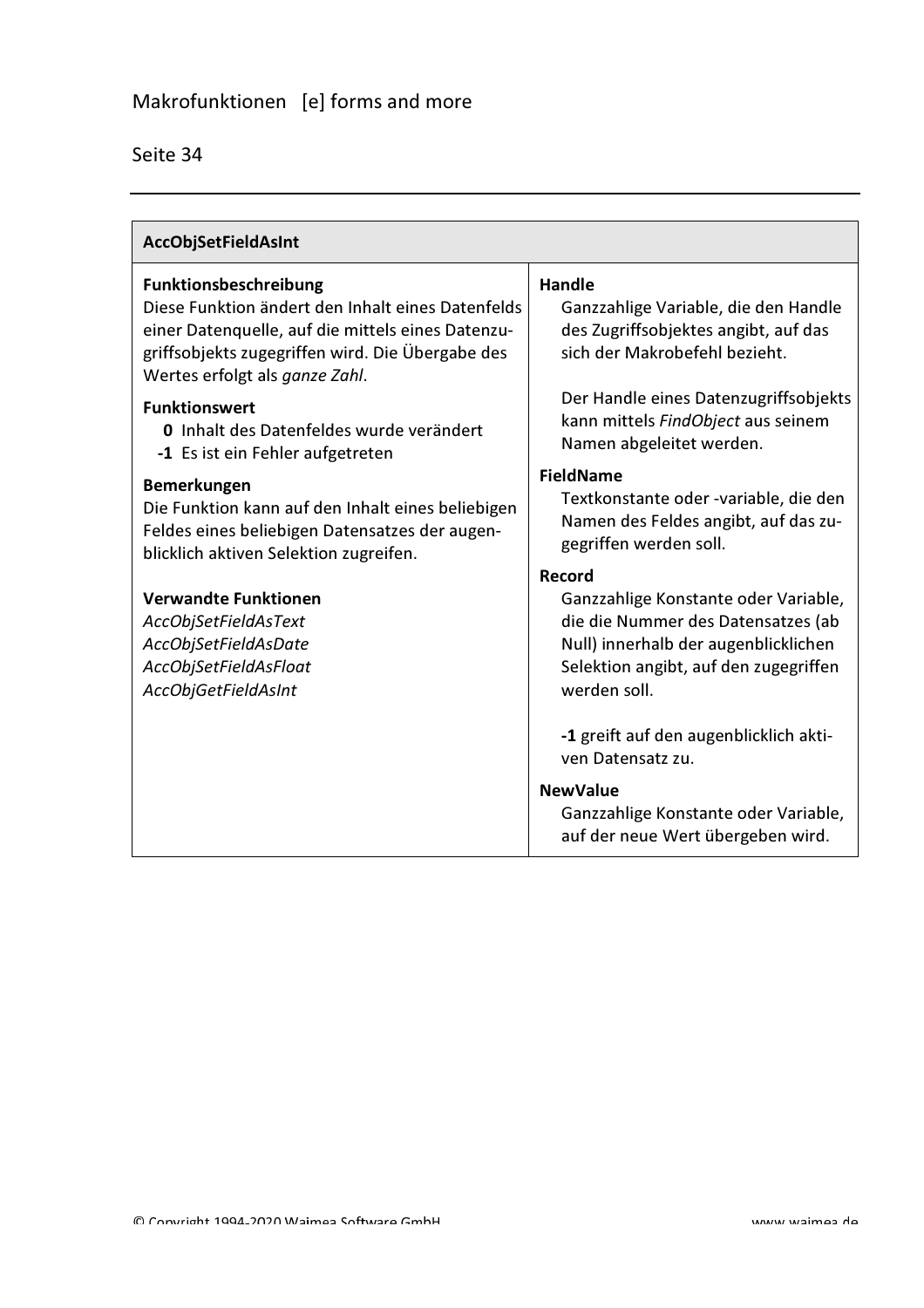## AccObjSetFieldAsInt

**Funktionsbeschreibung**
Diese Funktion ändert den Inhalt eines Datenfelds einer Datenquelle, auf die mittels eines Datenzugriffsobjekts zugegriffen wird. Die Übergabe des Wertes erfolgt als *ganze Zahl*.

**Funktionswert**

- **0** Inhalt des Datenfeldes wurde verändert
- **-1** Es ist ein Fehler aufgetreten

**Bemerkungen**
Die Funktion kann auf den Inhalt eines beliebigen Feldes eines beliebigen Datensatzes der augenblicklich aktiven Selektion zugreifen.

**Verwandte Funktionen**
*AccObjSetFieldAsText*
*AccObjSetFieldAsDate*
*AccObjSetFieldAsFloat*
*AccObjGetFieldAsInt*

**Handle**
Ganzzahlige Variable, die den Handle des Zugriffsobjektes angibt, auf das sich der Makrobefehl bezieht.

Der Handle eines Datenzugriffsobjekts kann mittels *FindObject* aus seinem Namen abgeleitet werden.

**FieldName**
Textkonstante oder -variable, die den Namen des Feldes angibt, auf das zugegriffen werden soll.

**Record**
Ganzzahlige Konstante oder Variable, die die Nummer des Datensatzes (ab Null) innerhalb der augenblicklichen Selektion angibt, auf den zugegriffen werden soll.

**-1** greift auf den augenblicklich aktiven Datensatz zu.

**NewValue**
Ganzzahlige Konstante oder Variable, auf der neue Wert übergeben wird.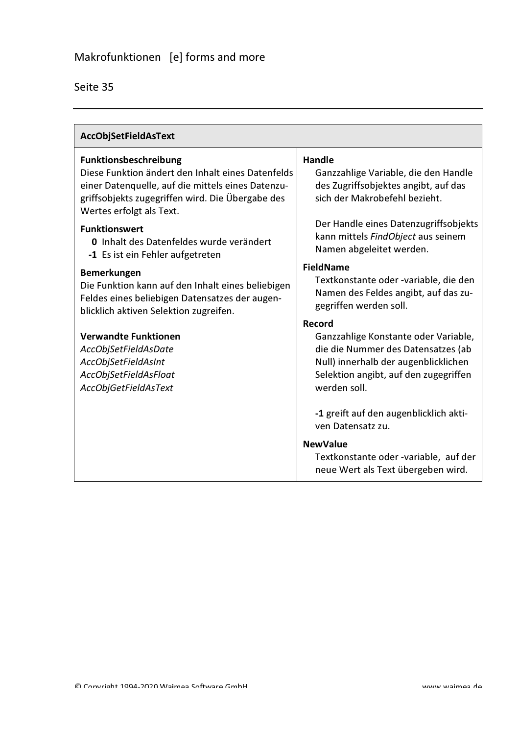## AccObjSetFieldAsText

**Funktionsbeschreibung**
Diese Funktion ändert den Inhalt eines Datenfelds einer Datenquelle, auf die mittels eines Datenzugriffsobjekts zugegriffen wird. Die Übergabe des Wertes erfolgt als Text.

**Funktionswert**
- **0** Inhalt des Datenfeldes wurde verändert
- **-1** Es ist ein Fehler aufgetreten

**Bemerkungen**
Die Funktion kann auf den Inhalt eines beliebigen Feldes eines beliebigen Datensatzes der augenblicklich aktiven Selektion zugreifen.

**Verwandte Funktionen**
*AccObjSetFieldAsDate*
*AccObjSetFieldAsInt*
*AccObjSetFieldAsFloat*
*AccObjGetFieldAsText*

**Handle**
Ganzzahlige Variable, die den Handle des Zugriffsobjektes angibt, auf das sich der Makrobefehl bezieht.

Der Handle eines Datenzugriffsobjekts kann mittels *FindObject* aus seinem Namen abgeleitet werden.

**FieldName**
Textkonstante oder -variable, die den Namen des Feldes angibt, auf das zugegriffen werden soll.

**Record**
Ganzzahlige Konstante oder Variable, die die Nummer des Datensatzes (ab Null) innerhalb der augenblicklichen Selektion angibt, auf den zugegriffen werden soll.

**-1** greift auf den augenblicklich aktiven Datensatz zu.

**NewValue**
Textkonstante oder -variable, auf der neue Wert als Text übergeben wird.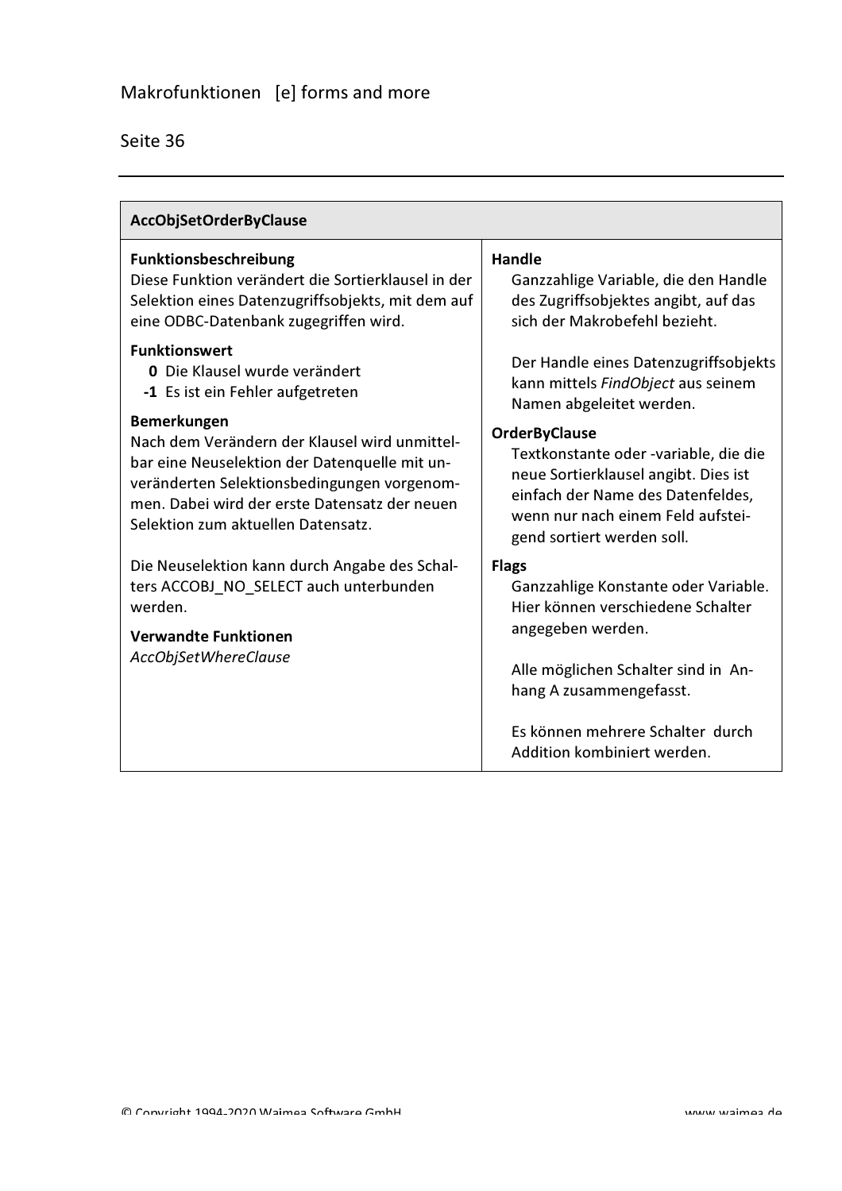## AccObjSetOrderByClause

**Funktionsbeschreibung**
Diese Funktion verändert die Sortierklausel in der Selektion eines Datenzugriffsobjekts, mit dem auf eine ODBC-Datenbank zugegriffen wird.

**Funktionswert**
- **0** Die Klausel wurde verändert
- **-1** Es ist ein Fehler aufgetreten

**Bemerkungen**
Nach dem Verändern der Klausel wird unmittelbar eine Neuselektion der Datenquelle mit unveränderten Selektionsbedingungen vorgenommen. Dabei wird der erste Datensatz der neuen Selektion zum aktuellen Datensatz.

Die Neuselektion kann durch Angabe des Schalters ACCOBJ_NO_SELECT auch unterbunden werden.

**Verwandte Funktionen**
*AccObjSetWhereClause*

**Handle**
Ganzzahlige Variable, die den Handle des Zugriffsobjektes angibt, auf das sich der Makrobefehl bezieht.

Der Handle eines Datenzugriffsobjekts kann mittels *FindObject* aus seinem Namen abgeleitet werden.

**OrderByClause**
Textkonstante oder -variable, die die neue Sortierklausel angibt. Dies ist einfach der Name des Datenfeldes, wenn nur nach einem Feld aufsteigend sortiert werden soll.

**Flags**
Ganzzahlige Konstante oder Variable. Hier können verschiedene Schalter angegeben werden.

Alle möglichen Schalter sind in Anhang A zusammengefasst.

Es können mehrere Schalter durch Addition kombiniert werden.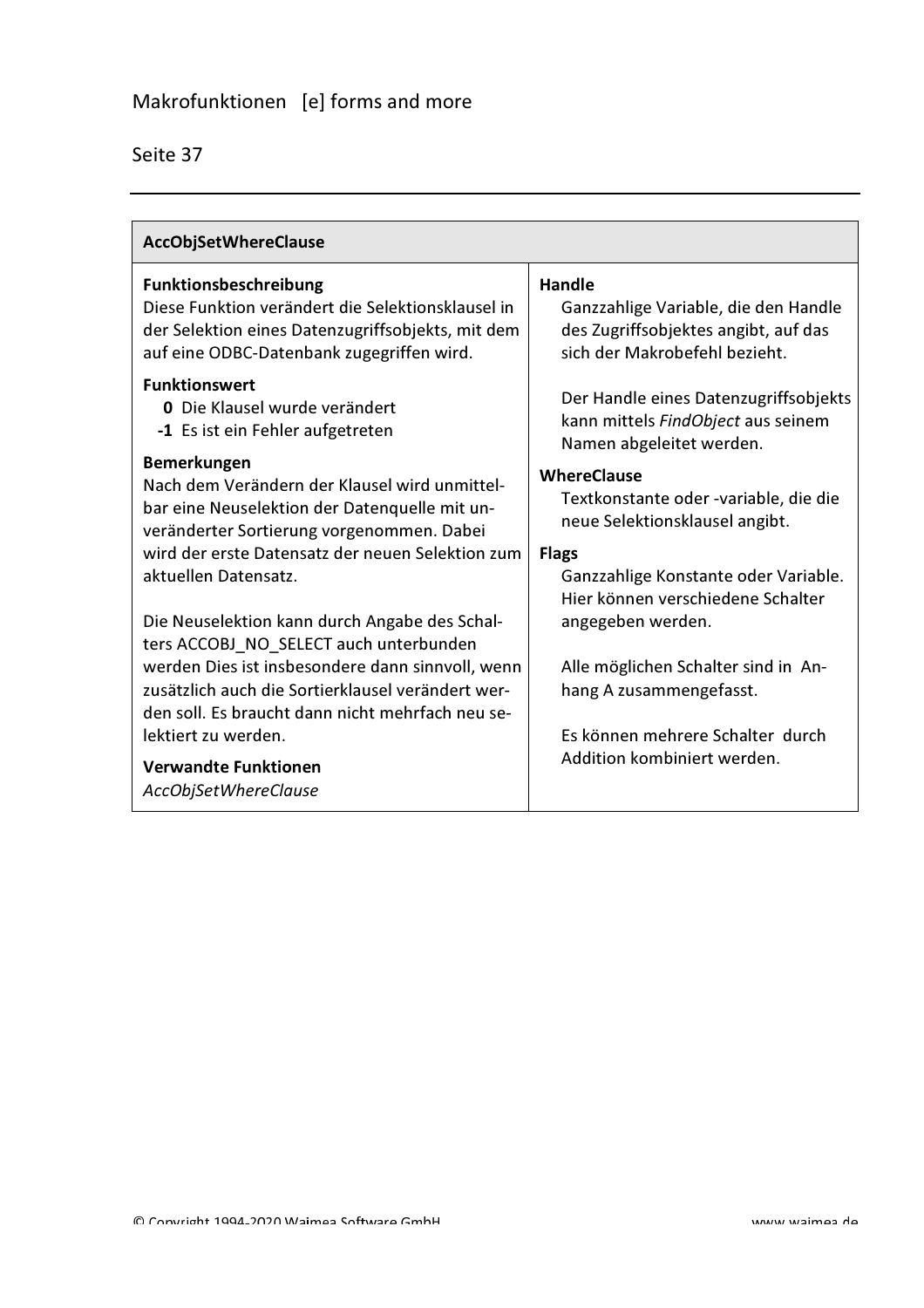## AccObjSetWhereClause

**Funktionsbeschreibung**
Diese Funktion verändert die Selektionsklausel in der Selektion eines Datenzugriffsobjekts, mit dem auf eine ODBC-Datenbank zugegriffen wird.

**Funktionswert**
- **0** Die Klausel wurde verändert
- **-1** Es ist ein Fehler aufgetreten

**Bemerkungen**
Nach dem Verändern der Klausel wird unmittelbar eine Neuselektion der Datenquelle mit unveränderter Sortierung vorgenommen. Dabei wird der erste Datensatz der neuen Selektion zum aktuellen Datensatz.

Die Neuselektion kann durch Angabe des Schalters ACCOBJ_NO_SELECT auch unterbunden werden Dies ist insbesondere dann sinnvoll, wenn zusätzlich auch die Sortierklausel verändert werden soll. Es braucht dann nicht mehrfach neu selektiert zu werden.

**Verwandte Funktionen**
*AccObjSetWhereClause*

**Handle**
Ganzzahlige Variable, die den Handle des Zugriffsobjektes angibt, auf das sich der Makrobefehl bezieht.

Der Handle eines Datenzugriffsobjekts kann mittels *FindObject* aus seinem Namen abgeleitet werden.

**WhereClause**
Textkonstante oder -variable, die die neue Selektionsklausel angibt.

**Flags**
Ganzzahlige Konstante oder Variable. Hier können verschiedene Schalter angegeben werden.

Alle möglichen Schalter sind in Anhang A zusammengefasst.

Es können mehrere Schalter durch Addition kombiniert werden.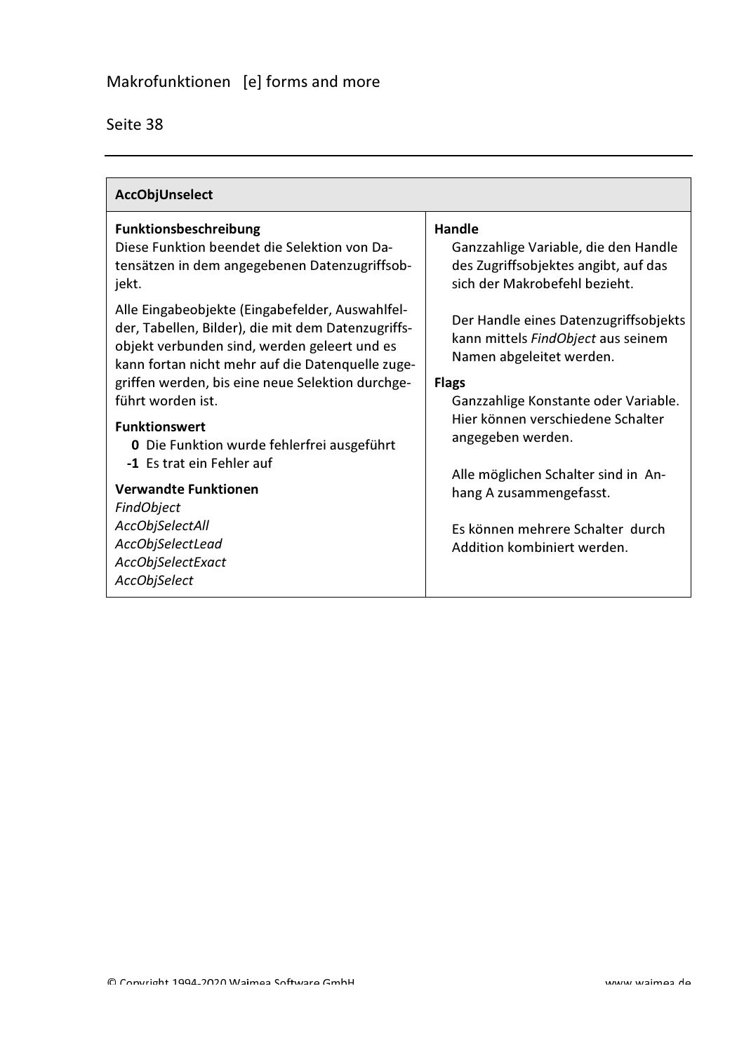## AccObjUnselect

**Funktionsbeschreibung**
Diese Funktion beendet die Selektion von Datensätzen in dem angegebenen Datenzugriffsobjekt.

Alle Eingabeobjekte (Eingabefelder, Auswahlfelder, Tabellen, Bilder), die mit dem Datenzugriffsobjekt verbunden sind, werden geleert und es kann fortan nicht mehr auf die Datenquelle zugegriffen werden, bis eine neue Selektion durchgeführt worden ist.

**Funktionswert**
- **0** Die Funktion wurde fehlerfrei ausgeführt
- **-1** Es trat ein Fehler auf

**Verwandte Funktionen**
*FindObject*
*AccObjSelectAll*
*AccObjSelectLead*
*AccObjSelectExact*
*AccObjSelect*

**Handle**
Ganzzahlige Variable, die den Handle des Zugriffsobjektes angibt, auf das sich der Makrobefehl bezieht.

Der Handle eines Datenzugriffsobjekts kann mittels *FindObject* aus seinem Namen abgeleitet werden.

**Flags**
Ganzzahlige Konstante oder Variable. Hier können verschiedene Schalter angegeben werden.

Alle möglichen Schalter sind in Anhang A zusammengefasst.

Es können mehrere Schalter durch Addition kombiniert werden.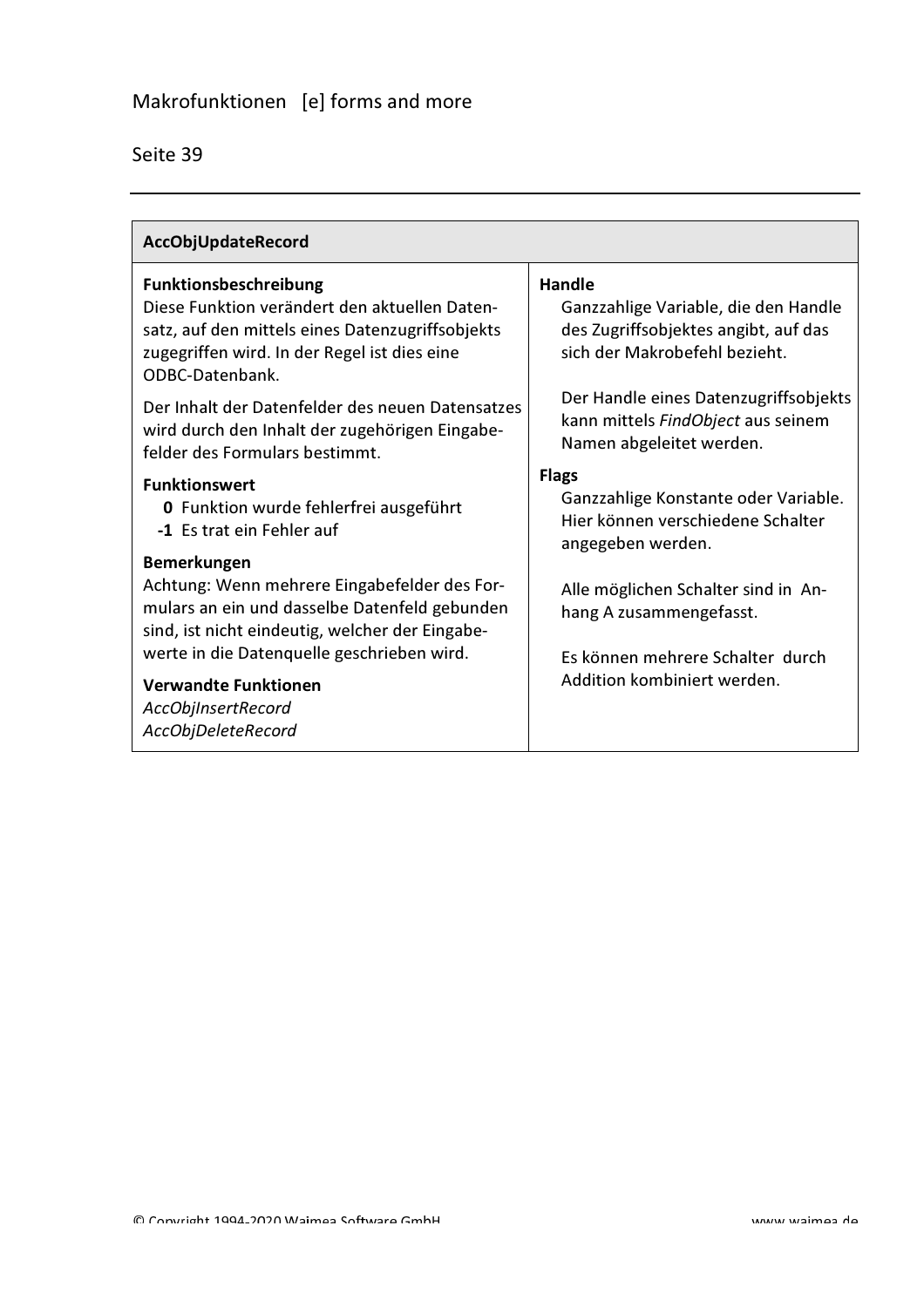## AccObjUpdateRecord

**Funktionsbeschreibung**
Diese Funktion verändert den aktuellen Datensatz, auf den mittels eines Datenzugriffsobjekts zugegriffen wird. In der Regel ist dies eine ODBC-Datenbank.

Der Inhalt der Datenfelder des neuen Datensatzes wird durch den Inhalt der zugehörigen Eingabefelder des Formulars bestimmt.

**Funktionswert**

- **0** Funktion wurde fehlerfrei ausgeführt
- **-1** Es trat ein Fehler auf

**Bemerkungen**
Achtung: Wenn mehrere Eingabefelder des Formulars an ein und dasselbe Datenfeld gebunden sind, ist nicht eindeutig, welcher der Eingabewerte in die Datenquelle geschrieben wird.

**Verwandte Funktionen**
*AccObjInsertRecord*
*AccObjDeleteRecord*

**Handle**
Ganzzahlige Variable, die den Handle des Zugriffsobjektes angibt, auf das sich der Makrobefehl bezieht.

Der Handle eines Datenzugriffsobjekts kann mittels *FindObject* aus seinem Namen abgeleitet werden.

**Flags**
Ganzzahlige Konstante oder Variable. Hier können verschiedene Schalter angegeben werden.

Alle möglichen Schalter sind in Anhang A zusammengefasst.

Es können mehrere Schalter durch Addition kombiniert werden.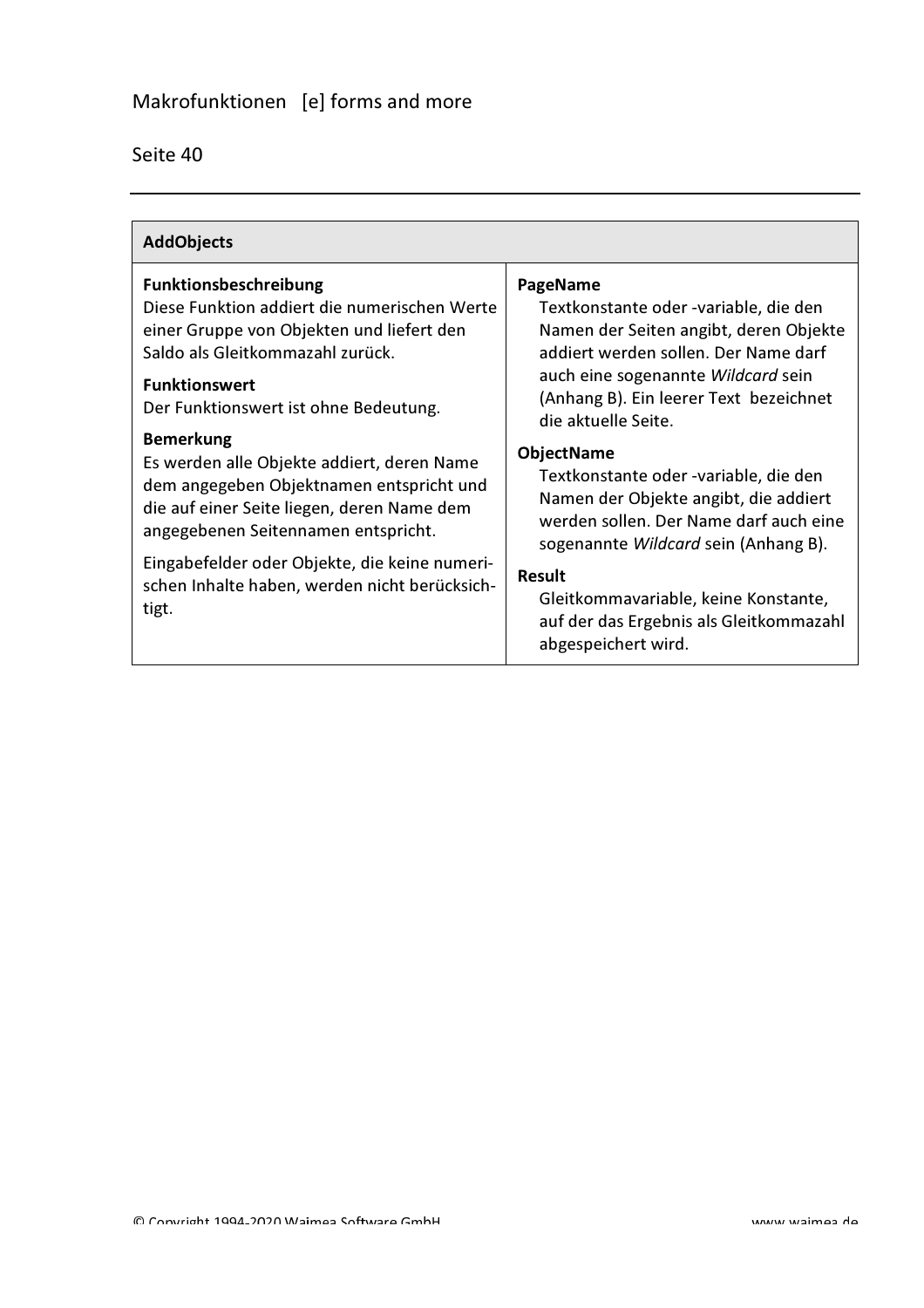## AddObjects

**Funktionsbeschreibung**
Diese Funktion addiert die numerischen Werte einer Gruppe von Objekten und liefert den Saldo als Gleitkommazahl zurück.

**Funktionswert**
Der Funktionswert ist ohne Bedeutung.

**Bemerkung**
Es werden alle Objekte addiert, deren Name dem angegeben Objektnamen entspricht und die auf einer Seite liegen, deren Name dem angegebenen Seitennamen entspricht.

Eingabefelder oder Objekte, die keine numerischen Inhalte haben, werden nicht berücksichtigt.

**PageName**
Textkonstante oder -variable, die den Namen der Seiten angibt, deren Objekte addiert werden sollen. Der Name darf auch eine sogenannte *Wildcard* sein (Anhang B). Ein leerer Text bezeichnet die aktuelle Seite.

**ObjectName**
Textkonstante oder -variable, die den Namen der Objekte angibt, die addiert werden sollen. Der Name darf auch eine sogenannte *Wildcard* sein (Anhang B).

**Result**
Gleitkommavariable, keine Konstante, auf der das Ergebnis als Gleitkommazahl abgespeichert wird.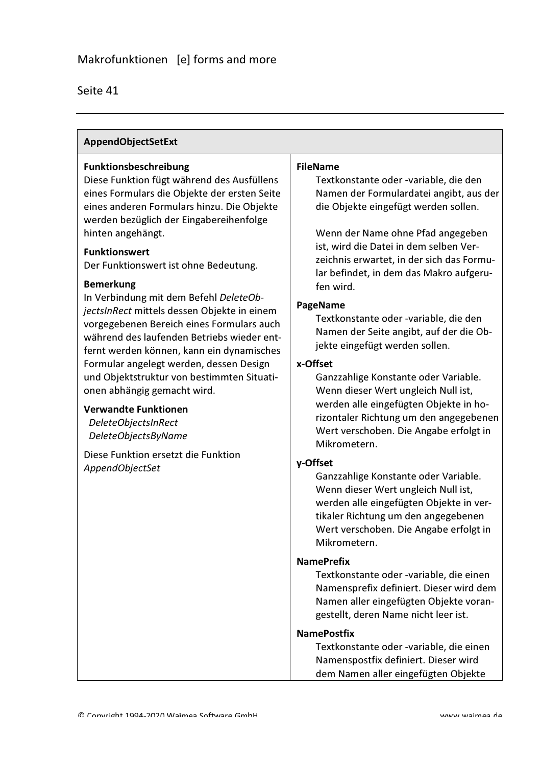## AppendObjectSetExt

**Funktionsbeschreibung**
Diese Funktion fügt während des Ausfüllens eines Formulars die Objekte der ersten Seite eines anderen Formulars hinzu. Die Objekte werden bezüglich der Eingabereihenfolge hinten angehängt.

**Funktionswert**
Der Funktionswert ist ohne Bedeutung.

**Bemerkung**
In Verbindung mit dem Befehl *DeleteObjectsInRect* mittels dessen Objekte in einem vorgegebenen Bereich eines Formulars auch während des laufenden Betriebs wieder entfernt werden können, kann ein dynamisches Formular angelegt werden, dessen Design und Objektstruktur von bestimmten Situationen abhängig gemacht wird.

**Verwandte Funktionen**
*DeleteObjectsInRect*
*DeleteObjectsByName*

Diese Funktion ersetzt die Funktion *AppendObjectSet*

**FileName**
Textkonstante oder -variable, die den Namen der Formulardatei angibt, aus der die Objekte eingefügt werden sollen.

Wenn der Name ohne Pfad angegeben ist, wird die Datei in dem selben Verzeichnis erwartet, in der sich das Formular befindet, in dem das Makro aufgerufen wird.

**PageName**
Textkonstante oder -variable, die den Namen der Seite angibt, auf der die Objekte eingefügt werden sollen.

**x-Offset**
Ganzzahlige Konstante oder Variable. Wenn dieser Wert ungleich Null ist, werden alle eingefügten Objekte in horizontaler Richtung um den angegebenen Wert verschoben. Die Angabe erfolgt in Mikrometern.

**y-Offset**
Ganzzahlige Konstante oder Variable. Wenn dieser Wert ungleich Null ist, werden alle eingefügten Objekte in vertikaler Richtung um den angegebenen Wert verschoben. Die Angabe erfolgt in Mikrometern.

**NamePrefix**
Textkonstante oder -variable, die einen Namensprefix definiert. Dieser wird dem Namen aller eingefügten Objekte vorangestellt, deren Name nicht leer ist.

**NamePostfix**
Textkonstante oder -variable, die einen Namenspostfix definiert. Dieser wird dem Namen aller eingefügten Objekte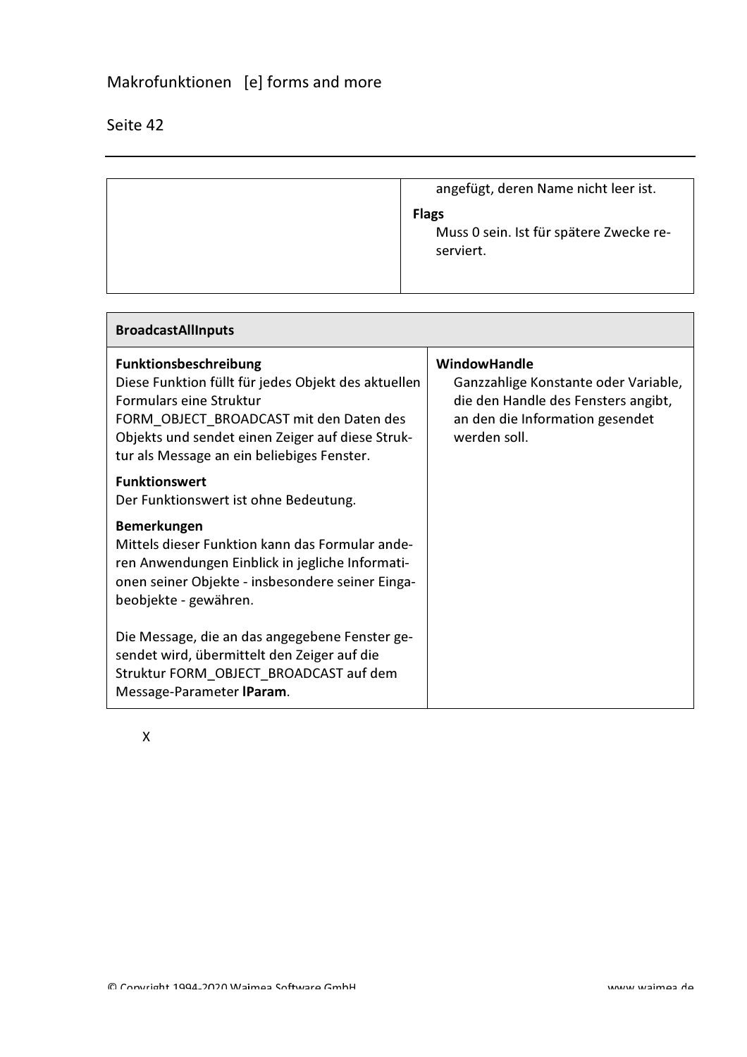| | |
|---|---|
| | angefügt, deren Name nicht leer ist.<br><br>**Flags**<br>Muss 0 sein. Ist für spätere Zwecke reserviert. |

| BroadcastAllInputs | |
|---|---|
| **Funktionsbeschreibung**<br>Diese Funktion füllt für jedes Objekt des aktuellen Formulars eine Struktur FORM_OBJECT_BROADCAST mit den Daten des Objekts und sendet einen Zeiger auf diese Struktur als Message an ein beliebiges Fenster.<br><br>**Funktionswert**<br>Der Funktionswert ist ohne Bedeutung.<br><br>**Bemerkungen**<br>Mittels dieser Funktion kann das Formular anderen Anwendungen Einblick in jegliche Informationen seiner Objekte - insbesondere seiner Eingabeobjekte - gewähren.<br><br>Die Message, die an das angegebene Fenster gesendet wird, übermittelt den Zeiger auf die Struktur FORM_OBJECT_BROADCAST auf dem Message-Parameter **lParam**. | **WindowHandle**<br>Ganzzahlige Konstante oder Variable, die den Handle des Fensters angibt, an den die Information gesendet werden soll. |

X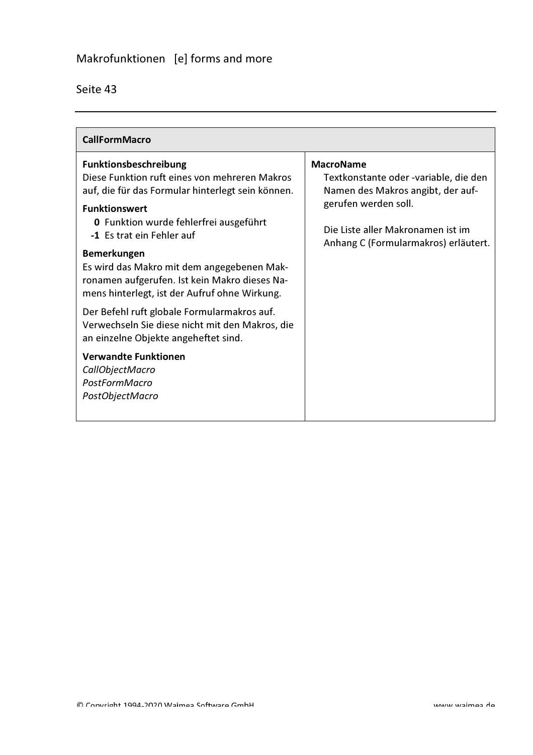## CallFormMacro

**Funktionsbeschreibung**
Diese Funktion ruft eines von mehreren Makros auf, die für das Formular hinterlegt sein können.

**Funktionswert**

- **0** Funktion wurde fehlerfrei ausgeführt
- **-1** Es trat ein Fehler auf

**Bemerkungen**
Es wird das Makro mit dem angegebenen Makronamen aufgerufen. Ist kein Makro dieses Namens hinterlegt, ist der Aufruf ohne Wirkung.

Der Befehl ruft globale Formularmakros auf. Verwechseln Sie diese nicht mit den Makros, die an einzelne Objekte angeheftet sind.

**Verwandte Funktionen**
*CallObjectMacro*
*PostFormMacro*
*PostObjectMacro*

**MacroName**
Textkonstante oder -variable, die den Namen des Makros angibt, der aufgerufen werden soll.

Die Liste aller Makronamen ist im Anhang C (Formularmakros) erläutert.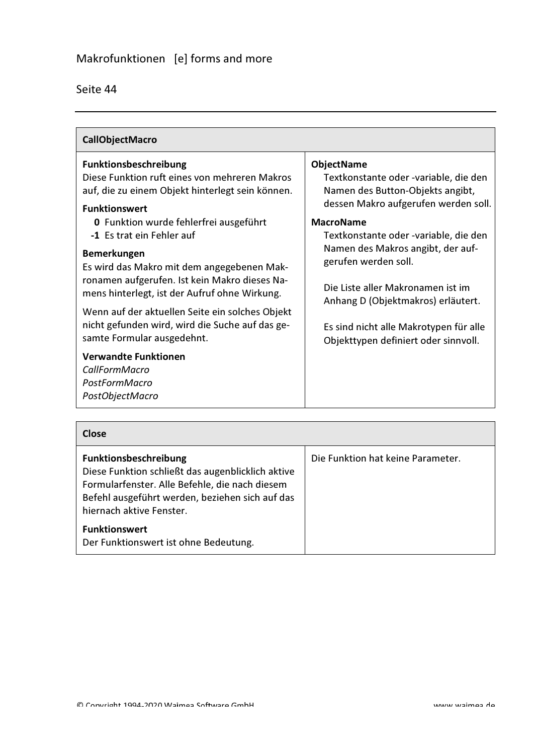## CallObjectMacro

**Funktionsbeschreibung**
Diese Funktion ruft eines von mehreren Makros auf, die zu einem Objekt hinterlegt sein können.

**Funktionswert**

- **0** Funktion wurde fehlerfrei ausgeführt
- **-1** Es trat ein Fehler auf

**Bemerkungen**
Es wird das Makro mit dem angegebenen Makronamen aufgerufen. Ist kein Makro dieses Namens hinterlegt, ist der Aufruf ohne Wirkung.

Wenn auf der aktuellen Seite ein solches Objekt nicht gefunden wird, wird die Suche auf das gesamte Formular ausgedehnt.

**Verwandte Funktionen**
*CallFormMacro*
*PostFormMacro*
*PostObjectMacro*

**ObjectName**
Textkonstante oder -variable, die den Namen des Button-Objekts angibt, dessen Makro aufgerufen werden soll.

**MacroName**
Textkonstante oder -variable, die den Namen des Makros angibt, der aufgerufen werden soll.

Die Liste aller Makronamen ist im Anhang D (Objektmakros) erläutert.

Es sind nicht alle Makrotypen für alle Objekttypen definiert oder sinnvoll.

## Close

**Funktionsbeschreibung**
Diese Funktion schließt das augenblicklich aktive Formularfenster. Alle Befehle, die nach diesem Befehl ausgeführt werden, beziehen sich auf das hiernach aktive Fenster.

**Funktionswert**
Der Funktionswert ist ohne Bedeutung.

Die Funktion hat keine Parameter.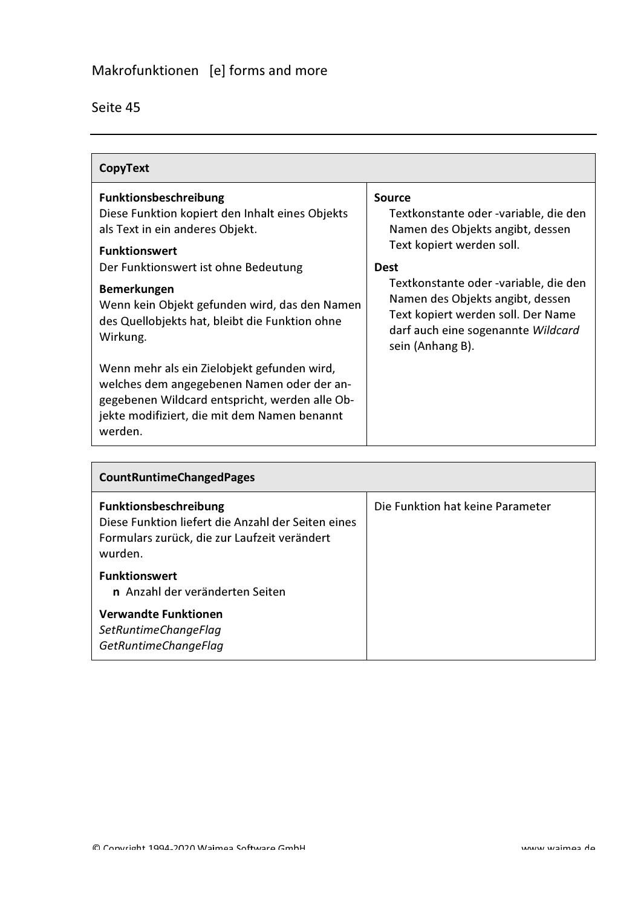| CopyText | |
|---|---|
| **Funktionsbeschreibung**<br>Diese Funktion kopiert den Inhalt eines Objekts als Text in ein anderes Objekt.<br><br>**Funktionswert**<br>Der Funktionswert ist ohne Bedeutung<br><br>**Bemerkungen**<br>Wenn kein Objekt gefunden wird, das den Namen des Quellobjekts hat, bleibt die Funktion ohne Wirkung.<br><br>Wenn mehr als ein Zielobjekt gefunden wird, welches dem angegebenen Namen oder der angegebenen Wildcard entspricht, werden alle Objekte modifiziert, die mit dem Namen benannt werden. | **Source**<br>Textkonstante oder -variable, die den Namen des Objekts angibt, dessen Text kopiert werden soll.<br><br>**Dest**<br>Textkonstante oder -variable, die den Namen des Objekts angibt, dessen Text kopiert werden soll. Der Name darf auch eine sogenannte *Wildcard* sein (Anhang B). |

| CountRuntimeChangedPages | |
|---|---|
| **Funktionsbeschreibung**<br>Diese Funktion liefert die Anzahl der Seiten eines Formulars zurück, die zur Laufzeit verändert wurden.<br><br>**Funktionswert**<br>**n** Anzahl der veränderten Seiten<br><br>**Verwandte Funktionen**<br>*SetRuntimeChangeFlag*<br>*GetRuntimeChangeFlag* | Die Funktion hat keine Parameter |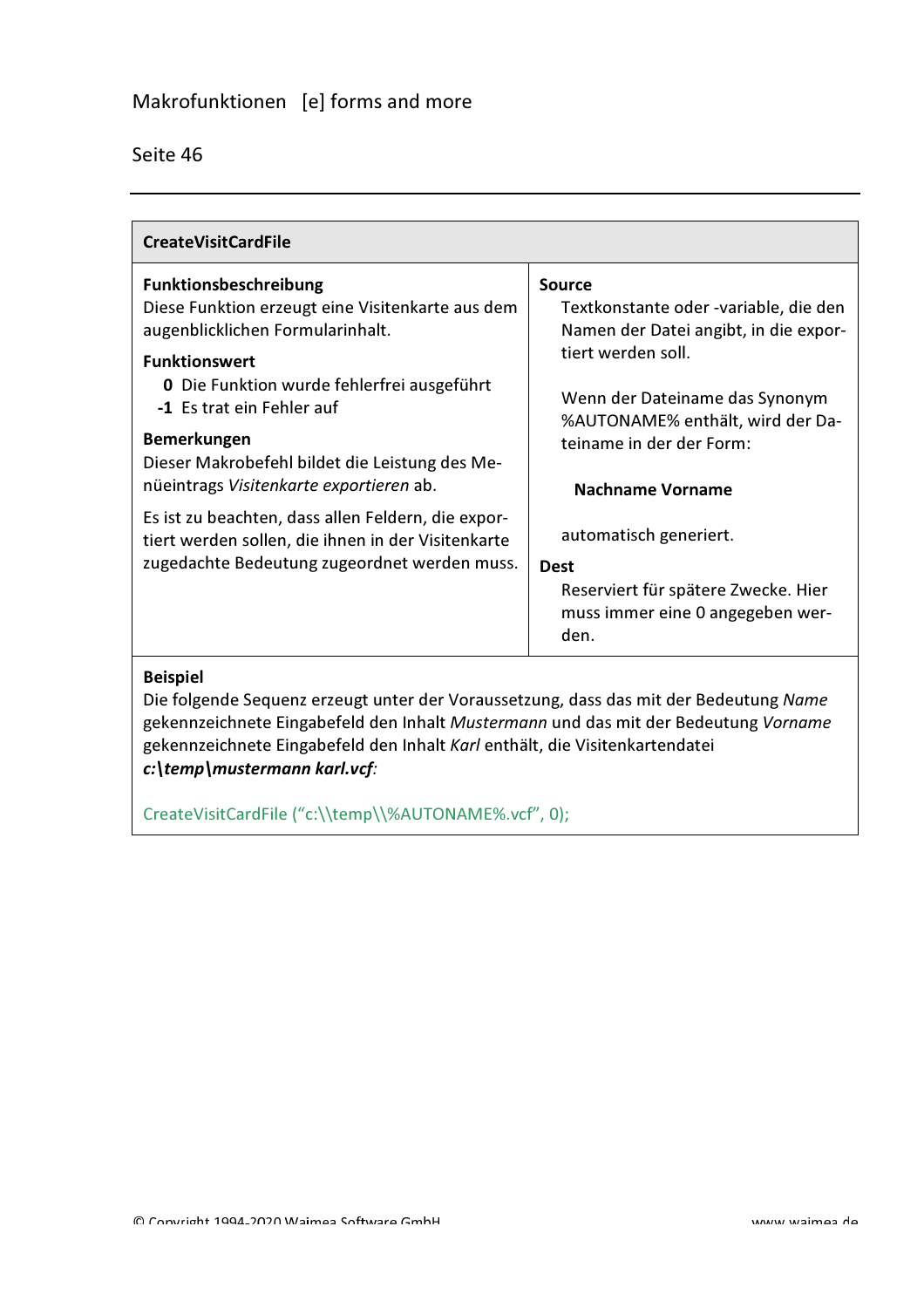## CreateVisitCardFile

**Funktionsbeschreibung**
Diese Funktion erzeugt eine Visitenkarte aus dem augenblicklichen Formularinhalt.

**Funktionswert**

- **0** Die Funktion wurde fehlerfrei ausgeführt
- **-1** Es trat ein Fehler auf

**Bemerkungen**
Dieser Makrobefehl bildet die Leistung des Menüeintrags *Visitenkarte exportieren* ab.

Es ist zu beachten, dass allen Feldern, die exportiert werden sollen, die ihnen in der Visitenkarte zugedachte Bedeutung zugeordnet werden muss.

**Source**
Textkonstante oder -variable, die den Namen der Datei angibt, in die exportiert werden soll.

Wenn der Dateiname das Synonym %AUTONAME% enthält, wird der Dateiname in der der Form:

**Nachname Vorname**

automatisch generiert.

**Dest**
Reserviert für spätere Zwecke. Hier muss immer eine 0 angegeben werden.

**Beispiel**
Die folgende Sequenz erzeugt unter der Voraussetzung, dass das mit der Bedeutung *Name* gekennzeichnete Eingabefeld den Inhalt *Mustermann* und das mit der Bedeutung *Vorname* gekennzeichnete Eingabefeld den Inhalt *Karl* enthält, die Visitenkartendatei ***c:\temp\mustermann karl.vcf***:

```
CreateVisitCardFile (“c:\\temp\\%AUTONAME%.vcf”, 0);
```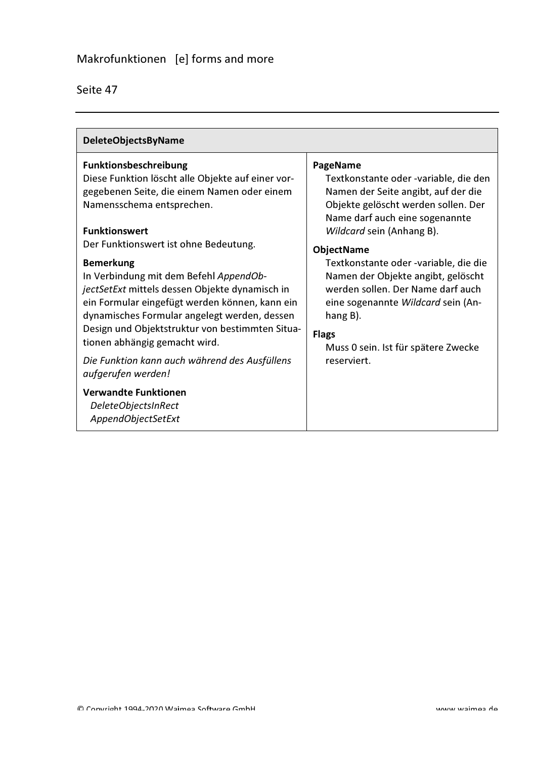## DeleteObjectsByName

**Funktionsbeschreibung**
Diese Funktion löscht alle Objekte auf einer vorgegebenen Seite, die einem Namen oder einem Namensschema entsprechen.

**Funktionswert**
Der Funktionswert ist ohne Bedeutung.

**Bemerkung**
In Verbindung mit dem Befehl *AppendObjectSetExt* mittels dessen Objekte dynamisch in ein Formular eingefügt werden können, kann ein dynamisches Formular angelegt werden, dessen Design und Objektstruktur von bestimmten Situationen abhängig gemacht wird.

*Die Funktion kann auch während des Ausfüllens aufgerufen werden!*

**Verwandte Funktionen**
*DeleteObjectsInRect*
*AppendObjectSetExt*

**PageName**
Textkonstante oder -variable, die den Namen der Seite angibt, auf der die Objekte gelöscht werden sollen. Der Name darf auch eine sogenannte *Wildcard* sein (Anhang B).

**ObjectName**
Textkonstante oder -variable, die die Namen der Objekte angibt, gelöscht werden sollen. Der Name darf auch eine sogenannte *Wildcard* sein (Anhang B).

**Flags**
Muss 0 sein. Ist für spätere Zwecke reserviert.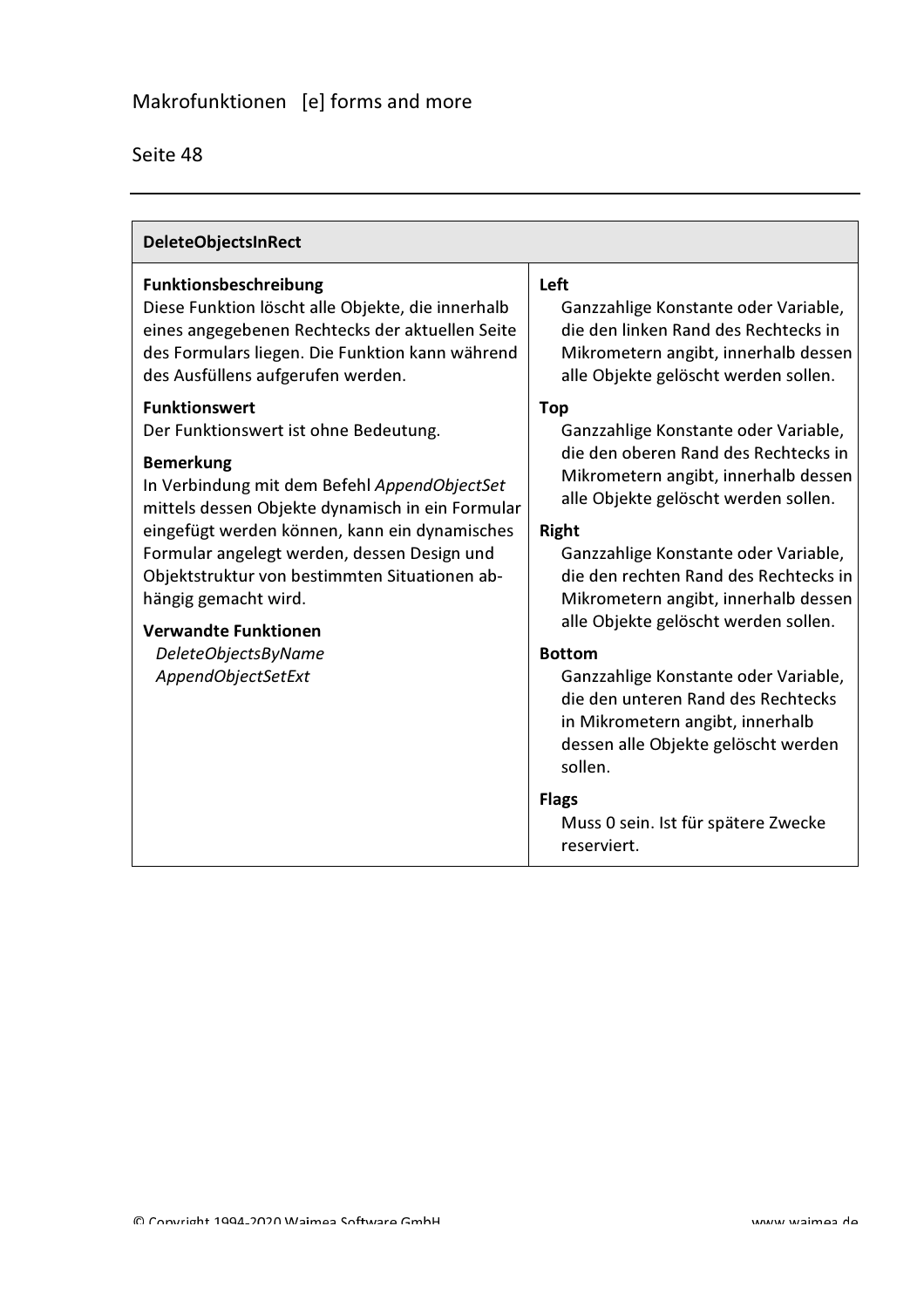## DeleteObjectsInRect

**Funktionsbeschreibung**
Diese Funktion löscht alle Objekte, die innerhalb eines angegebenen Rechtecks der aktuellen Seite des Formulars liegen. Die Funktion kann während des Ausfüllens aufgerufen werden.

**Funktionswert**
Der Funktionswert ist ohne Bedeutung.

**Bemerkung**
In Verbindung mit dem Befehl *AppendObjectSet* mittels dessen Objekte dynamisch in ein Formular eingefügt werden können, kann ein dynamisches Formular angelegt werden, dessen Design und Objektstruktur von bestimmten Situationen abhängig gemacht wird.

**Verwandte Funktionen**
*DeleteObjectsByName*
*AppendObjectSetExt*

**Left**
Ganzzahlige Konstante oder Variable, die den linken Rand des Rechtecks in Mikrometern angibt, innerhalb dessen alle Objekte gelöscht werden sollen.

**Top**
Ganzzahlige Konstante oder Variable, die den oberen Rand des Rechtecks in Mikrometern angibt, innerhalb dessen alle Objekte gelöscht werden sollen.

**Right**
Ganzzahlige Konstante oder Variable, die den rechten Rand des Rechtecks in Mikrometern angibt, innerhalb dessen alle Objekte gelöscht werden sollen.

**Bottom**
Ganzzahlige Konstante oder Variable, die den unteren Rand des Rechtecks in Mikrometern angibt, innerhalb dessen alle Objekte gelöscht werden sollen.

**Flags**
Muss 0 sein. Ist für spätere Zwecke reserviert.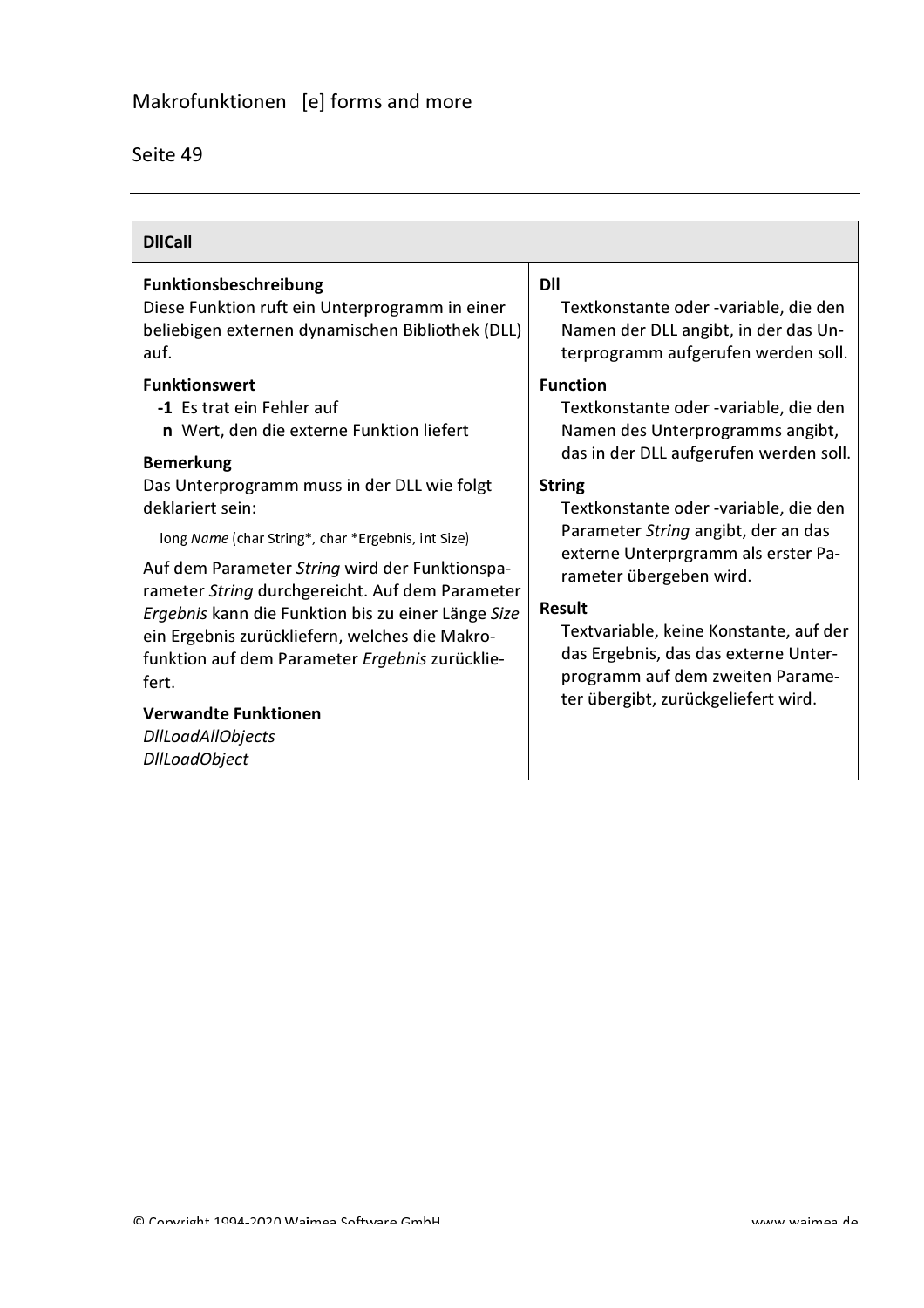## DllCall

**Funktionsbeschreibung**
Diese Funktion ruft ein Unterprogramm in einer beliebigen externen dynamischen Bibliothek (DLL) auf.

**Funktionswert**

- **-1** Es trat ein Fehler auf
- **n** Wert, den die externe Funktion liefert

**Bemerkung**
Das Unterprogramm muss in der DLL wie folgt deklariert sein:

long *Name* (char String*, char *Ergebnis, int Size)

Auf dem Parameter *String* wird der Funktionsparameter *String* durchgereicht. Auf dem Parameter *Ergebnis* kann die Funktion bis zu einer Länge *Size* ein Ergebnis zurückliefern, welches die Makrofunktion auf dem Parameter *Ergebnis* zurückliefert.

**Verwandte Funktionen**
*DllLoadAllObjects*
*DllLoadObject*

**Dll**
Textkonstante oder -variable, die den Namen der DLL angibt, in der das Unterprogramm aufgerufen werden soll.

**Function**
Textkonstante oder -variable, die den Namen des Unterprogramms angibt, das in der DLL aufgerufen werden soll.

**String**
Textkonstante oder -variable, die den Parameter *String* angibt, der an das externe Unterprgramm als erster Parameter übergeben wird.

**Result**
Textvariable, keine Konstante, auf der das Ergebnis, das das externe Unterprogramm auf dem zweiten Parameter übergibt, zurückgeliefert wird.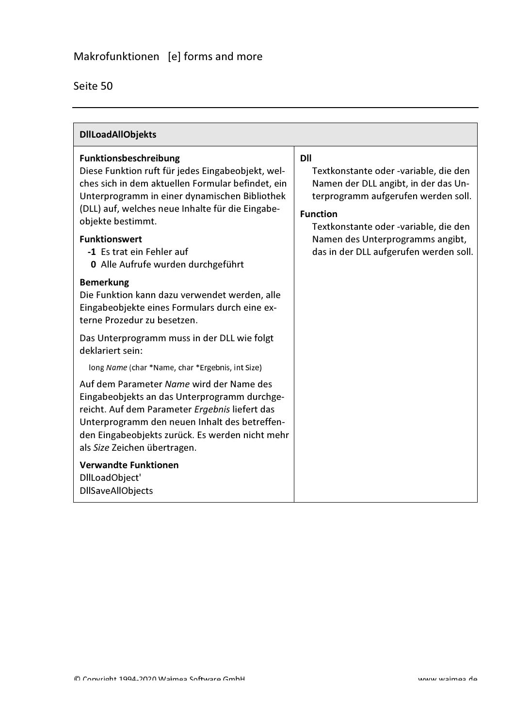## DllLoadAllObjekts

**Funktionsbeschreibung**
Diese Funktion ruft für jedes Eingabeobjekt, welches sich in dem aktuellen Formular befindet, ein Unterprogramm in einer dynamischen Bibliothek (DLL) auf, welches neue Inhalte für die Eingabeobjekte bestimmt.

**Funktionswert**

- **-1** Es trat ein Fehler auf
- **0** Alle Aufrufe wurden durchgeführt

**Bemerkung**
Die Funktion kann dazu verwendet werden, alle Eingabeobjekte eines Formulars durch eine externe Prozedur zu besetzen.

Das Unterprogramm muss in der DLL wie folgt deklariert sein:

long *Name* (char *Name, char *Ergebnis, int Size)

Auf dem Parameter *Name* wird der Name des Eingabeobjekts an das Unterprogramm durchgereicht. Auf dem Parameter *Ergebnis* liefert das Unterprogramm den neuen Inhalt des betreffenden Eingabeobjekts zurück. Es werden nicht mehr als *Size* Zeichen übertragen.

**Verwandte Funktionen**
DllLoadObject'
DllSaveAllObjects

**Dll**
Textkonstante oder -variable, die den Namen der DLL angibt, in der das Unterprogramm aufgerufen werden soll.

**Function**
Textkonstante oder -variable, die den Namen des Unterprogramms angibt, das in der DLL aufgerufen werden soll.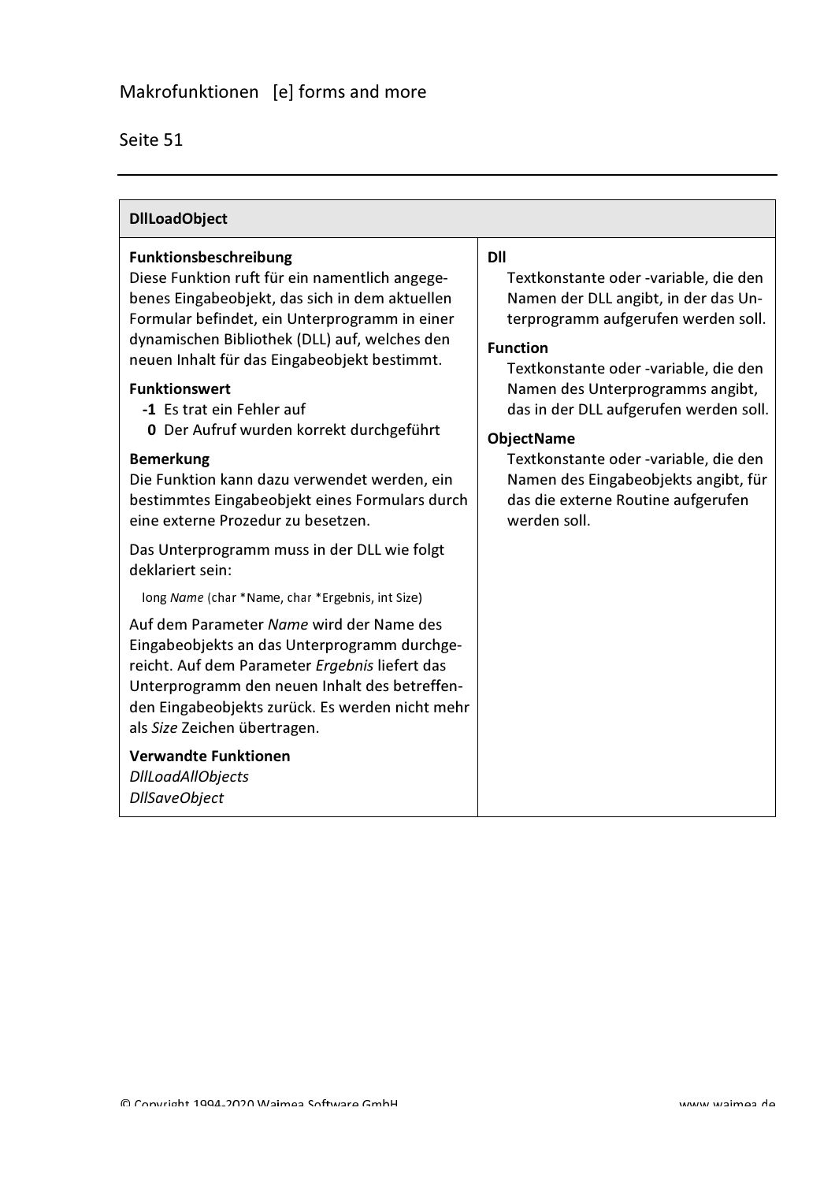## DllLoadObject

**Funktionsbeschreibung**
Diese Funktion ruft für ein namentlich angegebenes Eingabeobjekt, das sich in dem aktuellen Formular befindet, ein Unterprogramm in einer dynamischen Bibliothek (DLL) auf, welches den neuen Inhalt für das Eingabeobjekt bestimmt.

**Funktionswert**

- **-1** Es trat ein Fehler auf
- **0** Der Aufruf wurden korrekt durchgeführt

**Bemerkung**
Die Funktion kann dazu verwendet werden, ein bestimmtes Eingabeobjekt eines Formulars durch eine externe Prozedur zu besetzen.

Das Unterprogramm muss in der DLL wie folgt deklariert sein:

long *Name* (char *Name, char *Ergebnis, int Size)

Auf dem Parameter *Name* wird der Name des Eingabeobjekts an das Unterprogramm durchgereicht. Auf dem Parameter *Ergebnis* liefert das Unterprogramm den neuen Inhalt des betreffenden Eingabeobjekts zurück. Es werden nicht mehr als *Size* Zeichen übertragen.

**Verwandte Funktionen**
*DllLoadAllObjects*
*DllSaveObject*

**Dll**
Textkonstante oder -variable, die den Namen der DLL angibt, in der das Unterprogramm aufgerufen werden soll.

**Function**
Textkonstante oder -variable, die den Namen des Unterprogramms angibt, das in der DLL aufgerufen werden soll.

**ObjectName**
Textkonstante oder -variable, die den Namen des Eingabeobjekts angibt, für das die externe Routine aufgerufen werden soll.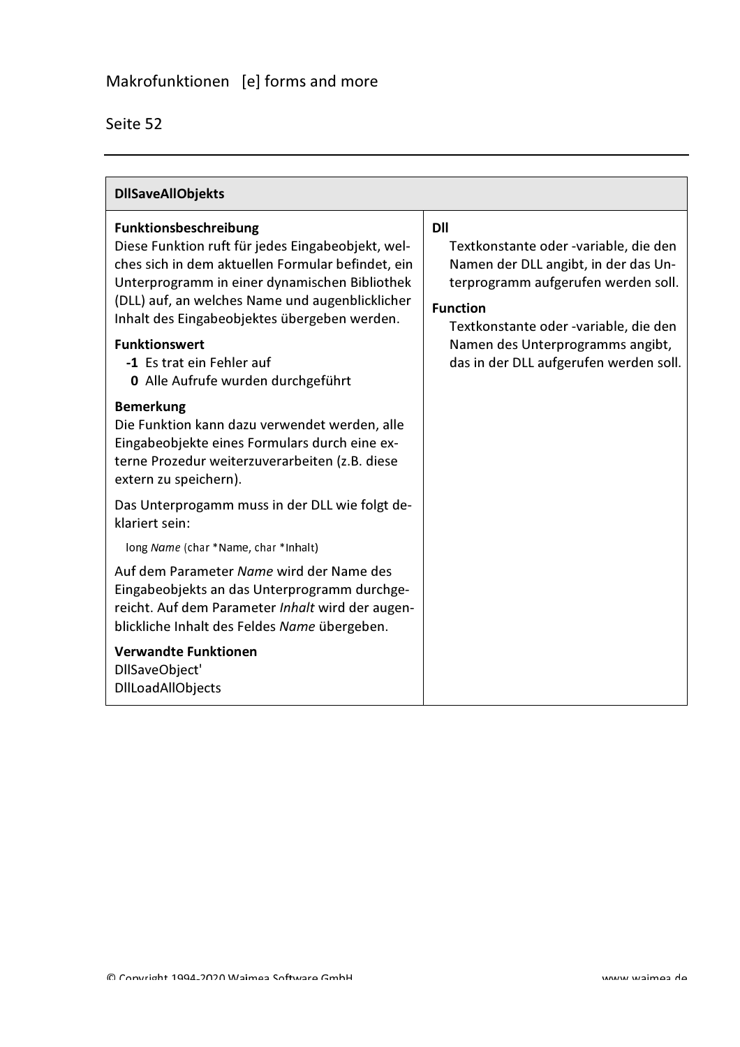## DllSaveAllObjekts

**Funktionsbeschreibung**
Diese Funktion ruft für jedes Eingabeobjekt, welches sich in dem aktuellen Formular befindet, ein Unterprogramm in einer dynamischen Bibliothek (DLL) auf, an welches Name und augenblicklicher Inhalt des Eingabeobjektes übergeben werden.

**Funktionswert**

- **-1** Es trat ein Fehler auf
- **0** Alle Aufrufe wurden durchgeführt

**Bemerkung**
Die Funktion kann dazu verwendet werden, alle Eingabeobjekte eines Formulars durch eine externe Prozedur weiterzuverarbeiten (z.B. diese extern zu speichern).

Das Unterprogamm muss in der DLL wie folgt deklariert sein:

```
long Name (char *Name, char *Inhalt)
```

Auf dem Parameter *Name* wird der Name des Eingabeobjekts an das Unterprogramm durchgereicht. Auf dem Parameter *Inhalt* wird der augenblickliche Inhalt des Feldes *Name* übergeben.

**Verwandte Funktionen**
DllSaveObject'
DllLoadAllObjects

**Dll**
Textkonstante oder -variable, die den Namen der DLL angibt, in der das Unterprogramm aufgerufen werden soll.

**Function**
Textkonstante oder -variable, die den Namen des Unterprogramms angibt, das in der DLL aufgerufen werden soll.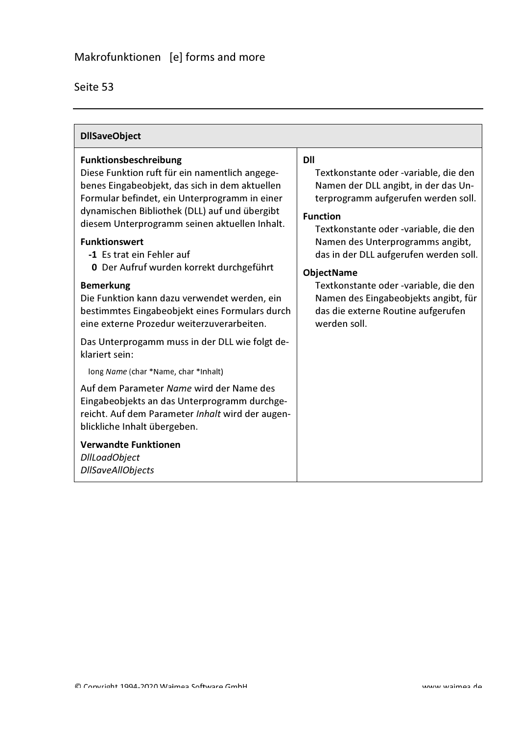## DllSaveObject

**Funktionsbeschreibung**
Diese Funktion ruft für ein namentlich angegebenes Eingabeobjekt, das sich in dem aktuellen Formular befindet, ein Unterprogramm in einer dynamischen Bibliothek (DLL) auf und übergibt diesem Unterprogramm seinen aktuellen Inhalt.

**Funktionswert**

- **-1** Es trat ein Fehler auf
- **0** Der Aufruf wurden korrekt durchgeführt

**Bemerkung**
Die Funktion kann dazu verwendet werden, ein bestimmtes Eingabeobjekt eines Formulars durch eine externe Prozedur weiterzuverarbeiten.

Das Unterprogamm muss in der DLL wie folgt deklariert sein:

long *Name* (char *Name, char *Inhalt)

Auf dem Parameter *Name* wird der Name des Eingabeobjekts an das Unterprogramm durchgereicht. Auf dem Parameter *Inhalt* wird der augenblickliche Inhalt übergeben.

**Verwandte Funktionen**
*DllLoadObject*
*DllSaveAllObjects*

**Dll**
Textkonstante oder -variable, die den Namen der DLL angibt, in der das Unterprogramm aufgerufen werden soll.

**Function**
Textkonstante oder -variable, die den Namen des Unterprogramms angibt, das in der DLL aufgerufen werden soll.

**ObjectName**
Textkonstante oder -variable, die den Namen des Eingabeobjekts angibt, für das die externe Routine aufgerufen werden soll.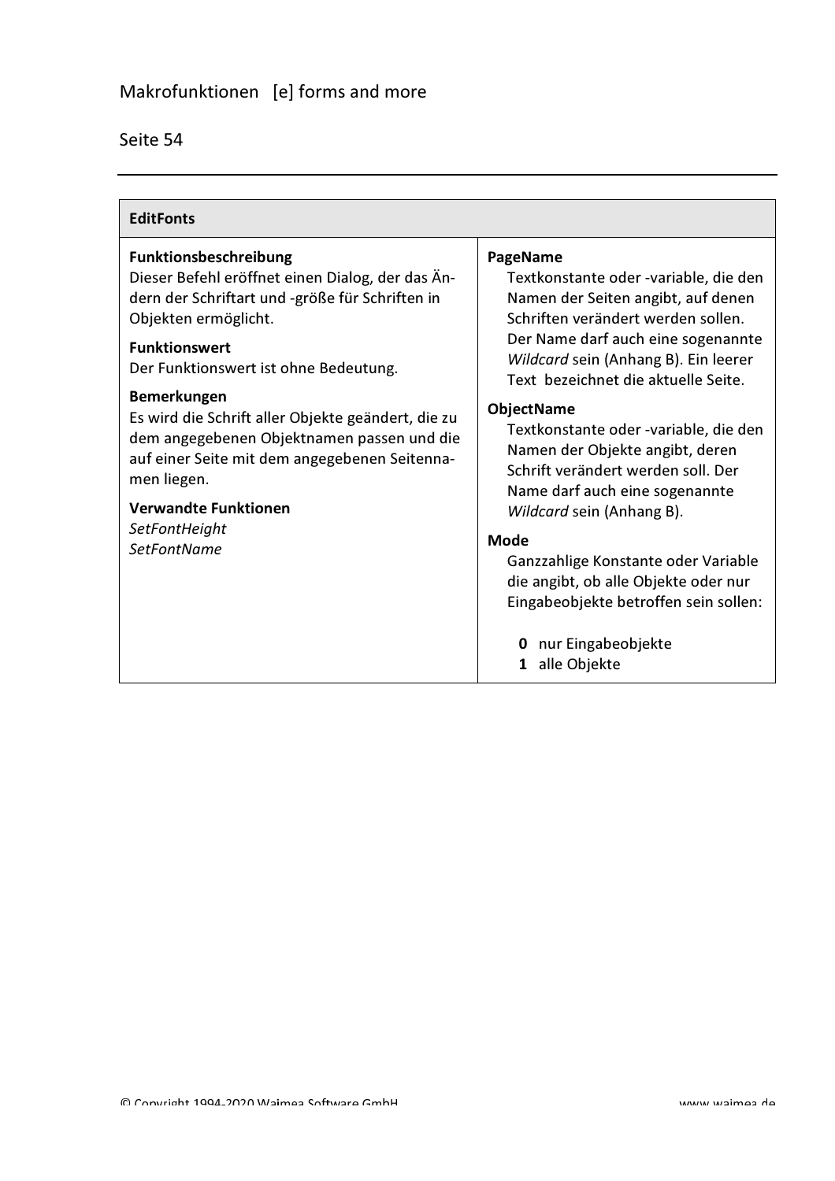## EditFonts

**Funktionsbeschreibung**
Dieser Befehl eröffnet einen Dialog, der das Ändern der Schriftart und -größe für Schriften in Objekten ermöglicht.

**Funktionswert**
Der Funktionswert ist ohne Bedeutung.

**Bemerkungen**
Es wird die Schrift aller Objekte geändert, die zu dem angegebenen Objektnamen passen und die auf einer Seite mit dem angegebenen Seitennamen liegen.

**Verwandte Funktionen**
*SetFontHeight*
*SetFontName*

**PageName**
Textkonstante oder -variable, die den Namen der Seiten angibt, auf denen Schriften verändert werden sollen. Der Name darf auch eine sogenannte *Wildcard* sein (Anhang B). Ein leerer Text bezeichnet die aktuelle Seite.

**ObjectName**
Textkonstante oder -variable, die den Namen der Objekte angibt, deren Schrift verändert werden soll. Der Name darf auch eine sogenannte *Wildcard* sein (Anhang B).

**Mode**
Ganzzahlige Konstante oder Variable die angibt, ob alle Objekte oder nur Eingabeobjekte betroffen sein sollen:

- **0** nur Eingabeobjekte
- **1** alle Objekte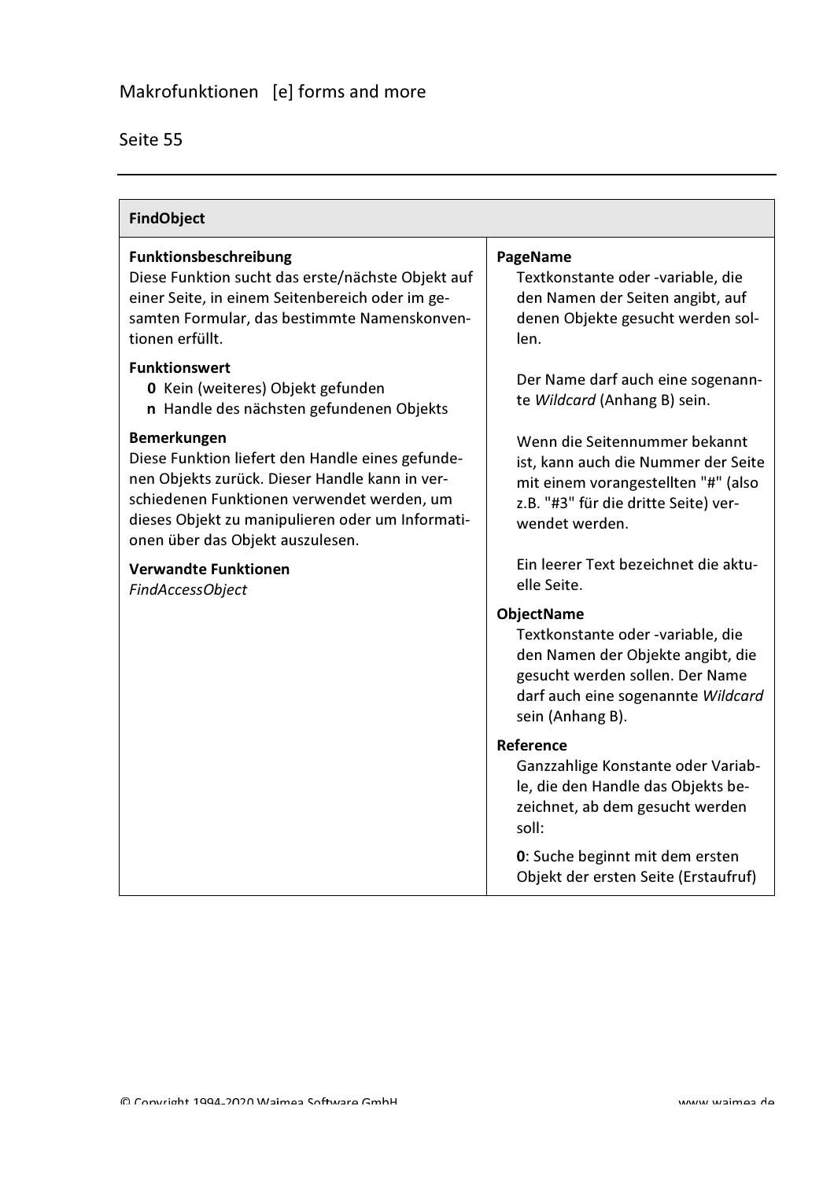## FindObject

### Funktionsbeschreibung

Diese Funktion sucht das erste/nächste Objekt auf einer Seite, in einem Seitenbereich oder im gesamten Formular, das bestimmte Namenskonventionen erfüllt.

### Funktionswert

- **0** Kein (weiteres) Objekt gefunden
- **n** Handle des nächsten gefundenen Objekts

### Bemerkungen

Diese Funktion liefert den Handle eines gefundenen Objekts zurück. Dieser Handle kann in verschiedenen Funktionen verwendet werden, um dieses Objekt zu manipulieren oder um Informationen über das Objekt auszulesen.

### Verwandte Funktionen

*FindAccessObject*

### PageName

Textkonstante oder -variable, die den Namen der Seiten angibt, auf denen Objekte gesucht werden sollen.

Der Name darf auch eine sogenannte *Wildcard* (Anhang B) sein.

Wenn die Seitennummer bekannt ist, kann auch die Nummer der Seite mit einem vorangestellten "#" (also z.B. "#3" für die dritte Seite) verwendet werden.

Ein leerer Text bezeichnet die aktuelle Seite.

### ObjectName

Textkonstante oder -variable, die den Namen der Objekte angibt, die gesucht werden sollen. Der Name darf auch eine sogenannte *Wildcard* sein (Anhang B).

### Reference

Ganzzahlige Konstante oder Variable, die den Handle das Objekts bezeichnet, ab dem gesucht werden soll:

**0**: Suche beginnt mit dem ersten Objekt der ersten Seite (Erstaufruf)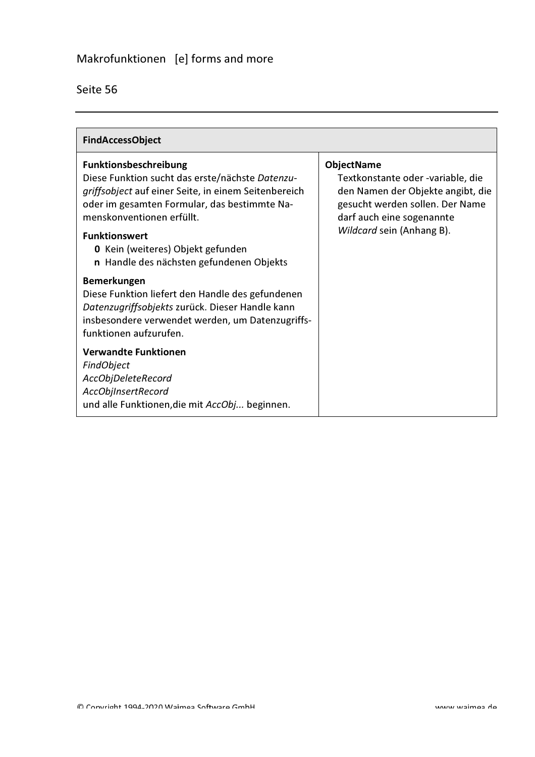## FindAccessObject

### Funktionsbeschreibung

Diese Funktion sucht das erste/nächste *Datenzugriffsobject* auf einer Seite, in einem Seitenbereich oder im gesamten Formular, das bestimmte Namenskonventionen erfüllt.

### Funktionswert

- **0** Kein (weiteres) Objekt gefunden
- **n** Handle des nächsten gefundenen Objekts

### Bemerkungen

Diese Funktion liefert den Handle des gefundenen *Datenzugriffsobjekts* zurück. Dieser Handle kann insbesondere verwendet werden, um Datenzugriffsfunktionen aufzurufen.

### Verwandte Funktionen

*FindObject*
*AccObjDeleteRecord*
*AccObjInsertRecord*
und alle Funktionen,die mit *AccObj...* beginnen.

### ObjectName

Textkonstante oder -variable, die den Namen der Objekte angibt, die gesucht werden sollen. Der Name darf auch eine sogenannte *Wildcard* sein (Anhang B).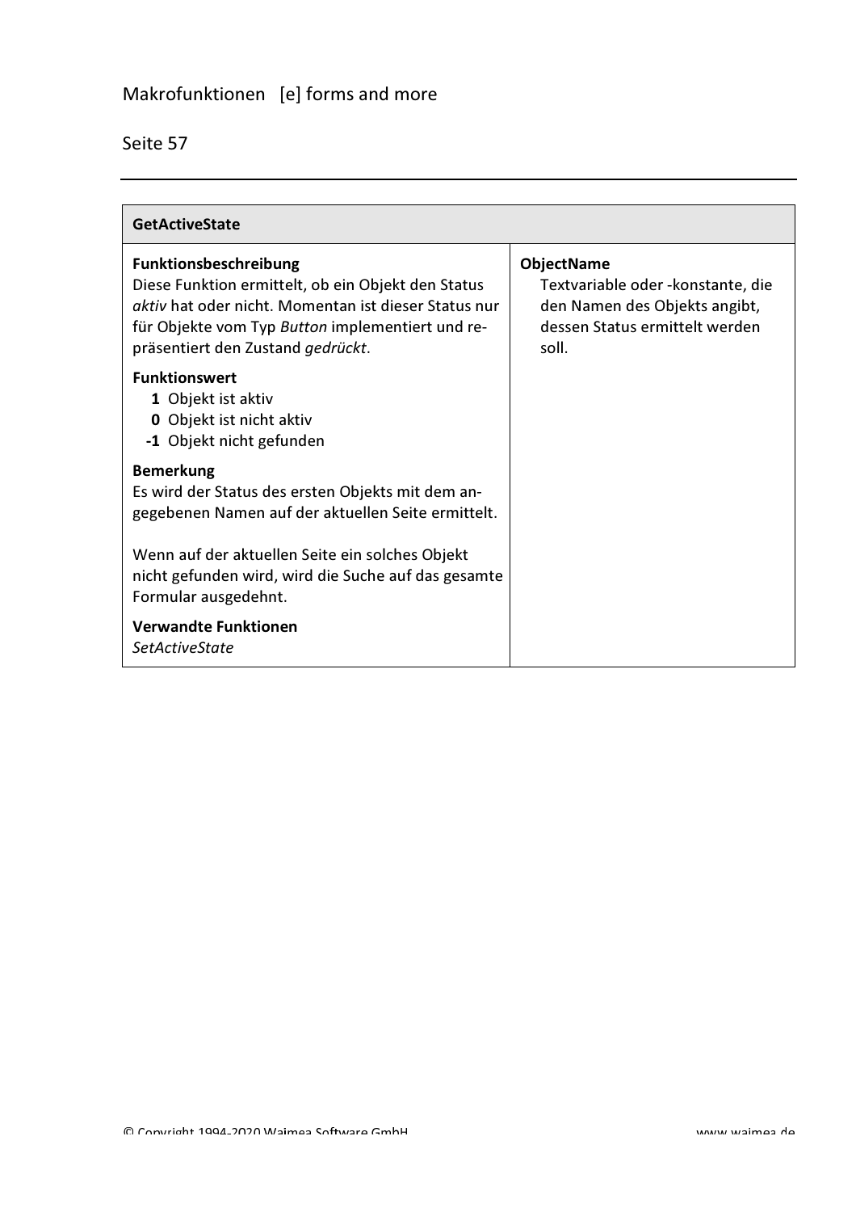## GetActiveState

**Funktionsbeschreibung**
Diese Funktion ermittelt, ob ein Objekt den Status *aktiv* hat oder nicht. Momentan ist dieser Status nur für Objekte vom Typ *Button* implementiert und repräsentiert den Zustand *gedrückt*.

**Funktionswert**
- **1** Objekt ist aktiv
- **0** Objekt ist nicht aktiv
- **-1** Objekt nicht gefunden

**Bemerkung**
Es wird der Status des ersten Objekts mit dem angegebenen Namen auf der aktuellen Seite ermittelt.

Wenn auf der aktuellen Seite ein solches Objekt nicht gefunden wird, wird die Suche auf das gesamte Formular ausgedehnt.

**Verwandte Funktionen**
*SetActiveState*

**ObjectName**
Textvariable oder -konstante, die den Namen des Objekts angibt, dessen Status ermittelt werden soll.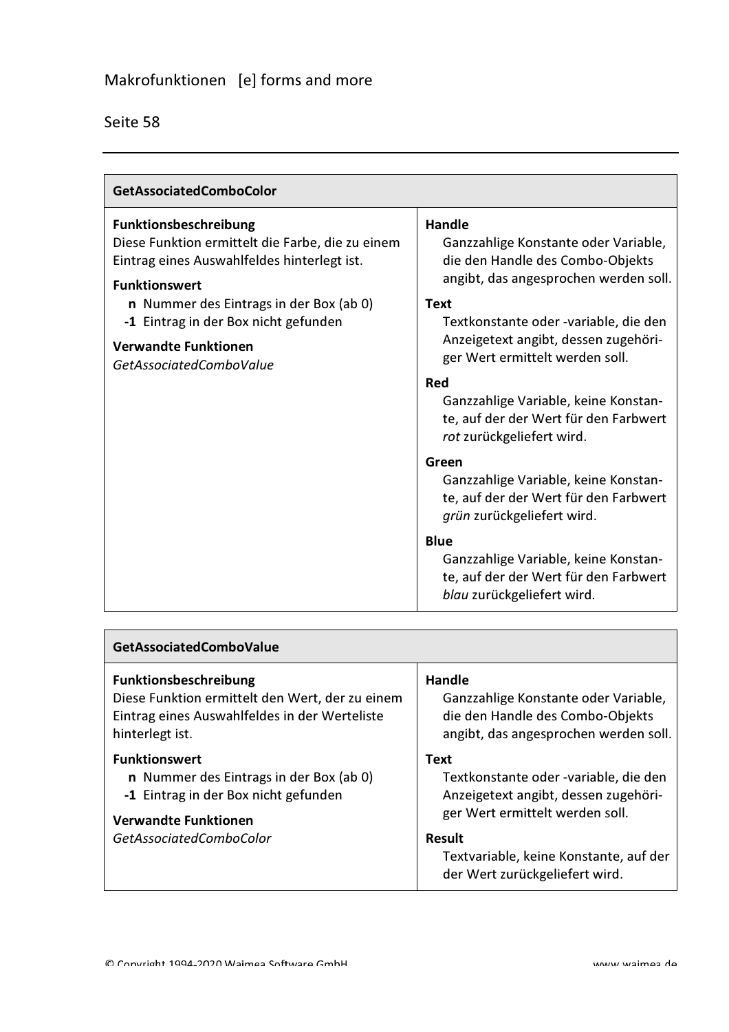## GetAssociatedComboColor

**Funktionsbeschreibung**
Diese Funktion ermittelt die Farbe, die zu einem Eintrag eines Auswahlfeldes hinterlegt ist.

**Funktionswert**
- **n** Nummer des Eintrags in der Box (ab 0)
- **-1** Eintrag in der Box nicht gefunden

**Verwandte Funktionen**
*GetAssociatedComboValue*

**Handle**
Ganzzahlige Konstante oder Variable, die den Handle des Combo-Objekts angibt, das angesprochen werden soll.

**Text**
Textkonstante oder -variable, die den Anzeigetext angibt, dessen zugehöriger Wert ermittelt werden soll.

**Red**
Ganzzahlige Variable, keine Konstante, auf der der Wert für den Farbwert *rot* zurückgeliefert wird.

**Green**
Ganzzahlige Variable, keine Konstante, auf der der Wert für den Farbwert *grün* zurückgeliefert wird.

**Blue**
Ganzzahlige Variable, keine Konstante, auf der der Wert für den Farbwert *blau* zurückgeliefert wird.

## GetAssociatedComboValue

**Funktionsbeschreibung**
Diese Funktion ermittelt den Wert, der zu einem Eintrag eines Auswahlfeldes in der Werteliste hinterlegt ist.

**Funktionswert**
- **n** Nummer des Eintrags in der Box (ab 0)
- **-1** Eintrag in der Box nicht gefunden

**Verwandte Funktionen**
*GetAssociatedComboColor*

**Handle**
Ganzzahlige Konstante oder Variable, die den Handle des Combo-Objekts angibt, das angesprochen werden soll.

**Text**
Textkonstante oder -variable, die den Anzeigetext angibt, dessen zugehöriger Wert ermittelt werden soll.

**Result**
Textvariable, keine Konstante, auf der der Wert zurückgeliefert wird.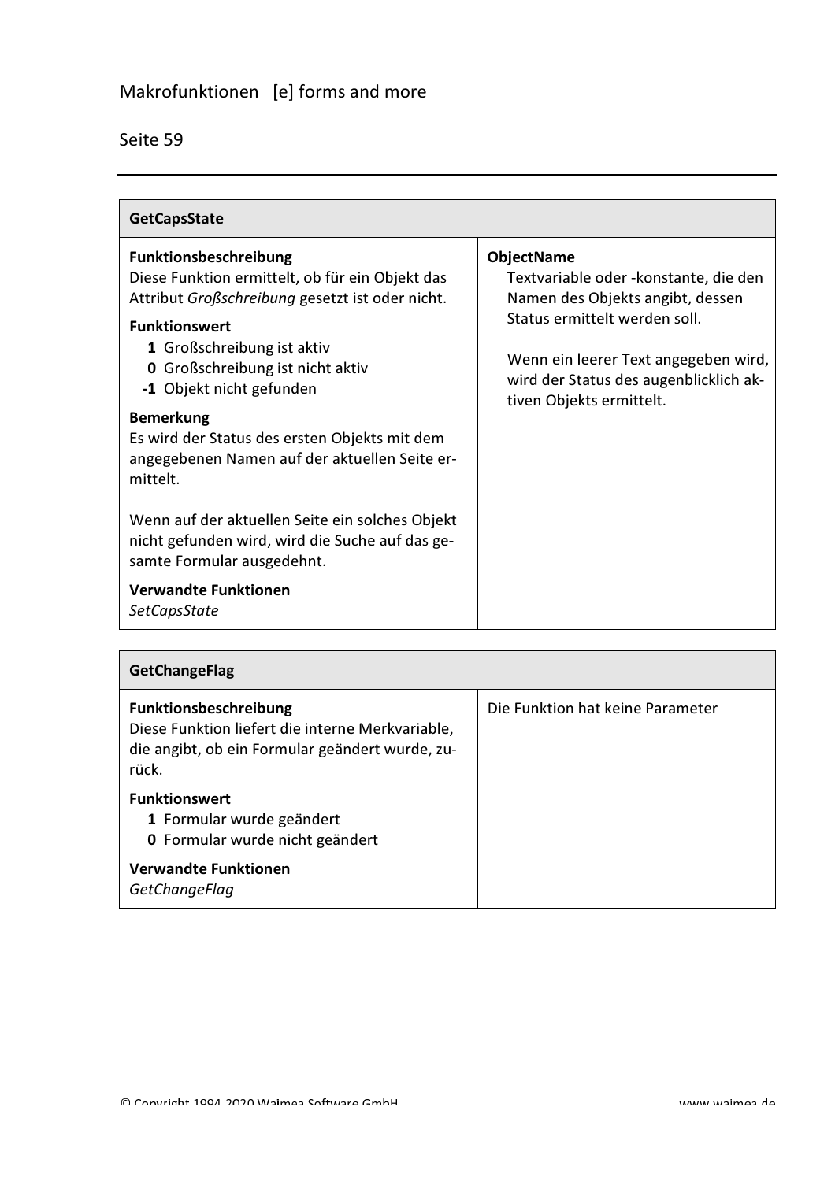## GetCapsState

| **GetCapsState** | |
|---|---|
| **Funktionsbeschreibung**<br>Diese Funktion ermittelt, ob für ein Objekt das Attribut *Großschreibung* gesetzt ist oder nicht.<br><br>**Funktionswert**<br>**1** Großschreibung ist aktiv<br>**0** Großschreibung ist nicht aktiv<br>**-1** Objekt nicht gefunden<br><br>**Bemerkung**<br>Es wird der Status des ersten Objekts mit dem angegebenen Namen auf der aktuellen Seite ermittelt.<br><br>Wenn auf der aktuellen Seite ein solches Objekt nicht gefunden wird, wird die Suche auf das gesamte Formular ausgedehnt.<br><br>**Verwandte Funktionen**<br>*SetCapsState* | **ObjectName**<br>Textvariable oder -konstante, die den Namen des Objekts angibt, dessen Status ermittelt werden soll.<br><br>Wenn ein leerer Text angegeben wird, wird der Status des augenblicklich aktiven Objekts ermittelt. |

## GetChangeFlag

| **GetChangeFlag** | |
|---|---|
| **Funktionsbeschreibung**<br>Diese Funktion liefert die interne Merkvariable, die angibt, ob ein Formular geändert wurde, zurück.<br><br>**Funktionswert**<br>**1** Formular wurde geändert<br>**0** Formular wurde nicht geändert<br><br>**Verwandte Funktionen**<br>*GetChangeFlag* | Die Funktion hat keine Parameter |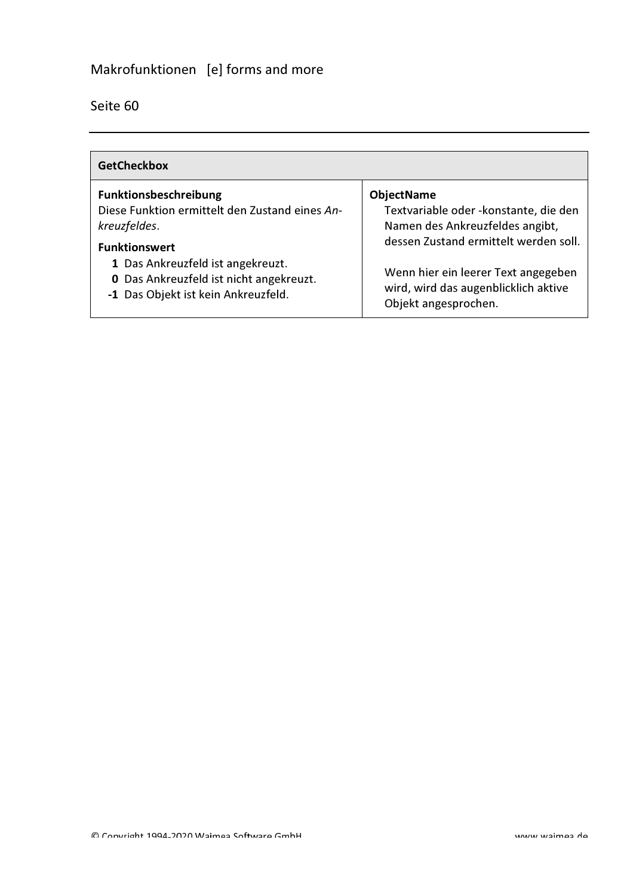| GetCheckbox | |
|---|---|
| **Funktionsbeschreibung**<br>Diese Funktion ermittelt den Zustand eines *Ankreuzfeldes*.<br><br>**Funktionswert**<br>**1** Das Ankreuzfeld ist angekreuzt.<br>**0** Das Ankreuzfeld ist nicht angekreuzt.<br>**-1** Das Objekt ist kein Ankreuzfeld. | **ObjectName**<br>Textvariable oder -konstante, die den Namen des Ankreuzfeldes angibt, dessen Zustand ermittelt werden soll.<br><br>Wenn hier ein leerer Text angegeben wird, wird das augenblicklich aktive Objekt angesprochen. |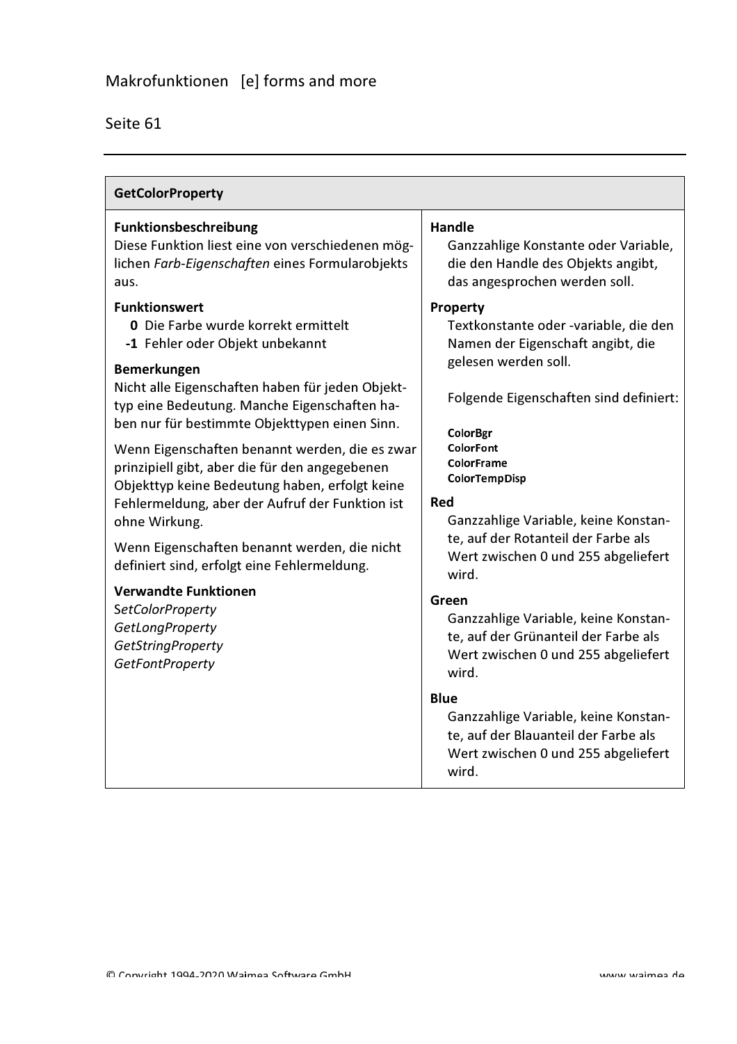## GetColorProperty

**Funktionsbeschreibung**
Diese Funktion liest eine von verschiedenen möglichen *Farb-Eigenschaften* eines Formularobjekts aus.

**Funktionswert**

- **0** Die Farbe wurde korrekt ermittelt
- **-1** Fehler oder Objekt unbekannt

**Bemerkungen**
Nicht alle Eigenschaften haben für jeden Objekttyp eine Bedeutung. Manche Eigenschaften haben nur für bestimmte Objekttypen einen Sinn.

Wenn Eigenschaften benannt werden, die es zwar prinzipiell gibt, aber die für den angegebenen Objekttyp keine Bedeutung haben, erfolgt keine Fehlermeldung, aber der Aufruf der Funktion ist ohne Wirkung.

Wenn Eigenschaften benannt werden, die nicht definiert sind, erfolgt eine Fehlermeldung.

**Verwandte Funktionen**
*SetColorProperty*
*GetLongProperty*
*GetStringProperty*
*GetFontProperty*

**Handle**
Ganzzahlige Konstante oder Variable, die den Handle des Objekts angibt, das angesprochen werden soll.

**Property**
Textkonstante oder -variable, die den Namen der Eigenschaft angibt, die gelesen werden soll.

Folgende Eigenschaften sind definiert:

**ColorBgr**
**ColorFont**
**ColorFrame**
**ColorTempDisp**

**Red**
Ganzzahlige Variable, keine Konstante, auf der Rotanteil der Farbe als Wert zwischen 0 und 255 abgeliefert wird.

**Green**
Ganzzahlige Variable, keine Konstante, auf der Grünanteil der Farbe als Wert zwischen 0 und 255 abgeliefert wird.

**Blue**
Ganzzahlige Variable, keine Konstante, auf der Blauanteil der Farbe als Wert zwischen 0 und 255 abgeliefert wird.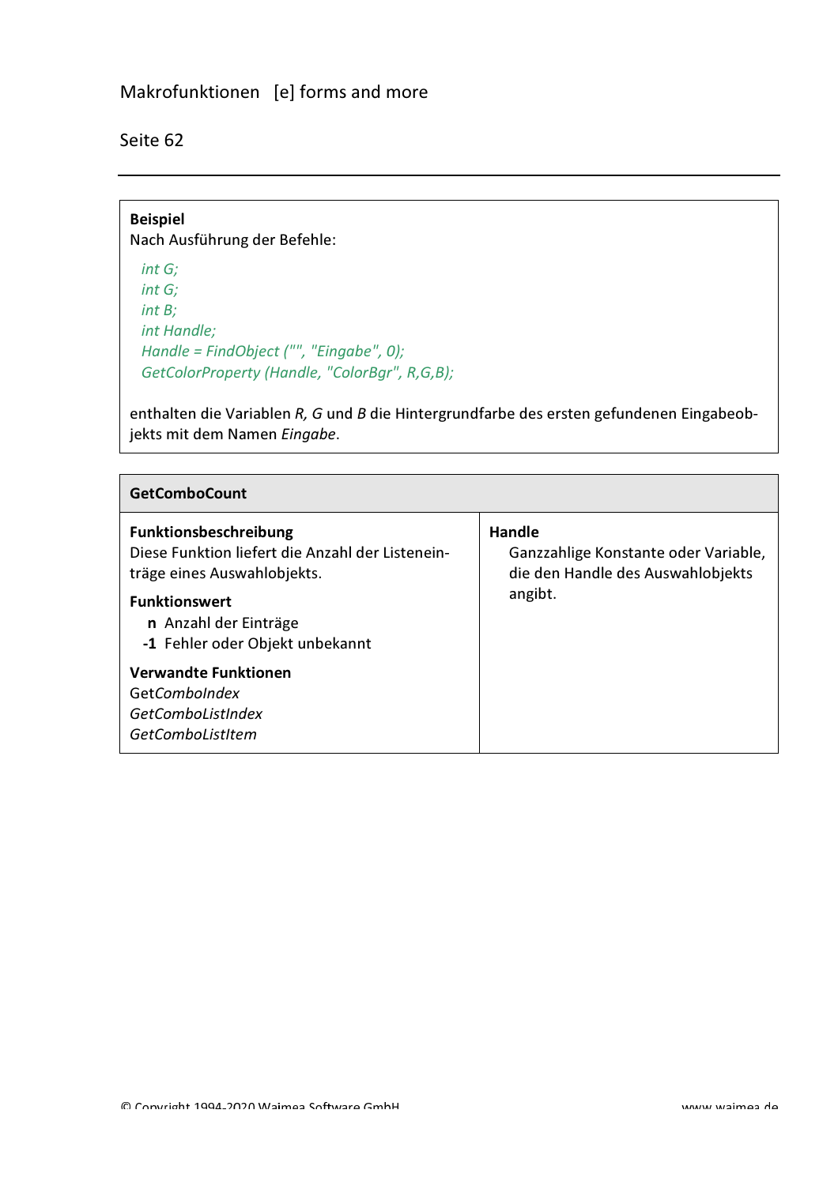**Beispiel**

Nach Ausführung der Befehle:

```
int G;
int G;
int B;
int Handle;
Handle = FindObject ("", "Eingabe", 0);
GetColorProperty (Handle, "ColorBgr", R,G,B);
```

enthalten die Variablen *R, G* und *B* die Hintergrundfarbe des ersten gefundenen Eingabeobjekts mit dem Namen *Eingabe*.

## GetComboCount

**Funktionsbeschreibung**
Diese Funktion liefert die Anzahl der Listeneinträge eines Auswahlobjekts.

**Funktionswert**

- **n** Anzahl der Einträge
- **-1** Fehler oder Objekt unbekannt

**Verwandte Funktionen**
Get*ComboIndex*
*GetComboListIndex*
*GetComboListItem*

**Handle**
Ganzzahlige Konstante oder Variable, die den Handle des Auswahlobjekts angibt.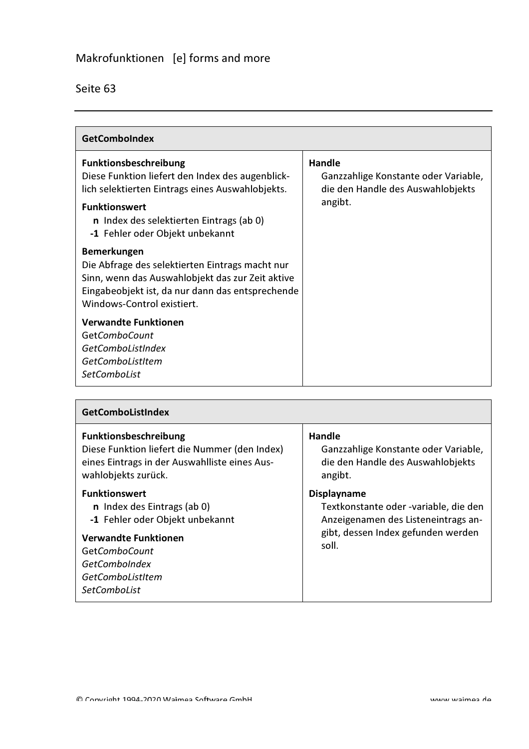## GetComboIndex

| Funktionsbeschreibung | Handle |
|---|---|
| **Funktionsbeschreibung**<br>Diese Funktion liefert den Index des augenblicklich selektierten Eintrags eines Auswahlobjekts.<br><br>**Funktionswert**<br>**n** Index des selektierten Eintrags (ab 0)<br>**-1** Fehler oder Objekt unbekannt<br><br>**Bemerkungen**<br>Die Abfrage des selektierten Eintrags macht nur Sinn, wenn das Auswahlobjekt das zur Zeit aktive Eingabeobjekt ist, da nur dann das entsprechende Windows-Control existiert.<br><br>**Verwandte Funktionen**<br>Get*ComboCount*<br>*GetComboListIndex*<br>*GetComboListItem*<br>*SetComboList* | **Handle**<br>Ganzzahlige Konstante oder Variable, die den Handle des Auswahlobjekts angibt. |

## GetComboListIndex

| Funktionsbeschreibung | Parameter |
|---|---|
| **Funktionsbeschreibung**<br>Diese Funktion liefert die Nummer (den Index) eines Eintrags in der Auswahlliste eines Auswahlobjekts zurück.<br><br>**Funktionswert**<br>**n** Index des Eintrags (ab 0)<br>**-1** Fehler oder Objekt unbekannt<br><br>**Verwandte Funktionen**<br>Get*ComboCount*<br>*GetComboIndex*<br>*GetComboListItem*<br>*SetComboList* | **Handle**<br>Ganzzahlige Konstante oder Variable, die den Handle des Auswahlobjekts angibt.<br><br>**Displayname**<br>Textkonstante oder -variable, die den Anzeigenamen des Listeneintrags angibt, dessen Index gefunden werden soll. |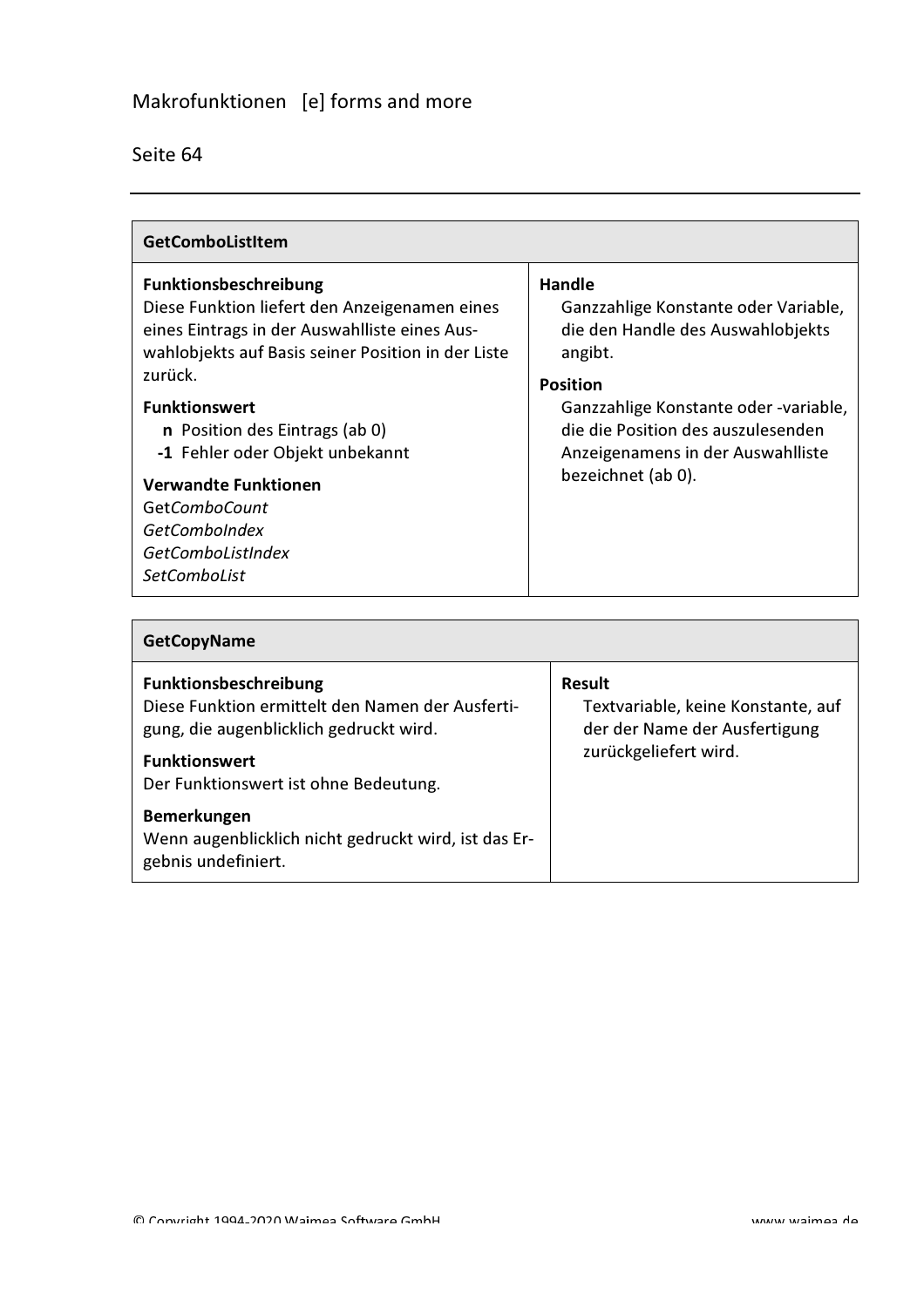## GetComboListItem

**Funktionsbeschreibung**
Diese Funktion liefert den Anzeigenamen eines eines Eintrags in der Auswahlliste eines Auswahlobjekts auf Basis seiner Position in der Liste zurück.

**Funktionswert**
- **n** Position des Eintrags (ab 0)
- **-1** Fehler oder Objekt unbekannt

**Verwandte Funktionen**
Get*ComboCount*
*GetComboIndex*
*GetComboListIndex*
*SetComboList*

**Handle**
Ganzzahlige Konstante oder Variable, die den Handle des Auswahlobjekts angibt.

**Position**
Ganzzahlige Konstante oder -variable, die die Position des auszulesenden Anzeigenamens in der Auswahlliste bezeichnet (ab 0).

## GetCopyName

**Funktionsbeschreibung**
Diese Funktion ermittelt den Namen der Ausfertigung, die augenblicklich gedruckt wird.

**Funktionswert**
Der Funktionswert ist ohne Bedeutung.

**Bemerkungen**
Wenn augenblicklich nicht gedruckt wird, ist das Ergebnis undefiniert.

**Result**
Textvariable, keine Konstante, auf der der Name der Ausfertigung zurückgeliefert wird.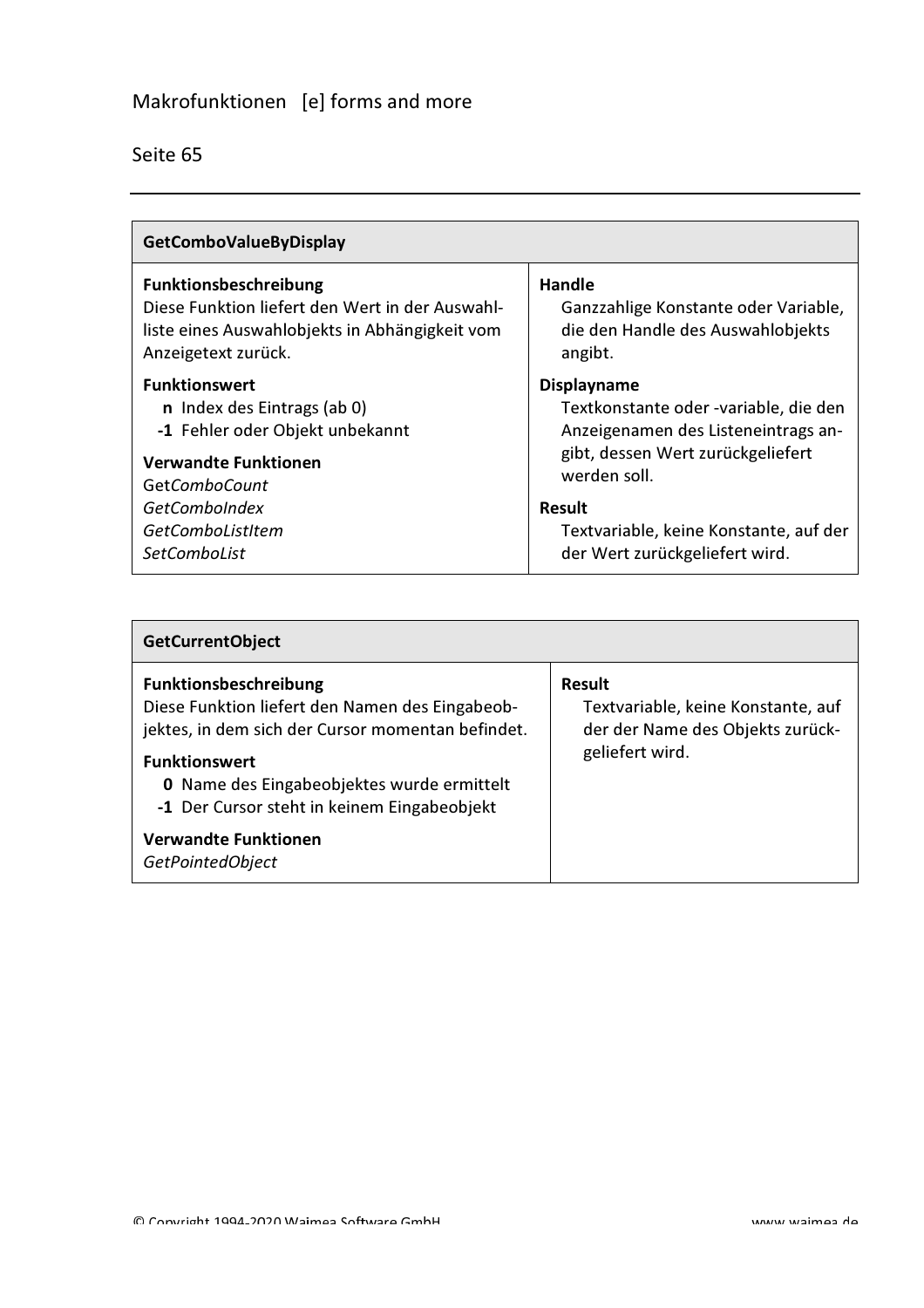## GetComboValueByDisplay

**Funktionsbeschreibung**
Diese Funktion liefert den Wert in der Auswahlliste eines Auswahlobjekts in Abhängigkeit vom Anzeigetext zurück.

**Funktionswert**
- **n** Index des Eintrags (ab 0)
- **-1** Fehler oder Objekt unbekannt

**Verwandte Funktionen**
Get*ComboCount*
*GetComboIndex*
*GetComboListItem*
*SetComboList*

**Handle**
Ganzzahlige Konstante oder Variable, die den Handle des Auswahlobjekts angibt.

**Displayname**
Textkonstante oder -variable, die den Anzeigenamen des Listeneintrags angibt, dessen Wert zurückgeliefert werden soll.

**Result**
Textvariable, keine Konstante, auf der der Wert zurückgeliefert wird.

## GetCurrentObject

**Funktionsbeschreibung**
Diese Funktion liefert den Namen des Eingabeobjektes, in dem sich der Cursor momentan befindet.

**Funktionswert**
- **0** Name des Eingabeobjektes wurde ermittelt
- **-1** Der Cursor steht in keinem Eingabeobjekt

**Verwandte Funktionen**
*GetPointedObject*

**Result**
Textvariable, keine Konstante, auf der der Name des Objekts zurückgeliefert wird.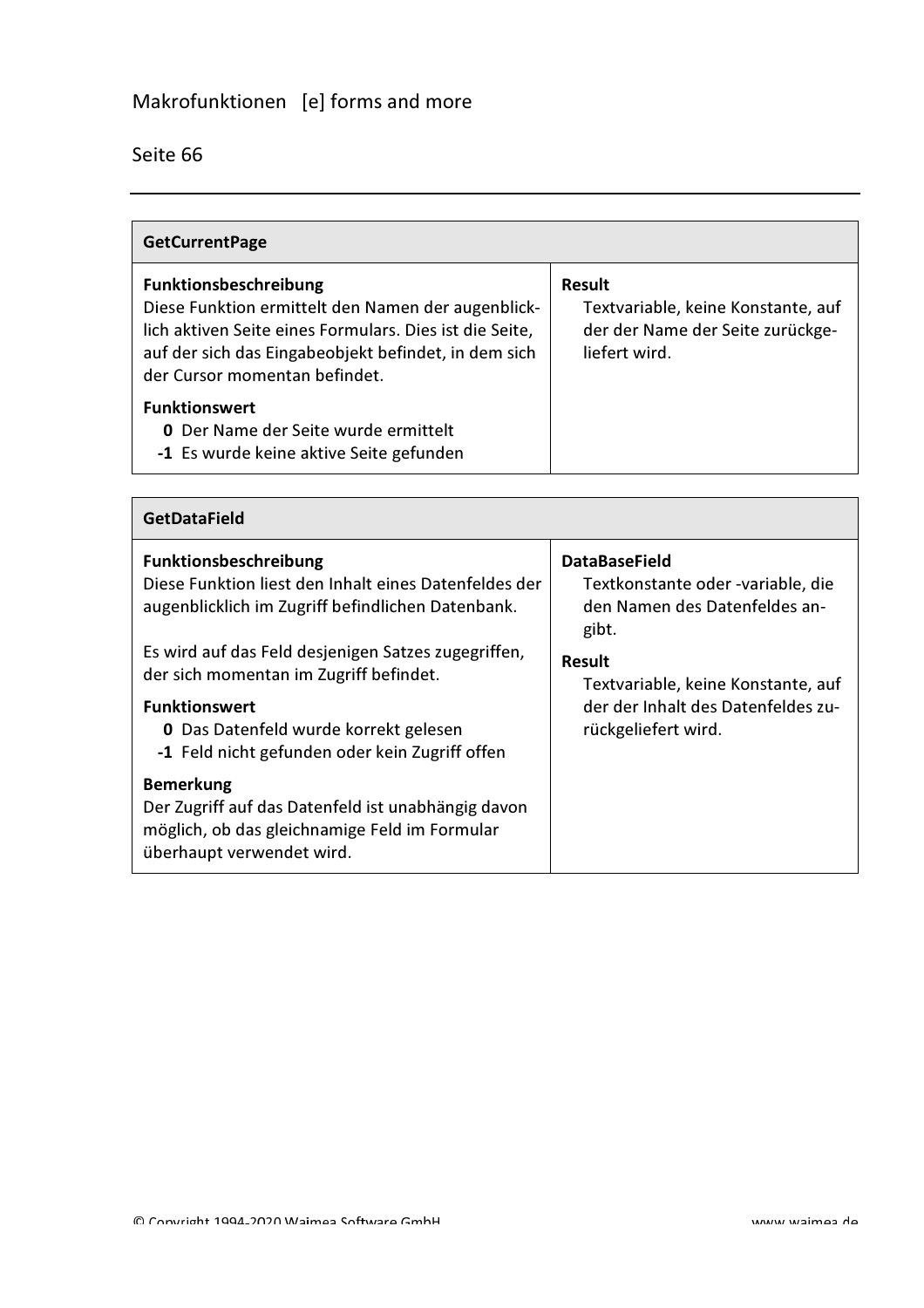## GetCurrentPage

**Funktionsbeschreibung**
Diese Funktion ermittelt den Namen der augenblicklich aktiven Seite eines Formulars. Dies ist die Seite, auf der sich das Eingabeobjekt befindet, in dem sich der Cursor momentan befindet.

**Funktionswert**
- **0** Der Name der Seite wurde ermittelt
- **-1** Es wurde keine aktive Seite gefunden

**Result**
Textvariable, keine Konstante, auf der der Name der Seite zurückgeliefert wird.

## GetDataField

**Funktionsbeschreibung**
Diese Funktion liest den Inhalt eines Datenfeldes der augenblicklich im Zugriff befindlichen Datenbank.

Es wird auf das Feld desjenigen Satzes zugegriffen, der sich momentan im Zugriff befindet.

**Funktionswert**
- **0** Das Datenfeld wurde korrekt gelesen
- **-1** Feld nicht gefunden oder kein Zugriff offen

**Bemerkung**
Der Zugriff auf das Datenfeld ist unabhängig davon möglich, ob das gleichnamige Feld im Formular überhaupt verwendet wird.

**DataBaseField**
Textkonstante oder -variable, die den Namen des Datenfeldes angibt.

**Result**
Textvariable, keine Konstante, auf der der Inhalt des Datenfeldes zurückgeliefert wird.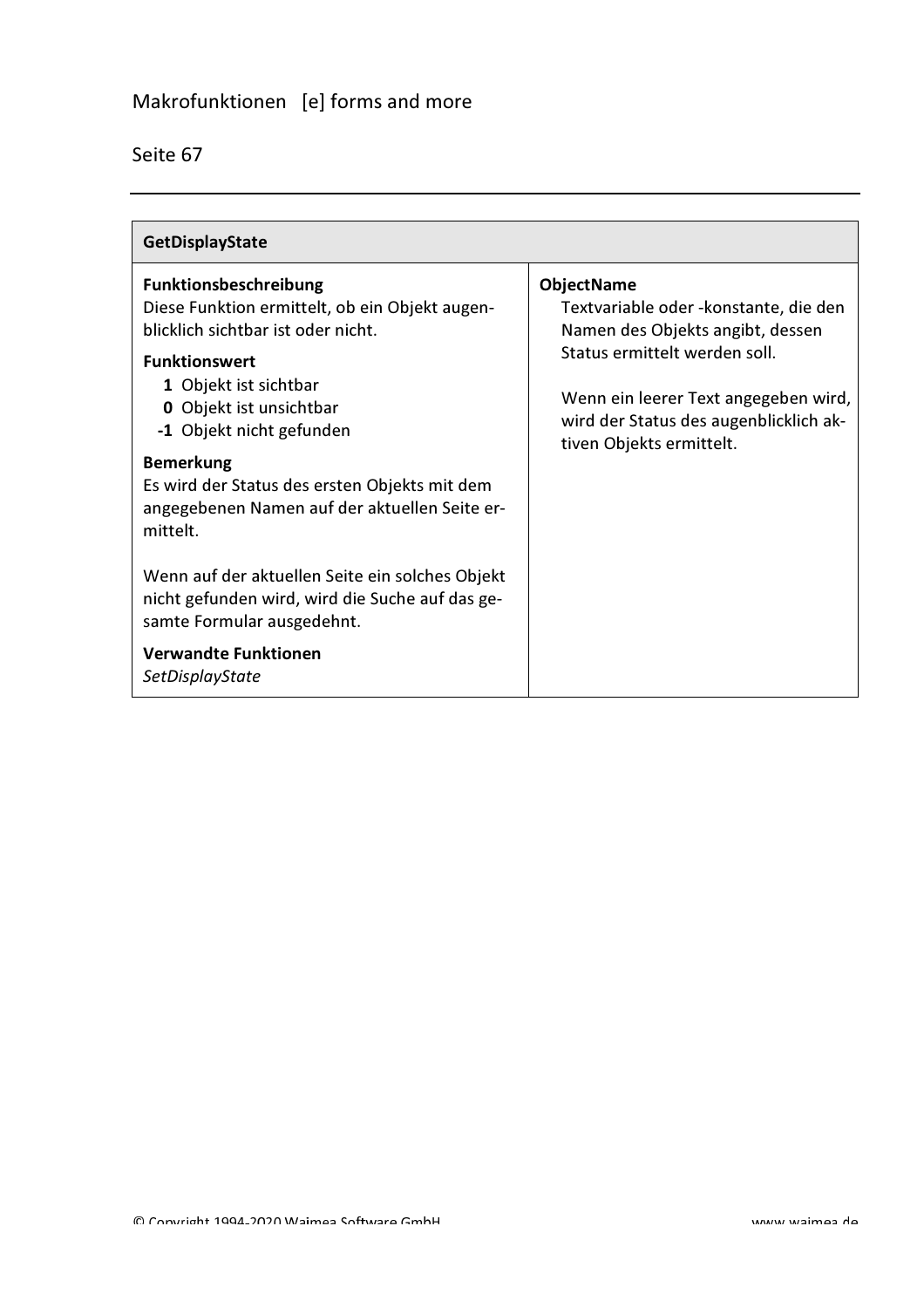## GetDisplayState

**Funktionsbeschreibung**
Diese Funktion ermittelt, ob ein Objekt augenblicklich sichtbar ist oder nicht.

**Funktionswert**

- **1** Objekt ist sichtbar
- **0** Objekt ist unsichtbar
- **-1** Objekt nicht gefunden

**Bemerkung**
Es wird der Status des ersten Objekts mit dem angegebenen Namen auf der aktuellen Seite ermittelt.

Wenn auf der aktuellen Seite ein solches Objekt nicht gefunden wird, wird die Suche auf das gesamte Formular ausgedehnt.

**Verwandte Funktionen**
*SetDisplayState*

**ObjectName**
Textvariable oder -konstante, die den Namen des Objekts angibt, dessen Status ermittelt werden soll.

Wenn ein leerer Text angegeben wird, wird der Status des augenblicklich aktiven Objekts ermittelt.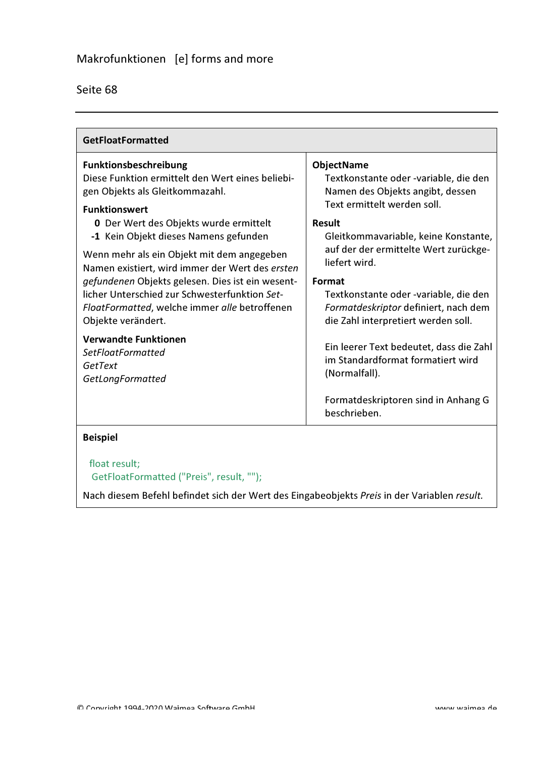## GetFloatFormatted

**Funktionsbeschreibung**
Diese Funktion ermittelt den Wert eines beliebigen Objekts als Gleitkommazahl.

**Funktionswert**

- **0** Der Wert des Objekts wurde ermittelt
- **-1** Kein Objekt dieses Namens gefunden

Wenn mehr als ein Objekt mit dem angegeben Namen existiert, wird immer der Wert des *ersten gefundenen* Objekts gelesen. Dies ist ein wesentlicher Unterschied zur Schwesterfunktion *SetFloatFormatted*, welche immer *alle* betroffenen Objekte verändert.

**Verwandte Funktionen**
*SetFloatFormatted*
*GetText*
*GetLongFormatted*

**ObjectName**
Textkonstante oder -variable, die den Namen des Objekts angibt, dessen Text ermittelt werden soll.

**Result**
Gleitkommavariable, keine Konstante, auf der der ermittelte Wert zurückgeliefert wird.

**Format**
Textkonstante oder -variable, die den *Formatdeskriptor* definiert, nach dem die Zahl interpretiert werden soll.

Ein leerer Text bedeutet, dass die Zahl im Standardformat formatiert wird (Normalfall).

Formatdeskriptoren sind in Anhang G beschrieben.

**Beispiel**

```
float result;
GetFloatFormatted ("Preis", result, "");
```

Nach diesem Befehl befindet sich der Wert des Eingabeobjekts *Preis* in der Variablen *result.*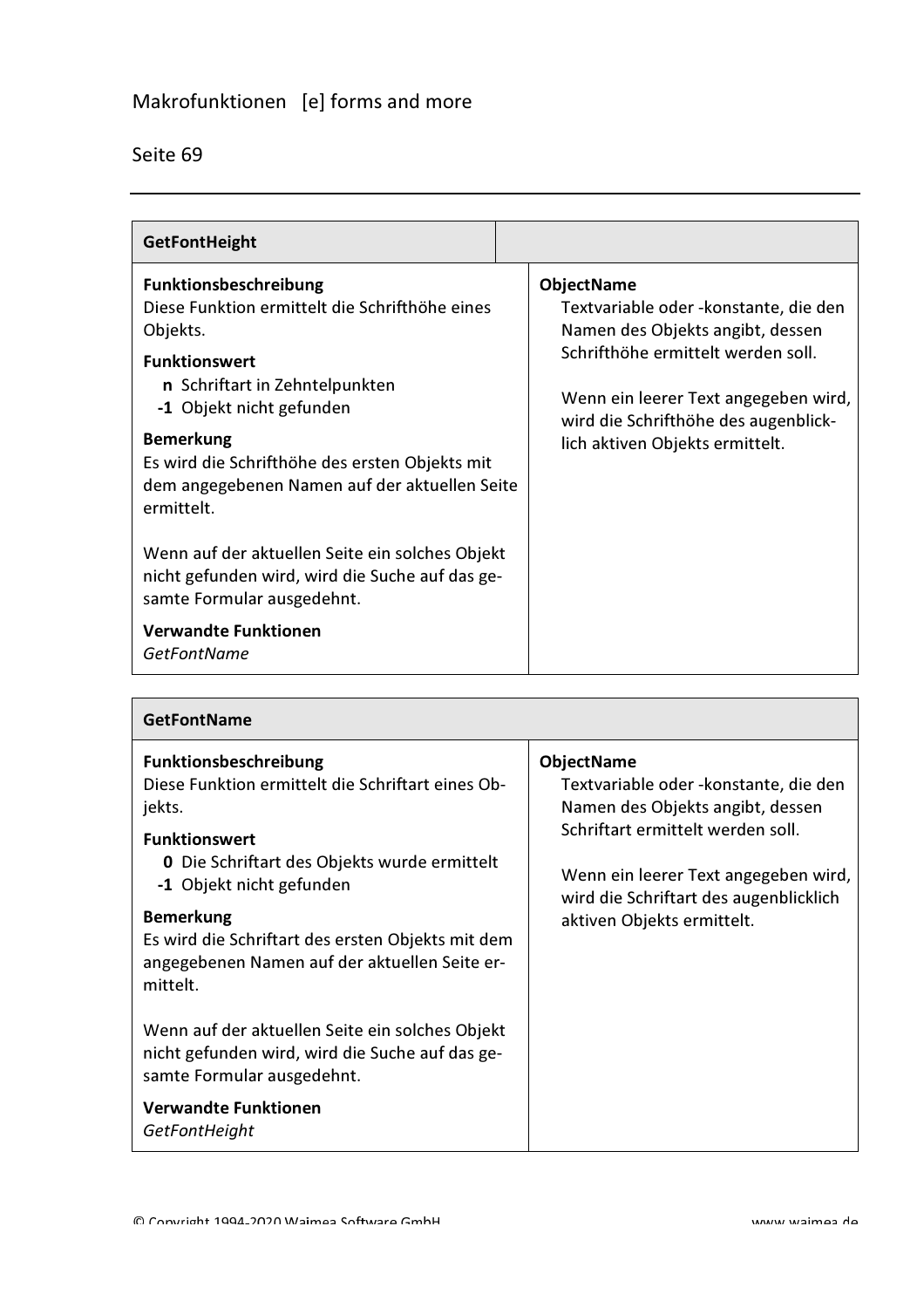## GetFontHeight

**Funktionsbeschreibung**
Diese Funktion ermittelt die Schrifthöhe eines Objekts.

**Funktionswert**

- **n** Schriftart in Zehntelpunkten
- **-1** Objekt nicht gefunden

**Bemerkung**
Es wird die Schrifthöhe des ersten Objekts mit dem angegebenen Namen auf der aktuellen Seite ermittelt.

Wenn auf der aktuellen Seite ein solches Objekt nicht gefunden wird, wird die Suche auf das gesamte Formular ausgedehnt.

**Verwandte Funktionen**
*GetFontName*

**ObjectName**
Textvariable oder -konstante, die den Namen des Objekts angibt, dessen Schrifthöhe ermittelt werden soll.

Wenn ein leerer Text angegeben wird, wird die Schrifthöhe des augenblicklich aktiven Objekts ermittelt.

## GetFontName

**Funktionsbeschreibung**
Diese Funktion ermittelt die Schriftart eines Objekts.

**Funktionswert**

- **0** Die Schriftart des Objekts wurde ermittelt
- **-1** Objekt nicht gefunden

**Bemerkung**
Es wird die Schriftart des ersten Objekts mit dem angegebenen Namen auf der aktuellen Seite ermittelt.

Wenn auf der aktuellen Seite ein solches Objekt nicht gefunden wird, wird die Suche auf das gesamte Formular ausgedehnt.

**Verwandte Funktionen**
*GetFontHeight*

**ObjectName**
Textvariable oder -konstante, die den Namen des Objekts angibt, dessen Schriftart ermittelt werden soll.

Wenn ein leerer Text angegeben wird, wird die Schriftart des augenblicklich aktiven Objekts ermittelt.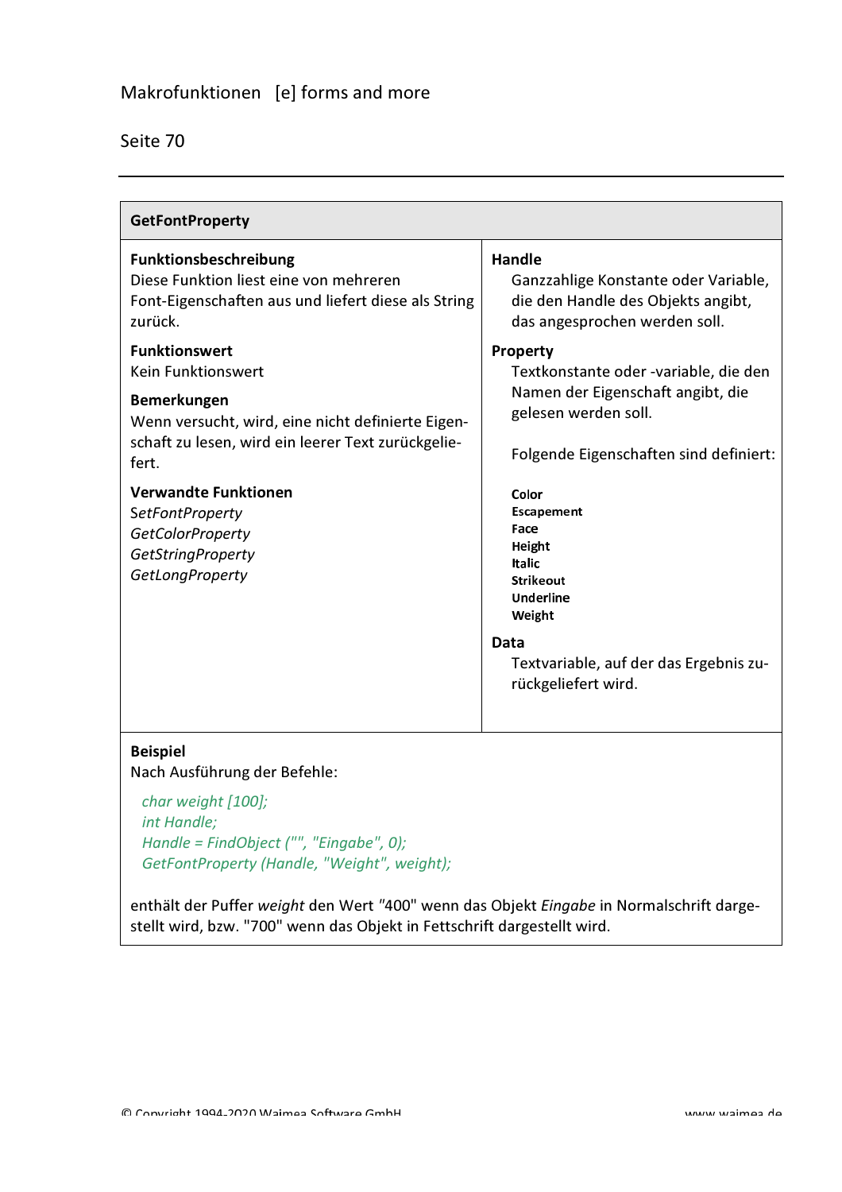## GetFontProperty

**Funktionsbeschreibung**
Diese Funktion liest eine von mehreren Font-Eigenschaften aus und liefert diese als String zurück.

**Funktionswert**
Kein Funktionswert

**Bemerkungen**
Wenn versucht, wird, eine nicht definierte Eigenschaft zu lesen, wird ein leerer Text zurückgeliefert.

**Verwandte Funktionen**
*SetFontProperty*
*GetColorProperty*
*GetStringProperty*
*GetLongProperty*

**Handle**
Ganzzahlige Konstante oder Variable, die den Handle des Objekts angibt, das angesprochen werden soll.

**Property**
Textkonstante oder -variable, die den Namen der Eigenschaft angibt, die gelesen werden soll.

Folgende Eigenschaften sind definiert:

**Color**
**Escapement**
**Face**
**Height**
**Italic**
**Strikeout**
**Underline**
**Weight**

**Data**
Textvariable, auf der das Ergebnis zurückgeliefert wird.

**Beispiel**
Nach Ausführung der Befehle:

```
char weight [100];
int Handle;
Handle = FindObject ("", "Eingabe", 0);
GetFontProperty (Handle, "Weight", weight);
```

enthält der Puffer *weight* den Wert "400" wenn das Objekt *Eingabe* in Normalschrift dargestellt wird, bzw. "700" wenn das Objekt in Fettschrift dargestellt wird.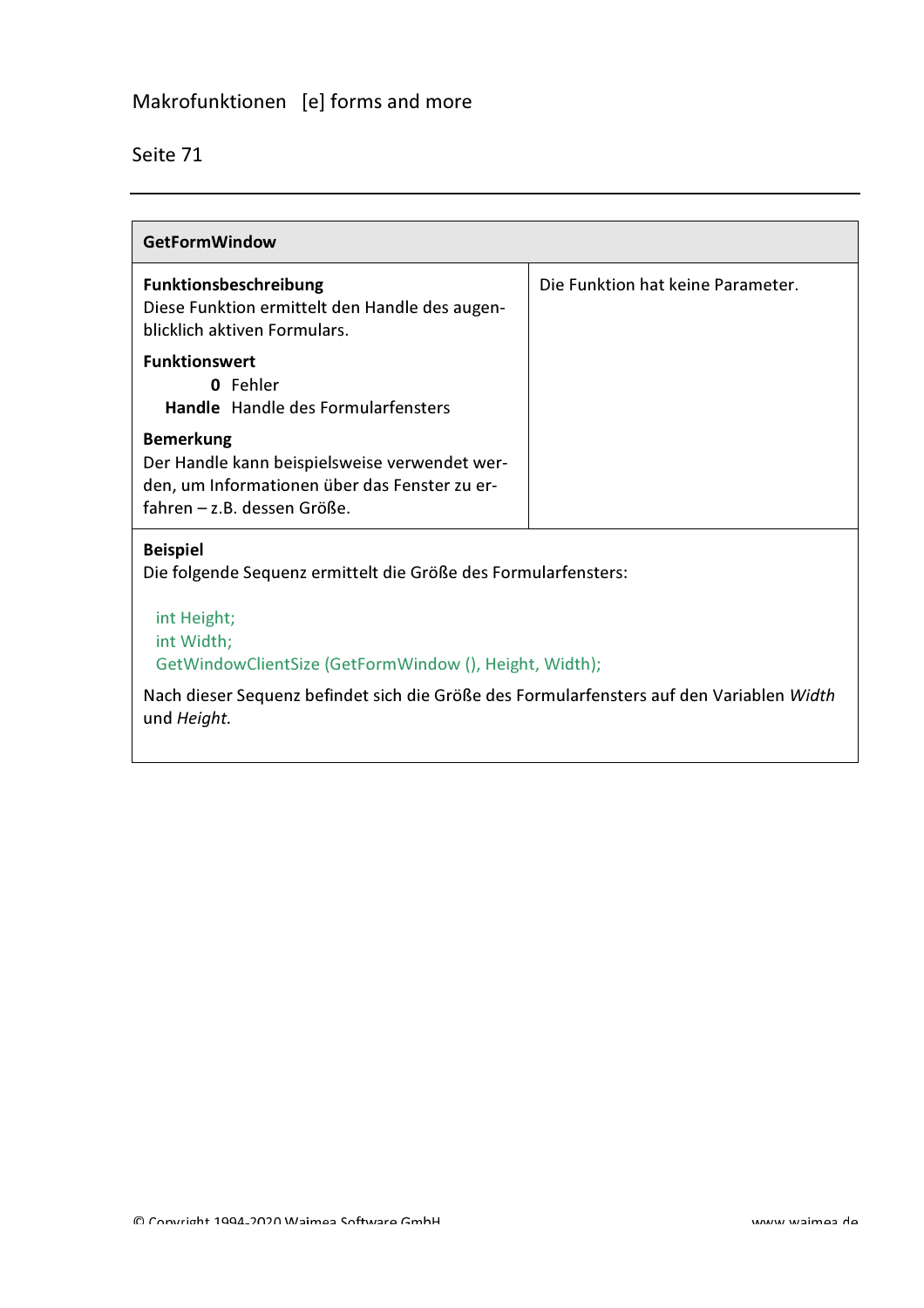## GetFormWindow

| **Funktionsbeschreibung**<br>Diese Funktion ermittelt den Handle des augenblicklich aktiven Formulars.<br><br>**Funktionswert**<br>**0** Fehler<br>**Handle** Handle des Formularfensters<br><br>**Bemerkung**<br>Der Handle kann beispielsweise verwendet werden, um Informationen über das Fenster zu erfahren – z.B. dessen Größe. | Die Funktion hat keine Parameter. |
|---|---|

**Beispiel**

Die folgende Sequenz ermittelt die Größe des Formularfensters:

```
int Height;
int Width;
GetWindowClientSize (GetFormWindow (), Height, Width);
```

Nach dieser Sequenz befindet sich die Größe des Formularfensters auf den Variablen *Width* und *Height.*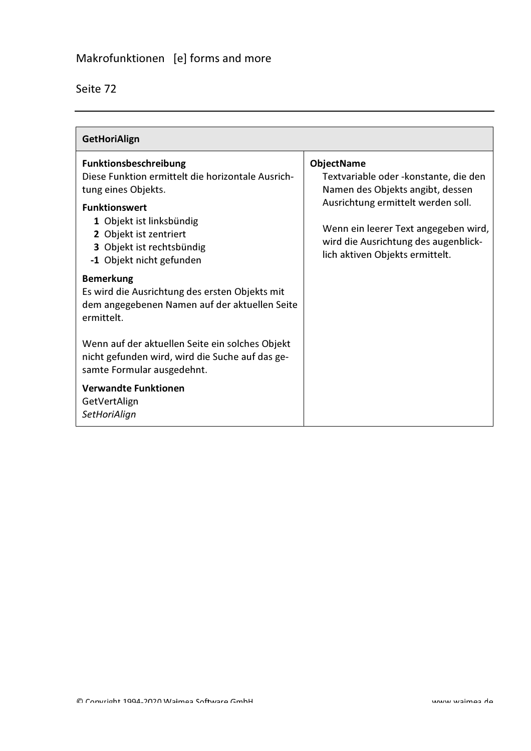## GetHoriAlign

**Funktionsbeschreibung**
Diese Funktion ermittelt die horizontale Ausrichtung eines Objekts.

**Funktionswert**

- **1** Objekt ist linksbündig
- **2** Objekt ist zentriert
- **3** Objekt ist rechtsbündig
- **-1** Objekt nicht gefunden

**Bemerkung**
Es wird die Ausrichtung des ersten Objekts mit dem angegebenen Namen auf der aktuellen Seite ermittelt.

Wenn auf der aktuellen Seite ein solches Objekt nicht gefunden wird, wird die Suche auf das gesamte Formular ausgedehnt.

**Verwandte Funktionen**
GetVertAlign
*SetHoriAlign*

**ObjectName**
Textvariable oder -konstante, die den Namen des Objekts angibt, dessen Ausrichtung ermittelt werden soll.

Wenn ein leerer Text angegeben wird, wird die Ausrichtung des augenblicklich aktiven Objekts ermittelt.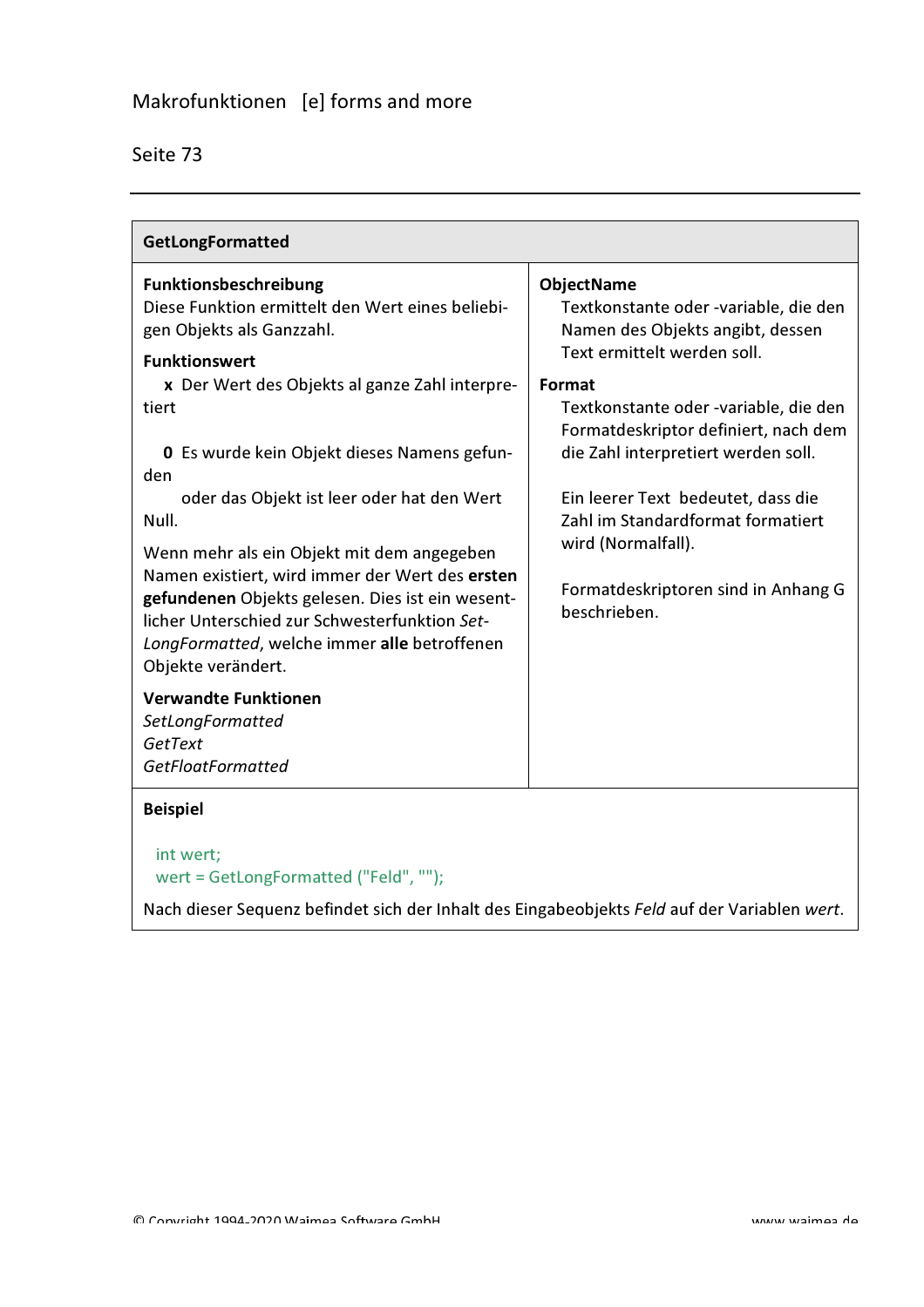## GetLongFormatted

**Funktionsbeschreibung**
Diese Funktion ermittelt den Wert eines beliebigen Objekts als Ganzzahl.

**Funktionswert**

**x** Der Wert des Objekts al ganze Zahl interpretiert

**0** Es wurde kein Objekt dieses Namens gefunden
oder das Objekt ist leer oder hat den Wert Null.

Wenn mehr als ein Objekt mit dem angegeben Namen existiert, wird immer der Wert des **ersten gefundenen** Objekts gelesen. Dies ist ein wesentlicher Unterschied zur Schwesterfunktion *SetLongFormatted*, welche immer **alle** betroffenen Objekte verändert.

**Verwandte Funktionen**
*SetLongFormatted*
*GetText*
*GetFloatFormatted*

**ObjectName**
Textkonstante oder -variable, die den Namen des Objekts angibt, dessen Text ermittelt werden soll.

**Format**
Textkonstante oder -variable, die den Formatdeskriptor definiert, nach dem die Zahl interpretiert werden soll.

Ein leerer Text bedeutet, dass die Zahl im Standardformat formatiert wird (Normalfall).

Formatdeskriptoren sind in Anhang G beschrieben.

**Beispiel**

```
int wert;
wert = GetLongFormatted ("Feld", "");
```

Nach dieser Sequenz befindet sich der Inhalt des Eingabeobjekts *Feld* auf der Variablen *wert*.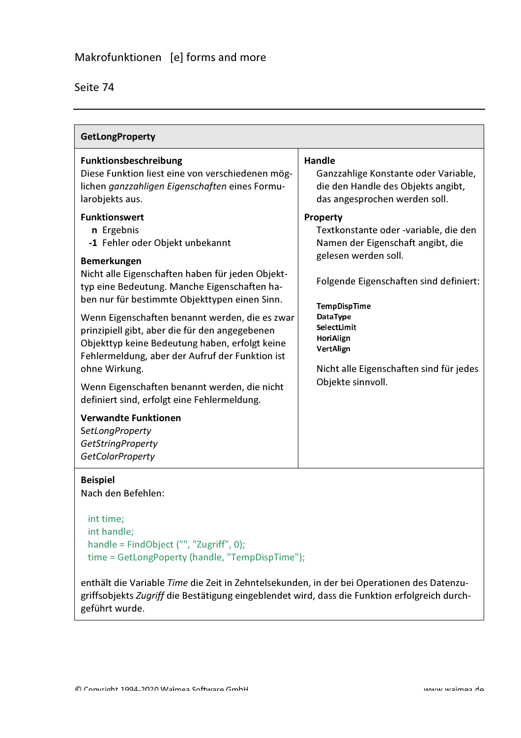## GetLongProperty

**Funktionsbeschreibung**
Diese Funktion liest eine von verschiedenen möglichen *ganzzahligen Eigenschaften* eines Formularobjekts aus.

**Funktionswert**

- **n** Ergebnis
- **-1** Fehler oder Objekt unbekannt

**Bemerkungen**
Nicht alle Eigenschaften haben für jeden Objekttyp eine Bedeutung. Manche Eigenschaften haben nur für bestimmte Objekttypen einen Sinn.

Wenn Eigenschaften benannt werden, die es zwar prinzipiell gibt, aber die für den angegebenen Objekttyp keine Bedeutung haben, erfolgt keine Fehlermeldung, aber der Aufruf der Funktion ist ohne Wirkung.

Wenn Eigenschaften benannt werden, die nicht definiert sind, erfolgt eine Fehlermeldung.

**Verwandte Funktionen**
*SetLongProperty*
*GetStringProperty*
*GetColorProperty*

**Handle**
Ganzzahlige Konstante oder Variable, die den Handle des Objekts angibt, das angesprochen werden soll.

**Property**
Textkonstante oder -variable, die den Namen der Eigenschaft angibt, die gelesen werden soll.

Folgende Eigenschaften sind definiert:

**TempDispTime**
**DataType**
**SelectLimit**
**HoriAlign**
**VertAlign**

Nicht alle Eigenschaften sind für jedes Objekte sinnvoll.

**Beispiel**
Nach den Befehlen:

```
int time;
int handle;
handle = FindObject ("", "Zugriff", 0);
time = GetLongPoperty (handle, "TempDispTime");
```

enthält die Variable *Time* die Zeit in Zehntelsekunden, in der bei Operationen des Datenzugriffsobjekts *Zugriff* die Bestätigung eingeblendet wird, dass die Funktion erfolgreich durchgeführt wurde.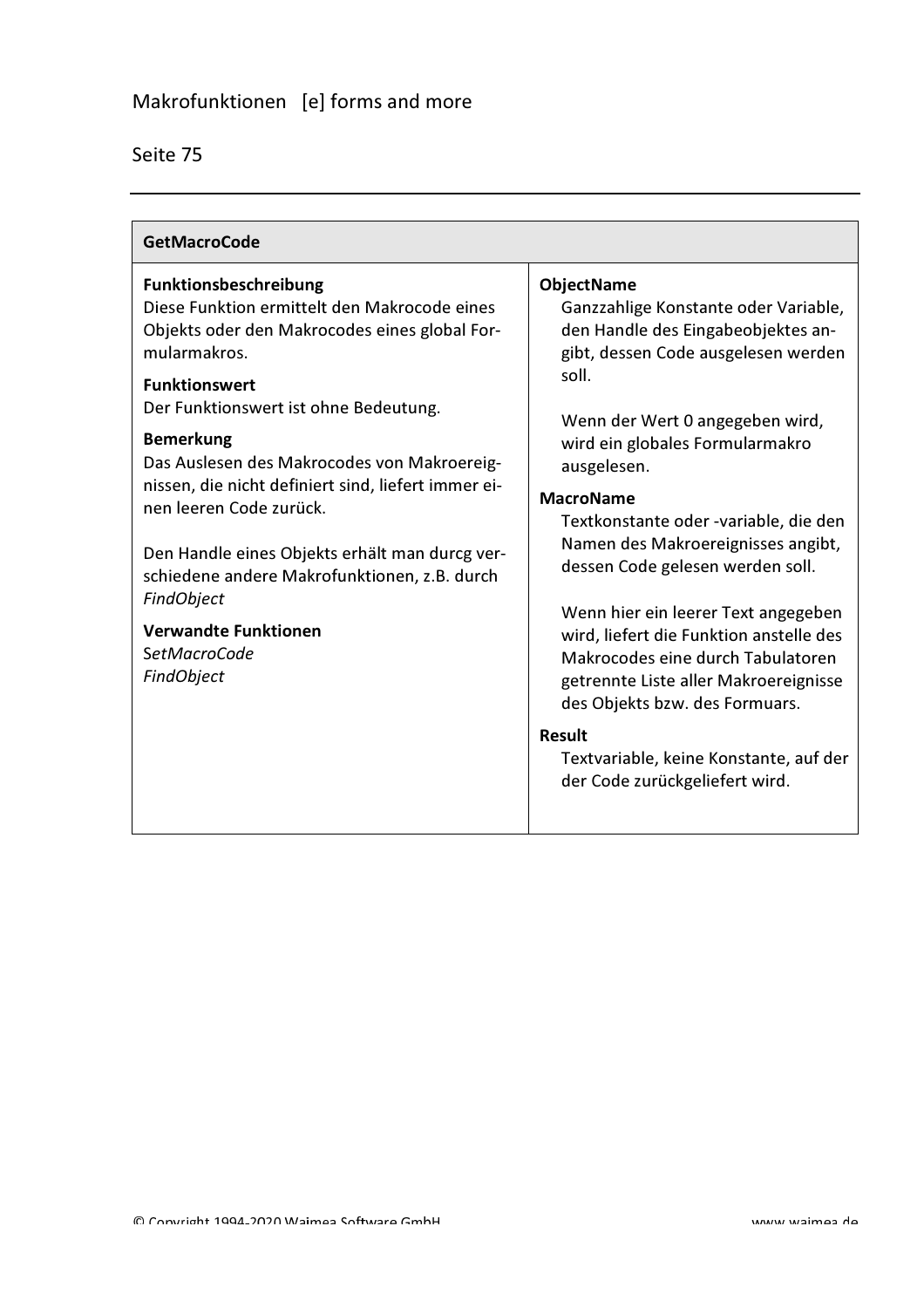## GetMacroCode

**Funktionsbeschreibung**
Diese Funktion ermittelt den Makrocode eines Objekts oder den Makrocodes eines global Formularmakros.

**Funktionswert**
Der Funktionswert ist ohne Bedeutung.

**Bemerkung**
Das Auslesen des Makrocodes von Makroereignissen, die nicht definiert sind, liefert immer einen leeren Code zurück.

Den Handle eines Objekts erhält man durcg verschiedene andere Makrofunktionen, z.B. durch *FindObject*

**Verwandte Funktionen**
S*etMacroCode*
*FindObject*

**ObjectName**
Ganzzahlige Konstante oder Variable, den Handle des Eingabeobjektes angibt, dessen Code ausgelesen werden soll.

Wenn der Wert 0 angegeben wird, wird ein globales Formularmakro ausgelesen.

**MacroName**
Textkonstante oder -variable, die den Namen des Makroereignisses angibt, dessen Code gelesen werden soll.

Wenn hier ein leerer Text angegeben wird, liefert die Funktion anstelle des Makrocodes eine durch Tabulatoren getrennte Liste aller Makroereignisse des Objekts bzw. des Formuars.

**Result**
Textvariable, keine Konstante, auf der der Code zurückgeliefert wird.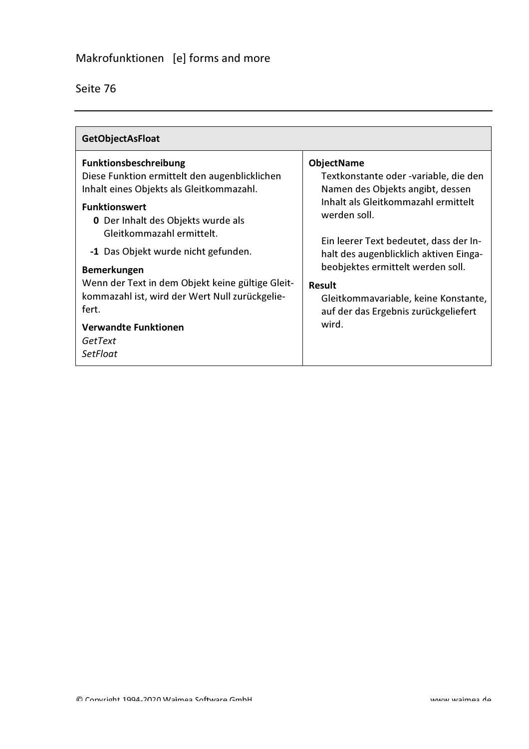## GetObjectAsFloat

**Funktionsbeschreibung**
Diese Funktion ermittelt den augenblicklichen Inhalt eines Objekts als Gleitkommazahl.

**Funktionswert**

- **0** Der Inhalt des Objekts wurde als Gleitkommazahl ermittelt.
- **-1** Das Objekt wurde nicht gefunden.

**Bemerkungen**
Wenn der Text in dem Objekt keine gültige Gleitkommazahl ist, wird der Wert Null zurückgeliefert.

**Verwandte Funktionen**
*GetText*
*SetFloat*

**ObjectName**
Textkonstante oder -variable, die den Namen des Objekts angibt, dessen Inhalt als Gleitkommazahl ermittelt werden soll.

Ein leerer Text bedeutet, dass der Inhalt des augenblicklich aktiven Eingabeobjektes ermittelt werden soll.

**Result**
Gleitkommavariable, keine Konstante, auf der das Ergebnis zurückgeliefert wird.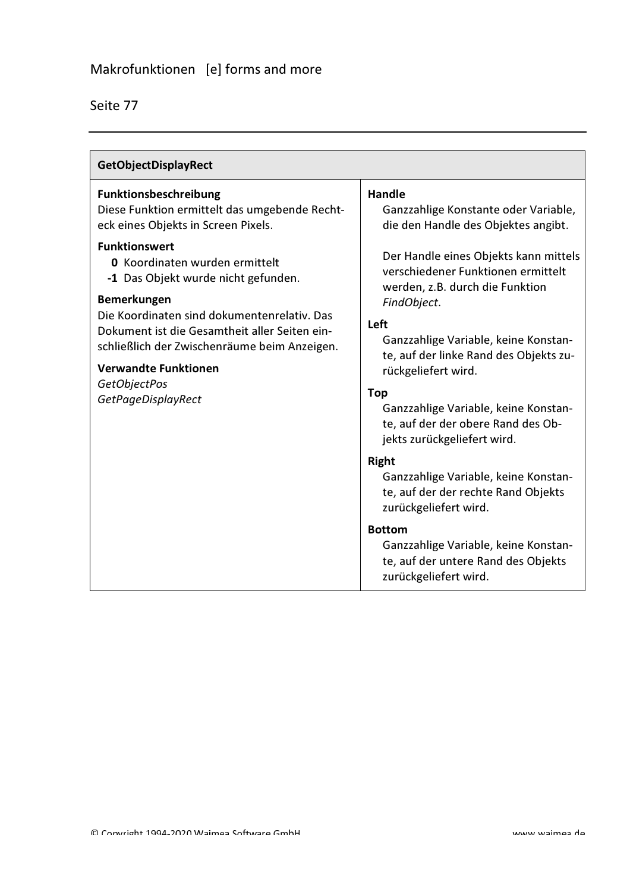## GetObjectDisplayRect

**Funktionsbeschreibung**
Diese Funktion ermittelt das umgebende Rechteck eines Objekts in Screen Pixels.

**Funktionswert**
- **0** Koordinaten wurden ermittelt
- **-1** Das Objekt wurde nicht gefunden.

**Bemerkungen**
Die Koordinaten sind dokumentenrelativ. Das Dokument ist die Gesamtheit aller Seiten einschließlich der Zwischenräume beim Anzeigen.

**Verwandte Funktionen**
*GetObjectPos*
*GetPageDisplayRect*

**Handle**
Ganzzahlige Konstante oder Variable, die den Handle des Objektes angibt.

Der Handle eines Objekts kann mittels verschiedener Funktionen ermittelt werden, z.B. durch die Funktion *FindObject*.

**Left**
Ganzzahlige Variable, keine Konstante, auf der linke Rand des Objekts zurückgeliefert wird.

**Top**
Ganzzahlige Variable, keine Konstante, auf der der obere Rand des Objekts zurückgeliefert wird.

**Right**
Ganzzahlige Variable, keine Konstante, auf der der rechte Rand Objekts zurückgeliefert wird.

**Bottom**
Ganzzahlige Variable, keine Konstante, auf der untere Rand des Objekts zurückgeliefert wird.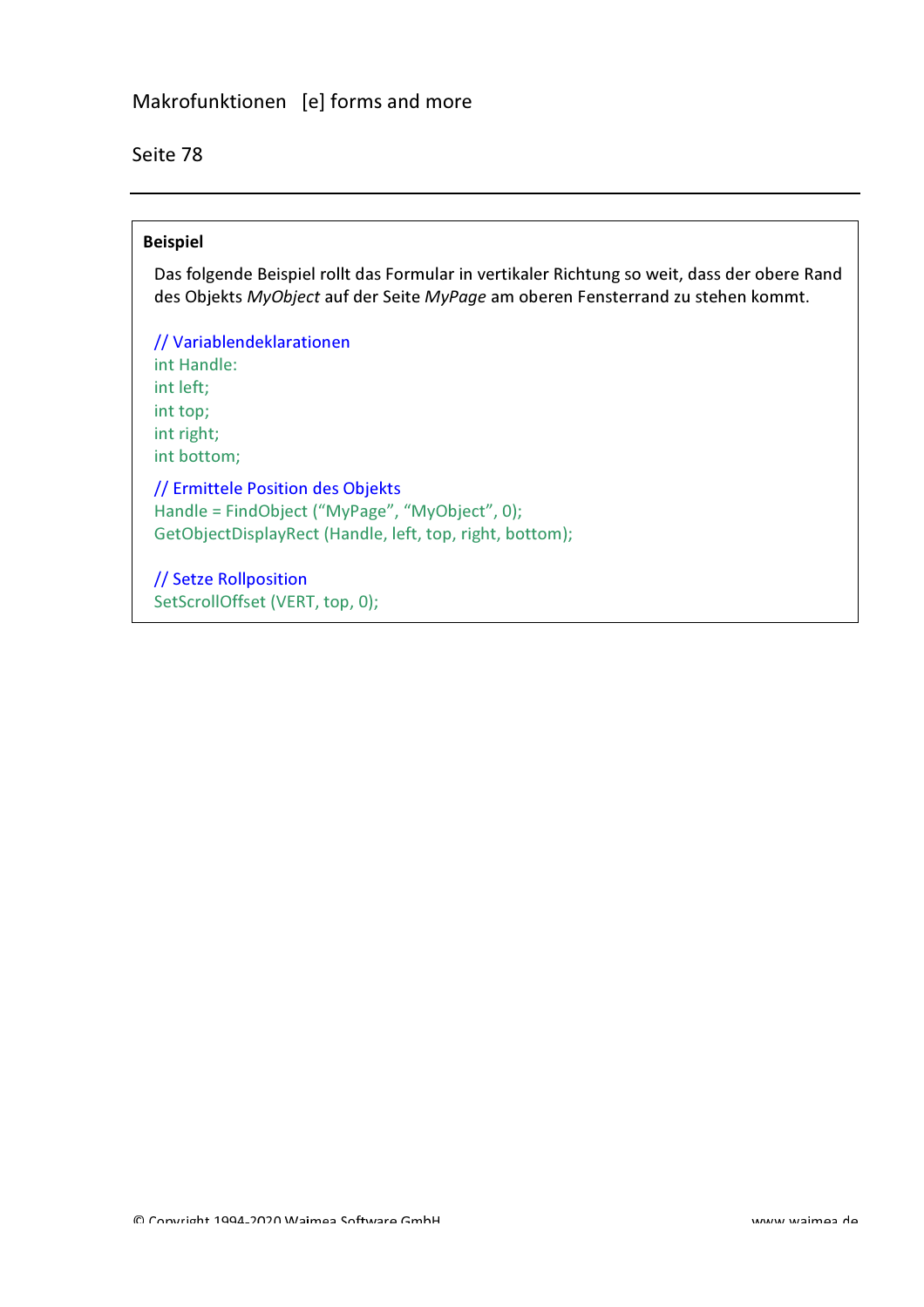**Beispiel**

Das folgende Beispiel rollt das Formular in vertikaler Richtung so weit, dass der obere Rand des Objekts *MyObject* auf der Seite *MyPage* am oberen Fensterrand zu stehen kommt.

```
// Variablendeklarationen
int Handle:
int left;
int top;
int right;
int bottom;

// Ermittele Position des Objekts
Handle = FindObject (“MyPage”, “MyObject”, 0);
GetObjectDisplayRect (Handle, left, top, right, bottom);

// Setze Rollposition
SetScrollOffset (VERT, top, 0);
```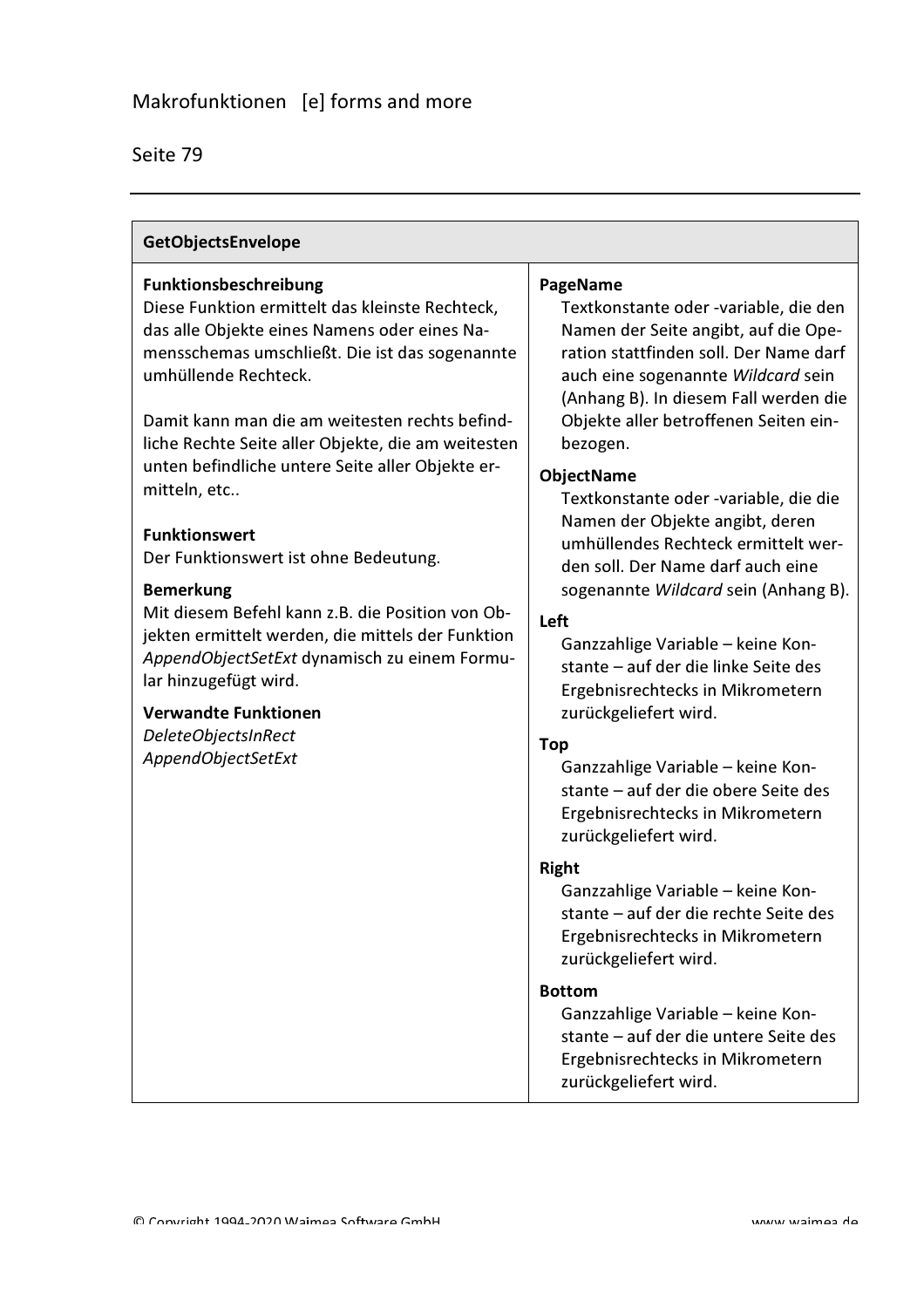## GetObjectsEnvelope

**Funktionsbeschreibung**
Diese Funktion ermittelt das kleinste Rechteck, das alle Objekte eines Namens oder eines Namensschemas umschließt. Die ist das sogenannte umhüllende Rechteck.

Damit kann man die am weitesten rechts befindliche Rechte Seite aller Objekte, die am weitesten unten befindliche untere Seite aller Objekte ermitteln, etc..

**Funktionswert**
Der Funktionswert ist ohne Bedeutung.

**Bemerkung**
Mit diesem Befehl kann z.B. die Position von Objekten ermittelt werden, die mittels der Funktion *AppendObjectSetExt* dynamisch zu einem Formular hinzugefügt wird.

**Verwandte Funktionen**
*DeleteObjectsInRect*
*AppendObjectSetExt*

**PageName**
Textkonstante oder -variable, die den Namen der Seite angibt, auf die Operation stattfinden soll. Der Name darf auch eine sogenannte *Wildcard* sein (Anhang B). In diesem Fall werden die Objekte aller betroffenen Seiten einbezogen.

**ObjectName**
Textkonstante oder -variable, die die Namen der Objekte angibt, deren umhüllendes Rechteck ermittelt werden soll. Der Name darf auch eine sogenannte *Wildcard* sein (Anhang B).

**Left**
Ganzzahlige Variable – keine Konstante – auf der die linke Seite des Ergebnisrechtecks in Mikrometern zurückgeliefert wird.

**Top**
Ganzzahlige Variable – keine Konstante – auf der die obere Seite des Ergebnisrechtecks in Mikrometern zurückgeliefert wird.

**Right**
Ganzzahlige Variable – keine Konstante – auf der die rechte Seite des Ergebnisrechtecks in Mikrometern zurückgeliefert wird.

**Bottom**
Ganzzahlige Variable – keine Konstante – auf der die untere Seite des Ergebnisrechtecks in Mikrometern zurückgeliefert wird.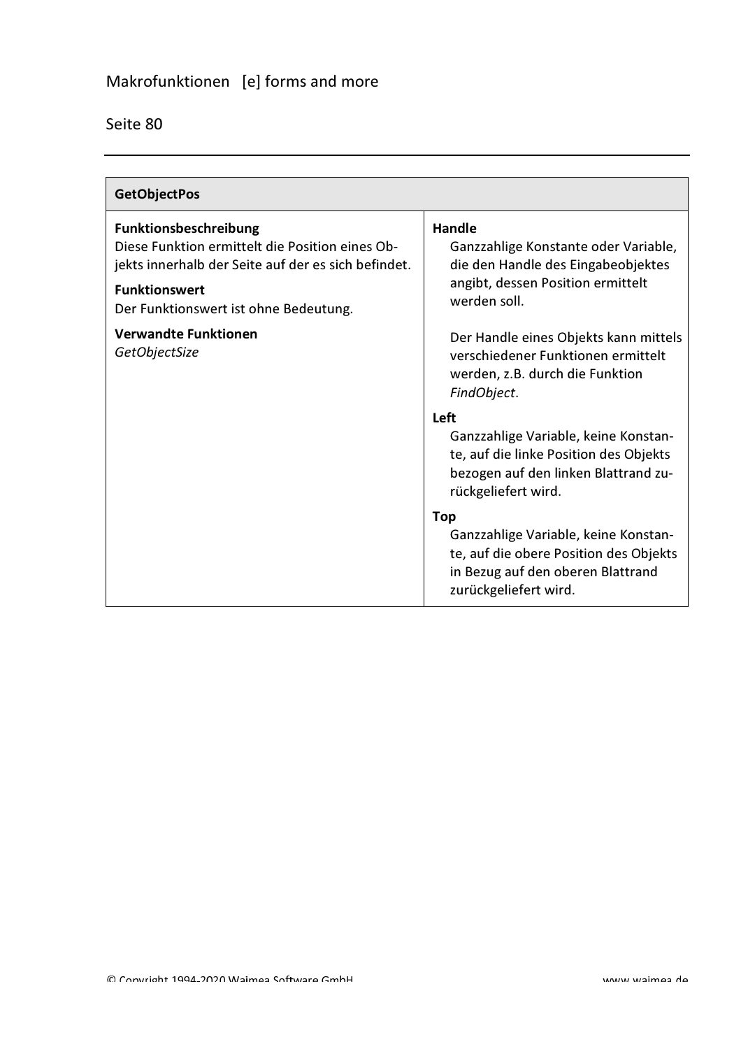| GetObjectPos | |
|---|---|
| **Funktionsbeschreibung**<br>Diese Funktion ermittelt die Position eines Objekts innerhalb der Seite auf der es sich befindet.<br><br>**Funktionswert**<br>Der Funktionswert ist ohne Bedeutung.<br><br>**Verwandte Funktionen**<br>*GetObjectSize* | **Handle**<br>Ganzzahlige Konstante oder Variable, die den Handle des Eingabeobjektes angibt, dessen Position ermittelt werden soll.<br><br>Der Handle eines Objekts kann mittels verschiedener Funktionen ermittelt werden, z.B. durch die Funktion *FindObject*.<br><br>**Left**<br>Ganzzahlige Variable, keine Konstante, auf die linke Position des Objekts bezogen auf den linken Blattrand zurückgeliefert wird.<br><br>**Top**<br>Ganzzahlige Variable, keine Konstante, auf die obere Position des Objekts in Bezug auf den oberen Blattrand zurückgeliefert wird. |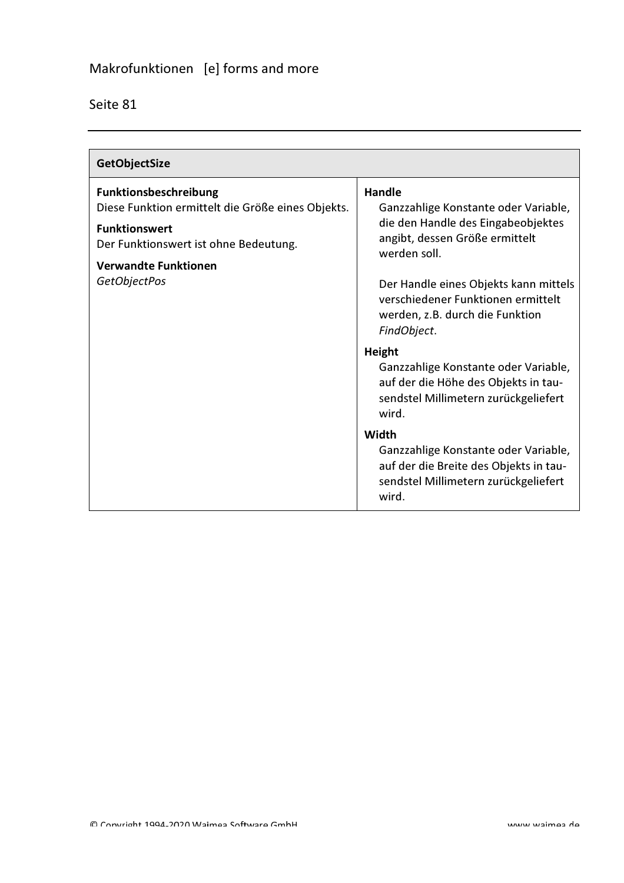| GetObjectSize | |
|---|---|
| **Funktionsbeschreibung**<br>Diese Funktion ermittelt die Größe eines Objekts.<br><br>**Funktionswert**<br>Der Funktionswert ist ohne Bedeutung.<br><br>**Verwandte Funktionen**<br>*GetObjectPos* | **Handle**<br>Ganzzahlige Konstante oder Variable, die den Handle des Eingabeobjektes angibt, dessen Größe ermittelt werden soll.<br><br>Der Handle eines Objekts kann mittels verschiedener Funktionen ermittelt werden, z.B. durch die Funktion *FindObject*.<br><br>**Height**<br>Ganzzahlige Konstante oder Variable, auf der die Höhe des Objekts in tausendstel Millimetern zurückgeliefert wird.<br><br>**Width**<br>Ganzzahlige Konstante oder Variable, auf der die Breite des Objekts in tausendstel Millimetern zurückgeliefert wird. |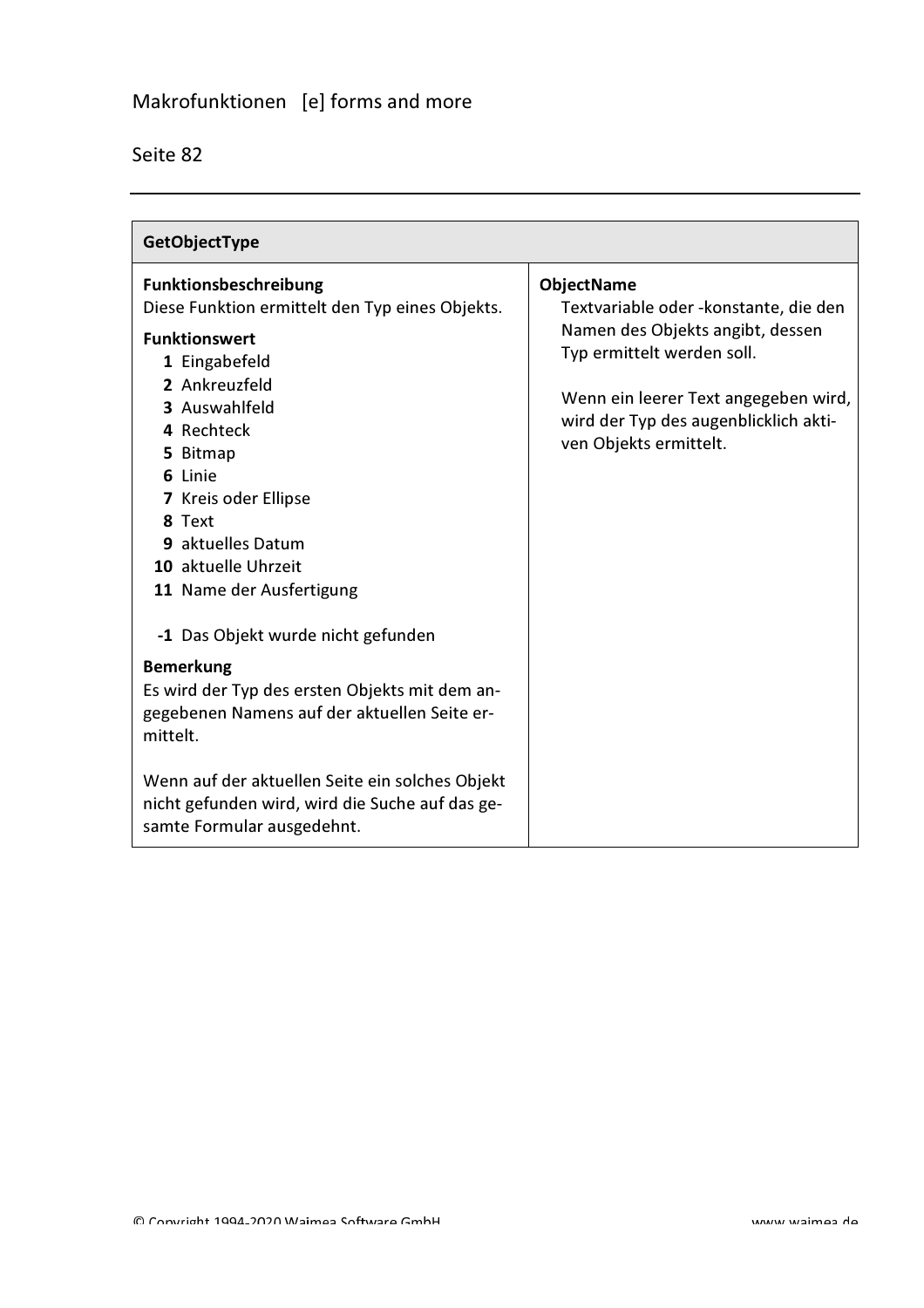## GetObjectType

**Funktionsbeschreibung**
Diese Funktion ermittelt den Typ eines Objekts.

**Funktionswert**

- **1** Eingabefeld
- **2** Ankreuzfeld
- **3** Auswahlfeld
- **4** Rechteck
- **5** Bitmap
- **6** Linie
- **7** Kreis oder Ellipse
- **8** Text
- **9** aktuelles Datum
- **10** aktuelle Uhrzeit
- **11** Name der Ausfertigung

- **-1** Das Objekt wurde nicht gefunden

**Bemerkung**
Es wird der Typ des ersten Objekts mit dem angegebenen Namens auf der aktuellen Seite ermittelt.

Wenn auf der aktuellen Seite ein solches Objekt nicht gefunden wird, wird die Suche auf das gesamte Formular ausgedehnt.

**ObjectName**
Textvariable oder -konstante, die den Namen des Objekts angibt, dessen Typ ermittelt werden soll.

Wenn ein leerer Text angegeben wird, wird der Typ des augenblicklich aktiven Objekts ermittelt.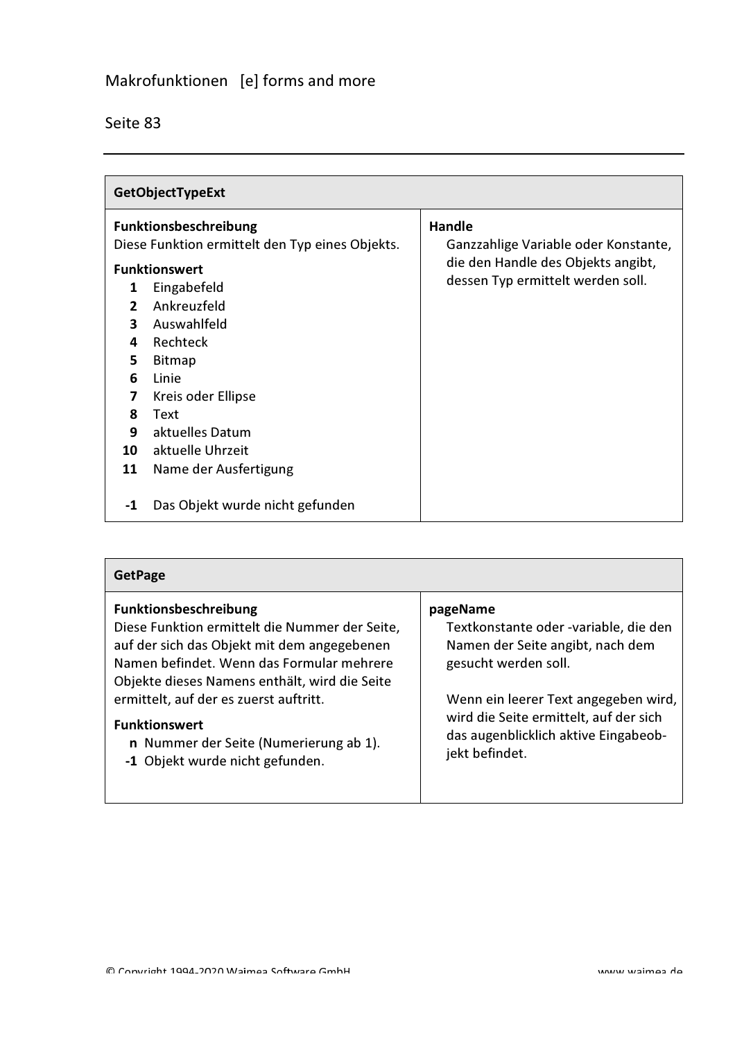| GetObjectTypeExt | |
|---|---|
| **Funktionsbeschreibung**<br>Diese Funktion ermittelt den Typ eines Objekts.<br><br>**Funktionswert**<br>**1** Eingabefeld<br>**2** Ankreuzfeld<br>**3** Auswahlfeld<br>**4** Rechteck<br>**5** Bitmap<br>**6** Linie<br>**7** Kreis oder Ellipse<br>**8** Text<br>**9** aktuelles Datum<br>**10** aktuelle Uhrzeit<br>**11** Name der Ausfertigung<br><br>**-1** Das Objekt wurde nicht gefunden | **Handle**<br>Ganzzahlige Variable oder Konstante, die den Handle des Objekts angibt, dessen Typ ermittelt werden soll. |

| GetPage | |
|---|---|
| **Funktionsbeschreibung**<br>Diese Funktion ermittelt die Nummer der Seite, auf der sich das Objekt mit dem angegebenen Namen befindet. Wenn das Formular mehrere Objekte dieses Namens enthält, wird die Seite ermittelt, auf der es zuerst auftritt.<br><br>**Funktionswert**<br>**n** Nummer der Seite (Numerierung ab 1).<br>**-1** Objekt wurde nicht gefunden. | **pageName**<br>Textkonstante oder -variable, die den Namen der Seite angibt, nach dem gesucht werden soll.<br><br>Wenn ein leerer Text angegeben wird, wird die Seite ermittelt, auf der sich das augenblicklich aktive Eingabeobjekt befindet. |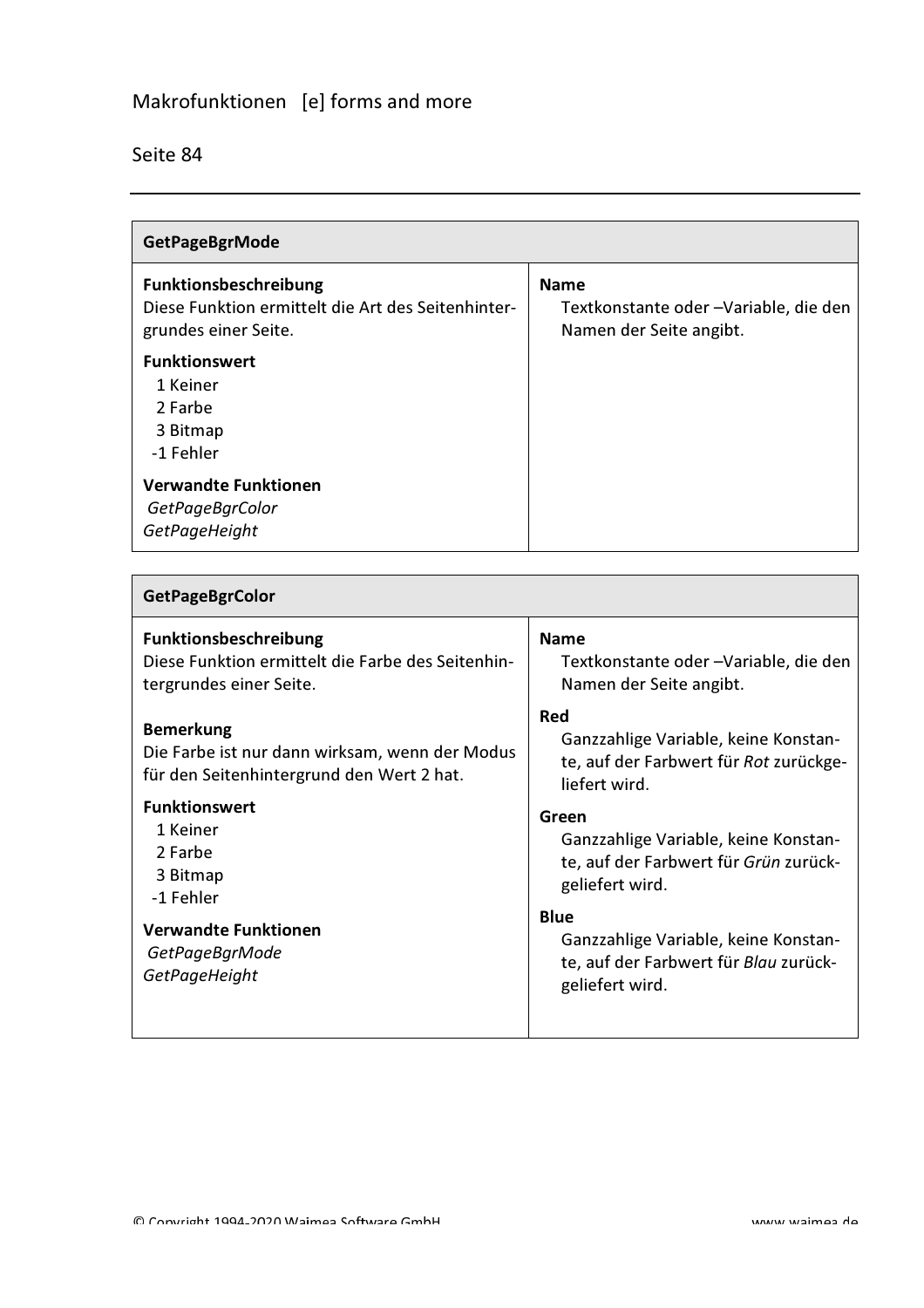## GetPageBgrMode

**Funktionsbeschreibung**
Diese Funktion ermittelt die Art des Seitenhintergrundes einer Seite.

**Funktionswert**
1 Keiner
2 Farbe
3 Bitmap
-1 Fehler

**Verwandte Funktionen**
*GetPageBgrColor*
*GetPageHeight*

**Name**
Textkonstante oder –Variable, die den Namen der Seite angibt.

## GetPageBgrColor

**Funktionsbeschreibung**
Diese Funktion ermittelt die Farbe des Seitenhintergrundes einer Seite.

**Bemerkung**
Die Farbe ist nur dann wirksam, wenn der Modus für den Seitenhintergrund den Wert 2 hat.

**Funktionswert**
1 Keiner
2 Farbe
3 Bitmap
-1 Fehler

**Verwandte Funktionen**
*GetPageBgrMode*
*GetPageHeight*

**Name**
Textkonstante oder –Variable, die den Namen der Seite angibt.

**Red**
Ganzzahlige Variable, keine Konstante, auf der Farbwert für *Rot* zurückgeliefert wird.

**Green**
Ganzzahlige Variable, keine Konstante, auf der Farbwert für *Grün* zurückgeliefert wird.

**Blue**
Ganzzahlige Variable, keine Konstante, auf der Farbwert für *Blau* zurückgeliefert wird.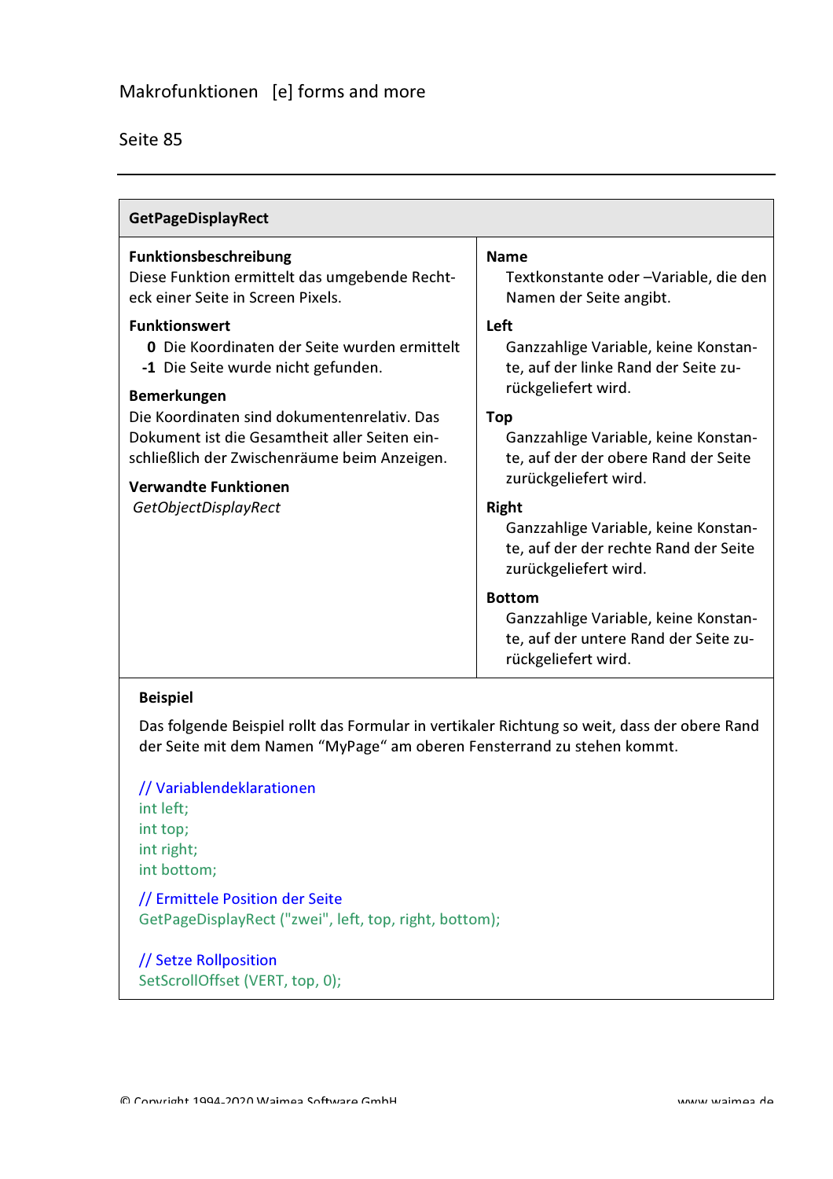## GetPageDisplayRect

**Funktionsbeschreibung**
Diese Funktion ermittelt das umgebende Rechteck einer Seite in Screen Pixels.

**Funktionswert**
- **0** Die Koordinaten der Seite wurden ermittelt
- **-1** Die Seite wurde nicht gefunden.

**Bemerkungen**
Die Koordinaten sind dokumentenrelativ. Das Dokument ist die Gesamtheit aller Seiten einschließlich der Zwischenräume beim Anzeigen.

**Verwandte Funktionen**
*GetObjectDisplayRect*

**Name**
Textkonstante oder –Variable, die den Namen der Seite angibt.

**Left**
Ganzzahlige Variable, keine Konstante, auf der linke Rand der Seite zurückgeliefert wird.

**Top**
Ganzzahlige Variable, keine Konstante, auf der der obere Rand der Seite zurückgeliefert wird.

**Right**
Ganzzahlige Variable, keine Konstante, auf der der rechte Rand der Seite zurückgeliefert wird.

**Bottom**
Ganzzahlige Variable, keine Konstante, auf der untere Rand der Seite zurückgeliefert wird.

**Beispiel**

Das folgende Beispiel rollt das Formular in vertikaler Richtung so weit, dass der obere Rand der Seite mit dem Namen "MyPage" am oberen Fensterrand zu stehen kommt.

```
// Variablendeklarationen
int left;
int top;
int right;
int bottom;

// Ermittele Position der Seite
GetPageDisplayRect ("zwei", left, top, right, bottom);

// Setze Rollposition
SetScrollOffset (VERT, top, 0);
```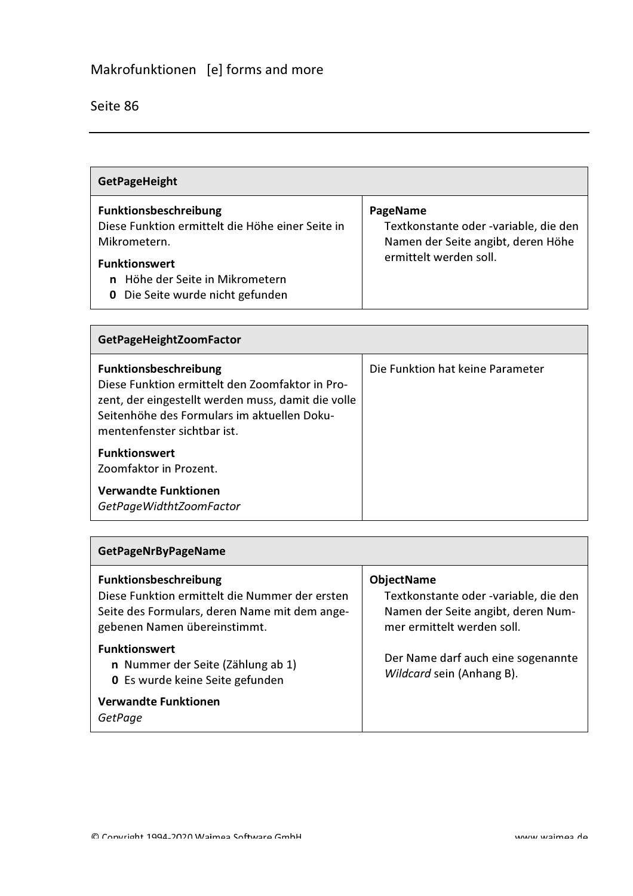### GetPageHeight

**Funktionsbeschreibung**
Diese Funktion ermittelt die Höhe einer Seite in Mikrometern.

**Funktionswert**
- **n** Höhe der Seite in Mikrometern
- **0** Die Seite wurde nicht gefunden

**PageName**
Textkonstante oder -variable, die den Namen der Seite angibt, deren Höhe ermittelt werden soll.

### GetPageHeightZoomFactor

**Funktionsbeschreibung**
Diese Funktion ermittelt den Zoomfaktor in Prozent, der eingestellt werden muss, damit die volle Seitenhöhe des Formulars im aktuellen Dokumentenfenster sichtbar ist.

**Funktionswert**
Zoomfaktor in Prozent.

**Verwandte Funktionen**
*GetPageWidthtZoomFactor*

Die Funktion hat keine Parameter

### GetPageNrByPageName

**Funktionsbeschreibung**
Diese Funktion ermittelt die Nummer der ersten Seite des Formulars, deren Name mit dem angegebenen Namen übereinstimmt.

**Funktionswert**
- **n** Nummer der Seite (Zählung ab 1)
- **0** Es wurde keine Seite gefunden

**Verwandte Funktionen**
*GetPage*

**ObjectName**
Textkonstante oder -variable, die den Namen der Seite angibt, deren Nummer ermittelt werden soll.

Der Name darf auch eine sogenannte *Wildcard* sein (Anhang B).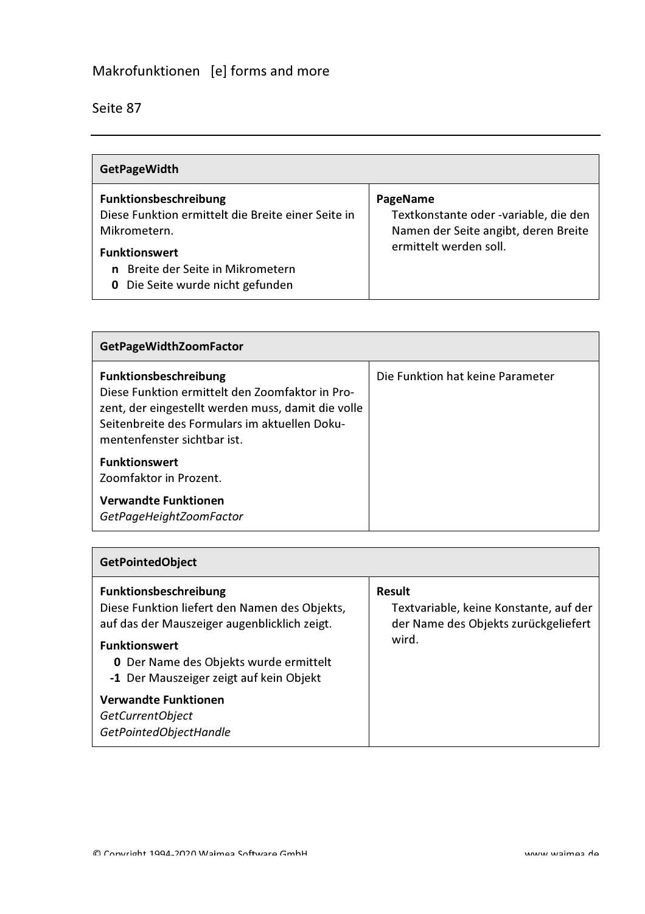| GetPageWidth | |
|---|---|
| **Funktionsbeschreibung**<br>Diese Funktion ermittelt die Breite einer Seite in Mikrometern.<br>**Funktionswert**<br>**n** Breite der Seite in Mikrometern<br>**0** Die Seite wurde nicht gefunden | **PageName**<br>Textkonstante oder -variable, die den Namen der Seite angibt, deren Breite ermittelt werden soll. |

| GetPageWidthZoomFactor | |
|---|---|
| **Funktionsbeschreibung**<br>Diese Funktion ermittelt den Zoomfaktor in Prozent, der eingestellt werden muss, damit die volle Seitenbreite des Formulars im aktuellen Dokumentenfenster sichtbar ist.<br>**Funktionswert**<br>Zoomfaktor in Prozent.<br>**Verwandte Funktionen**<br>*GetPageHeightZoomFactor* | Die Funktion hat keine Parameter |

| GetPointedObject | |
|---|---|
| **Funktionsbeschreibung**<br>Diese Funktion liefert den Namen des Objekts, auf das der Mauszeiger augenblicklich zeigt.<br>**Funktionswert**<br>**0** Der Name des Objekts wurde ermittelt<br>**-1** Der Mauszeiger zeigt auf kein Objekt<br>**Verwandte Funktionen**<br>*GetCurrentObject*<br>*GetPointedObjectHandle* | **Result**<br>Textvariable, keine Konstante, auf der der Name des Objekts zurückgeliefert wird. |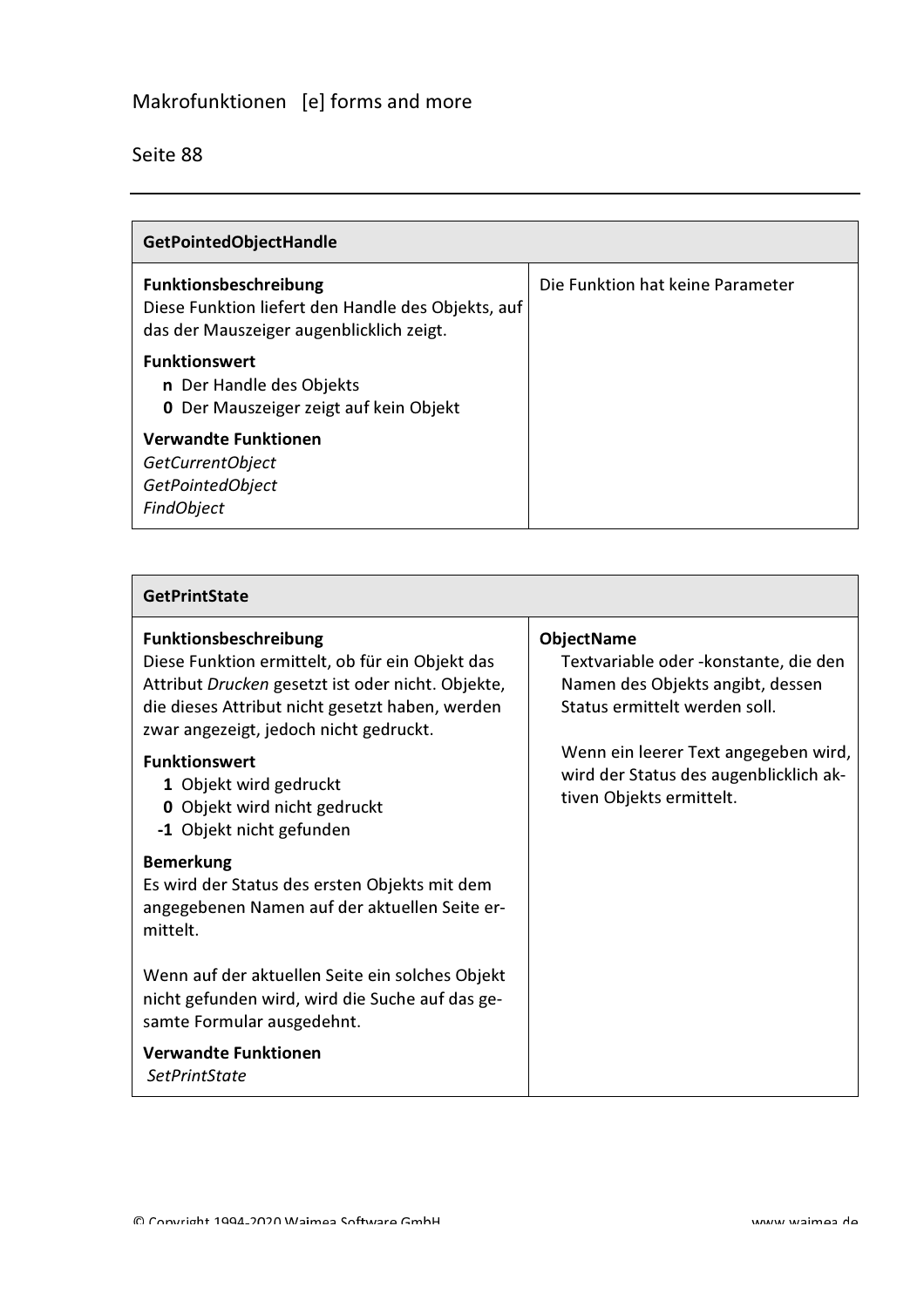## GetPointedObjectHandle

| Funktionsbeschreibung | |
|---|---|
| **Funktionsbeschreibung**<br>Diese Funktion liefert den Handle des Objekts, auf das der Mauszeiger augenblicklich zeigt.<br><br>**Funktionswert**<br>**n** Der Handle des Objekts<br>**0** Der Mauszeiger zeigt auf kein Objekt<br><br>**Verwandte Funktionen**<br>*GetCurrentObject*<br>*GetPointedObject*<br>*FindObject* | Die Funktion hat keine Parameter |

## GetPrintState

| Funktionsbeschreibung | Parameter |
|---|---|
| **Funktionsbeschreibung**<br>Diese Funktion ermittelt, ob für ein Objekt das Attribut *Drucken* gesetzt ist oder nicht. Objekte, die dieses Attribut nicht gesetzt haben, werden zwar angezeigt, jedoch nicht gedruckt.<br><br>**Funktionswert**<br>**1** Objekt wird gedruckt<br>**0** Objekt wird nicht gedruckt<br>**-1** Objekt nicht gefunden<br><br>**Bemerkung**<br>Es wird der Status des ersten Objekts mit dem angegebenen Namen auf der aktuellen Seite ermittelt.<br><br>Wenn auf der aktuellen Seite ein solches Objekt nicht gefunden wird, wird die Suche auf das gesamte Formular ausgedehnt.<br><br>**Verwandte Funktionen**<br>*SetPrintState* | **ObjectName**<br>Textvariable oder -konstante, die den Namen des Objekts angibt, dessen Status ermittelt werden soll.<br><br>Wenn ein leerer Text angegeben wird, wird der Status des augenblicklich aktiven Objekts ermittelt. |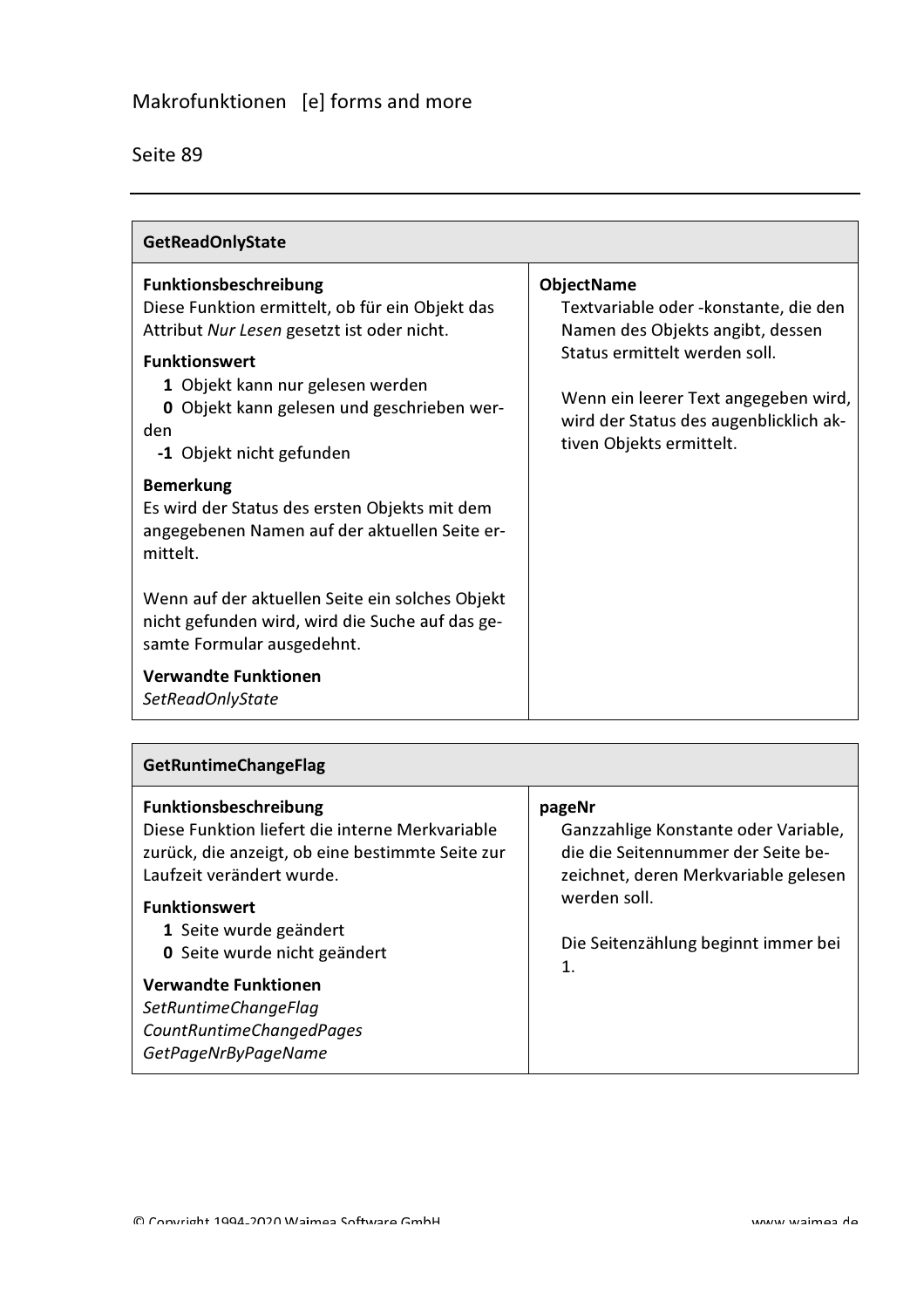## GetReadOnlyState

**Funktionsbeschreibung**
Diese Funktion ermittelt, ob für ein Objekt das Attribut *Nur Lesen* gesetzt ist oder nicht.

**Funktionswert**
- **1** Objekt kann nur gelesen werden
- **0** Objekt kann gelesen und geschrieben werden
- **-1** Objekt nicht gefunden

**Bemerkung**
Es wird der Status des ersten Objekts mit dem angegebenen Namen auf der aktuellen Seite ermittelt.

Wenn auf der aktuellen Seite ein solches Objekt nicht gefunden wird, wird die Suche auf das gesamte Formular ausgedehnt.

**Verwandte Funktionen**
*SetReadOnlyState*

**ObjectName**
Textvariable oder -konstante, die den Namen des Objekts angibt, dessen Status ermittelt werden soll.

Wenn ein leerer Text angegeben wird, wird der Status des augenblicklich aktiven Objekts ermittelt.

## GetRuntimeChangeFlag

**Funktionsbeschreibung**
Diese Funktion liefert die interne Merkvariable zurück, die anzeigt, ob eine bestimmte Seite zur Laufzeit verändert wurde.

**Funktionswert**
- **1** Seite wurde geändert
- **0** Seite wurde nicht geändert

**Verwandte Funktionen**
*SetRuntimeChangeFlag*
*CountRuntimeChangedPages*
*GetPageNrByPageName*

**pageNr**
Ganzzahlige Konstante oder Variable, die die Seitennummer der Seite bezeichnet, deren Merkvariable gelesen werden soll.

Die Seitenzählung beginnt immer bei 1.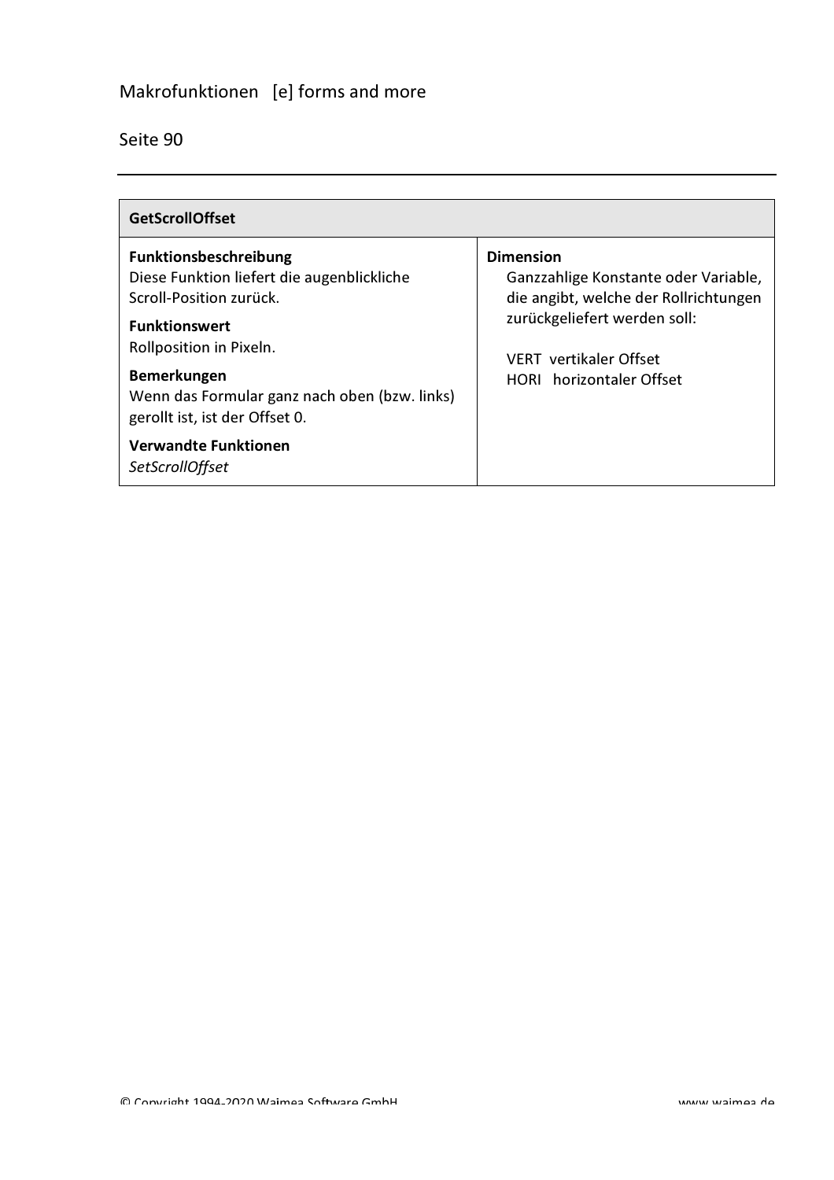| GetScrollOffset | |
|---|---|
| **Funktionsbeschreibung**<br>Diese Funktion liefert die augenblickliche Scroll-Position zurück.<br><br>**Funktionswert**<br>Rollposition in Pixeln.<br><br>**Bemerkungen**<br>Wenn das Formular ganz nach oben (bzw. links) gerollt ist, ist der Offset 0.<br><br>**Verwandte Funktionen**<br>*SetScrollOffset* | **Dimension**<br>Ganzzahlige Konstante oder Variable, die angibt, welche der Rollrichtungen zurückgeliefert werden soll:<br><br>VERT vertikaler Offset<br>HORI horizontaler Offset |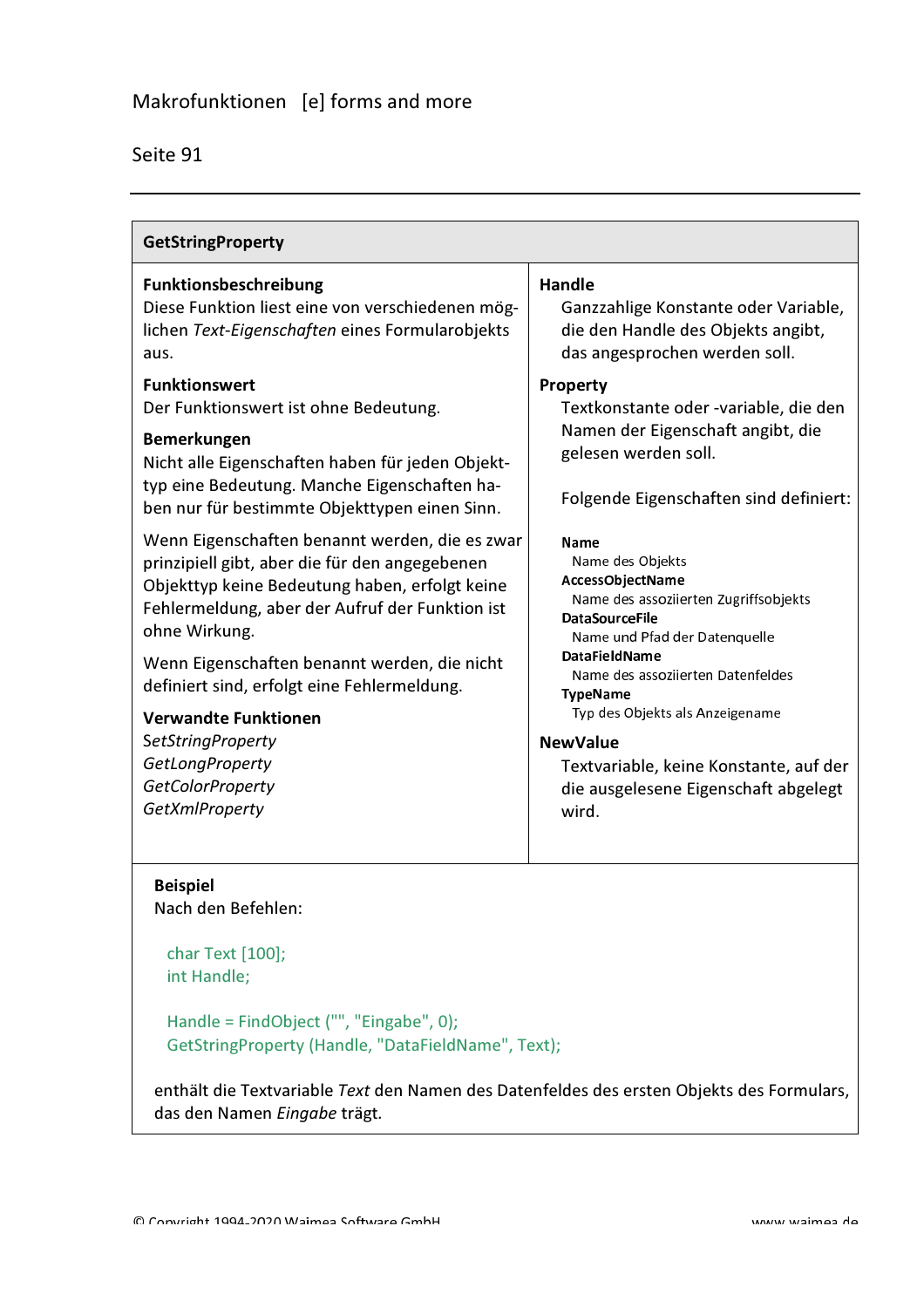## GetStringProperty

**Funktionsbeschreibung**
Diese Funktion liest eine von verschiedenen möglichen *Text-Eigenschaften* eines Formularobjekts aus.

**Funktionswert**
Der Funktionswert ist ohne Bedeutung.

**Bemerkungen**
Nicht alle Eigenschaften haben für jeden Objekttyp eine Bedeutung. Manche Eigenschaften haben nur für bestimmte Objekttypen einen Sinn.

Wenn Eigenschaften benannt werden, die es zwar prinzipiell gibt, aber die für den angegebenen Objekttyp keine Bedeutung haben, erfolgt keine Fehlermeldung, aber der Aufruf der Funktion ist ohne Wirkung.

Wenn Eigenschaften benannt werden, die nicht definiert sind, erfolgt eine Fehlermeldung.

**Verwandte Funktionen**
*SetStringProperty*
*GetLongProperty*
*GetColorProperty*
*GetXmlProperty*

**Handle**
Ganzzahlige Konstante oder Variable, die den Handle des Objekts angibt, das angesprochen werden soll.

**Property**
Textkonstante oder -variable, die den Namen der Eigenschaft angibt, die gelesen werden soll.

Folgende Eigenschaften sind definiert:

**Name**
Name des Objekts
**AccessObjectName**
Name des assoziierten Zugriffsobjekts
**DataSourceFile**
Name und Pfad der Datenquelle
**DataFieldName**
Name des assoziierten Datenfeldes
**TypeName**
Typ des Objekts als Anzeigename

**NewValue**
Textvariable, keine Konstante, auf der die ausgelesene Eigenschaft abgelegt wird.

**Beispiel**
Nach den Befehlen:

```
char Text [100];
int Handle;

Handle = FindObject ("", "Eingabe", 0);
GetStringProperty (Handle, "DataFieldName", Text);
```

enthält die Textvariable *Text* den Namen des Datenfeldes des ersten Objekts des Formulars, das den Namen *Eingabe* trägt.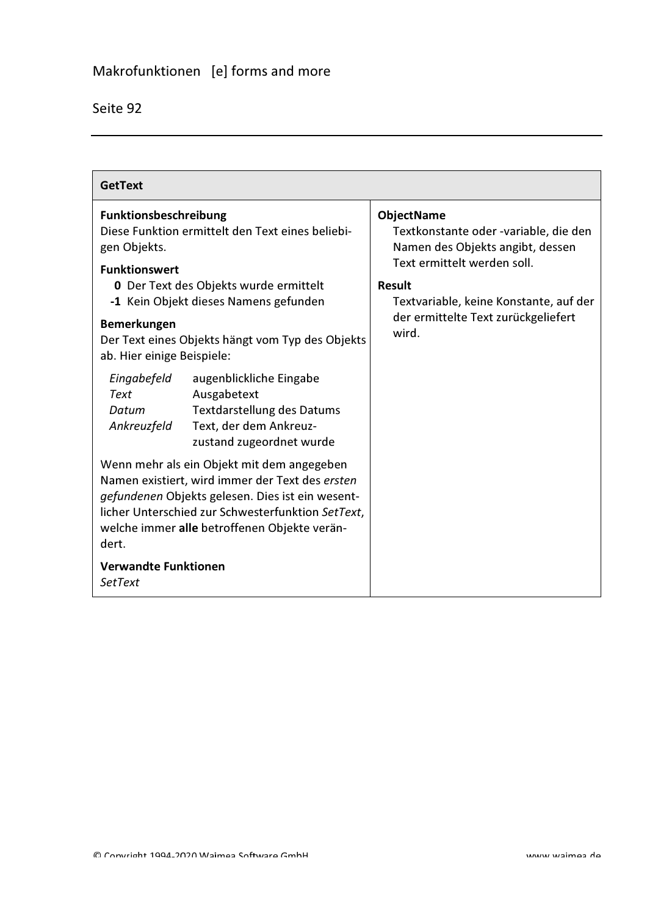## GetText

**Funktionsbeschreibung**
Diese Funktion ermittelt den Text eines beliebigen Objekts.

**Funktionswert**

**0** Der Text des Objekts wurde ermittelt
**-1** Kein Objekt dieses Namens gefunden

**Bemerkungen**
Der Text eines Objekts hängt vom Typ des Objekts ab. Hier einige Beispiele:

| | |
|---|---|
| *Eingabefeld* | augenblickliche Eingabe |
| *Text* | Ausgabetext |
| *Datum* | Textdarstellung des Datums |
| *Ankreuzfeld* | Text, der dem Ankreuzzustand zugeordnet wurde |

Wenn mehr als ein Objekt mit dem angegeben Namen existiert, wird immer der Text des *ersten gefundenen* Objekts gelesen. Dies ist ein wesentlicher Unterschied zur Schwesterfunktion *SetText*, welche immer **alle** betroffenen Objekte verändert.

**Verwandte Funktionen**
*SetText*

**ObjectName**
Textkonstante oder -variable, die den Namen des Objekts angibt, dessen Text ermittelt werden soll.

**Result**
Textvariable, keine Konstante, auf der der ermittelte Text zurückgeliefert wird.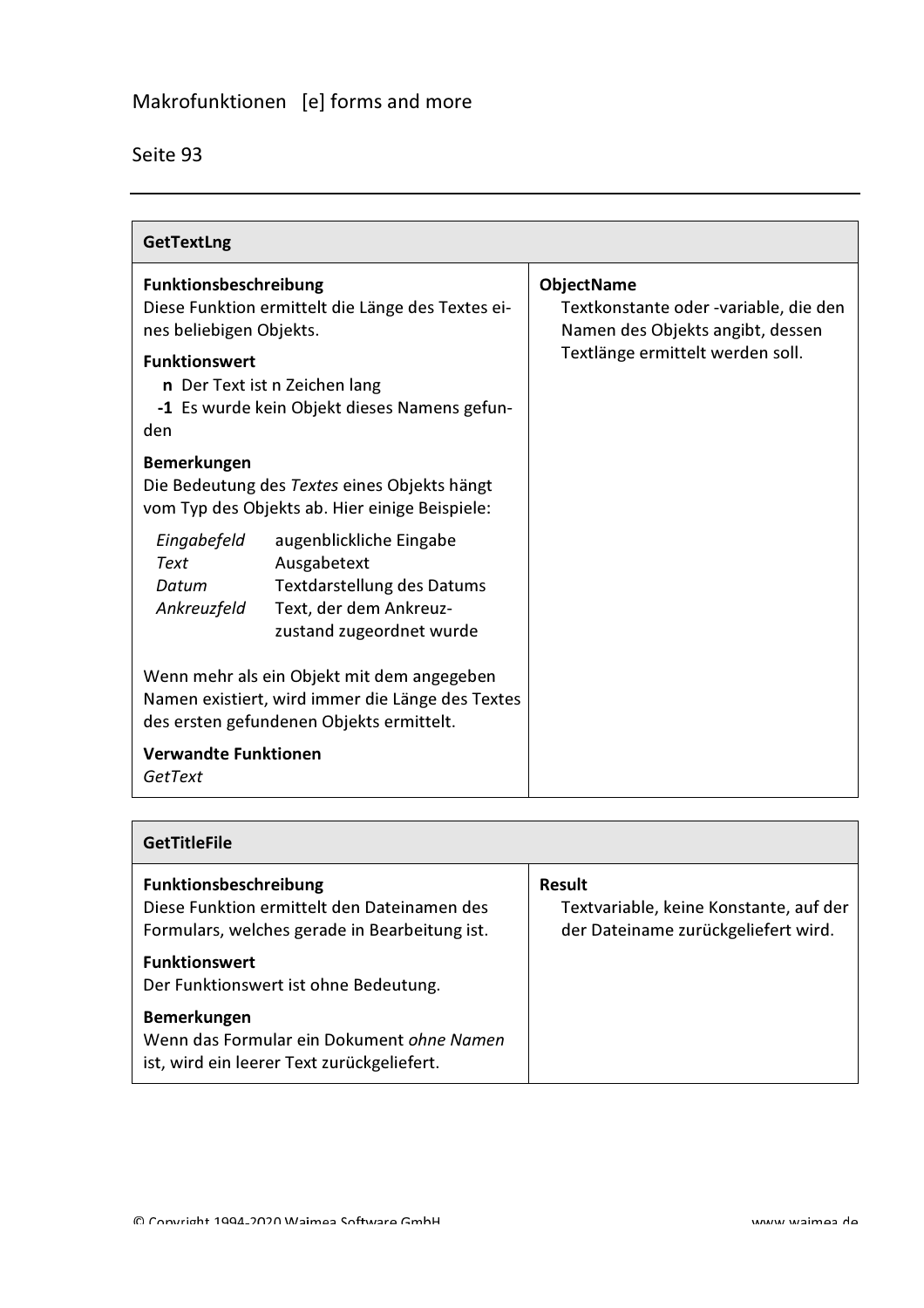## GetTextLng

**Funktionsbeschreibung**
Diese Funktion ermittelt die Länge des Textes eines beliebigen Objekts.

**Funktionswert**

- **n** Der Text ist n Zeichen lang
- **-1** Es wurde kein Objekt dieses Namens gefunden

**Bemerkungen**
Die Bedeutung des *Textes* eines Objekts hängt vom Typ des Objekts ab. Hier einige Beispiele:

| | |
|---|---|
| *Eingabefeld* | augenblickliche Eingabe |
| *Text* | Ausgabetext |
| *Datum* | Textdarstellung des Datums |
| *Ankreuzfeld* | Text, der dem Ankreuzzustand zugeordnet wurde |

Wenn mehr als ein Objekt mit dem angegeben Namen existiert, wird immer die Länge des Textes des ersten gefundenen Objekts ermittelt.

**Verwandte Funktionen**
*GetText*

**ObjectName**
Textkonstante oder -variable, die den Namen des Objekts angibt, dessen Textlänge ermittelt werden soll.

## GetTitleFile

**Funktionsbeschreibung**
Diese Funktion ermittelt den Dateinamen des Formulars, welches gerade in Bearbeitung ist.

**Funktionswert**
Der Funktionswert ist ohne Bedeutung.

**Bemerkungen**
Wenn das Formular ein Dokument *ohne Namen* ist, wird ein leerer Text zurückgeliefert.

**Result**
Textvariable, keine Konstante, auf der der Dateiname zurückgeliefert wird.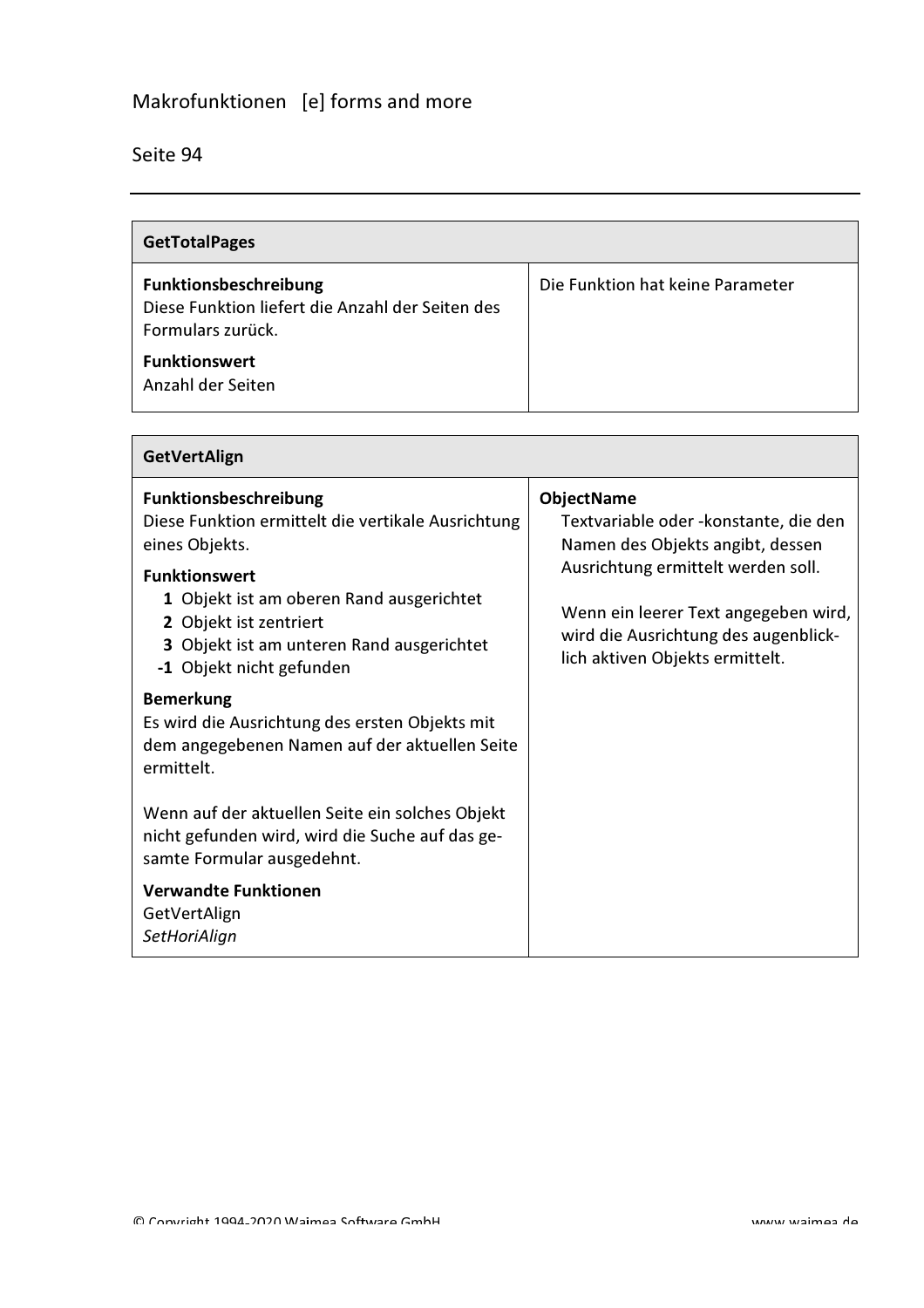| GetTotalPages | |
|---|---|
| **Funktionsbeschreibung**<br>Diese Funktion liefert die Anzahl der Seiten des Formulars zurück.<br><br>**Funktionswert**<br>Anzahl der Seiten | Die Funktion hat keine Parameter |

| GetVertAlign | |
|---|---|
| **Funktionsbeschreibung**<br>Diese Funktion ermittelt die vertikale Ausrichtung eines Objekts.<br><br>**Funktionswert**<br>**1** Objekt ist am oberen Rand ausgerichtet<br>**2** Objekt ist zentriert<br>**3** Objekt ist am unteren Rand ausgerichtet<br>**-1** Objekt nicht gefunden<br><br>**Bemerkung**<br>Es wird die Ausrichtung des ersten Objekts mit dem angegebenen Namen auf der aktuellen Seite ermittelt.<br><br>Wenn auf der aktuellen Seite ein solches Objekt nicht gefunden wird, wird die Suche auf das gesamte Formular ausgedehnt.<br><br>**Verwandte Funktionen**<br>GetVertAlign<br>*SetHoriAlign* | **ObjectName**<br>Textvariable oder -konstante, die den Namen des Objekts angibt, dessen Ausrichtung ermittelt werden soll.<br><br>Wenn ein leerer Text angegeben wird, wird die Ausrichtung des augenblicklich aktiven Objekts ermittelt. |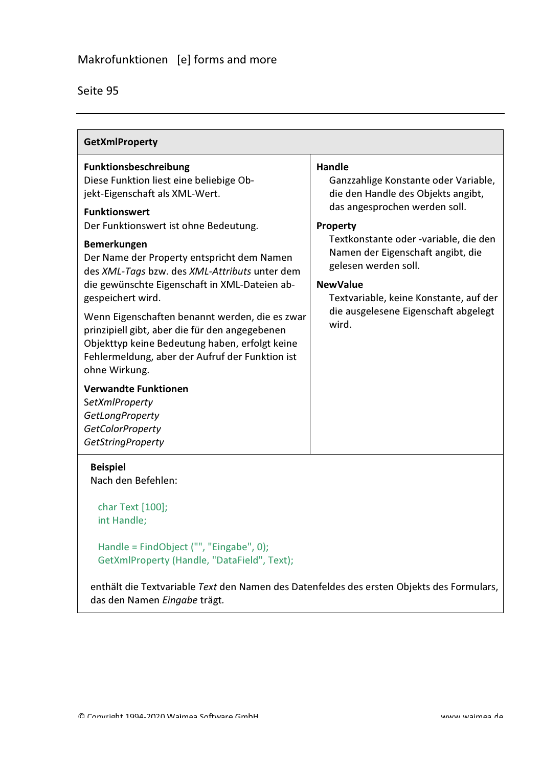## GetXmlProperty

**Funktionsbeschreibung**
Diese Funktion liest eine beliebige Objekt-Eigenschaft als XML-Wert.

**Funktionswert**
Der Funktionswert ist ohne Bedeutung.

**Bemerkungen**
Der Name der Property entspricht dem Namen des *XML-Tags* bzw. des *XML-Attributs* unter dem die gewünschte Eigenschaft in XML-Dateien abgespeichert wird.

Wenn Eigenschaften benannt werden, die es zwar prinzipiell gibt, aber die für den angegebenen Objekttyp keine Bedeutung haben, erfolgt keine Fehlermeldung, aber der Aufruf der Funktion ist ohne Wirkung.

**Verwandte Funktionen**
*SetXmlProperty*
*GetLongProperty*
*GetColorProperty*
*GetStringProperty*

**Handle**
Ganzzahlige Konstante oder Variable, die den Handle des Objekts angibt, das angesprochen werden soll.

**Property**
Textkonstante oder -variable, die den Namen der Eigenschaft angibt, die gelesen werden soll.

**NewValue**
Textvariable, keine Konstante, auf der die ausgelesene Eigenschaft abgelegt wird.

**Beispiel**
Nach den Befehlen:

```
char Text [100];
int Handle;

Handle = FindObject ("", "Eingabe", 0);
GetXmlProperty (Handle, "DataField", Text);
```

enthält die Textvariable *Text* den Namen des Datenfeldes des ersten Objekts des Formulars, das den Namen *Eingabe* trägt.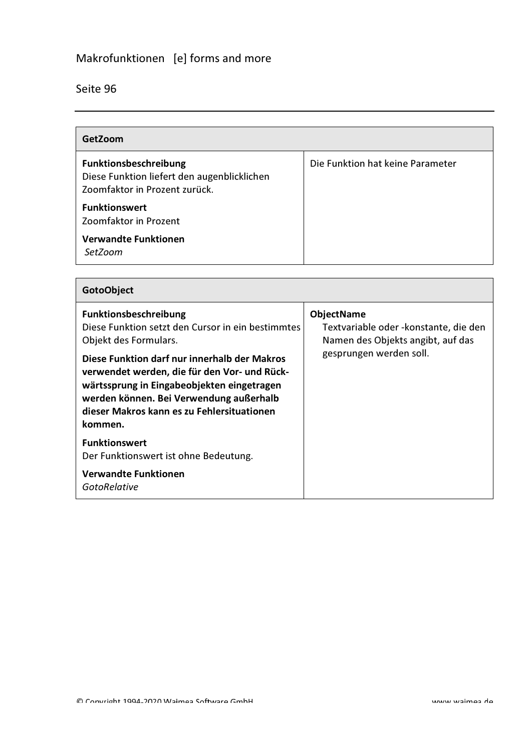## GetZoom

| Beschreibung | Parameter |
|---|---|
| **Funktionsbeschreibung**<br>Diese Funktion liefert den augenblicklichen Zoomfaktor in Prozent zurück.<br><br>**Funktionswert**<br>Zoomfaktor in Prozent<br><br>**Verwandte Funktionen**<br>*SetZoom* | Die Funktion hat keine Parameter |

## GotoObject

| Beschreibung | Parameter |
|---|---|
| **Funktionsbeschreibung**<br>Diese Funktion setzt den Cursor in ein bestimmtes Objekt des Formulars.<br><br>**Diese Funktion darf nur innerhalb der Makros verwendet werden, die für den Vor- und Rückwärtssprung in Eingabeobjekten eingetragen werden können. Bei Verwendung außerhalb dieser Makros kann es zu Fehlersituationen kommen.**<br><br>**Funktionswert**<br>Der Funktionswert ist ohne Bedeutung.<br><br>**Verwandte Funktionen**<br>*GotoRelative* | **ObjectName**<br>Textvariable oder -konstante, die den Namen des Objekts angibt, auf das gesprungen werden soll. |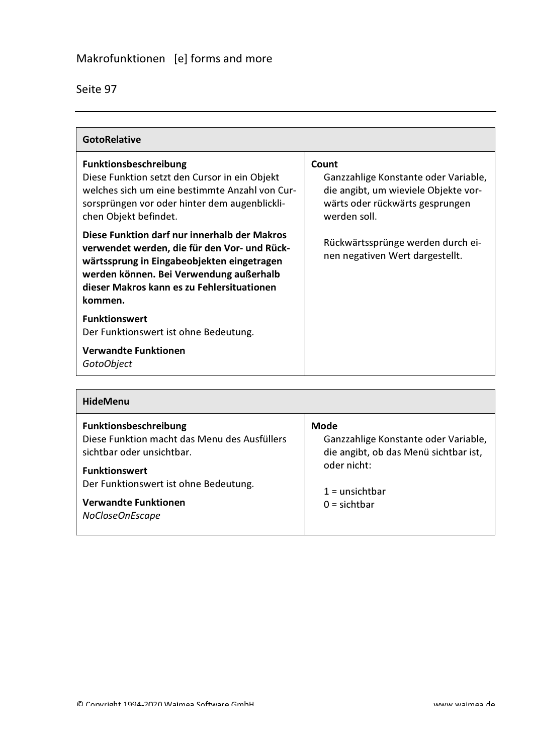## GotoRelative

**Funktionsbeschreibung**
Diese Funktion setzt den Cursor in ein Objekt welches sich um eine bestimmte Anzahl von Cursorsprüngen vor oder hinter dem augenblicklichen Objekt befindet.

**Diese Funktion darf nur innerhalb der Makros verwendet werden, die für den Vor- und Rückwärtssprung in Eingabeobjekten eingetragen werden können. Bei Verwendung außerhalb dieser Makros kann es zu Fehlersituationen kommen.**

**Funktionswert**
Der Funktionswert ist ohne Bedeutung.

**Verwandte Funktionen**
*GotoObject*

**Count**
Ganzzahlige Konstante oder Variable, die angibt, um wieviele Objekte vorwärts oder rückwärts gesprungen werden soll.

Rückwärtssprünge werden durch einen negativen Wert dargestellt.

## HideMenu

**Funktionsbeschreibung**
Diese Funktion macht das Menu des Ausfüllers sichtbar oder unsichtbar.

**Funktionswert**
Der Funktionswert ist ohne Bedeutung.

**Verwandte Funktionen**
*NoCloseOnEscape*

**Mode**
Ganzzahlige Konstante oder Variable, die angibt, ob das Menü sichtbar ist, oder nicht:

1 = unsichtbar
0 = sichtbar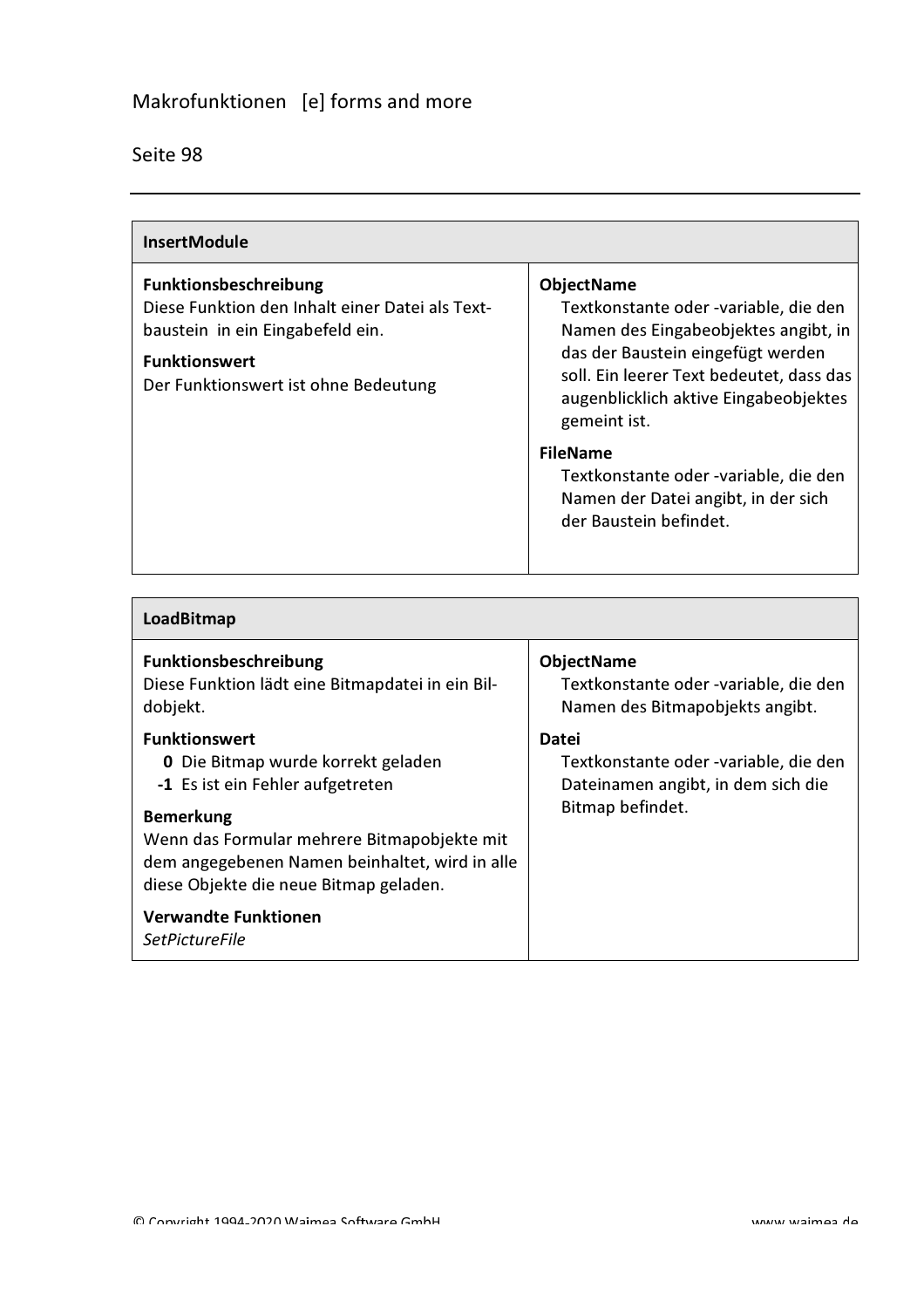## InsertModule

**Funktionsbeschreibung**
Diese Funktion den Inhalt einer Datei als Textbaustein in ein Eingabefeld ein.

**Funktionswert**
Der Funktionswert ist ohne Bedeutung

**ObjectName**
Textkonstante oder -variable, die den Namen des Eingabeobjektes angibt, in das der Baustein eingefügt werden soll. Ein leerer Text bedeutet, dass das augenblicklich aktive Eingabeobjektes gemeint ist.

**FileName**
Textkonstante oder -variable, die den Namen der Datei angibt, in der sich der Baustein befindet.

## LoadBitmap

**Funktionsbeschreibung**
Diese Funktion lädt eine Bitmapdatei in ein Bildobjekt.

**Funktionswert**
- **0** Die Bitmap wurde korrekt geladen
- **-1** Es ist ein Fehler aufgetreten

**Bemerkung**
Wenn das Formular mehrere Bitmapobjekte mit dem angegebenen Namen beinhaltet, wird in alle diese Objekte die neue Bitmap geladen.

**Verwandte Funktionen**
*SetPictureFile*

**ObjectName**
Textkonstante oder -variable, die den Namen des Bitmapobjekts angibt.

**Datei**
Textkonstante oder -variable, die den Dateinamen angibt, in dem sich die Bitmap befindet.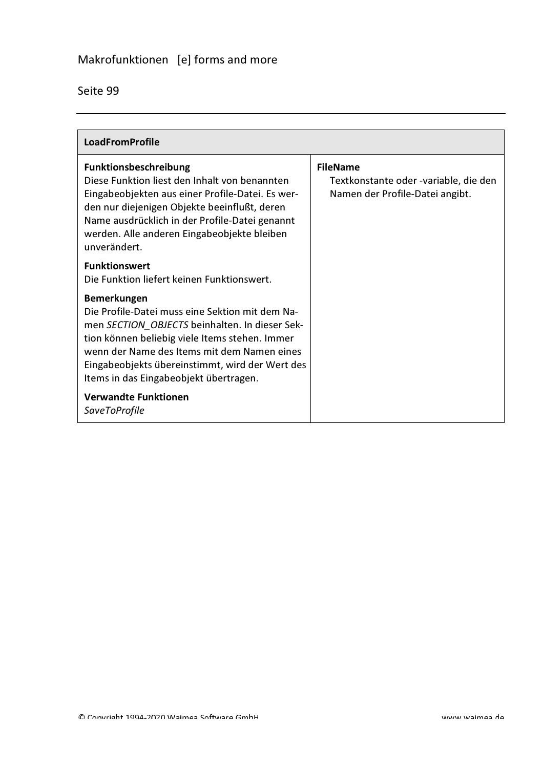## LoadFromProfile

**Funktionsbeschreibung**
Diese Funktion liest den Inhalt von benannten Eingabeobjekten aus einer Profile-Datei. Es werden nur diejenigen Objekte beeinflußt, deren Name ausdrücklich in der Profile-Datei genannt werden. Alle anderen Eingabeobjekte bleiben unverändert.

**Funktionswert**
Die Funktion liefert keinen Funktionswert.

**Bemerkungen**
Die Profile-Datei muss eine Sektion mit dem Namen *SECTION_OBJECTS* beinhalten. In dieser Sektion können beliebig viele Items stehen. Immer wenn der Name des Items mit dem Namen eines Eingabeobjekts übereinstimmt, wird der Wert des Items in das Eingabeobjekt übertragen.

**Verwandte Funktionen**
*SaveToProfile*

**FileName**
Textkonstante oder -variable, die den Namen der Profile-Datei angibt.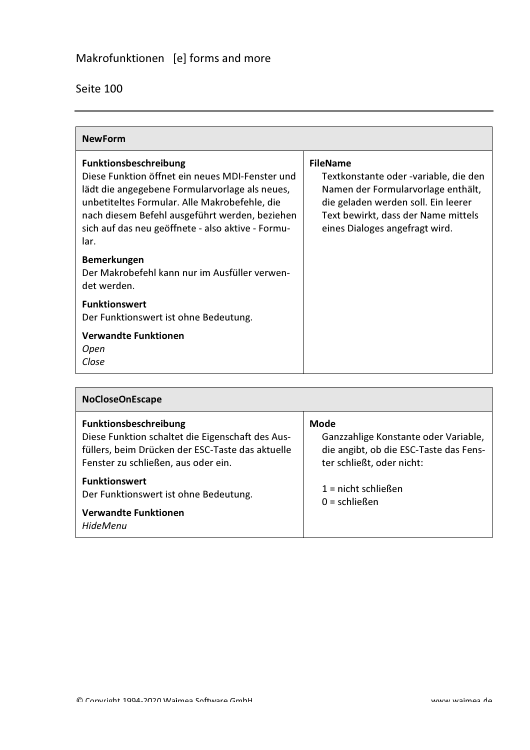## NewForm

**Funktionsbeschreibung**
Diese Funktion öffnet ein neues MDI-Fenster und lädt die angegebene Formularvorlage als neues, unbetiteltes Formular. Alle Makrobefehle, die nach diesem Befehl ausgeführt werden, beziehen sich auf das neu geöffnete - also aktive - Formular.

**Bemerkungen**
Der Makrobefehl kann nur im Ausfüller verwendet werden.

**Funktionswert**
Der Funktionswert ist ohne Bedeutung.

**Verwandte Funktionen**
*Open*
*Close*

**FileName**
Textkonstante oder -variable, die den Namen der Formularvorlage enthält, die geladen werden soll. Ein leerer Text bewirkt, dass der Name mittels eines Dialoges angefragt wird.

## NoCloseOnEscape

**Funktionsbeschreibung**
Diese Funktion schaltet die Eigenschaft des Ausfüllers, beim Drücken der ESC-Taste das aktuelle Fenster zu schließen, aus oder ein.

**Funktionswert**
Der Funktionswert ist ohne Bedeutung.

**Verwandte Funktionen**
*HideMenu*

**Mode**
Ganzzahlige Konstante oder Variable, die angibt, ob die ESC-Taste das Fenster schließt, oder nicht:

1 = nicht schließen
0 = schließen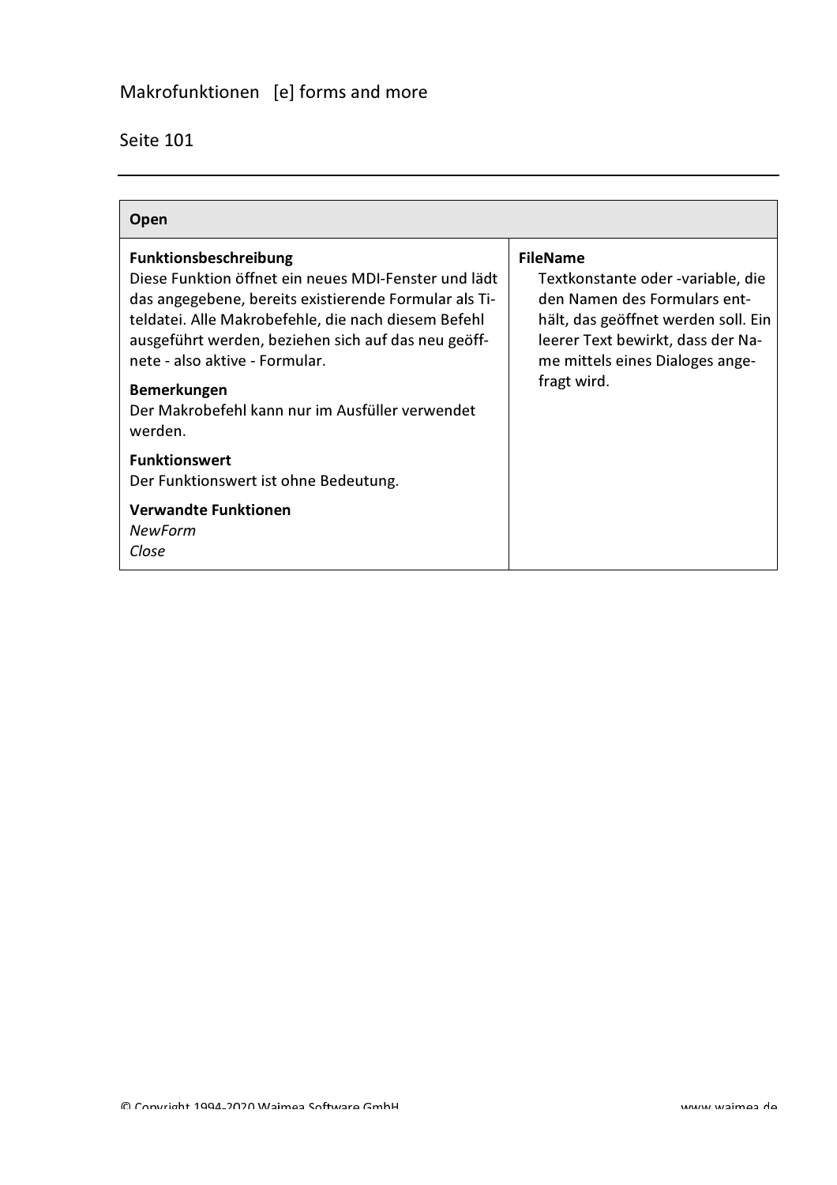| Open | |
|---|---|
| **Funktionsbeschreibung**<br>Diese Funktion öffnet ein neues MDI-Fenster und lädt das angegebene, bereits existierende Formular als Titeldatei. Alle Makrobefehle, die nach diesem Befehl ausgeführt werden, beziehen sich auf das neu geöffnete - also aktive - Formular.<br><br>**Bemerkungen**<br>Der Makrobefehl kann nur im Ausfüller verwendet werden.<br><br>**Funktionswert**<br>Der Funktionswert ist ohne Bedeutung.<br><br>**Verwandte Funktionen**<br>*NewForm*<br>*Close* | **FileName**<br>Textkonstante oder -variable, die den Namen des Formulars enthält, das geöffnet werden soll. Ein leerer Text bewirkt, dass der Name mittels eines Dialoges angefragt wird. |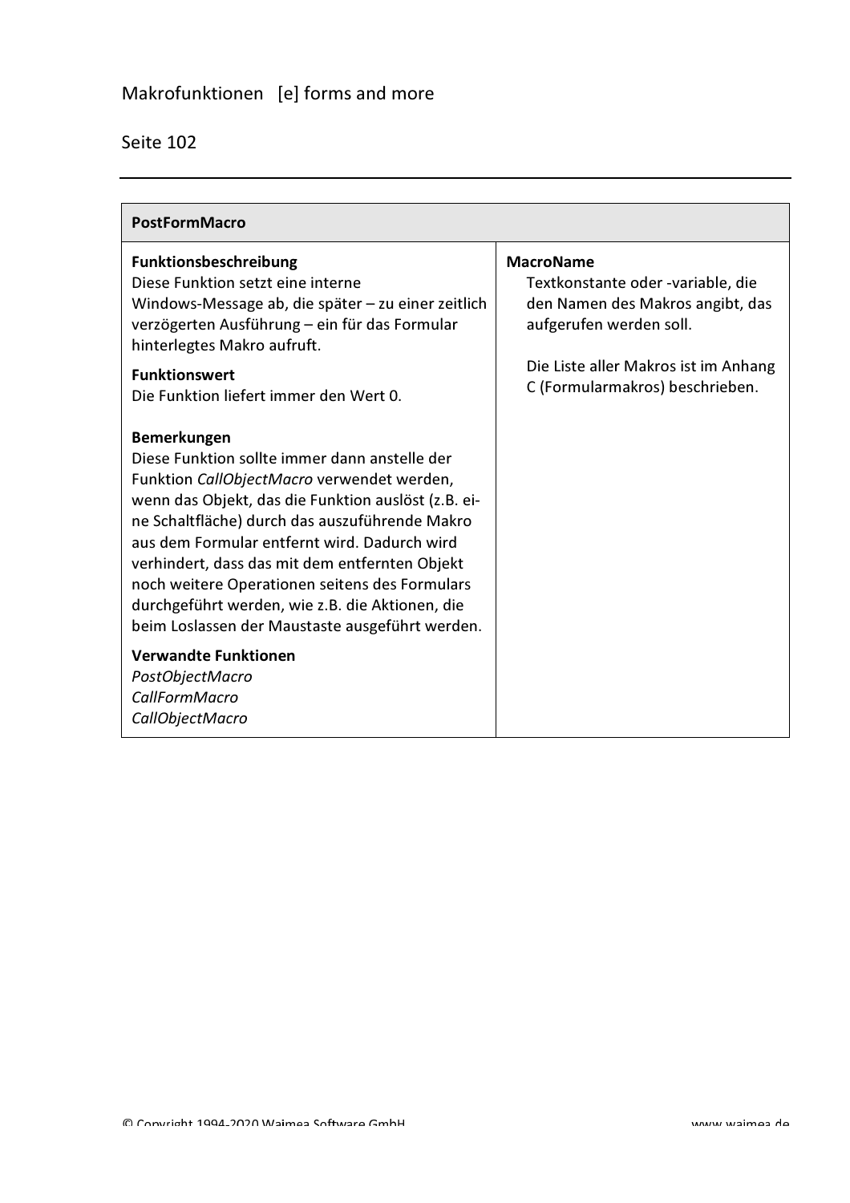## PostFormMacro

**Funktionsbeschreibung**
Diese Funktion setzt eine interne Windows-Message ab, die später – zu einer zeitlich verzögerten Ausführung – ein für das Formular hinterlegtes Makro aufruft.

**Funktionswert**
Die Funktion liefert immer den Wert 0.

**Bemerkungen**
Diese Funktion sollte immer dann anstelle der Funktion *CallObjectMacro* verwendet werden, wenn das Objekt, das die Funktion auslöst (z.B. eine Schaltfläche) durch das auszuführende Makro aus dem Formular entfernt wird. Dadurch wird verhindert, dass das mit dem entfernten Objekt noch weitere Operationen seitens des Formulars durchgeführt werden, wie z.B. die Aktionen, die beim Loslassen der Maustaste ausgeführt werden.

**Verwandte Funktionen**
*PostObjectMacro*
*CallFormMacro*
*CallObjectMacro*

**MacroName**
Textkonstante oder -variable, die den Namen des Makros angibt, das aufgerufen werden soll.

Die Liste aller Makros ist im Anhang C (Formularmakros) beschrieben.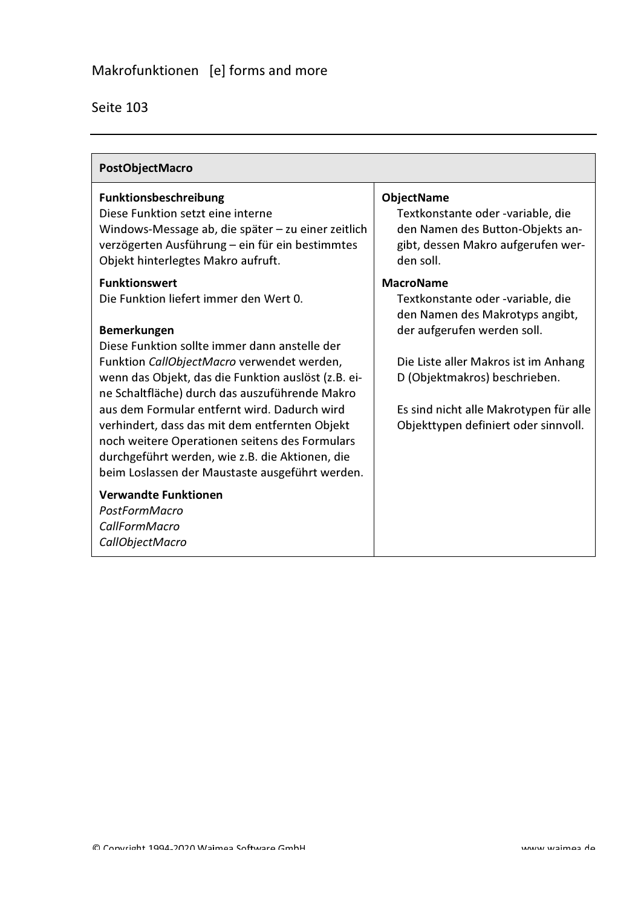## PostObjectMacro

**Funktionsbeschreibung**
Diese Funktion setzt eine interne Windows-Message ab, die später – zu einer zeitlich verzögerten Ausführung – ein für ein bestimmtes Objekt hinterlegtes Makro aufruft.

**Funktionswert**
Die Funktion liefert immer den Wert 0.

**Bemerkungen**
Diese Funktion sollte immer dann anstelle der Funktion *CallObjectMacro* verwendet werden, wenn das Objekt, das die Funktion auslöst (z.B. eine Schaltfläche) durch das auszuführende Makro aus dem Formular entfernt wird. Dadurch wird verhindert, dass das mit dem entfernten Objekt noch weitere Operationen seitens des Formulars durchgeführt werden, wie z.B. die Aktionen, die beim Loslassen der Maustaste ausgeführt werden.

**Verwandte Funktionen**
*PostFormMacro*
*CallFormMacro*
*CallObjectMacro*

**ObjectName**
Textkonstante oder -variable, die den Namen des Button-Objekts angibt, dessen Makro aufgerufen werden soll.

**MacroName**
Textkonstante oder -variable, die den Namen des Makrotyps angibt, der aufgerufen werden soll.

Die Liste aller Makros ist im Anhang D (Objektmakros) beschrieben.

Es sind nicht alle Makrotypen für alle Objekttypen definiert oder sinnvoll.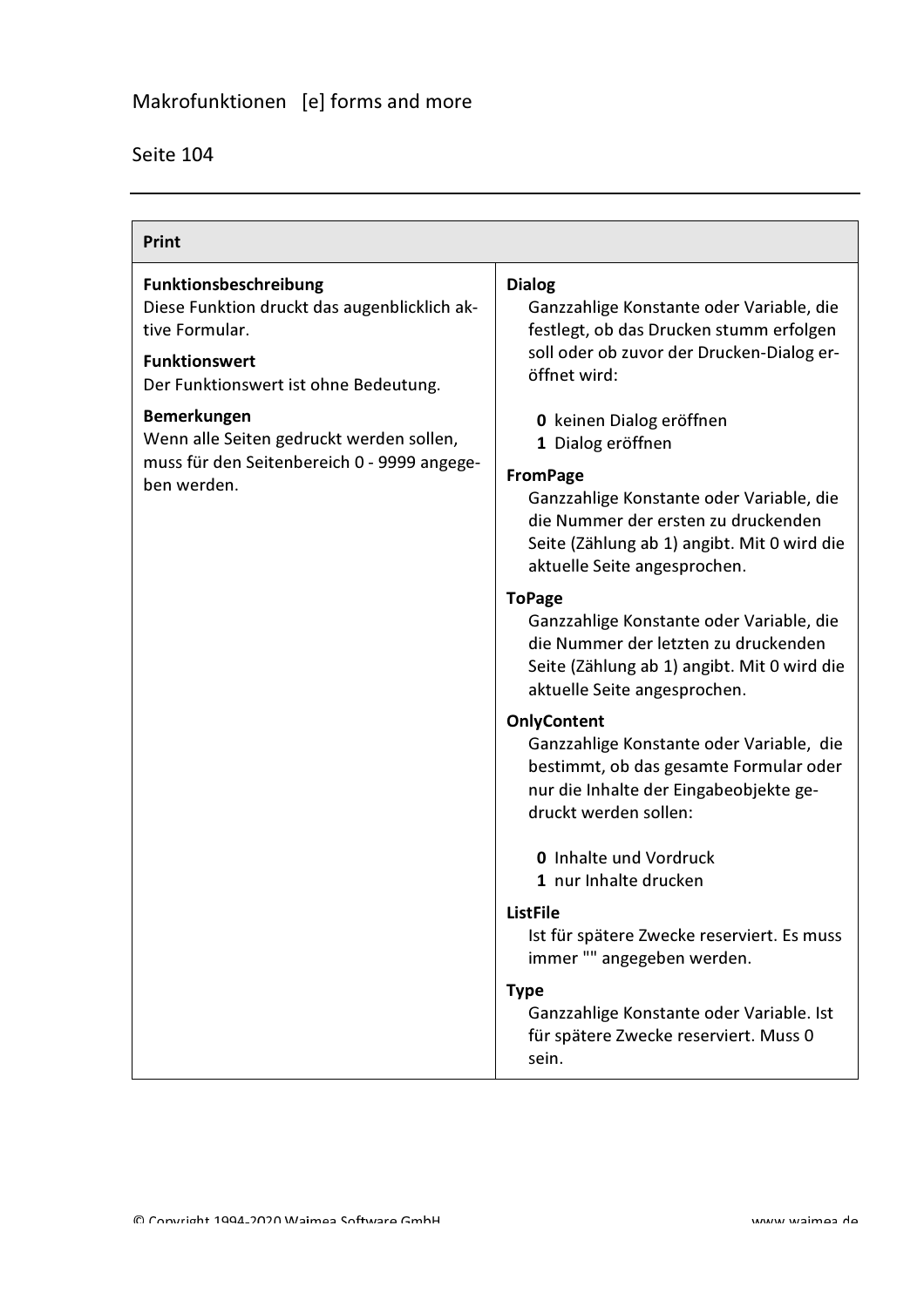## Print

**Funktionsbeschreibung**
Diese Funktion druckt das augenblicklich aktive Formular.

**Funktionswert**
Der Funktionswert ist ohne Bedeutung.

**Bemerkungen**
Wenn alle Seiten gedruckt werden sollen, muss für den Seitenbereich 0 - 9999 angegeben werden.

**Dialog**
Ganzzahlige Konstante oder Variable, die festlegt, ob das Drucken stumm erfolgen soll oder ob zuvor der Drucken-Dialog eröffnet wird:

- **0** keinen Dialog eröffnen
- **1** Dialog eröffnen

**FromPage**
Ganzzahlige Konstante oder Variable, die die Nummer der ersten zu druckenden Seite (Zählung ab 1) angibt. Mit 0 wird die aktuelle Seite angesprochen.

**ToPage**
Ganzzahlige Konstante oder Variable, die die Nummer der letzten zu druckenden Seite (Zählung ab 1) angibt. Mit 0 wird die aktuelle Seite angesprochen.

**OnlyContent**
Ganzzahlige Konstante oder Variable, die bestimmt, ob das gesamte Formular oder nur die Inhalte der Eingabeobjekte gedruckt werden sollen:

- **0** Inhalte und Vordruck
- **1** nur Inhalte drucken

**ListFile**
Ist für spätere Zwecke reserviert. Es muss immer "" angegeben werden.

**Type**
Ganzzahlige Konstante oder Variable. Ist für spätere Zwecke reserviert. Muss 0 sein.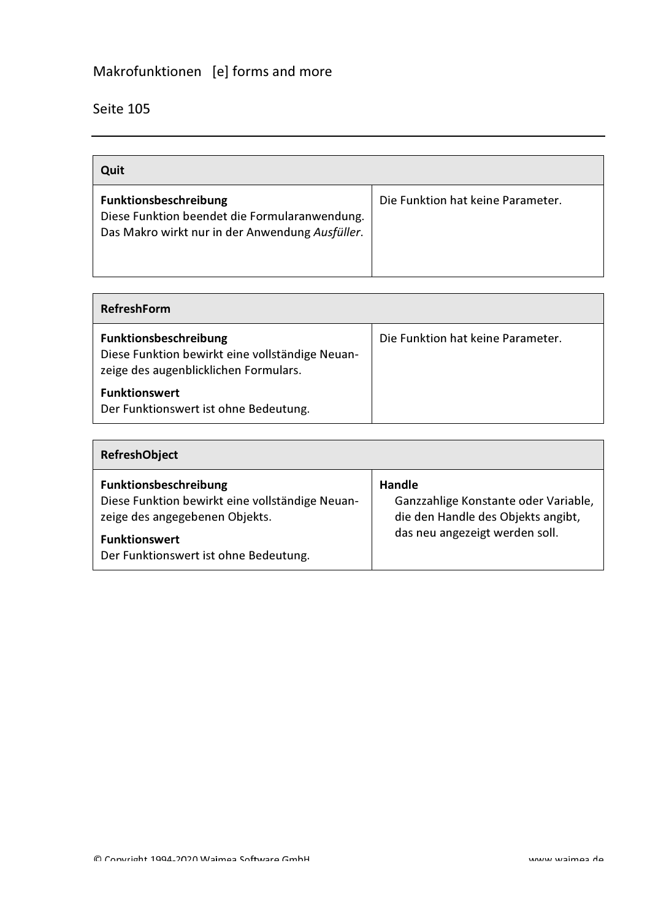| Quit | |
| --- | --- |
| **Funktionsbeschreibung**<br>Diese Funktion beendet die Formularanwendung. Das Makro wirkt nur in der Anwendung *Ausfüller*. | Die Funktion hat keine Parameter. |

| RefreshForm | |
| --- | --- |
| **Funktionsbeschreibung**<br>Diese Funktion bewirkt eine vollständige Neuanzeige des augenblicklichen Formulars.<br>**Funktionswert**<br>Der Funktionswert ist ohne Bedeutung. | Die Funktion hat keine Parameter. |

| RefreshObject | |
| --- | --- |
| **Funktionsbeschreibung**<br>Diese Funktion bewirkt eine vollständige Neuanzeige des angegebenen Objekts.<br>**Funktionswert**<br>Der Funktionswert ist ohne Bedeutung. | **Handle**<br>Ganzzahlige Konstante oder Variable, die den Handle des Objekts angibt, das neu angezeigt werden soll. |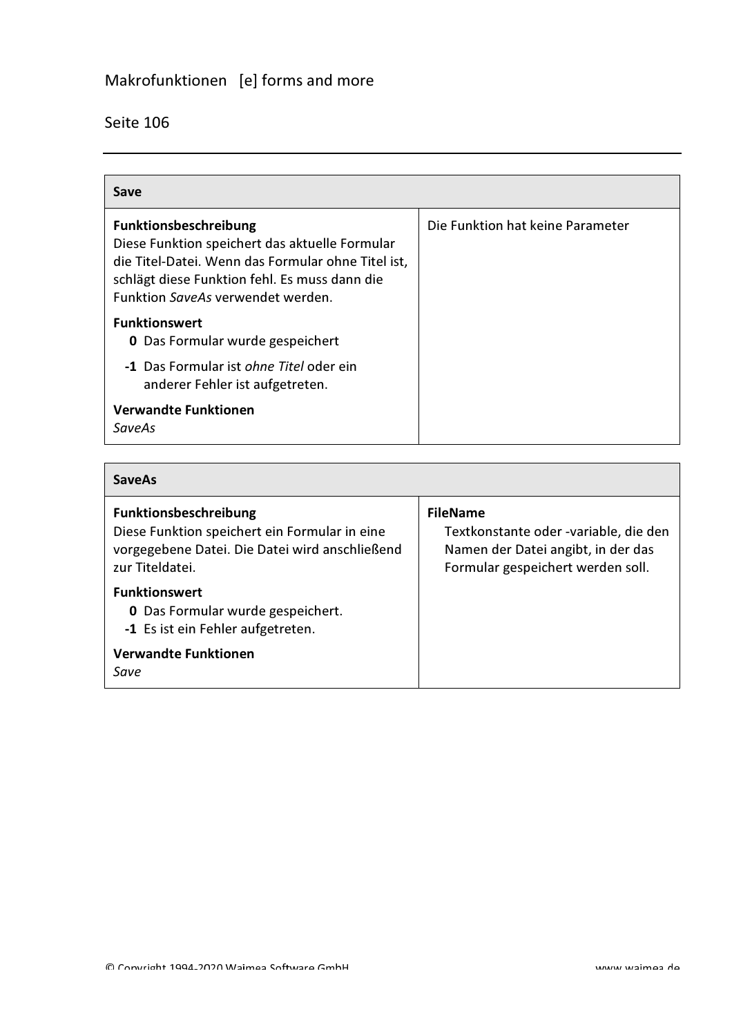| Save | |
|---|---|
| **Funktionsbeschreibung**<br>Diese Funktion speichert das aktuelle Formular die Titel-Datei. Wenn das Formular ohne Titel ist, schlägt diese Funktion fehl. Es muss dann die Funktion *SaveAs* verwendet werden.<br><br>**Funktionswert**<br>**0** Das Formular wurde gespeichert<br>**-1** Das Formular ist *ohne Titel* oder ein anderer Fehler ist aufgetreten.<br><br>**Verwandte Funktionen**<br>*SaveAs* | Die Funktion hat keine Parameter |

| SaveAs | |
|---|---|
| **Funktionsbeschreibung**<br>Diese Funktion speichert ein Formular in eine vorgegebene Datei. Die Datei wird anschließend zur Titeldatei.<br><br>**Funktionswert**<br>**0** Das Formular wurde gespeichert.<br>**-1** Es ist ein Fehler aufgetreten.<br><br>**Verwandte Funktionen**<br>*Save* | **FileName**<br>Textkonstante oder -variable, die den Namen der Datei angibt, in der das Formular gespeichert werden soll. |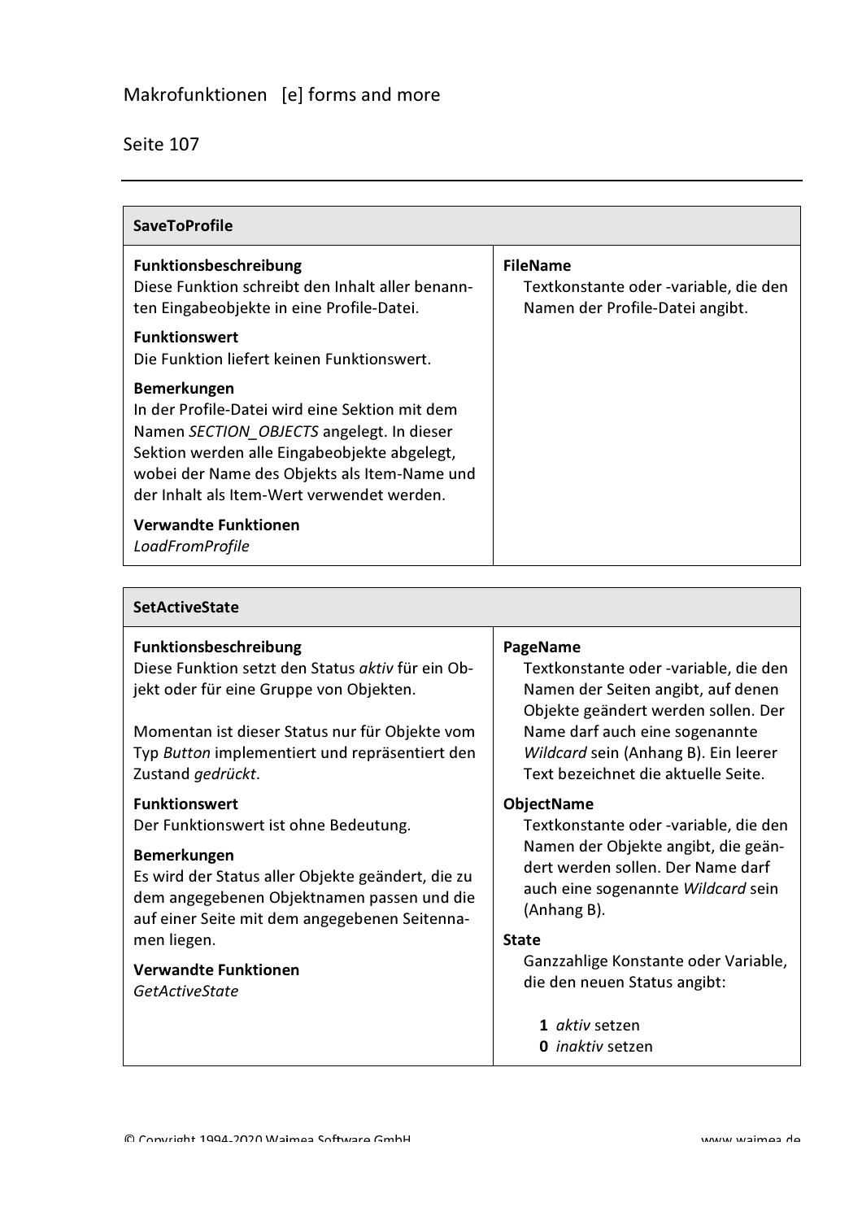### SaveToProfile

**Funktionsbeschreibung**
Diese Funktion schreibt den Inhalt aller benannten Eingabeobjekte in eine Profile-Datei.

**Funktionswert**
Die Funktion liefert keinen Funktionswert.

**Bemerkungen**
In der Profile-Datei wird eine Sektion mit dem Namen *SECTION_OBJECTS* angelegt. In dieser Sektion werden alle Eingabeobjekte abgelegt, wobei der Name des Objekts als Item-Name und der Inhalt als Item-Wert verwendet werden.

**Verwandte Funktionen**
*LoadFromProfile*

**FileName**
Textkonstante oder -variable, die den Namen der Profile-Datei angibt.

### SetActiveState

**Funktionsbeschreibung**
Diese Funktion setzt den Status *aktiv* für ein Objekt oder für eine Gruppe von Objekten.

Momentan ist dieser Status nur für Objekte vom Typ *Button* implementiert und repräsentiert den Zustand *gedrückt*.

**Funktionswert**
Der Funktionswert ist ohne Bedeutung.

**Bemerkungen**
Es wird der Status aller Objekte geändert, die zu dem angegebenen Objektnamen passen und die auf einer Seite mit dem angegebenen Seitennamen liegen.

**Verwandte Funktionen**
*GetActiveState*

**PageName**
Textkonstante oder -variable, die den Namen der Seiten angibt, auf denen Objekte geändert werden sollen. Der Name darf auch eine sogenannte *Wildcard* sein (Anhang B). Ein leerer Text bezeichnet die aktuelle Seite.

**ObjectName**
Textkonstante oder -variable, die den Namen der Objekte angibt, die geändert werden sollen. Der Name darf auch eine sogenannte *Wildcard* sein (Anhang B).

**State**
Ganzzahlige Konstante oder Variable, die den neuen Status angibt:

- **1** *aktiv* setzen
- **0** *inaktiv* setzen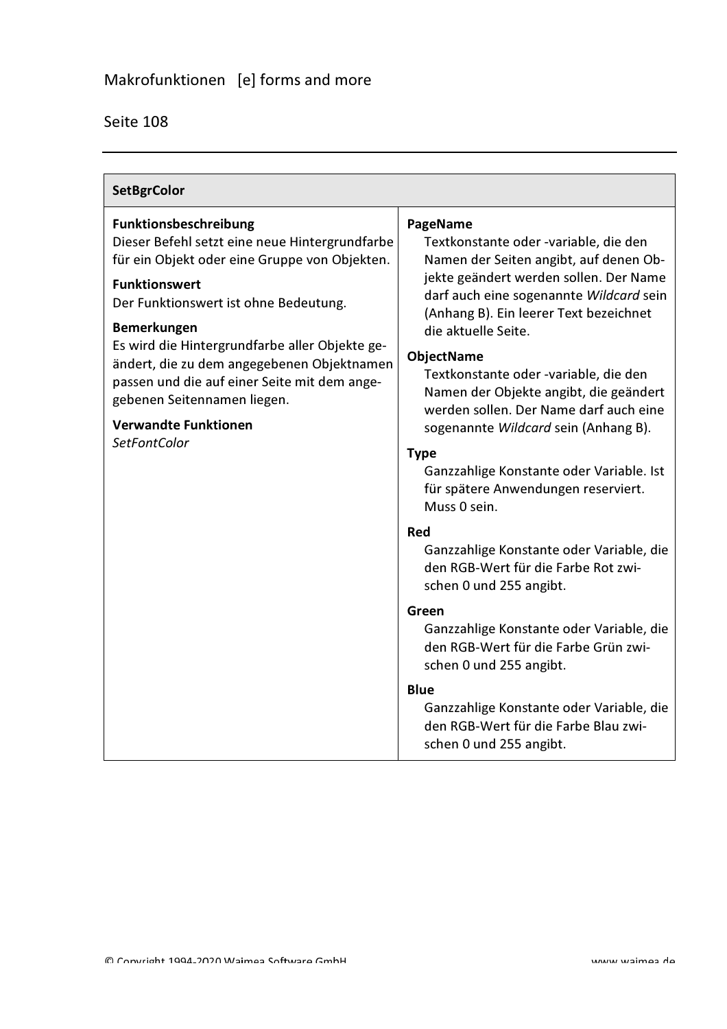## SetBgrColor

**Funktionsbeschreibung**
Dieser Befehl setzt eine neue Hintergrundfarbe für ein Objekt oder eine Gruppe von Objekten.

**Funktionswert**
Der Funktionswert ist ohne Bedeutung.

**Bemerkungen**
Es wird die Hintergrundfarbe aller Objekte geändert, die zu dem angegebenen Objektnamen passen und die auf einer Seite mit dem angegebenen Seitennamen liegen.

**Verwandte Funktionen**
*SetFontColor*

**PageName**
Textkonstante oder -variable, die den Namen der Seiten angibt, auf denen Objekte geändert werden sollen. Der Name darf auch eine sogenannte *Wildcard* sein (Anhang B). Ein leerer Text bezeichnet die aktuelle Seite.

**ObjectName**
Textkonstante oder -variable, die den Namen der Objekte angibt, die geändert werden sollen. Der Name darf auch eine sogenannte *Wildcard* sein (Anhang B).

**Type**
Ganzzahlige Konstante oder Variable. Ist für spätere Anwendungen reserviert. Muss 0 sein.

**Red**
Ganzzahlige Konstante oder Variable, die den RGB-Wert für die Farbe Rot zwischen 0 und 255 angibt.

**Green**
Ganzzahlige Konstante oder Variable, die den RGB-Wert für die Farbe Grün zwischen 0 und 255 angibt.

**Blue**
Ganzzahlige Konstante oder Variable, die den RGB-Wert für die Farbe Blau zwischen 0 und 255 angibt.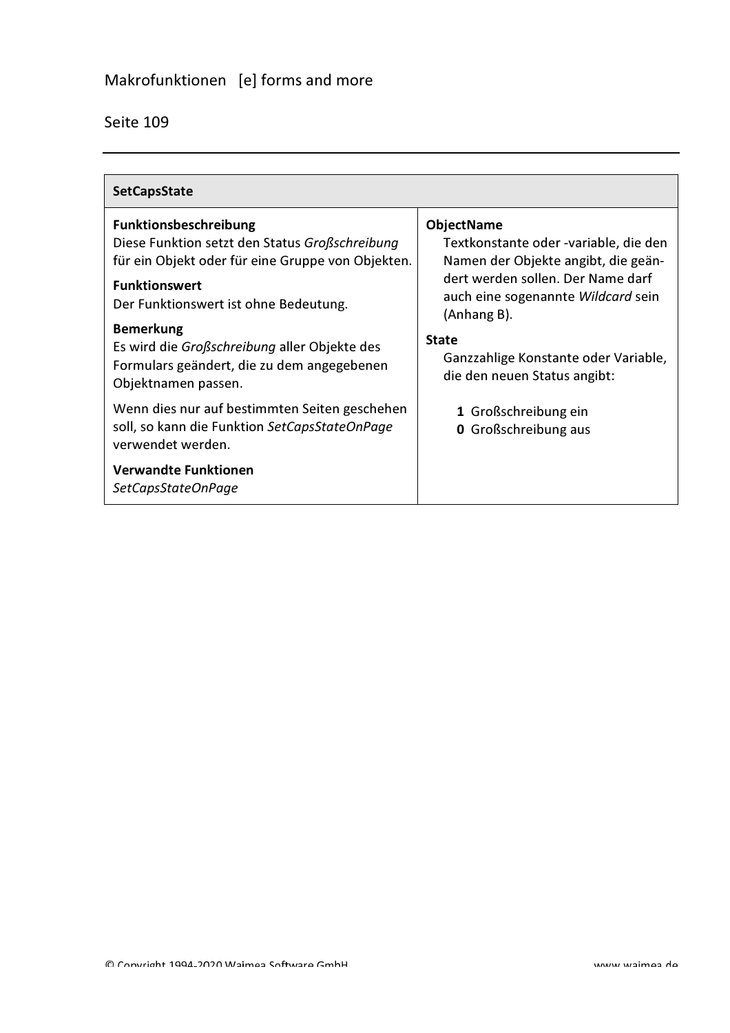## SetCapsState

**Funktionsbeschreibung**
Diese Funktion setzt den Status *Großschreibung* für ein Objekt oder für eine Gruppe von Objekten.

**Funktionswert**
Der Funktionswert ist ohne Bedeutung.

**Bemerkung**
Es wird die *Großschreibung* aller Objekte des Formulars geändert, die zu dem angegebenen Objektnamen passen.

Wenn dies nur auf bestimmten Seiten geschehen soll, so kann die Funktion *SetCapsStateOnPage* verwendet werden.

**Verwandte Funktionen**
*SetCapsStateOnPage*

**ObjectName**
Textkonstante oder -variable, die den Namen der Objekte angibt, die geändert werden sollen. Der Name darf auch eine sogenannte *Wildcard* sein (Anhang B).

**State**
Ganzzahlige Konstante oder Variable, die den neuen Status angibt:

- **1** Großschreibung ein
- **0** Großschreibung aus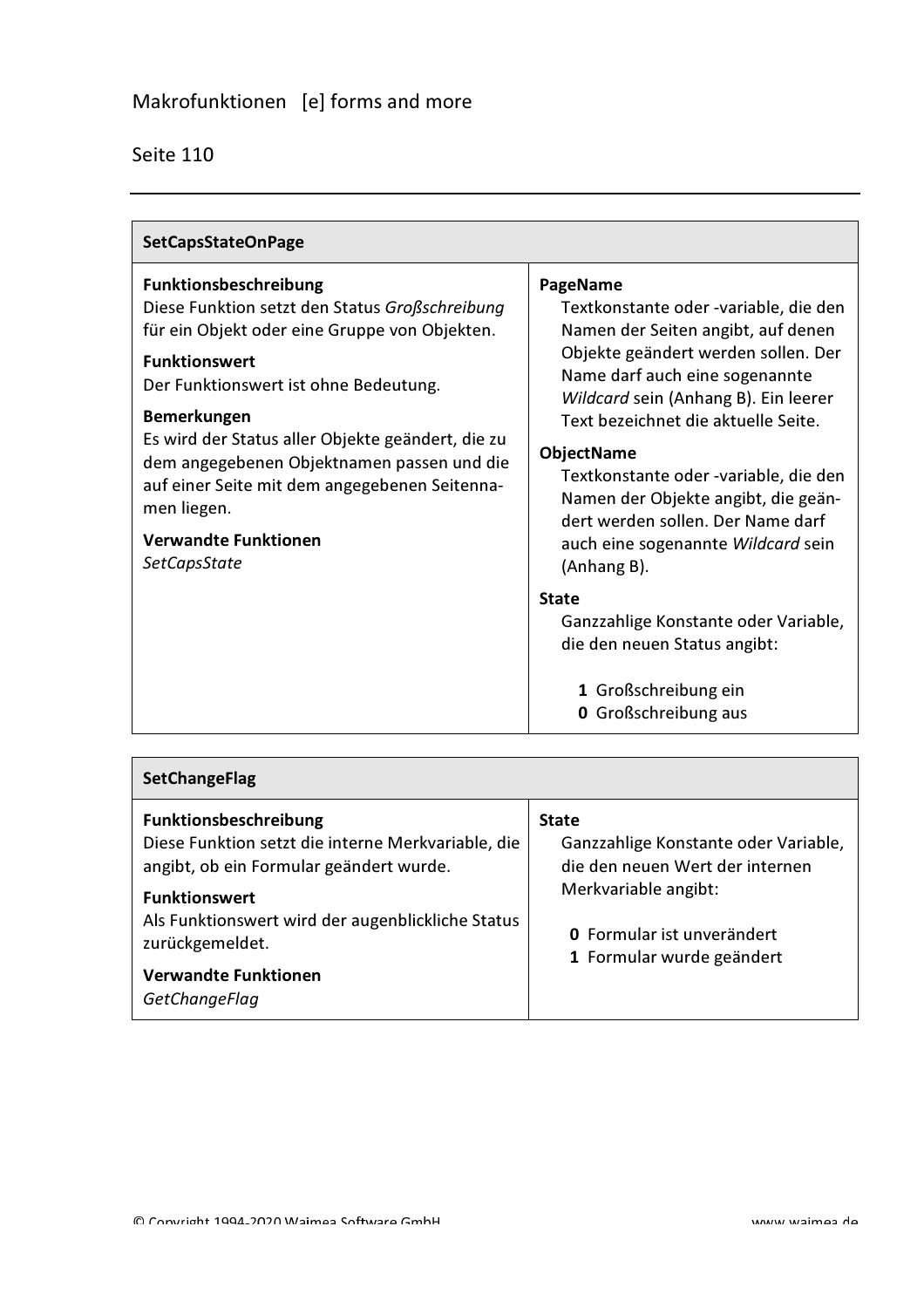## SetCapsStateOnPage

**Funktionsbeschreibung**
Diese Funktion setzt den Status *Großschreibung* für ein Objekt oder eine Gruppe von Objekten.

**Funktionswert**
Der Funktionswert ist ohne Bedeutung.

**Bemerkungen**
Es wird der Status aller Objekte geändert, die zu dem angegebenen Objektnamen passen und die auf einer Seite mit dem angegebenen Seitennamen liegen.

**Verwandte Funktionen**
*SetCapsState*

**PageName**
Textkonstante oder -variable, die den Namen der Seiten angibt, auf denen Objekte geändert werden sollen. Der Name darf auch eine sogenannte *Wildcard* sein (Anhang B). Ein leerer Text bezeichnet die aktuelle Seite.

**ObjectName**
Textkonstante oder -variable, die den Namen der Objekte angibt, die geändert werden sollen. Der Name darf auch eine sogenannte *Wildcard* sein (Anhang B).

**State**
Ganzzahlige Konstante oder Variable, die den neuen Status angibt:

- **1** Großschreibung ein
- **0** Großschreibung aus

## SetChangeFlag

**Funktionsbeschreibung**
Diese Funktion setzt die interne Merkvariable, die angibt, ob ein Formular geändert wurde.

**Funktionswert**
Als Funktionswert wird der augenblickliche Status zurückgemeldet.

**Verwandte Funktionen**
*GetChangeFlag*

**State**
Ganzzahlige Konstante oder Variable, die den neuen Wert der internen Merkvariable angibt:

- **0** Formular ist unverändert
- **1** Formular wurde geändert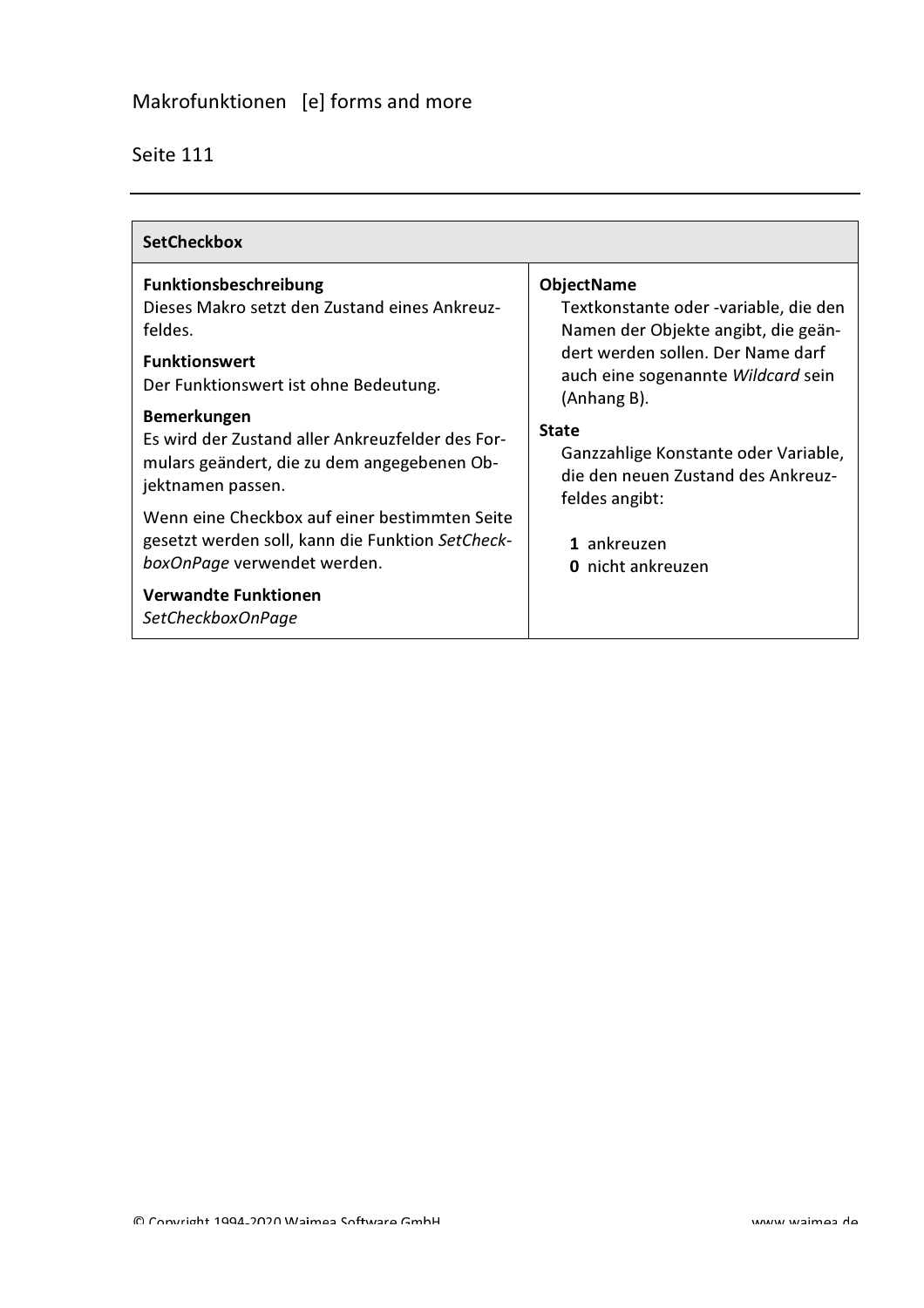## SetCheckbox

**Funktionsbeschreibung**
Dieses Makro setzt den Zustand eines Ankreuzfeldes.

**Funktionswert**
Der Funktionswert ist ohne Bedeutung.

**Bemerkungen**
Es wird der Zustand aller Ankreuzfelder des Formulars geändert, die zu dem angegebenen Objektnamen passen.

Wenn eine Checkbox auf einer bestimmten Seite gesetzt werden soll, kann die Funktion *SetCheckboxOnPage* verwendet werden.

**Verwandte Funktionen**
*SetCheckboxOnPage*

**ObjectName**
Textkonstante oder -variable, die den Namen der Objekte angibt, die geändert werden sollen. Der Name darf auch eine sogenannte *Wildcard* sein (Anhang B).

**State**
Ganzzahlige Konstante oder Variable, die den neuen Zustand des Ankreuzfeldes angibt:

- **1** ankreuzen
- **0** nicht ankreuzen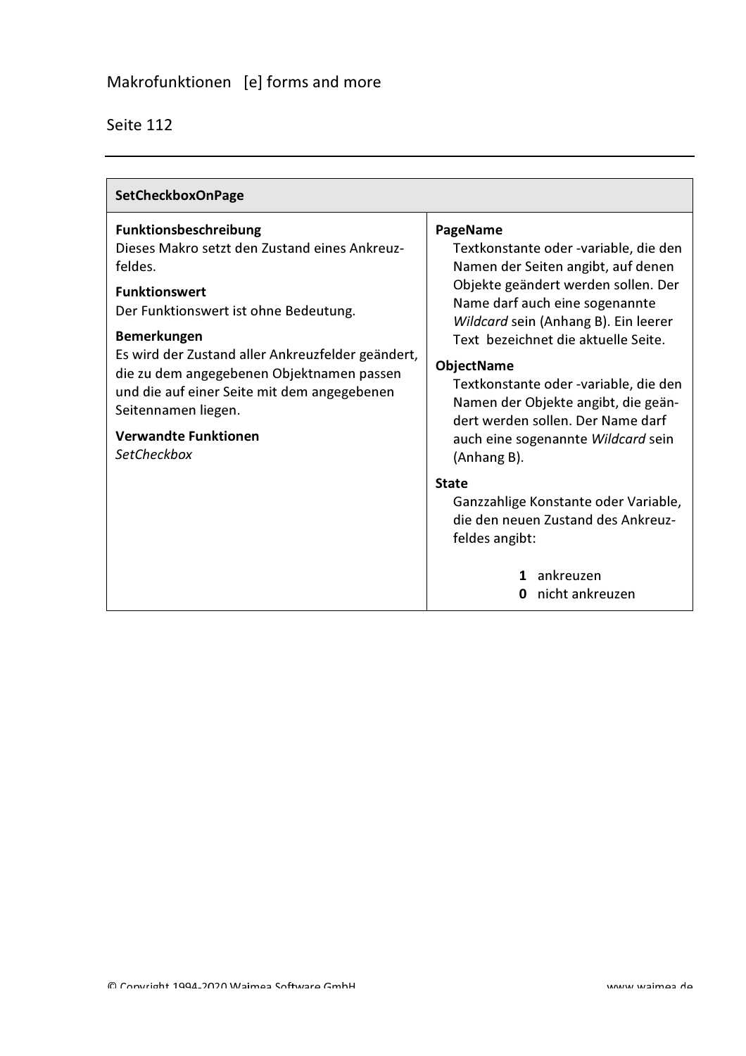## SetCheckboxOnPage

**Funktionsbeschreibung**
Dieses Makro setzt den Zustand eines Ankreuzfeldes.

**Funktionswert**
Der Funktionswert ist ohne Bedeutung.

**Bemerkungen**
Es wird der Zustand aller Ankreuzfelder geändert, die zu dem angegebenen Objektnamen passen und die auf einer Seite mit dem angegebenen Seitennamen liegen.

**Verwandte Funktionen**
*SetCheckbox*

**PageName**
Textkonstante oder -variable, die den Namen der Seiten angibt, auf denen Objekte geändert werden sollen. Der Name darf auch eine sogenannte *Wildcard* sein (Anhang B). Ein leerer Text bezeichnet die aktuelle Seite.

**ObjectName**
Textkonstante oder -variable, die den Namen der Objekte angibt, die geändert werden sollen. Der Name darf auch eine sogenannte *Wildcard* sein (Anhang B).

**State**
Ganzzahlige Konstante oder Variable, die den neuen Zustand des Ankreuzfeldes angibt:

- **1** ankreuzen
- **0** nicht ankreuzen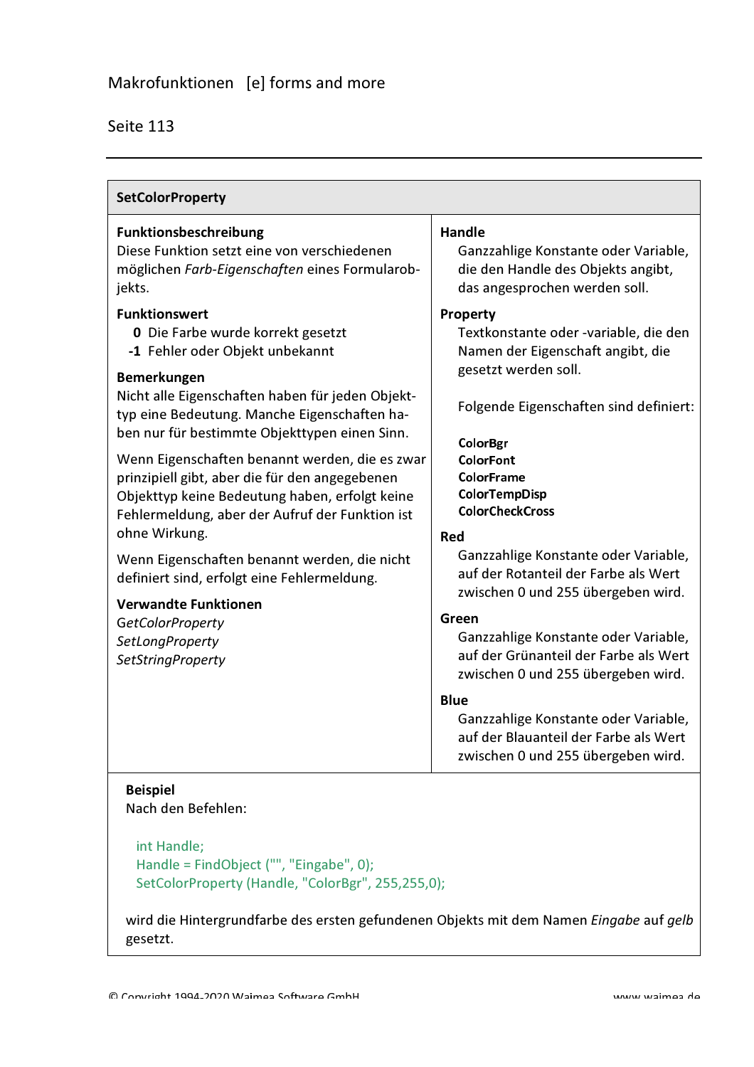## SetColorProperty

**Funktionsbeschreibung**
Diese Funktion setzt eine von verschiedenen möglichen *Farb-Eigenschaften* eines Formularobjekts.

**Funktionswert**
- **0** Die Farbe wurde korrekt gesetzt
- **-1** Fehler oder Objekt unbekannt

**Bemerkungen**
Nicht alle Eigenschaften haben für jeden Objekttyp eine Bedeutung. Manche Eigenschaften haben nur für bestimmte Objekttypen einen Sinn.

Wenn Eigenschaften benannt werden, die es zwar prinzipiell gibt, aber die für den angegebenen Objekttyp keine Bedeutung haben, erfolgt keine Fehlermeldung, aber der Aufruf der Funktion ist ohne Wirkung.

Wenn Eigenschaften benannt werden, die nicht definiert sind, erfolgt eine Fehlermeldung.

**Verwandte Funktionen**
*GetColorProperty*
*SetLongProperty*
*SetStringProperty*

**Handle**
Ganzzahlige Konstante oder Variable, die den Handle des Objekts angibt, das angesprochen werden soll.

**Property**
Textkonstante oder -variable, die den Namen der Eigenschaft angibt, die gesetzt werden soll.

Folgende Eigenschaften sind definiert:

**ColorBgr**
**ColorFont**
**ColorFrame**
**ColorTempDisp**
**ColorCheckCross**

**Red**
Ganzzahlige Konstante oder Variable, auf der Rotanteil der Farbe als Wert zwischen 0 und 255 übergeben wird.

**Green**
Ganzzahlige Konstante oder Variable, auf der Grünanteil der Farbe als Wert zwischen 0 und 255 übergeben wird.

**Blue**
Ganzzahlige Konstante oder Variable, auf der Blauanteil der Farbe als Wert zwischen 0 und 255 übergeben wird.

**Beispiel**
Nach den Befehlen:

```
int Handle;
Handle = FindObject ("", "Eingabe", 0);
SetColorProperty (Handle, "ColorBgr", 255,255,0);
```

wird die Hintergrundfarbe des ersten gefundenen Objekts mit dem Namen *Eingabe* auf *gelb* gesetzt.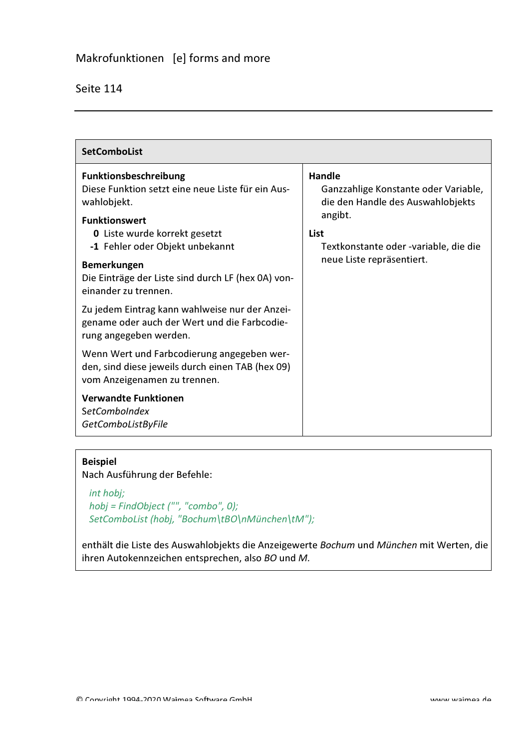## SetComboList

**Funktionsbeschreibung**
Diese Funktion setzt eine neue Liste für ein Auswahlobjekt.

**Funktionswert**

- **0** Liste wurde korrekt gesetzt
- **-1** Fehler oder Objekt unbekannt

**Bemerkungen**
Die Einträge der Liste sind durch LF (hex 0A) voneinander zu trennen.

Zu jedem Eintrag kann wahlweise nur der Anzeigename oder auch der Wert und die Farbcodierung angegeben werden.

Wenn Wert und Farbcodierung angegeben werden, sind diese jeweils durch einen TAB (hex 09) vom Anzeigenamen zu trennen.

**Verwandte Funktionen**
*SetComboIndex*
*GetComboListByFile*

**Handle**
Ganzzahlige Konstante oder Variable, die den Handle des Auswahlobjekts angibt.

**List**
Textkonstante oder -variable, die die neue Liste repräsentiert.

**Beispiel**
Nach Ausführung der Befehle:

```
int hobj;
hobj = FindObject ("", "combo", 0);
SetComboList (hobj, "Bochum\tBO\nMünchen\tM");
```

enthält die Liste des Auswahlobjekts die Anzeigewerte *Bochum* und *München* mit Werten, die ihren Autokennzeichen entsprechen, also *BO* und *M.*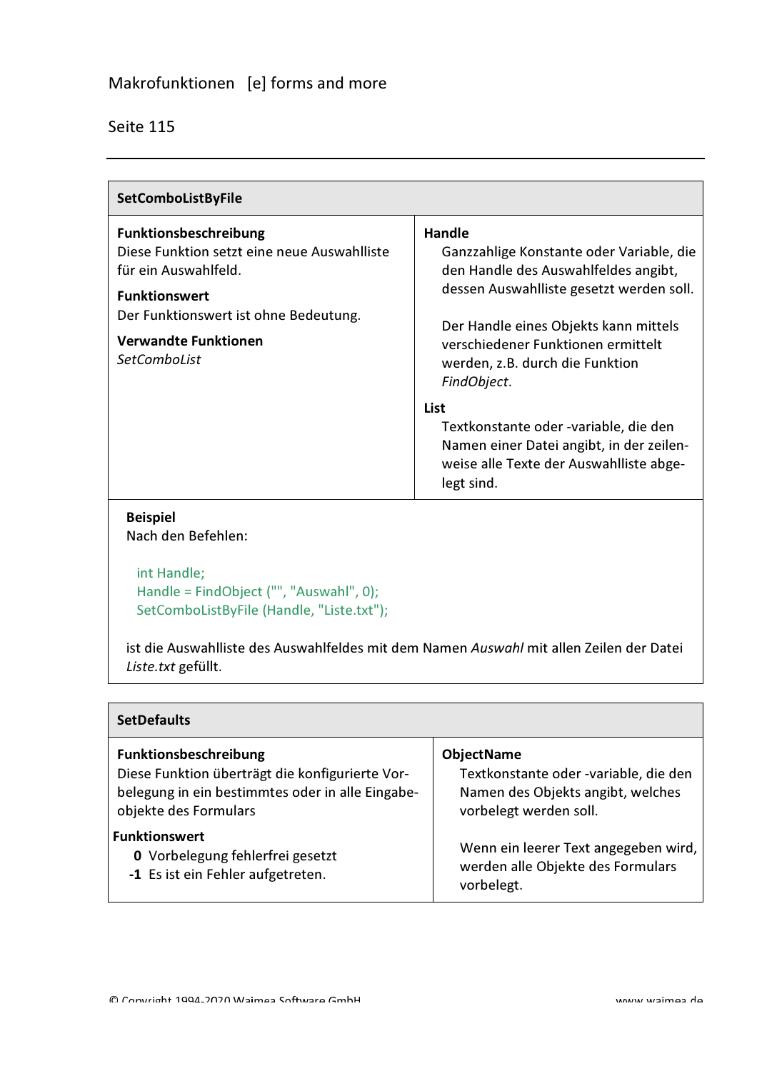## SetComboListByFile

**Funktionsbeschreibung**
Diese Funktion setzt eine neue Auswahlliste für ein Auswahlfeld.

**Funktionswert**
Der Funktionswert ist ohne Bedeutung.

**Verwandte Funktionen**
*SetComboList*

**Handle**
Ganzzahlige Konstante oder Variable, die den Handle des Auswahlfeldes angibt, dessen Auswahlliste gesetzt werden soll.

Der Handle eines Objekts kann mittels verschiedener Funktionen ermittelt werden, z.B. durch die Funktion *FindObject*.

**List**
Textkonstante oder -variable, die den Namen einer Datei angibt, in der zeilenweise alle Texte der Auswahlliste abgelegt sind.

**Beispiel**
Nach den Befehlen:

```
int Handle;
Handle = FindObject ("", "Auswahl", 0);
SetComboListByFile (Handle, "Liste.txt");
```

ist die Auswahlliste des Auswahlfeldes mit dem Namen *Auswahl* mit allen Zeilen der Datei *Liste.txt* gefüllt.

## SetDefaults

**Funktionsbeschreibung**
Diese Funktion überträgt die konfigurierte Vorbelegung in ein bestimmtes oder in alle Eingabeobjekte des Formulars

**Funktionswert**
- **0** Vorbelegung fehlerfrei gesetzt
- **-1** Es ist ein Fehler aufgetreten.

**ObjectName**
Textkonstante oder -variable, die den Namen des Objekts angibt, welches vorbelegt werden soll.

Wenn ein leerer Text angegeben wird, werden alle Objekte des Formulars vorbelegt.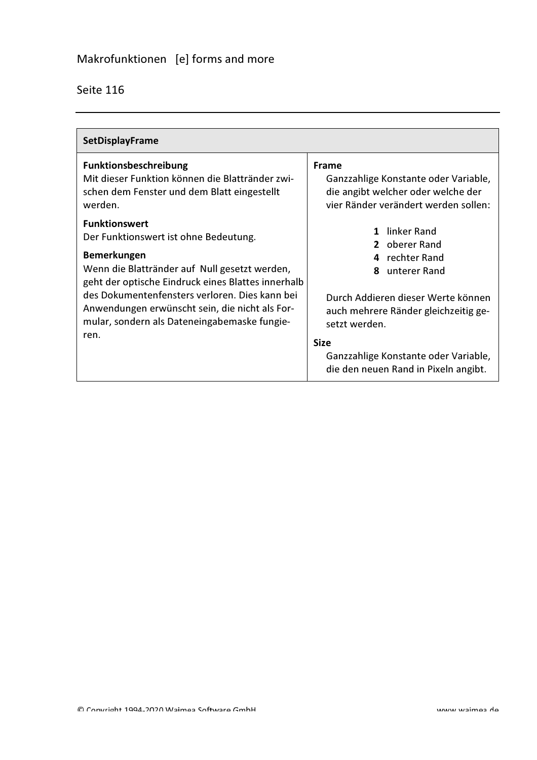## SetDisplayFrame

**Funktionsbeschreibung**
Mit dieser Funktion können die Blattränder zwischen dem Fenster und dem Blatt eingestellt werden.

**Funktionswert**
Der Funktionswert ist ohne Bedeutung.

**Bemerkungen**
Wenn die Blattränder auf Null gesetzt werden, geht der optische Eindruck eines Blattes innerhalb des Dokumentenfensters verloren. Dies kann bei Anwendungen erwünscht sein, die nicht als Formular, sondern als Dateneingabemaske fungieren.

**Frame**
Ganzzahlige Konstante oder Variable, die angibt welcher oder welche der vier Ränder verändert werden sollen:

- **1** linker Rand
- **2** oberer Rand
- **4** rechter Rand
- **8** unterer Rand

Durch Addieren dieser Werte können auch mehrere Ränder gleichzeitig gesetzt werden.

**Size**
Ganzzahlige Konstante oder Variable, die den neuen Rand in Pixeln angibt.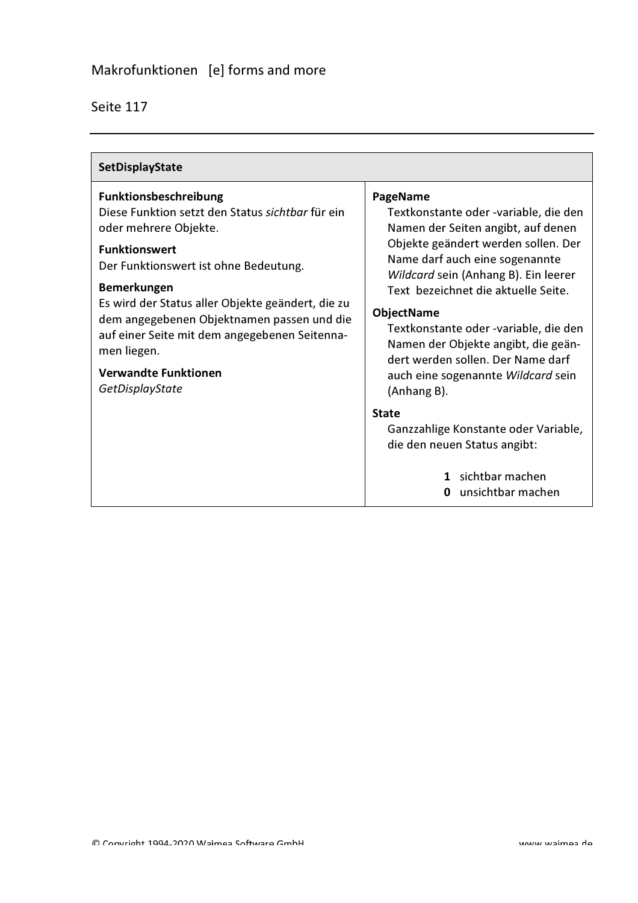## SetDisplayState

**Funktionsbeschreibung**
Diese Funktion setzt den Status *sichtbar* für ein oder mehrere Objekte.

**Funktionswert**
Der Funktionswert ist ohne Bedeutung.

**Bemerkungen**
Es wird der Status aller Objekte geändert, die zu dem angegebenen Objektnamen passen und die auf einer Seite mit dem angegebenen Seitennamen liegen.

**Verwandte Funktionen**
*GetDisplayState*

**PageName**
Textkonstante oder -variable, die den Namen der Seiten angibt, auf denen Objekte geändert werden sollen. Der Name darf auch eine sogenannte *Wildcard* sein (Anhang B). Ein leerer Text bezeichnet die aktuelle Seite.

**ObjectName**
Textkonstante oder -variable, die den Namen der Objekte angibt, die geändert werden sollen. Der Name darf auch eine sogenannte *Wildcard* sein (Anhang B).

**State**
Ganzzahlige Konstante oder Variable, die den neuen Status angibt:

- **1** sichtbar machen
- **0** unsichtbar machen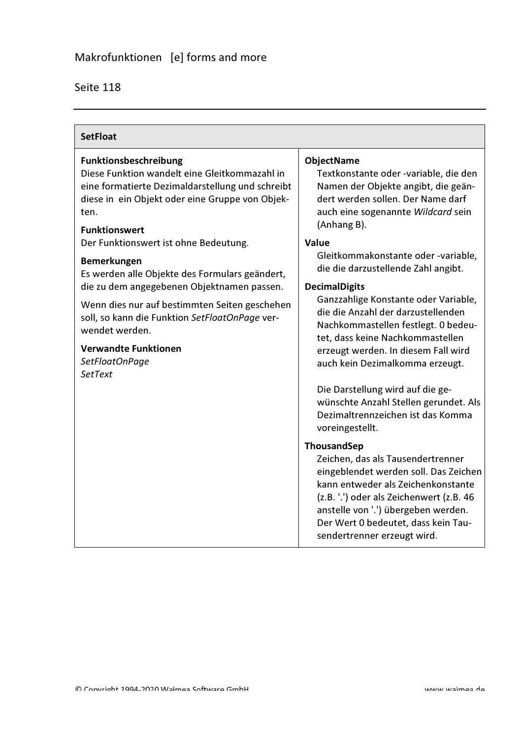## SetFloat

**Funktionsbeschreibung**
Diese Funktion wandelt eine Gleitkommazahl in eine formatierte Dezimaldarstellung und schreibt diese in ein Objekt oder eine Gruppe von Objekten.

**Funktionswert**
Der Funktionswert ist ohne Bedeutung.

**Bemerkungen**
Es werden alle Objekte des Formulars geändert, die zu dem angegebenen Objektnamen passen.

Wenn dies nur auf bestimmten Seiten geschehen soll, so kann die Funktion *SetFloatOnPage* verwendet werden.

**Verwandte Funktionen**
*SetFloatOnPage*
*SetText*

**ObjectName**
Textkonstante oder -variable, die den Namen der Objekte angibt, die geändert werden sollen. Der Name darf auch eine sogenannte *Wildcard* sein (Anhang B).

**Value**
Gleitkommakonstante oder -variable, die die darzustellende Zahl angibt.

**DecimalDigits**
Ganzzahlige Konstante oder Variable, die die Anzahl der darzustellenden Nachkommastellen festlegt. 0 bedeutet, dass keine Nachkommastellen erzeugt werden. In diesem Fall wird auch kein Dezimalkomma erzeugt.

Die Darstellung wird auf die gewünschte Anzahl Stellen gerundet. Als Dezimaltrennzeichen ist das Komma voreingestellt.

**ThousandSep**
Zeichen, das als Tausendertrenner eingeblendet werden soll. Das Zeichen kann entweder als Zeichenkonstante (z.B. '.') oder als Zeichenwert (z.B. 46 anstelle von '.') übergeben werden. Der Wert 0 bedeutet, dass kein Tausendertrenner erzeugt wird.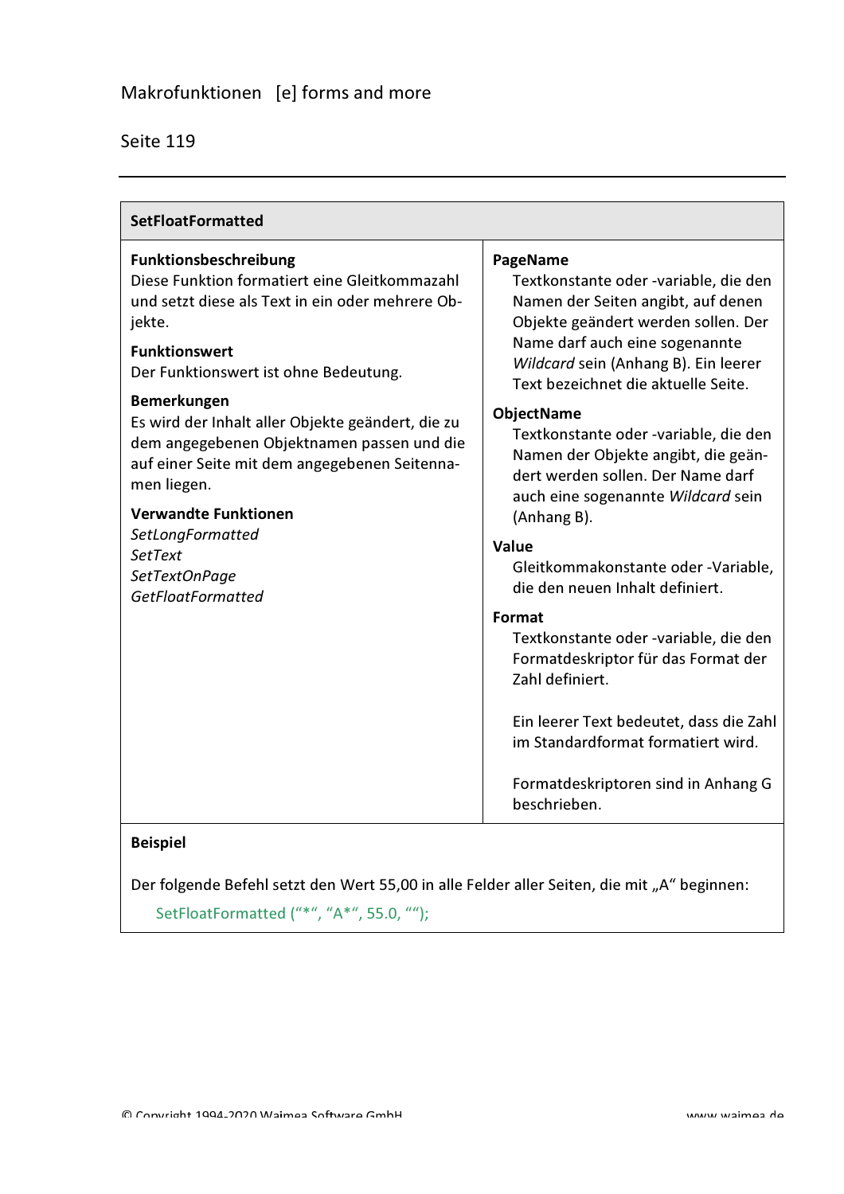## SetFloatFormatted

**Funktionsbeschreibung**
Diese Funktion formatiert eine Gleitkommazahl und setzt diese als Text in ein oder mehrere Objekte.

**Funktionswert**
Der Funktionswert ist ohne Bedeutung.

**Bemerkungen**
Es wird der Inhalt aller Objekte geändert, die zu dem angegebenen Objektnamen passen und die auf einer Seite mit dem angegebenen Seitennamen liegen.

**Verwandte Funktionen**
*SetLongFormatted*
*SetText*
*SetTextOnPage*
*GetFloatFormatted*

**PageName**
Textkonstante oder -variable, die den Namen der Seiten angibt, auf denen Objekte geändert werden sollen. Der Name darf auch eine sogenannte *Wildcard* sein (Anhang B). Ein leerer Text bezeichnet die aktuelle Seite.

**ObjectName**
Textkonstante oder -variable, die den Namen der Objekte angibt, die geändert werden sollen. Der Name darf auch eine sogenannte *Wildcard* sein (Anhang B).

**Value**
Gleitkommakonstante oder -Variable, die den neuen Inhalt definiert.

**Format**
Textkonstante oder -variable, die den Formatdeskriptor für das Format der Zahl definiert.

Ein leerer Text bedeutet, dass die Zahl im Standardformat formatiert wird.

Formatdeskriptoren sind in Anhang G beschrieben.

**Beispiel**

Der folgende Befehl setzt den Wert 55,00 in alle Felder aller Seiten, die mit „A“ beginnen:

```
SetFloatFormatted (“*“, “A*“, 55.0, ““);
```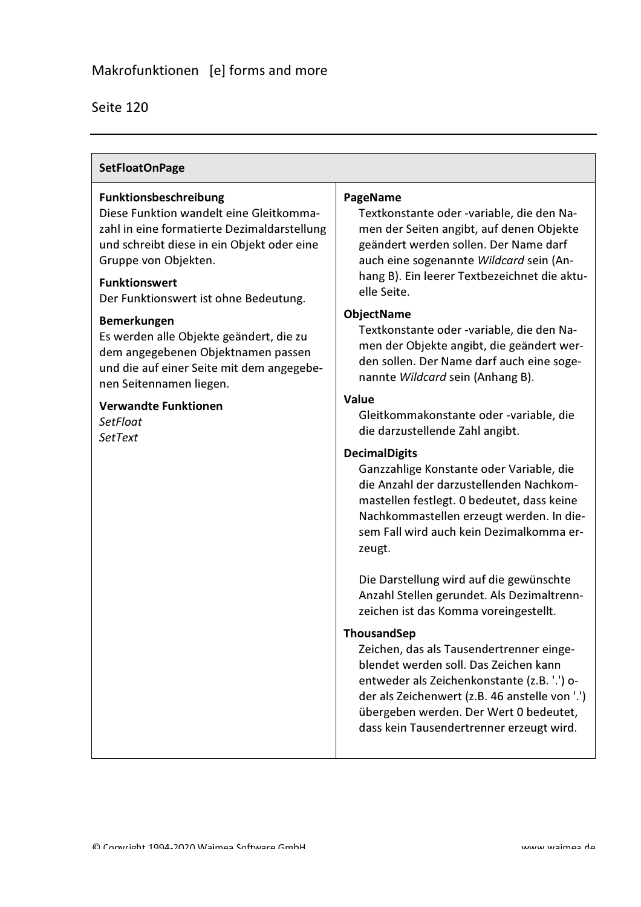## SetFloatOnPage

**Funktionsbeschreibung**
Diese Funktion wandelt eine Gleitkommazahl in eine formatierte Dezimaldarstellung und schreibt diese in ein Objekt oder eine Gruppe von Objekten.

**Funktionswert**
Der Funktionswert ist ohne Bedeutung.

**Bemerkungen**
Es werden alle Objekte geändert, die zu dem angegebenen Objektnamen passen und die auf einer Seite mit dem angegebenen Seitennamen liegen.

**Verwandte Funktionen**
*SetFloat*
*SetText*

**PageName**
Textkonstante oder -variable, die den Namen der Seiten angibt, auf denen Objekte geändert werden sollen. Der Name darf auch eine sogenannte *Wildcard* sein (Anhang B). Ein leerer Textbezeichnet die aktuelle Seite.

**ObjectName**
Textkonstante oder -variable, die den Namen der Objekte angibt, die geändert werden sollen. Der Name darf auch eine sogenannte *Wildcard* sein (Anhang B).

**Value**
Gleitkommakonstante oder -variable, die die darzustellende Zahl angibt.

**DecimalDigits**
Ganzzahlige Konstante oder Variable, die die Anzahl der darzustellenden Nachkommastellen festlegt. 0 bedeutet, dass keine Nachkommastellen erzeugt werden. In diesem Fall wird auch kein Dezimalkomma erzeugt.

Die Darstellung wird auf die gewünschte Anzahl Stellen gerundet. Als Dezimaltrennzeichen ist das Komma voreingestellt.

**ThousandSep**
Zeichen, das als Tausendertrenner eingeblendet werden soll. Das Zeichen kann entweder als Zeichenkonstante (z.B. '.') oder als Zeichenwert (z.B. 46 anstelle von '.') übergeben werden. Der Wert 0 bedeutet, dass kein Tausendertrenner erzeugt wird.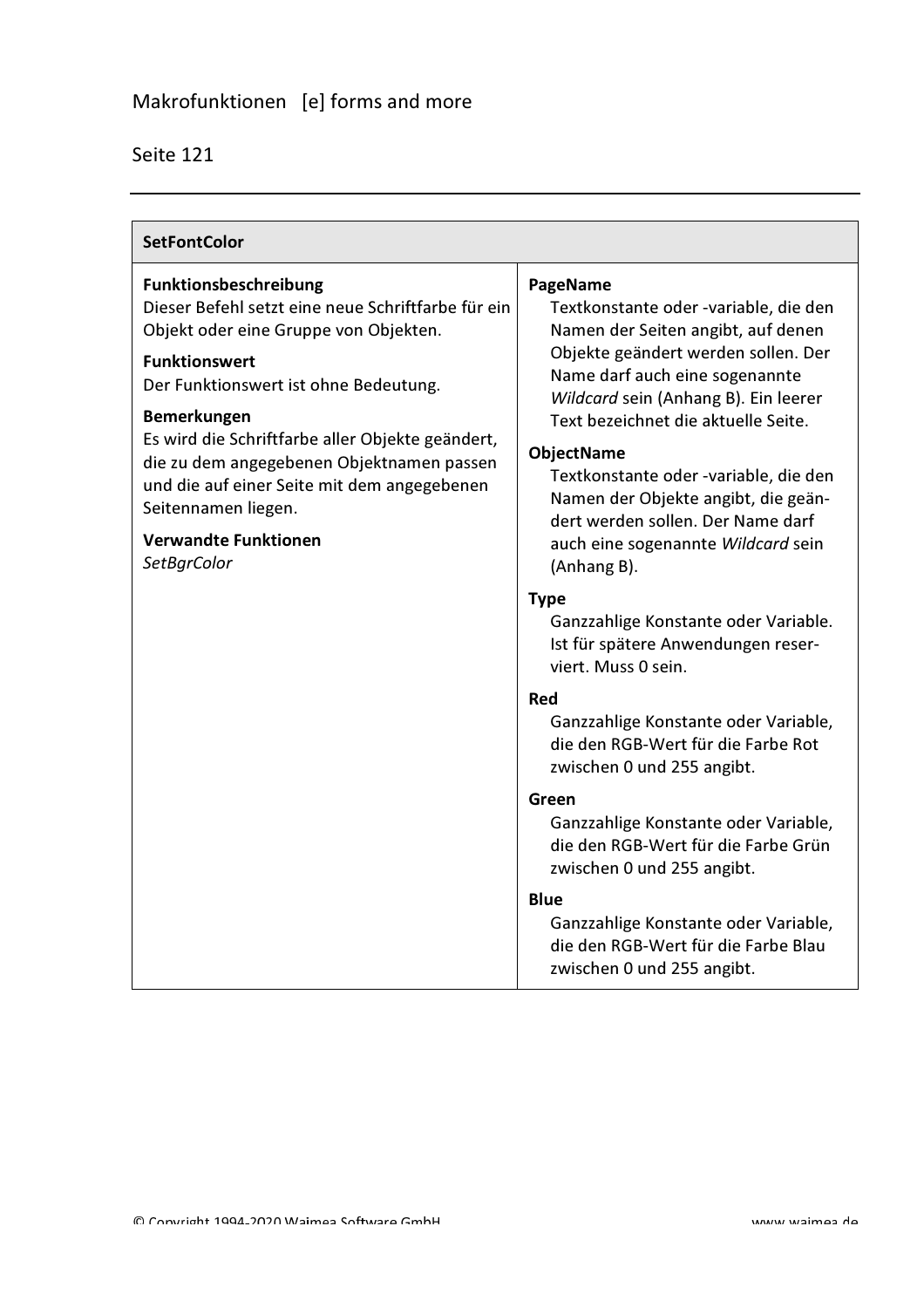## SetFontColor

**Funktionsbeschreibung**
Dieser Befehl setzt eine neue Schriftfarbe für ein Objekt oder eine Gruppe von Objekten.

**Funktionswert**
Der Funktionswert ist ohne Bedeutung.

**Bemerkungen**
Es wird die Schriftfarbe aller Objekte geändert, die zu dem angegebenen Objektnamen passen und die auf einer Seite mit dem angegebenen Seitennamen liegen.

**Verwandte Funktionen**
*SetBgrColor*

**PageName**
Textkonstante oder -variable, die den Namen der Seiten angibt, auf denen Objekte geändert werden sollen. Der Name darf auch eine sogenannte *Wildcard* sein (Anhang B). Ein leerer Text bezeichnet die aktuelle Seite.

**ObjectName**
Textkonstante oder -variable, die den Namen der Objekte angibt, die geändert werden sollen. Der Name darf auch eine sogenannte *Wildcard* sein (Anhang B).

**Type**
Ganzzahlige Konstante oder Variable. Ist für spätere Anwendungen reserviert. Muss 0 sein.

**Red**
Ganzzahlige Konstante oder Variable, die den RGB-Wert für die Farbe Rot zwischen 0 und 255 angibt.

**Green**
Ganzzahlige Konstante oder Variable, die den RGB-Wert für die Farbe Grün zwischen 0 und 255 angibt.

**Blue**
Ganzzahlige Konstante oder Variable, die den RGB-Wert für die Farbe Blau zwischen 0 und 255 angibt.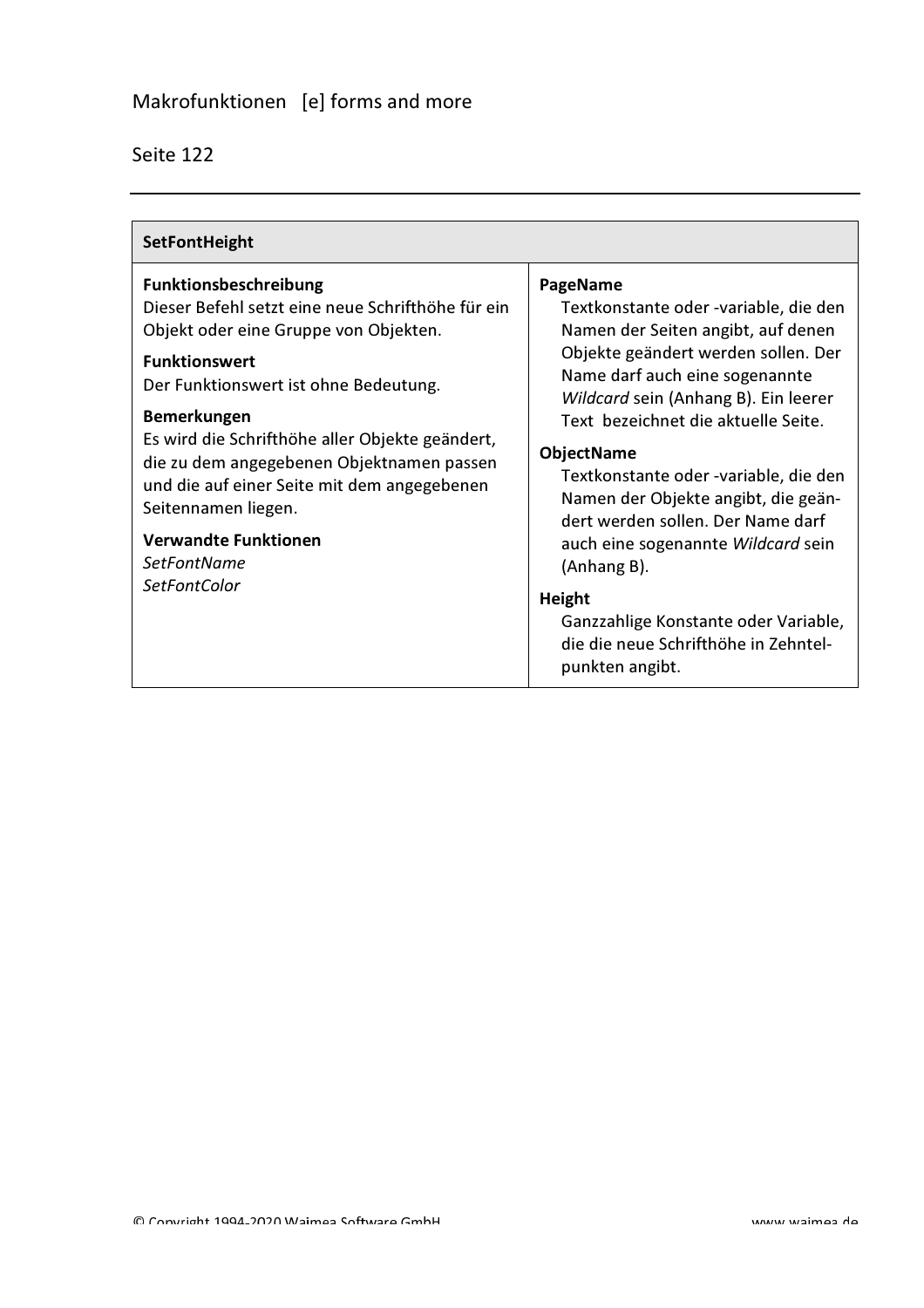## SetFontHeight

**Funktionsbeschreibung**
Dieser Befehl setzt eine neue Schrifthöhe für ein Objekt oder eine Gruppe von Objekten.

**Funktionswert**
Der Funktionswert ist ohne Bedeutung.

**Bemerkungen**
Es wird die Schrifthöhe aller Objekte geändert, die zu dem angegebenen Objektnamen passen und die auf einer Seite mit dem angegebenen Seitennamen liegen.

**Verwandte Funktionen**
*SetFontName*
*SetFontColor*

**PageName**
Textkonstante oder -variable, die den Namen der Seiten angibt, auf denen Objekte geändert werden sollen. Der Name darf auch eine sogenannte *Wildcard* sein (Anhang B). Ein leerer Text bezeichnet die aktuelle Seite.

**ObjectName**
Textkonstante oder -variable, die den Namen der Objekte angibt, die geändert werden sollen. Der Name darf auch eine sogenannte *Wildcard* sein (Anhang B).

**Height**
Ganzzahlige Konstante oder Variable, die die neue Schrifthöhe in Zehntelpunkten angibt.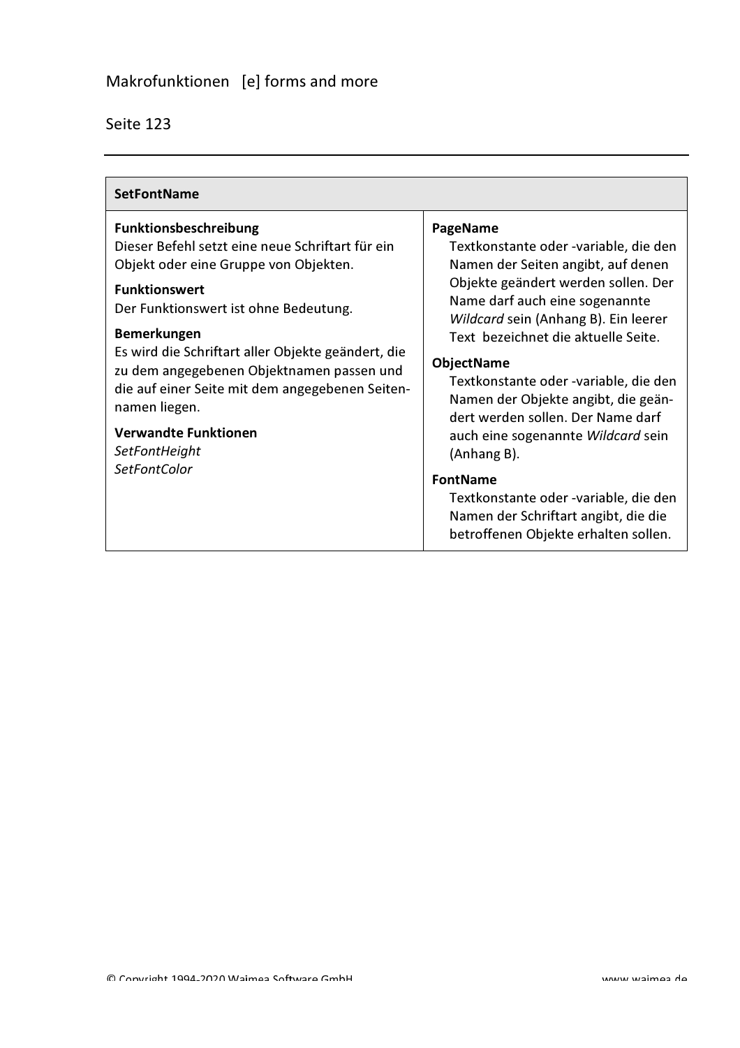## SetFontName

**Funktionsbeschreibung**
Dieser Befehl setzt eine neue Schriftart für ein Objekt oder eine Gruppe von Objekten.

**Funktionswert**
Der Funktionswert ist ohne Bedeutung.

**Bemerkungen**
Es wird die Schriftart aller Objekte geändert, die zu dem angegebenen Objektnamen passen und die auf einer Seite mit dem angegebenen Seitennamen liegen.

**Verwandte Funktionen**
*SetFontHeight*
*SetFontColor*

**PageName**
Textkonstante oder -variable, die den Namen der Seiten angibt, auf denen Objekte geändert werden sollen. Der Name darf auch eine sogenannte *Wildcard* sein (Anhang B). Ein leerer Text bezeichnet die aktuelle Seite.

**ObjectName**
Textkonstante oder -variable, die den Namen der Objekte angibt, die geändert werden sollen. Der Name darf auch eine sogenannte *Wildcard* sein (Anhang B).

**FontName**
Textkonstante oder -variable, die den Namen der Schriftart angibt, die die betroffenen Objekte erhalten sollen.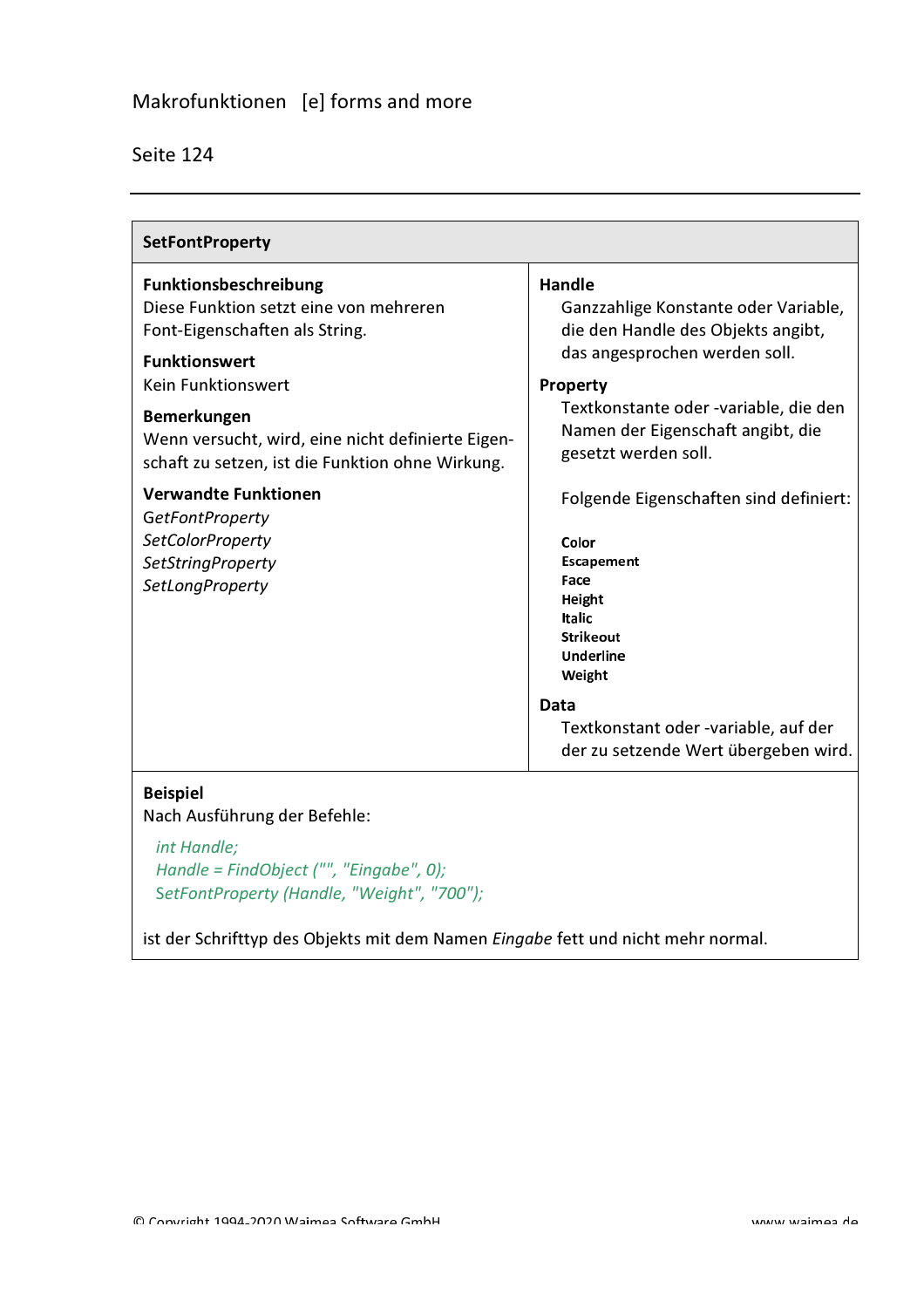## SetFontProperty

**Funktionsbeschreibung**
Diese Funktion setzt eine von mehreren Font-Eigenschaften als String.

**Funktionswert**
Kein Funktionswert

**Bemerkungen**
Wenn versucht, wird, eine nicht definierte Eigenschaft zu setzen, ist die Funktion ohne Wirkung.

**Verwandte Funktionen**
*GetFontProperty*
*SetColorProperty*
*SetStringProperty*
*SetLongProperty*

**Handle**
Ganzzahlige Konstante oder Variable, die den Handle des Objekts angibt, das angesprochen werden soll.

**Property**
Textkonstante oder -variable, die den Namen der Eigenschaft angibt, die gesetzt werden soll.

Folgende Eigenschaften sind definiert:

**Color**
**Escapement**
**Face**
**Height**
**Italic**
**Strikeout**
**Underline**
**Weight**

**Data**
Textkonstant oder -variable, auf der der zu setzende Wert übergeben wird.

**Beispiel**
Nach Ausführung der Befehle:

```
int Handle;
Handle = FindObject ("", "Eingabe", 0);
SetFontProperty (Handle, "Weight", "700");
```

ist der Schrifttyp des Objekts mit dem Namen *Eingabe* fett und nicht mehr normal.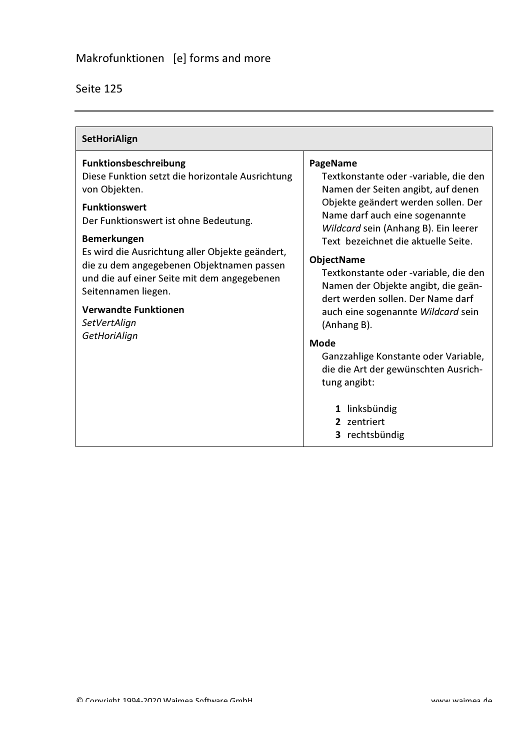## SetHoriAlign

**Funktionsbeschreibung**
Diese Funktion setzt die horizontale Ausrichtung von Objekten.

**Funktionswert**
Der Funktionswert ist ohne Bedeutung.

**Bemerkungen**
Es wird die Ausrichtung aller Objekte geändert, die zu dem angegebenen Objektnamen passen und die auf einer Seite mit dem angegebenen Seitennamen liegen.

**Verwandte Funktionen**
*SetVertAlign*
*GetHoriAlign*

**PageName**
Textkonstante oder -variable, die den Namen der Seiten angibt, auf denen Objekte geändert werden sollen. Der Name darf auch eine sogenannte *Wildcard* sein (Anhang B). Ein leerer Text bezeichnet die aktuelle Seite.

**ObjectName**
Textkonstante oder -variable, die den Namen der Objekte angibt, die geändert werden sollen. Der Name darf auch eine sogenannte *Wildcard* sein (Anhang B).

**Mode**
Ganzzahlige Konstante oder Variable, die die Art der gewünschten Ausrichtung angibt:

- **1** linksbündig
- **2** zentriert
- **3** rechtsbündig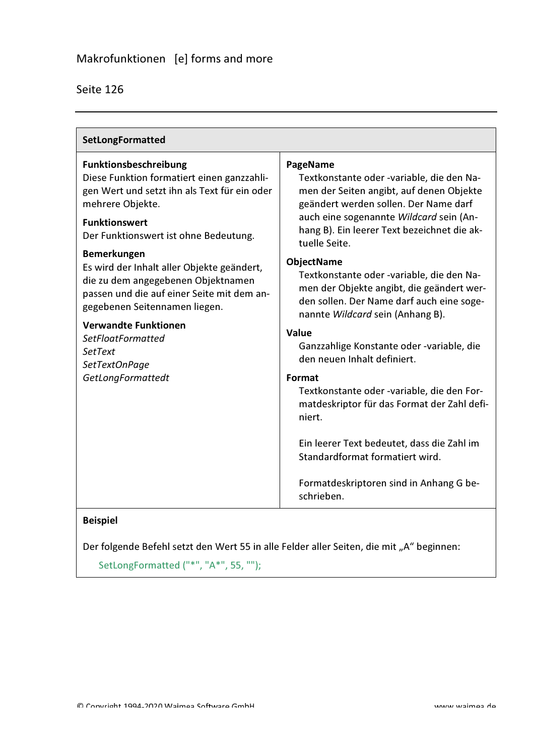## SetLongFormatted

**Funktionsbeschreibung**
Diese Funktion formatiert einen ganzzahligen Wert und setzt ihn als Text für ein oder mehrere Objekte.

**Funktionswert**
Der Funktionswert ist ohne Bedeutung.

**Bemerkungen**
Es wird der Inhalt aller Objekte geändert, die zu dem angegebenen Objektnamen passen und die auf einer Seite mit dem angegebenen Seitennamen liegen.

**Verwandte Funktionen**
*SetFloatFormatted*
*SetText*
*SetTextOnPage*
*GetLongFormattedt*

**PageName**
Textkonstante oder -variable, die den Namen der Seiten angibt, auf denen Objekte geändert werden sollen. Der Name darf auch eine sogenannte *Wildcard* sein (Anhang B). Ein leerer Text bezeichnet die aktuelle Seite.

**ObjectName**
Textkonstante oder -variable, die den Namen der Objekte angibt, die geändert werden sollen. Der Name darf auch eine sogenannte *Wildcard* sein (Anhang B).

**Value**
Ganzzahlige Konstante oder -variable, die den neuen Inhalt definiert.

**Format**
Textkonstante oder -variable, die den Formatdeskriptor für das Format der Zahl definiert.

Ein leerer Text bedeutet, dass die Zahl im Standardformat formatiert wird.

Formatdeskriptoren sind in Anhang G beschrieben.

**Beispiel**

Der folgende Befehl setzt den Wert 55 in alle Felder aller Seiten, die mit „A“ beginnen:

```
SetLongFormatted ("*", "A*", 55, "");
```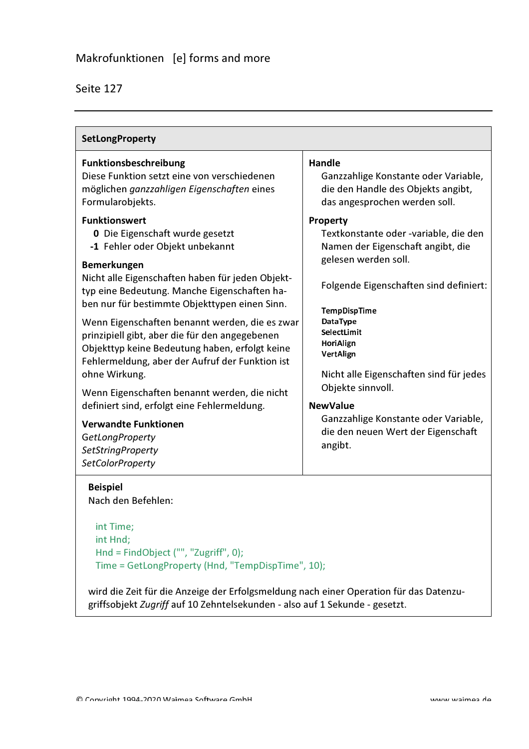## SetLongProperty

**Funktionsbeschreibung**
Diese Funktion setzt eine von verschiedenen möglichen *ganzzahligen Eigenschaften* eines Formularobjekts.

**Funktionswert**

- **0** Die Eigenschaft wurde gesetzt
- **-1** Fehler oder Objekt unbekannt

**Bemerkungen**
Nicht alle Eigenschaften haben für jeden Objekttyp eine Bedeutung. Manche Eigenschaften haben nur für bestimmte Objekttypen einen Sinn.

Wenn Eigenschaften benannt werden, die es zwar prinzipiell gibt, aber die für den angegebenen Objekttyp keine Bedeutung haben, erfolgt keine Fehlermeldung, aber der Aufruf der Funktion ist ohne Wirkung.

Wenn Eigenschaften benannt werden, die nicht definiert sind, erfolgt eine Fehlermeldung.

**Verwandte Funktionen**
*GetLongProperty*
*SetStringProperty*
*SetColorProperty*

**Handle**
Ganzzahlige Konstante oder Variable, die den Handle des Objekts angibt, das angesprochen werden soll.

**Property**
Textkonstante oder -variable, die den Namen der Eigenschaft angibt, die gelesen werden soll.

Folgende Eigenschaften sind definiert:

**TempDispTime**
**DataType**
**SelectLimit**
**HoriAlign**
**VertAlign**

Nicht alle Eigenschaften sind für jedes Objekte sinnvoll.

**NewValue**
Ganzzahlige Konstante oder Variable, die den neuen Wert der Eigenschaft angibt.

**Beispiel**
Nach den Befehlen:

```
int Time;
int Hnd;
Hnd = FindObject ("", "Zugriff", 0);
Time = GetLongProperty (Hnd, "TempDispTime", 10);
```

wird die Zeit für die Anzeige der Erfolgsmeldung nach einer Operation für das Datenzugriffsobjekt *Zugriff* auf 10 Zehntelsekunden - also auf 1 Sekunde - gesetzt.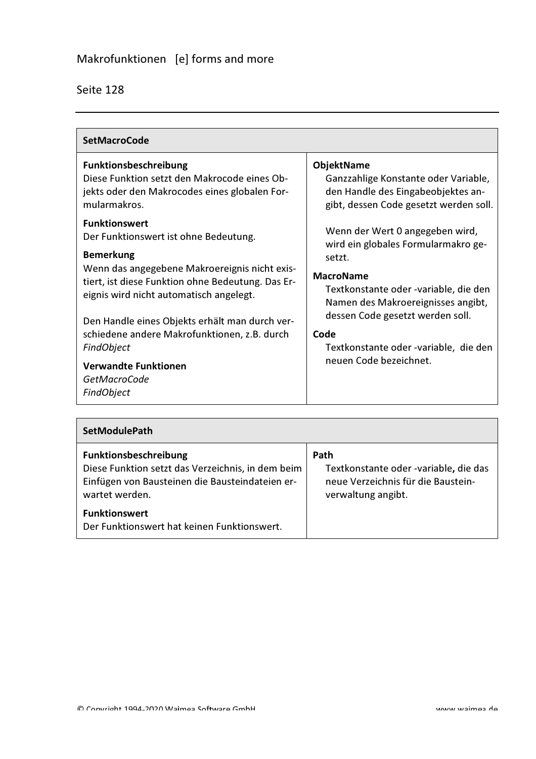## SetMacroCode

**Funktionsbeschreibung**
Diese Funktion setzt den Makrocode eines Objekts oder den Makrocodes eines globalen Formularmakros.

**Funktionswert**
Der Funktionswert ist ohne Bedeutung.

**Bemerkung**
Wenn das angegebene Makroereignis nicht existiert, ist diese Funktion ohne Bedeutung. Das Ereignis wird nicht automatisch angelegt.

Den Handle eines Objekts erhält man durch verschiedene andere Makrofunktionen, z.B. durch *FindObject*

**Verwandte Funktionen**
*GetMacroCode*
*FindObject*

**ObjektName**
Ganzzahlige Konstante oder Variable, den Handle des Eingabeobjektes angibt, dessen Code gesetzt werden soll.

Wenn der Wert 0 angegeben wird, wird ein globales Formularmakro gesetzt.

**MacroName**
Textkonstante oder -variable, die den Namen des Makroereignisses angibt, dessen Code gesetzt werden soll.

**Code**
Textkonstante oder -variable, die den neuen Code bezeichnet.

## SetModulePath

**Funktionsbeschreibung**
Diese Funktion setzt das Verzeichnis, in dem beim Einfügen von Bausteinen die Bausteindateien erwartet werden.

**Funktionswert**
Der Funktionswert hat keinen Funktionswert.

**Path**
Textkonstante oder -variable, die das neue Verzeichnis für die Bausteinverwaltung angibt.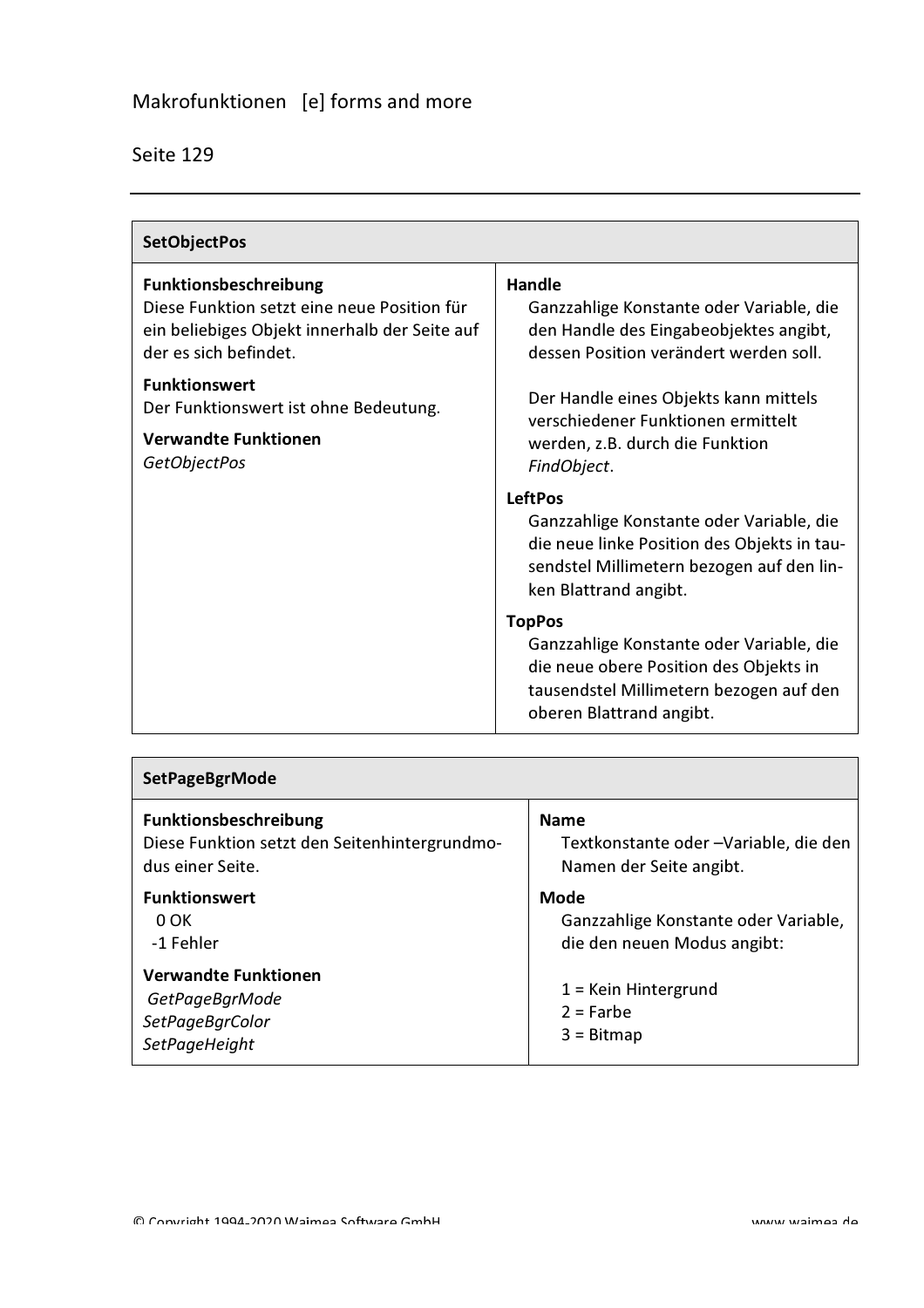## SetObjectPos

| SetObjectPos | |
|---|---|
| **Funktionsbeschreibung**<br>Diese Funktion setzt eine neue Position für ein beliebiges Objekt innerhalb der Seite auf der es sich befindet.<br><br>**Funktionswert**<br>Der Funktionswert ist ohne Bedeutung.<br><br>**Verwandte Funktionen**<br>*GetObjectPos* | **Handle**<br>Ganzzahlige Konstante oder Variable, die den Handle des Eingabeobjektes angibt, dessen Position verändert werden soll.<br><br>Der Handle eines Objekts kann mittels verschiedener Funktionen ermittelt werden, z.B. durch die Funktion *FindObject*.<br><br>**LeftPos**<br>Ganzzahlige Konstante oder Variable, die die neue linke Position des Objekts in tausendstel Millimetern bezogen auf den linken Blattrand angibt.<br><br>**TopPos**<br>Ganzzahlige Konstante oder Variable, die die neue obere Position des Objekts in tausendstel Millimetern bezogen auf den oberen Blattrand angibt. |

## SetPageBgrMode

| SetPageBgrMode | |
|---|---|
| **Funktionsbeschreibung**<br>Diese Funktion setzt den Seitenhintergrundmodus einer Seite.<br><br>**Funktionswert**<br>0 OK<br>-1 Fehler<br><br>**Verwandte Funktionen**<br>*GetPageBgrMode*<br>*SetPageBgrColor*<br>*SetPageHeight* | **Name**<br>Textkonstante oder –Variable, die den Namen der Seite angibt.<br><br>**Mode**<br>Ganzzahlige Konstante oder Variable, die den neuen Modus angibt:<br><br>1 = Kein Hintergrund<br>2 = Farbe<br>3 = Bitmap |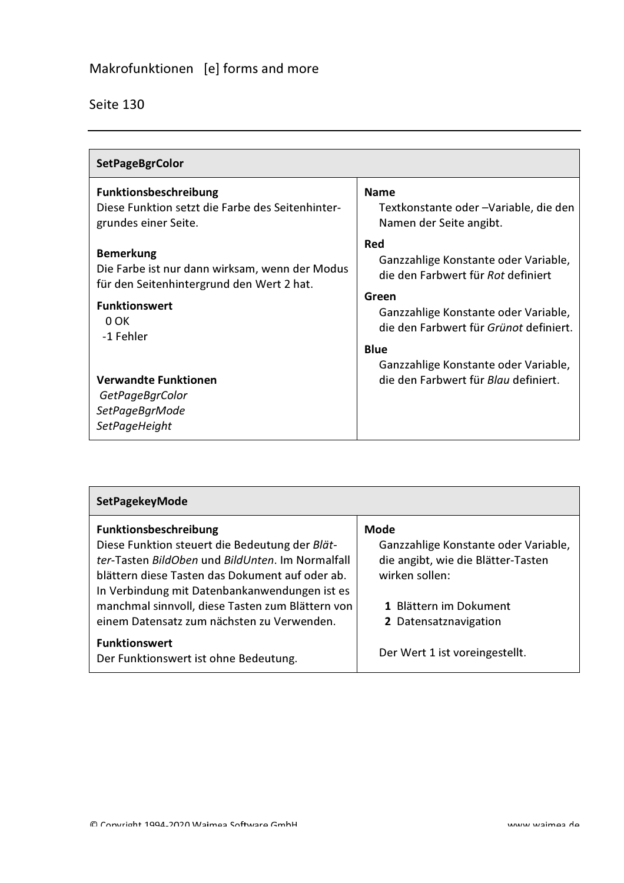## SetPageBgrColor

**Funktionsbeschreibung**
Diese Funktion setzt die Farbe des Seitenhintergrundes einer Seite.

**Bemerkung**
Die Farbe ist nur dann wirksam, wenn der Modus für den Seitenhintergrund den Wert 2 hat.

**Funktionswert**
0 OK
-1 Fehler

**Verwandte Funktionen**
*GetPageBgrColor*
*SetPageBgrMode*
*SetPageHeight*

**Name**
Textkonstante oder –Variable, die den Namen der Seite angibt.

**Red**
Ganzzahlige Konstante oder Variable, die den Farbwert für *Rot* definiert

**Green**
Ganzzahlige Konstante oder Variable, die den Farbwert für *Grünot* definiert.

**Blue**
Ganzzahlige Konstante oder Variable, die den Farbwert für *Blau* definiert.

## SetPagekeyMode

**Funktionsbeschreibung**
Diese Funktion steuert die Bedeutung der *Blätter*-Tasten *BildOben* und *BildUnten*. Im Normalfall blättern diese Tasten das Dokument auf oder ab. In Verbindung mit Datenbankanwendungen ist es manchmal sinnvoll, diese Tasten zum Blättern von einem Datensatz zum nächsten zu Verwenden.

**Funktionswert**
Der Funktionswert ist ohne Bedeutung.

**Mode**
Ganzzahlige Konstante oder Variable, die angibt, wie die Blätter-Tasten wirken sollen:

**1** Blättern im Dokument
**2** Datensatznavigation

Der Wert 1 ist voreingestellt.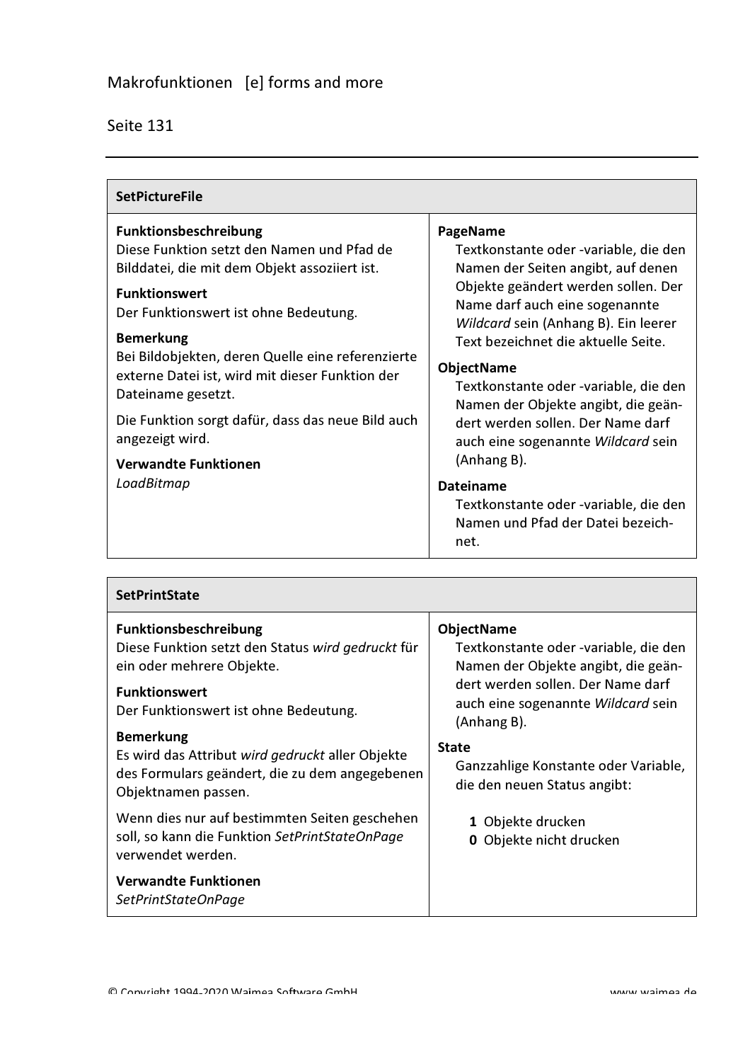## SetPictureFile

**Funktionsbeschreibung**
Diese Funktion setzt den Namen und Pfad de Bilddatei, die mit dem Objekt assoziiert ist.

**Funktionswert**
Der Funktionswert ist ohne Bedeutung.

**Bemerkung**
Bei Bildobjekten, deren Quelle eine referenzierte externe Datei ist, wird mit dieser Funktion der Dateiname gesetzt.

Die Funktion sorgt dafür, dass das neue Bild auch angezeigt wird.

**Verwandte Funktionen**
*LoadBitmap*

**PageName**
Textkonstante oder -variable, die den Namen der Seiten angibt, auf denen Objekte geändert werden sollen. Der Name darf auch eine sogenannte *Wildcard* sein (Anhang B). Ein leerer Text bezeichnet die aktuelle Seite.

**ObjectName**
Textkonstante oder -variable, die den Namen der Objekte angibt, die geändert werden sollen. Der Name darf auch eine sogenannte *Wildcard* sein (Anhang B).

**Dateiname**
Textkonstante oder -variable, die den Namen und Pfad der Datei bezeichnet.

## SetPrintState

**Funktionsbeschreibung**
Diese Funktion setzt den Status *wird gedruckt* für ein oder mehrere Objekte.

**Funktionswert**
Der Funktionswert ist ohne Bedeutung.

**Bemerkung**
Es wird das Attribut *wird gedruckt* aller Objekte des Formulars geändert, die zu dem angegebenen Objektnamen passen.

Wenn dies nur auf bestimmten Seiten geschehen soll, so kann die Funktion *SetPrintStateOnPage* verwendet werden.

**Verwandte Funktionen**
*SetPrintStateOnPage*

**ObjectName**
Textkonstante oder -variable, die den Namen der Objekte angibt, die geändert werden sollen. Der Name darf auch eine sogenannte *Wildcard* sein (Anhang B).

**State**
Ganzzahlige Konstante oder Variable, die den neuen Status angibt:

- **1** Objekte drucken
- **0** Objekte nicht drucken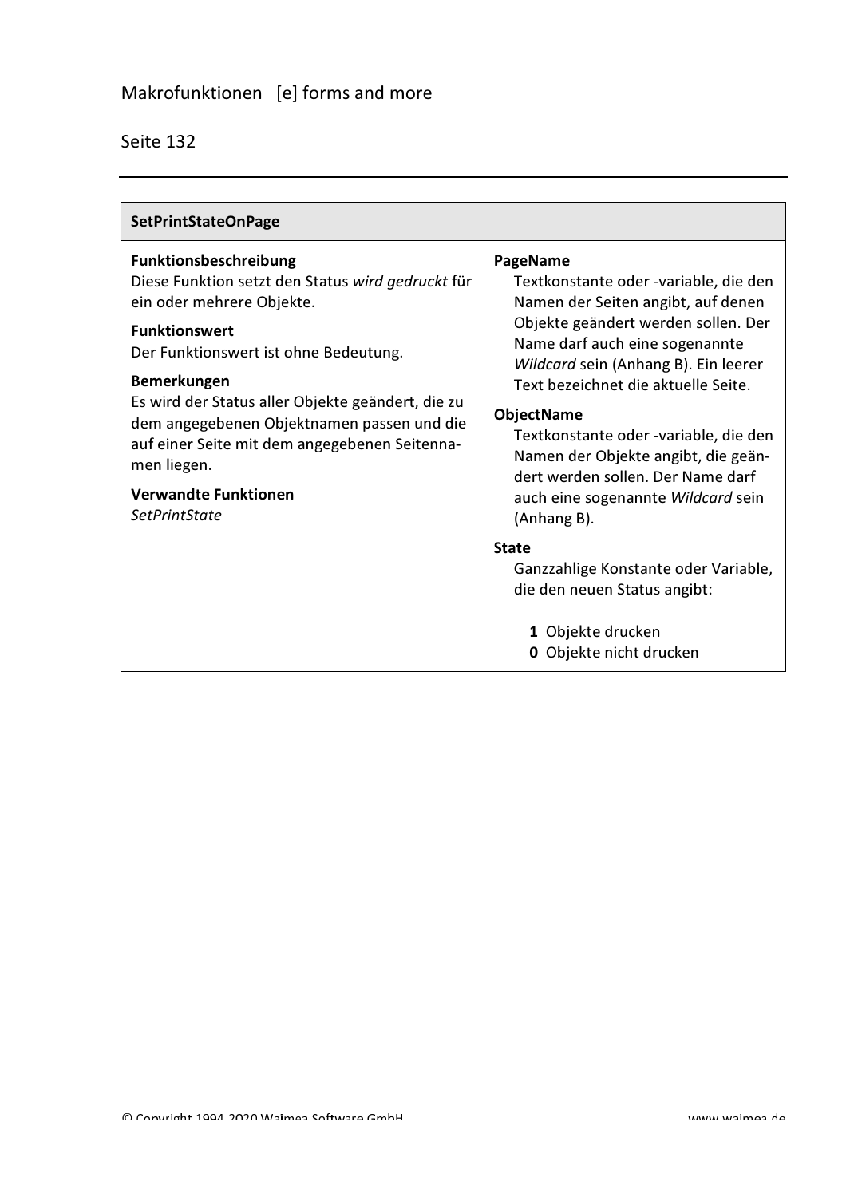## SetPrintStateOnPage

**Funktionsbeschreibung**
Diese Funktion setzt den Status *wird gedruckt* für ein oder mehrere Objekte.

**Funktionswert**
Der Funktionswert ist ohne Bedeutung.

**Bemerkungen**
Es wird der Status aller Objekte geändert, die zu dem angegebenen Objektnamen passen und die auf einer Seite mit dem angegebenen Seitennamen liegen.

**Verwandte Funktionen**
*SetPrintState*

**PageName**
Textkonstante oder -variable, die den Namen der Seiten angibt, auf denen Objekte geändert werden sollen. Der Name darf auch eine sogenannte *Wildcard* sein (Anhang B). Ein leerer Text bezeichnet die aktuelle Seite.

**ObjectName**
Textkonstante oder -variable, die den Namen der Objekte angibt, die geändert werden sollen. Der Name darf auch eine sogenannte *Wildcard* sein (Anhang B).

**State**
Ganzzahlige Konstante oder Variable, die den neuen Status angibt:

- **1** Objekte drucken
- **0** Objekte nicht drucken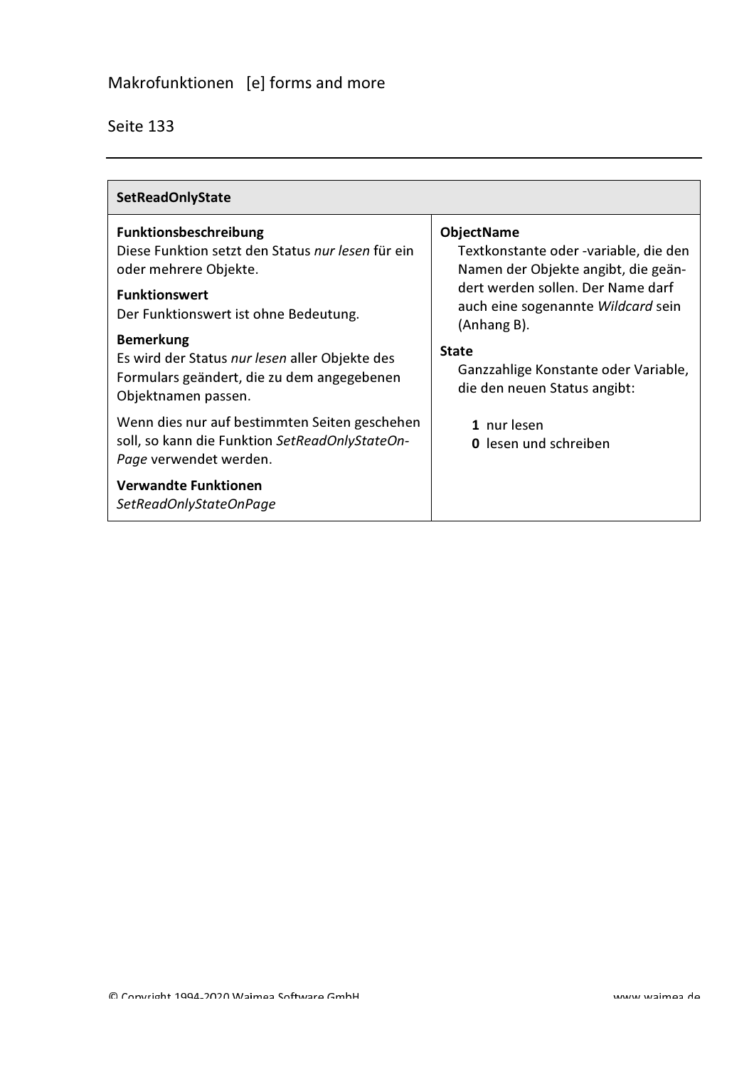## SetReadOnlyState

**Funktionsbeschreibung**
Diese Funktion setzt den Status *nur lesen* für ein oder mehrere Objekte.

**Funktionswert**
Der Funktionswert ist ohne Bedeutung.

**Bemerkung**
Es wird der Status *nur lesen* aller Objekte des Formulars geändert, die zu dem angegebenen Objektnamen passen.

Wenn dies nur auf bestimmten Seiten geschehen soll, so kann die Funktion *SetReadOnlyStateOnPage* verwendet werden.

**Verwandte Funktionen**
*SetReadOnlyStateOnPage*

**ObjectName**
Textkonstante oder -variable, die den Namen der Objekte angibt, die geändert werden sollen. Der Name darf auch eine sogenannte *Wildcard* sein (Anhang B).

**State**
Ganzzahlige Konstante oder Variable, die den neuen Status angibt:

- **1** nur lesen
- **0** lesen und schreiben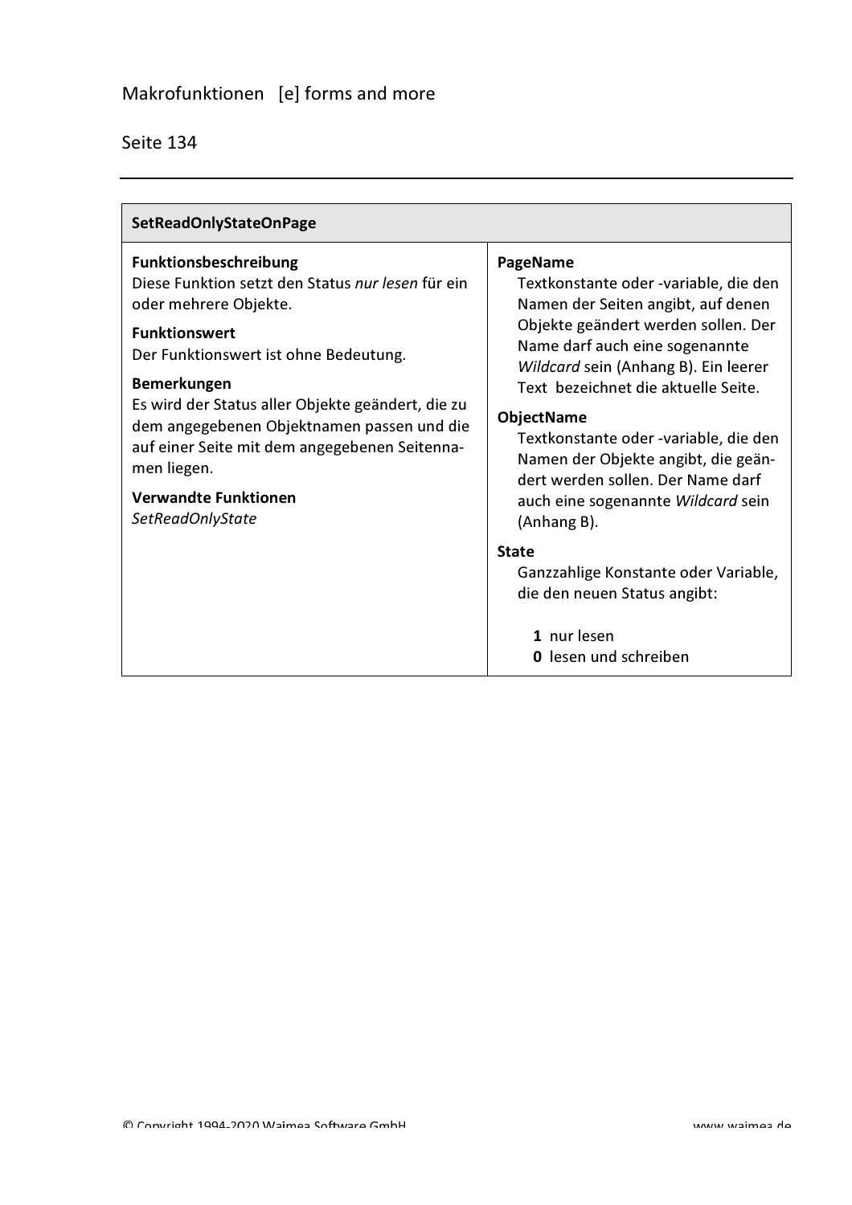## SetReadOnlyStateOnPage

**Funktionsbeschreibung**
Diese Funktion setzt den Status *nur lesen* für ein oder mehrere Objekte.

**Funktionswert**
Der Funktionswert ist ohne Bedeutung.

**Bemerkungen**
Es wird der Status aller Objekte geändert, die zu dem angegebenen Objektnamen passen und die auf einer Seite mit dem angegebenen Seitennamen liegen.

**Verwandte Funktionen**
*SetReadOnlyState*

**PageName**
Textkonstante oder -variable, die den Namen der Seiten angibt, auf denen Objekte geändert werden sollen. Der Name darf auch eine sogenannte *Wildcard* sein (Anhang B). Ein leerer Text bezeichnet die aktuelle Seite.

**ObjectName**
Textkonstante oder -variable, die den Namen der Objekte angibt, die geändert werden sollen. Der Name darf auch eine sogenannte *Wildcard* sein (Anhang B).

**State**
Ganzzahlige Konstante oder Variable, die den neuen Status angibt:

- **1** nur lesen
- **0** lesen und schreiben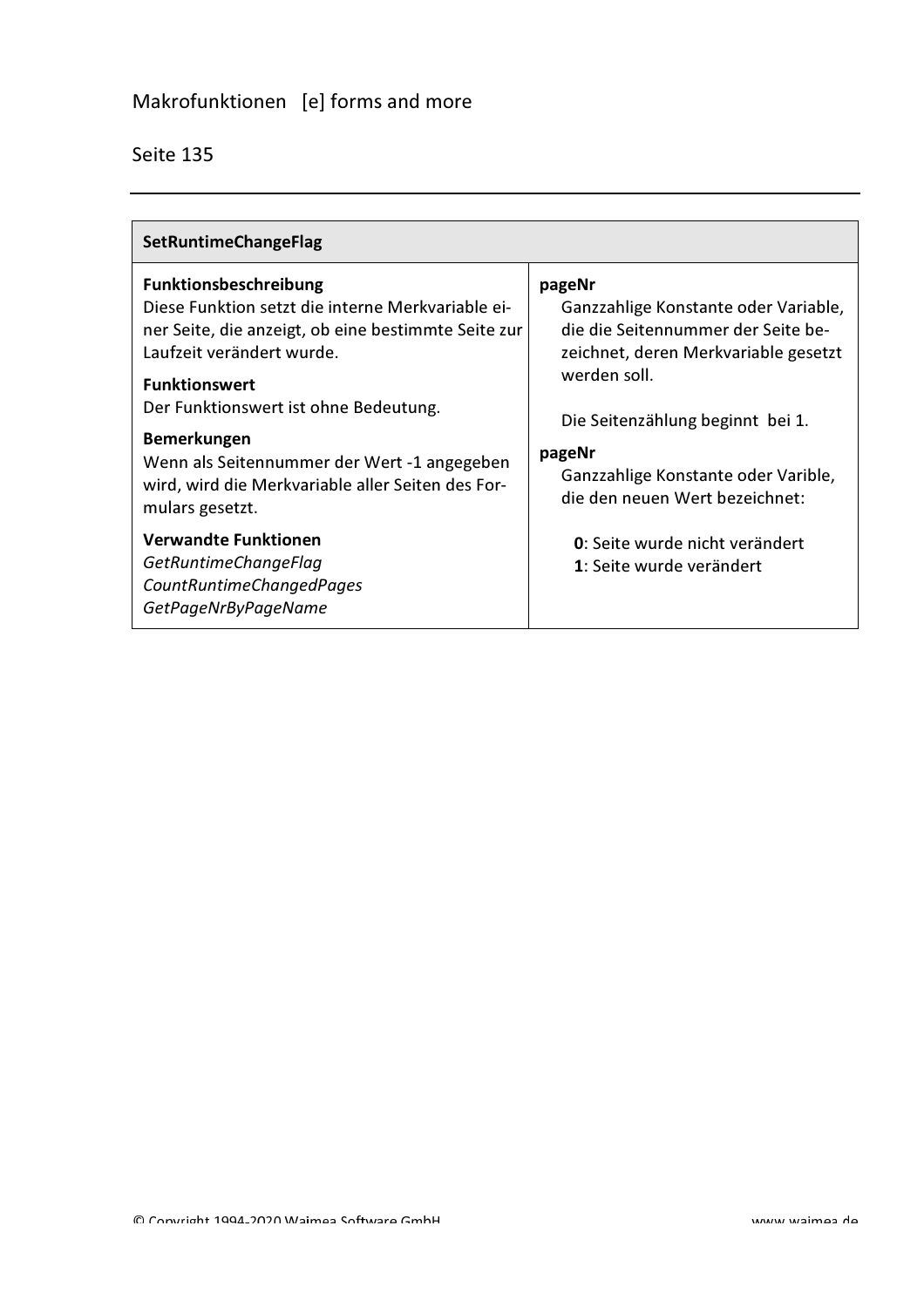## SetRuntimeChangeFlag

**Funktionsbeschreibung**
Diese Funktion setzt die interne Merkvariable einer Seite, die anzeigt, ob eine bestimmte Seite zur Laufzeit verändert wurde.

**Funktionswert**
Der Funktionswert ist ohne Bedeutung.

**Bemerkungen**
Wenn als Seitennummer der Wert -1 angegeben wird, wird die Merkvariable aller Seiten des Formulars gesetzt.

**Verwandte Funktionen**
*GetRuntimeChangeFlag*
*CountRuntimeChangedPages*
*GetPageNrByPageName*

**pageNr**
Ganzzahlige Konstante oder Variable, die die Seitennummer der Seite bezeichnet, deren Merkvariable gesetzt werden soll.

Die Seitenzählung beginnt  bei 1.

**pageNr**
Ganzzahlige Konstante oder Varible, die den neuen Wert bezeichnet:

- **0**: Seite wurde nicht verändert
- **1**: Seite wurde verändert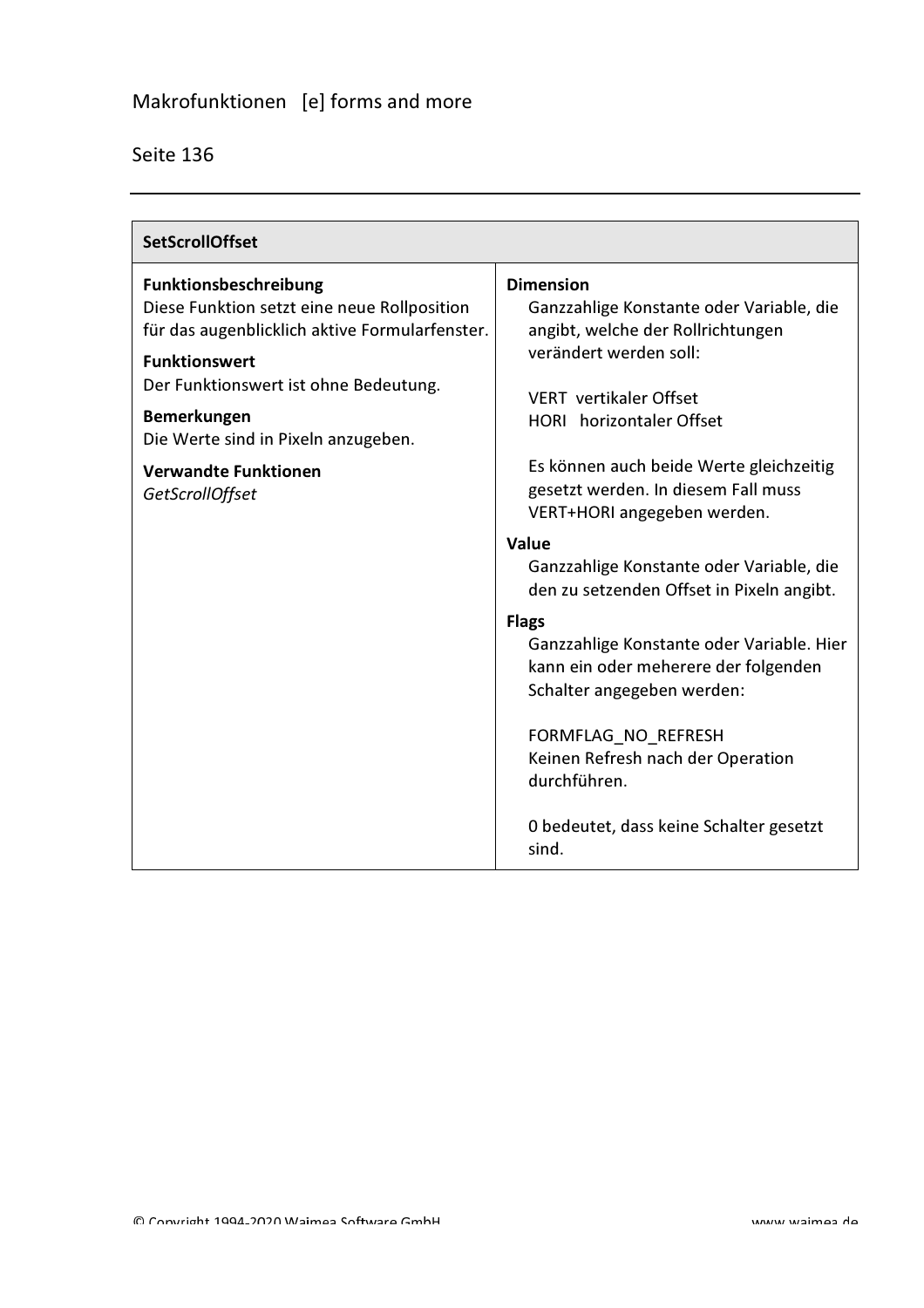## SetScrollOffset

**Funktionsbeschreibung**
Diese Funktion setzt eine neue Rollposition für das augenblicklich aktive Formularfenster.

**Funktionswert**
Der Funktionswert ist ohne Bedeutung.

**Bemerkungen**
Die Werte sind in Pixeln anzugeben.

**Verwandte Funktionen**
*GetScrollOffset*

**Dimension**
Ganzzahlige Konstante oder Variable, die angibt, welche der Rollrichtungen verändert werden soll:

VERT vertikaler Offset
HORI horizontaler Offset

Es können auch beide Werte gleichzeitig gesetzt werden. In diesem Fall muss VERT+HORI angegeben werden.

**Value**
Ganzzahlige Konstante oder Variable, die den zu setzenden Offset in Pixeln angibt.

**Flags**
Ganzzahlige Konstante oder Variable. Hier kann ein oder meherere der folgenden Schalter angegeben werden:

FORMFLAG_NO_REFRESH
Keinen Refresh nach der Operation durchführen.

0 bedeutet, dass keine Schalter gesetzt sind.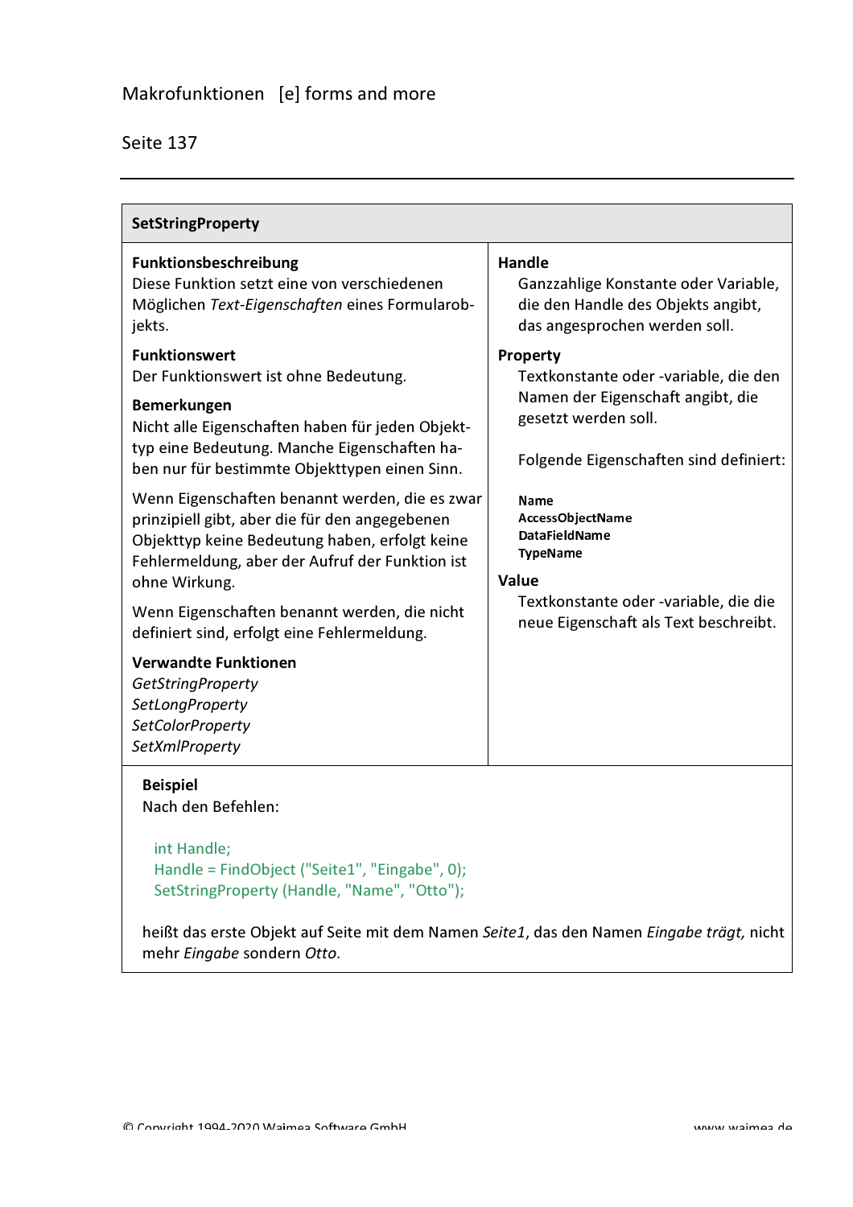## SetStringProperty

**Funktionsbeschreibung**
Diese Funktion setzt eine von verschiedenen Möglichen *Text-Eigenschaften* eines Formularobjekts.

**Funktionswert**
Der Funktionswert ist ohne Bedeutung.

**Bemerkungen**
Nicht alle Eigenschaften haben für jeden Objekttyp eine Bedeutung. Manche Eigenschaften haben nur für bestimmte Objekttypen einen Sinn.

Wenn Eigenschaften benannt werden, die es zwar prinzipiell gibt, aber die für den angegebenen Objekttyp keine Bedeutung haben, erfolgt keine Fehlermeldung, aber der Aufruf der Funktion ist ohne Wirkung.

Wenn Eigenschaften benannt werden, die nicht definiert sind, erfolgt eine Fehlermeldung.

**Verwandte Funktionen**
*GetStringProperty*
*SetLongProperty*
*SetColorProperty*
*SetXmlProperty*

**Handle**
Ganzzahlige Konstante oder Variable, die den Handle des Objekts angibt, das angesprochen werden soll.

**Property**
Textkonstante oder -variable, die den Namen der Eigenschaft angibt, die gesetzt werden soll.

Folgende Eigenschaften sind definiert:

**Name**
**AccessObjectName**
**DataFieldName**
**TypeName**

**Value**
Textkonstante oder -variable, die die neue Eigenschaft als Text beschreibt.

**Beispiel**
Nach den Befehlen:

```
int Handle;
Handle = FindObject ("Seite1", "Eingabe", 0);
SetStringProperty (Handle, "Name", "Otto");
```

heißt das erste Objekt auf Seite mit dem Namen *Seite1*, das den Namen *Eingabe trägt,* nicht mehr *Eingabe* sondern *Otto.*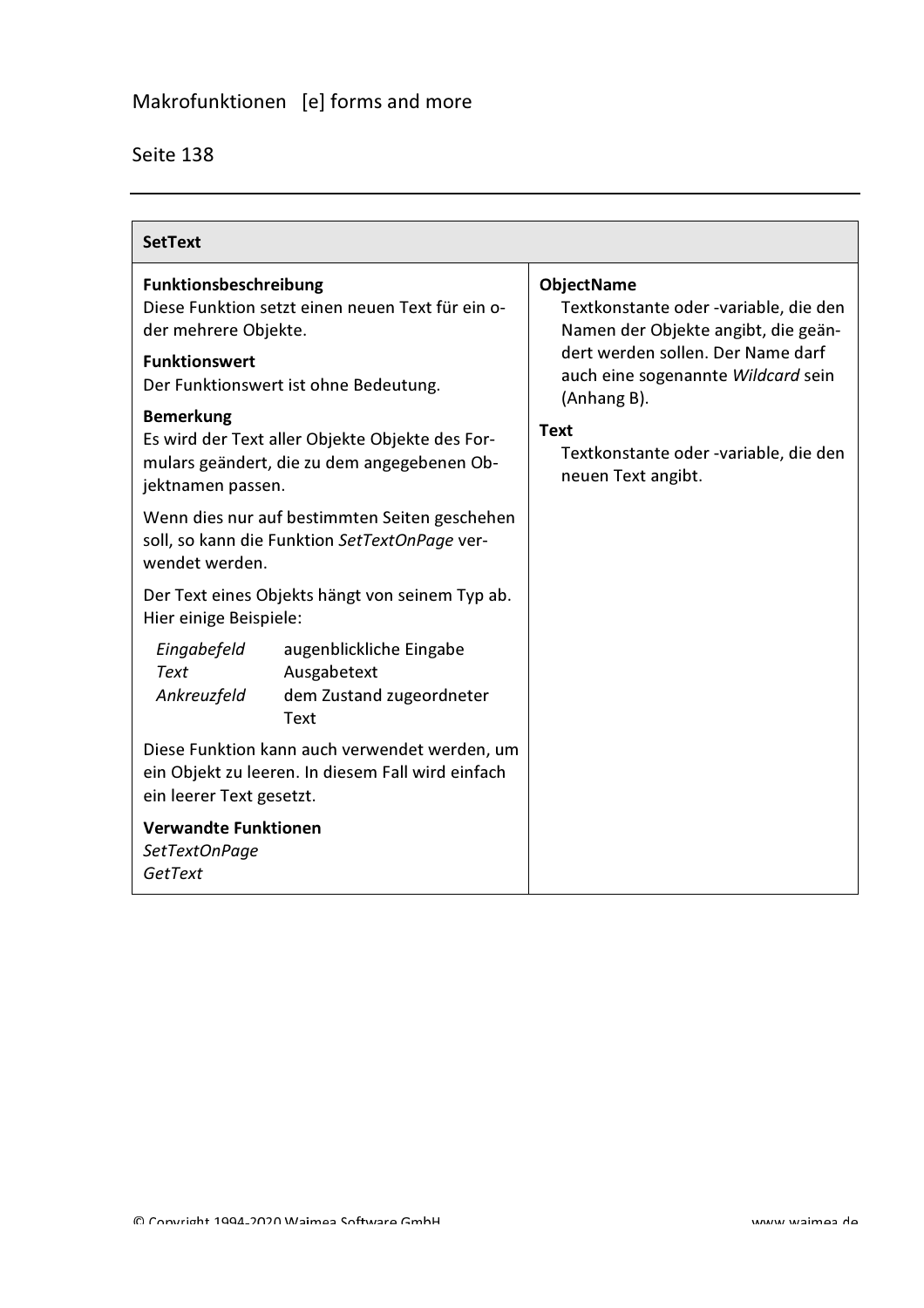## SetText

### Funktionsbeschreibung

Diese Funktion setzt einen neuen Text für ein oder mehrere Objekte.

### Funktionswert

Der Funktionswert ist ohne Bedeutung.

### Bemerkung

Es wird der Text aller Objekte Objekte des Formulars geändert, die zu dem angegebenen Objektnamen passen.

Wenn dies nur auf bestimmten Seiten geschehen soll, so kann die Funktion *SetTextOnPage* verwendet werden.

Der Text eines Objekts hängt von seinem Typ ab. Hier einige Beispiele:

| | |
|---|---|
| *Eingabefeld* | augenblickliche Eingabe |
| *Text* | Ausgabetext |
| *Ankreuzfeld* | dem Zustand zugeordneter Text |

Diese Funktion kann auch verwendet werden, um ein Objekt zu leeren. In diesem Fall wird einfach ein leerer Text gesetzt.

### Verwandte Funktionen

*SetTextOnPage*
*GetText*

### ObjectName

Textkonstante oder -variable, die den Namen der Objekte angibt, die geändert werden sollen. Der Name darf auch eine sogenannte *Wildcard* sein (Anhang B).

### Text

Textkonstante oder -variable, die den neuen Text angibt.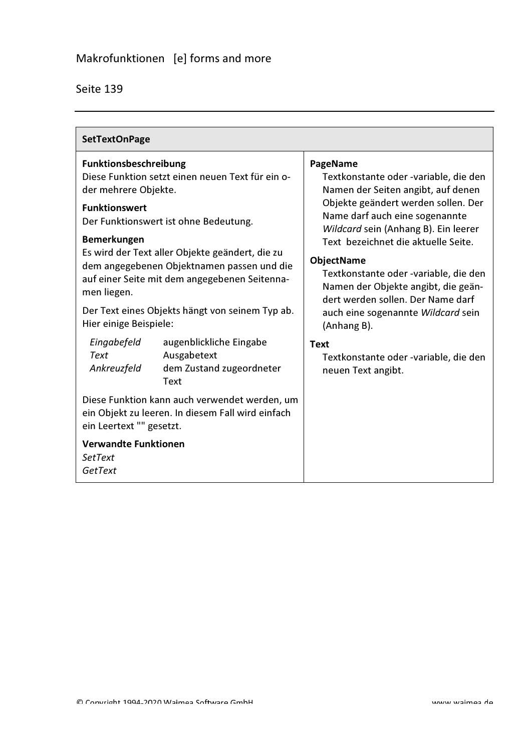## SetTextOnPage

**Funktionsbeschreibung**
Diese Funktion setzt einen neuen Text für ein oder mehrere Objekte.

**Funktionswert**
Der Funktionswert ist ohne Bedeutung.

**Bemerkungen**
Es wird der Text aller Objekte geändert, die zu dem angegebenen Objektnamen passen und die auf einer Seite mit dem angegebenen Seitennamen liegen.

Der Text eines Objekts hängt von seinem Typ ab. Hier einige Beispiele:

| | |
|---|---|
| *Eingabefeld* | augenblickliche Eingabe |
| *Text* | Ausgabetext |
| *Ankreuzfeld* | dem Zustand zugeordneter Text |

Diese Funktion kann auch verwendet werden, um ein Objekt zu leeren. In diesem Fall wird einfach ein Leertext "" gesetzt.

**Verwandte Funktionen**
*SetText*
*GetText*

**PageName**
Textkonstante oder -variable, die den Namen der Seiten angibt, auf denen Objekte geändert werden sollen. Der Name darf auch eine sogenannte *Wildcard* sein (Anhang B). Ein leerer Text bezeichnet die aktuelle Seite.

**ObjectName**
Textkonstante oder -variable, die den Namen der Objekte angibt, die geändert werden sollen. Der Name darf auch eine sogenannte *Wildcard* sein (Anhang B).

**Text**
Textkonstante oder -variable, die den neuen Text angibt.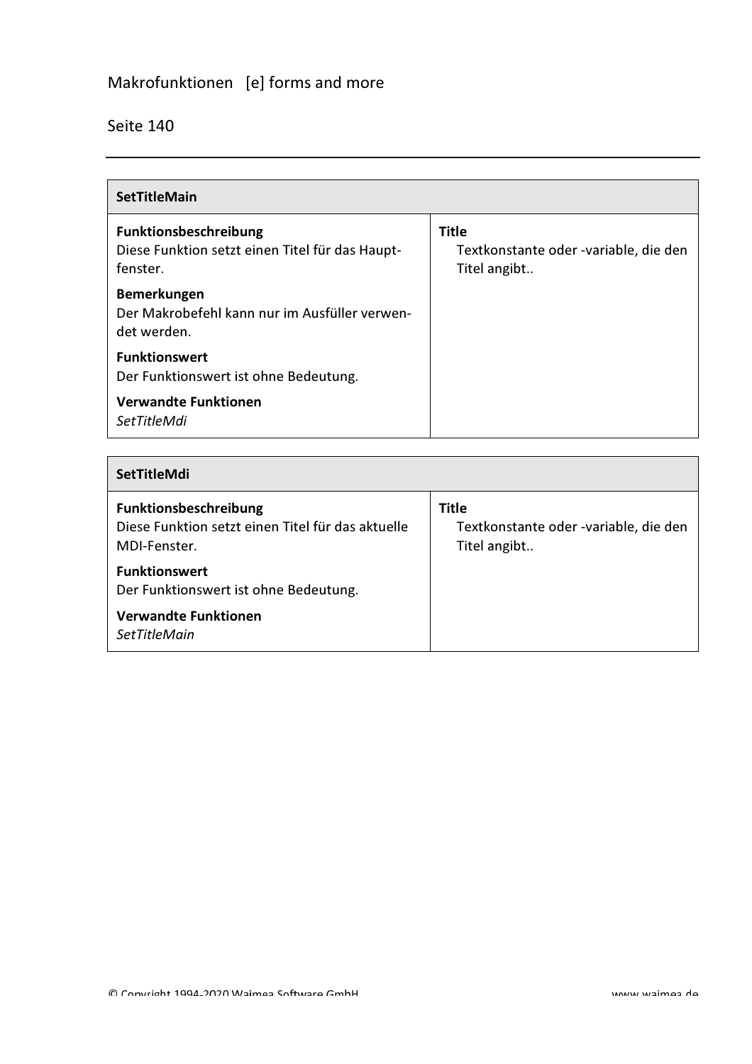| SetTitleMain | |
|---|---|
| **Funktionsbeschreibung**<br>Diese Funktion setzt einen Titel für das Hauptfenster.<br><br>**Bemerkungen**<br>Der Makrobefehl kann nur im Ausfüller verwendet werden.<br><br>**Funktionswert**<br>Der Funktionswert ist ohne Bedeutung.<br><br>**Verwandte Funktionen**<br>*SetTitleMdi* | **Title**<br>Textkonstante oder -variable, die den Titel angibt.. |

| SetTitleMdi | |
|---|---|
| **Funktionsbeschreibung**<br>Diese Funktion setzt einen Titel für das aktuelle MDI-Fenster.<br><br>**Funktionswert**<br>Der Funktionswert ist ohne Bedeutung.<br><br>**Verwandte Funktionen**<br>*SetTitleMain* | **Title**<br>Textkonstante oder -variable, die den Titel angibt.. |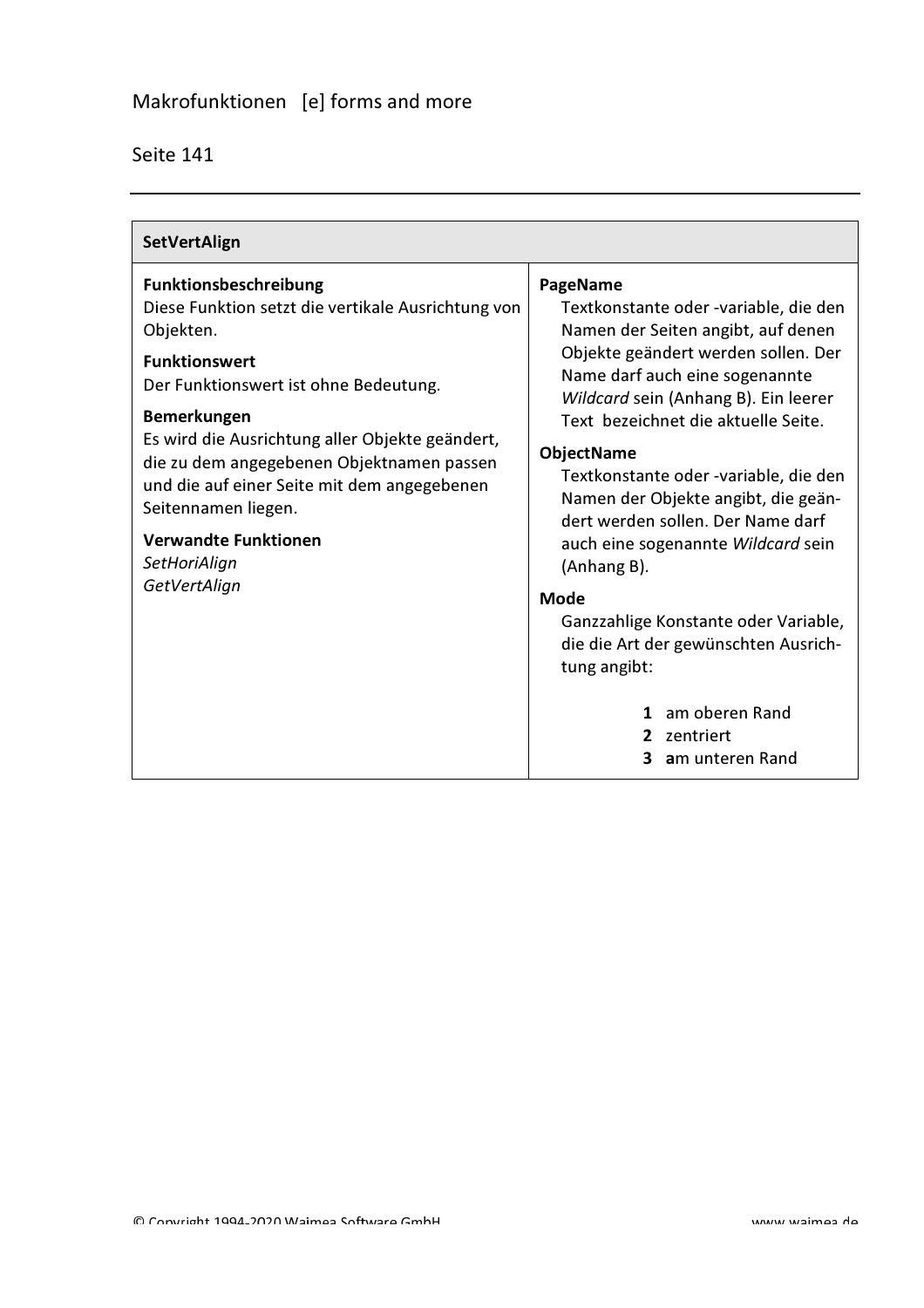## SetVertAlign

**Funktionsbeschreibung**
Diese Funktion setzt die vertikale Ausrichtung von Objekten.

**Funktionswert**
Der Funktionswert ist ohne Bedeutung.

**Bemerkungen**
Es wird die Ausrichtung aller Objekte geändert, die zu dem angegebenen Objektnamen passen und die auf einer Seite mit dem angegebenen Seitennamen liegen.

**Verwandte Funktionen**
*SetHoriAlign*
*GetVertAlign*

**PageName**
Textkonstante oder -variable, die den Namen der Seiten angibt, auf denen Objekte geändert werden sollen. Der Name darf auch eine sogenannte *Wildcard* sein (Anhang B). Ein leerer Text bezeichnet die aktuelle Seite.

**ObjectName**
Textkonstante oder -variable, die den Namen der Objekte angibt, die geändert werden sollen. Der Name darf auch eine sogenannte *Wildcard* sein (Anhang B).

**Mode**
Ganzzahlige Konstante oder Variable, die die Art der gewünschten Ausrichtung angibt:

- **1** am oberen Rand
- **2** zentriert
- **3** am unteren Rand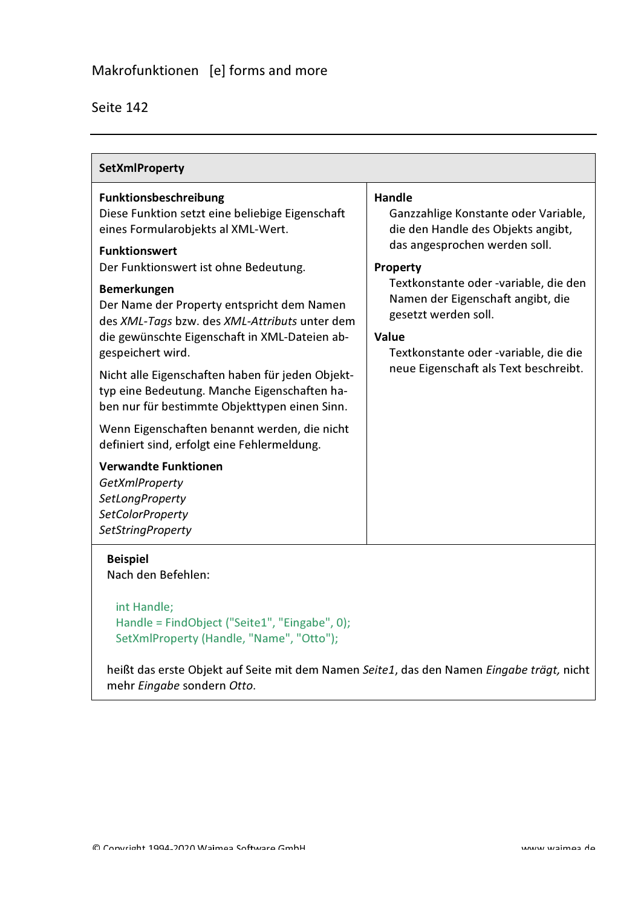## SetXmlProperty

**Funktionsbeschreibung**
Diese Funktion setzt eine beliebige Eigenschaft eines Formularobjekts al XML-Wert.

**Funktionswert**
Der Funktionswert ist ohne Bedeutung.

**Bemerkungen**
Der Name der Property entspricht dem Namen des *XML-Tags* bzw. des *XML-Attributs* unter dem die gewünschte Eigenschaft in XML-Dateien abgespeichert wird.

Nicht alle Eigenschaften haben für jeden Objekttyp eine Bedeutung. Manche Eigenschaften haben nur für bestimmte Objekttypen einen Sinn.

Wenn Eigenschaften benannt werden, die nicht definiert sind, erfolgt eine Fehlermeldung.

**Verwandte Funktionen**
*GetXmlProperty*
*SetLongProperty*
*SetColorProperty*
*SetStringProperty*

**Handle**
Ganzzahlige Konstante oder Variable, die den Handle des Objekts angibt, das angesprochen werden soll.

**Property**
Textkonstante oder -variable, die den Namen der Eigenschaft angibt, die gesetzt werden soll.

**Value**
Textkonstante oder -variable, die die neue Eigenschaft als Text beschreibt.

**Beispiel**
Nach den Befehlen:

```
int Handle;
Handle = FindObject ("Seite1", "Eingabe", 0);
SetXmlProperty (Handle, "Name", "Otto");
```

heißt das erste Objekt auf Seite mit dem Namen *Seite1*, das den Namen *Eingabe trägt,* nicht mehr *Eingabe* sondern *Otto*.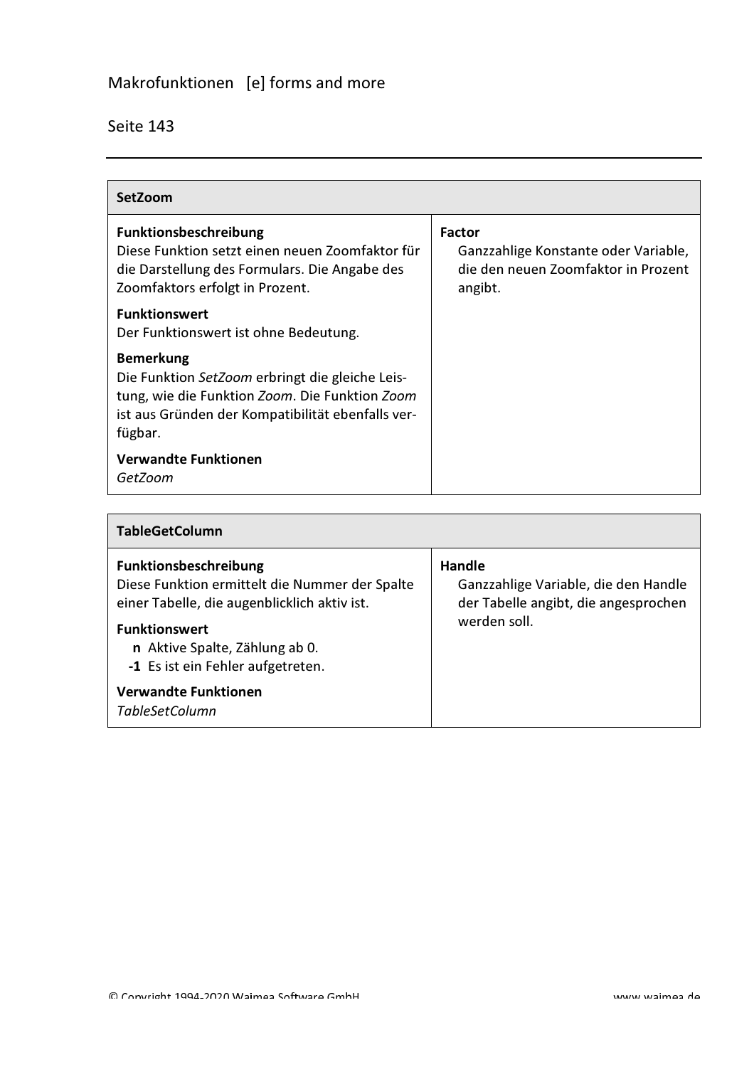## SetZoom

**Funktionsbeschreibung**
Diese Funktion setzt einen neuen Zoomfaktor für die Darstellung des Formulars. Die Angabe des Zoomfaktors erfolgt in Prozent.

**Funktionswert**
Der Funktionswert ist ohne Bedeutung.

**Bemerkung**
Die Funktion *SetZoom* erbringt die gleiche Leistung, wie die Funktion *Zoom*. Die Funktion *Zoom* ist aus Gründen der Kompatibilität ebenfalls verfügbar.

**Verwandte Funktionen**
*GetZoom*

**Factor**
Ganzzahlige Konstante oder Variable, die den neuen Zoomfaktor in Prozent angibt.

## TableGetColumn

**Funktionsbeschreibung**
Diese Funktion ermittelt die Nummer der Spalte einer Tabelle, die augenblicklich aktiv ist.

**Funktionswert**
- **n** Aktive Spalte, Zählung ab 0.
- **-1** Es ist ein Fehler aufgetreten.

**Verwandte Funktionen**
*TableSetColumn*

**Handle**
Ganzzahlige Variable, die den Handle der Tabelle angibt, die angesprochen werden soll.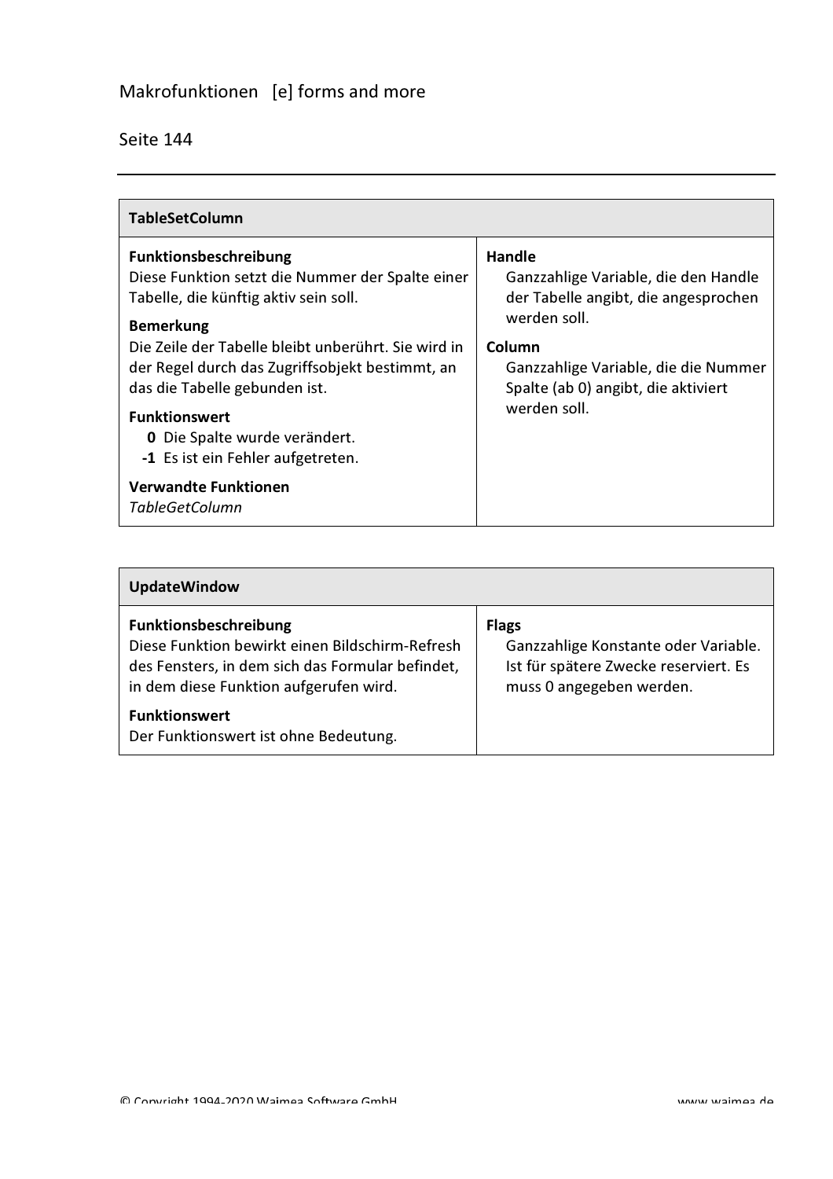| TableSetColumn | |
|---|---|
| **Funktionsbeschreibung**<br>Diese Funktion setzt die Nummer der Spalte einer Tabelle, die künftig aktiv sein soll.<br><br>**Bemerkung**<br>Die Zeile der Tabelle bleibt unberührt. Sie wird in der Regel durch das Zugriffsobjekt bestimmt, an das die Tabelle gebunden ist.<br><br>**Funktionswert**<br>**0** Die Spalte wurde verändert.<br>**-1** Es ist ein Fehler aufgetreten.<br><br>**Verwandte Funktionen**<br>*TableGetColumn* | **Handle**<br>Ganzzahlige Variable, die den Handle der Tabelle angibt, die angesprochen werden soll.<br><br>**Column**<br>Ganzzahlige Variable, die die Nummer Spalte (ab 0) angibt, die aktiviert werden soll. |

| UpdateWindow | |
|---|---|
| **Funktionsbeschreibung**<br>Diese Funktion bewirkt einen Bildschirm-Refresh des Fensters, in dem sich das Formular befindet, in dem diese Funktion aufgerufen wird.<br><br>**Funktionswert**<br>Der Funktionswert ist ohne Bedeutung. | **Flags**<br>Ganzzahlige Konstante oder Variable. Ist für spätere Zwecke reserviert. Es muss 0 angegeben werden. |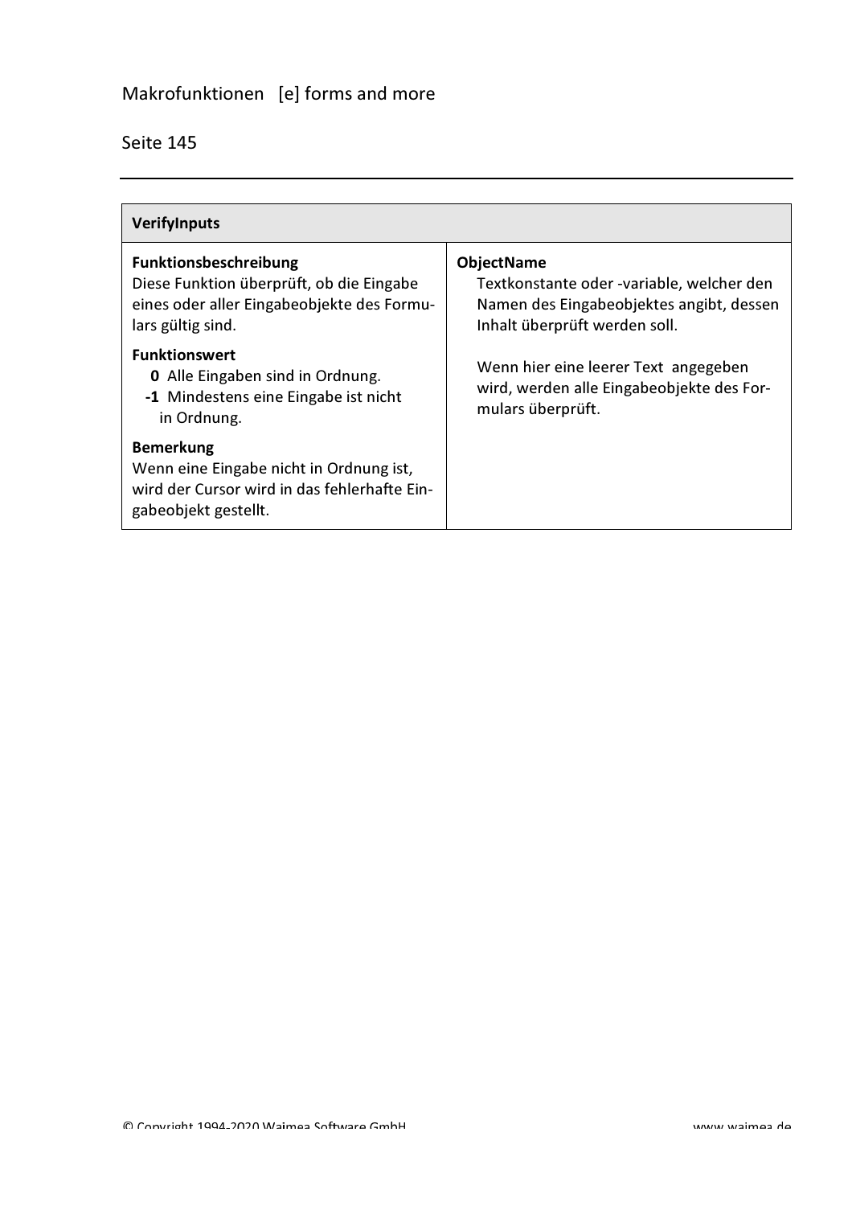| VerifyInputs | |
|---|---|
| **Funktionsbeschreibung**<br>Diese Funktion überprüft, ob die Eingabe eines oder aller Eingabeobjekte des Formulars gültig sind.<br><br>**Funktionswert**<br>**0** Alle Eingaben sind in Ordnung.<br>**-1** Mindestens eine Eingabe ist nicht in Ordnung.<br><br>**Bemerkung**<br>Wenn eine Eingabe nicht in Ordnung ist, wird der Cursor wird in das fehlerhafte Eingabeobjekt gestellt. | **ObjectName**<br>Textkonstante oder -variable, welcher den Namen des Eingabeobjektes angibt, dessen Inhalt überprüft werden soll.<br><br>Wenn hier eine leerer Text angegeben wird, werden alle Eingabeobjekte des Formulars überprüft. |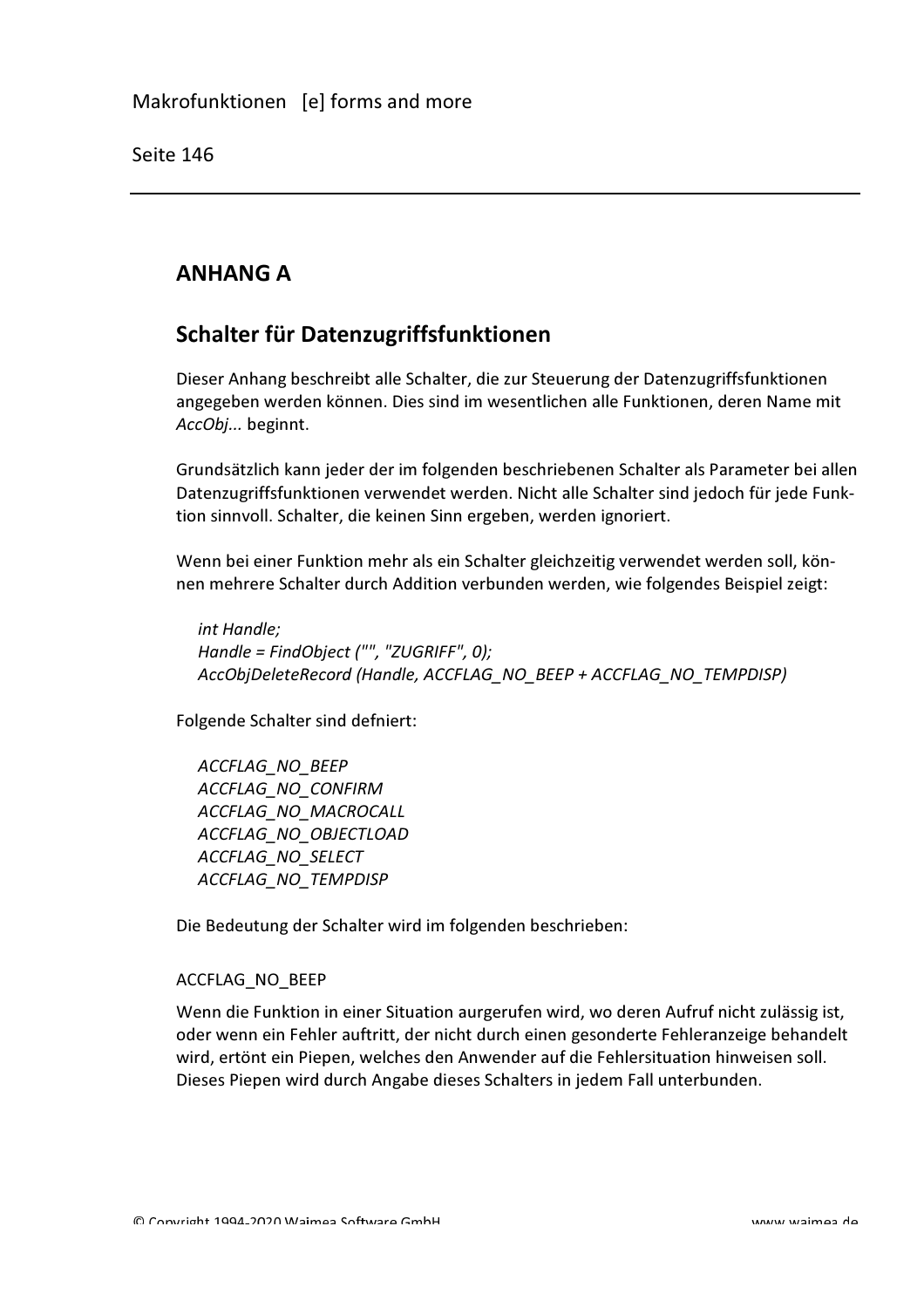# ANHANG A

## Schalter für Datenzugriffsfunktionen

Dieser Anhang beschreibt alle Schalter, die zur Steuerung der Datenzugriffsfunktionen angegeben werden können. Dies sind im wesentlichen alle Funktionen, deren Name mit *AccObj...* beginnt.

Grundsätzlich kann jeder der im folgenden beschriebenen Schalter als Parameter bei allen Datenzugriffsfunktionen verwendet werden. Nicht alle Schalter sind jedoch für jede Funktion sinnvoll. Schalter, die keinen Sinn ergeben, werden ignoriert.

Wenn bei einer Funktion mehr als ein Schalter gleichzeitig verwendet werden soll, können mehrere Schalter durch Addition verbunden werden, wie folgendes Beispiel zeigt:

```
int Handle;
Handle = FindObject ("", "ZUGRIFF", 0);
AccObjDeleteRecord (Handle, ACCFLAG_NO_BEEP + ACCFLAG_NO_TEMPDISP)
```

Folgende Schalter sind defniert:

*ACCFLAG_NO_BEEP*
*ACCFLAG_NO_CONFIRM*
*ACCFLAG_NO_MACROCALL*
*ACCFLAG_NO_OBJECTLOAD*
*ACCFLAG_NO_SELECT*
*ACCFLAG_NO_TEMPDISP*

Die Bedeutung der Schalter wird im folgenden beschrieben:

ACCFLAG_NO_BEEP

Wenn die Funktion in einer Situation aurgerufen wird, wo deren Aufruf nicht zulässig ist, oder wenn ein Fehler auftritt, der nicht durch einen gesonderte Fehleranzeige behandelt wird, ertönt ein Piepen, welches den Anwender auf die Fehlersituation hinweisen soll. Dieses Piepen wird durch Angabe dieses Schalters in jedem Fall unterbunden.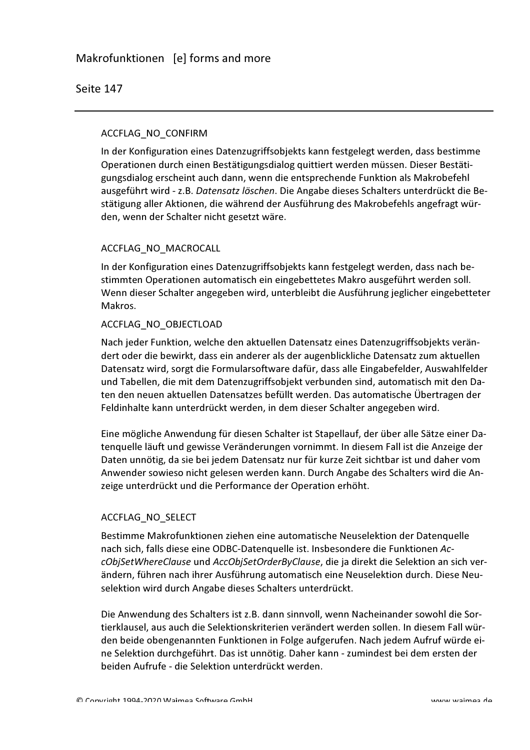ACCFLAG_NO_CONFIRM

In der Konfiguration eines Datenzugriffsobjekts kann festgelegt werden, dass bestimme Operationen durch einen Bestätigungsdialog quittiert werden müssen. Dieser Bestätigungsdialog erscheint auch dann, wenn die entsprechende Funktion als Makrobefehl ausgeführt wird - z.B. *Datensatz löschen*. Die Angabe dieses Schalters unterdrückt die Bestätigung aller Aktionen, die während der Ausführung des Makrobefehls angefragt würden, wenn der Schalter nicht gesetzt wäre.

ACCFLAG_NO_MACROCALL

In der Konfiguration eines Datenzugriffsobjekts kann festgelegt werden, dass nach bestimmten Operationen automatisch ein eingebettetes Makro ausgeführt werden soll. Wenn dieser Schalter angegeben wird, unterbleibt die Ausführung jeglicher eingebetteter Makros.

ACCFLAG_NO_OBJECTLOAD

Nach jeder Funktion, welche den aktuellen Datensatz eines Datenzugriffsobjekts verändert oder die bewirkt, dass ein anderer als der augenblickliche Datensatz zum aktuellen Datensatz wird, sorgt die Formularsoftware dafür, dass alle Eingabefelder, Auswahlfelder und Tabellen, die mit dem Datenzugriffsobjekt verbunden sind, automatisch mit den Daten den neuen aktuellen Datensatzes befüllt werden. Das automatische Übertragen der Feldinhalte kann unterdrückt werden, in dem dieser Schalter angegeben wird.

Eine mögliche Anwendung für diesen Schalter ist Stapellauf, der über alle Sätze einer Datenquelle läuft und gewisse Veränderungen vornimmt. In diesem Fall ist die Anzeige der Daten unnötig, da sie bei jedem Datensatz nur für kurze Zeit sichtbar ist und daher vom Anwender sowieso nicht gelesen werden kann. Durch Angabe des Schalters wird die Anzeige unterdrückt und die Performance der Operation erhöht.

ACCFLAG_NO_SELECT

Bestimme Makrofunktionen ziehen eine automatische Neuselektion der Datenquelle nach sich, falls diese eine ODBC-Datenquelle ist. Insbesondere die Funktionen *AccObjSetWhereClause* und *AccObjSetOrderByClause*, die ja direkt die Selektion an sich verändern, führen nach ihrer Ausführung automatisch eine Neuselektion durch. Diese Neuselektion wird durch Angabe dieses Schalters unterdrückt.

Die Anwendung des Schalters ist z.B. dann sinnvoll, wenn Nacheinander sowohl die Sortierklausel, aus auch die Selektionskriterien verändert werden sollen. In diesem Fall würden beide obengenannten Funktionen in Folge aufgerufen. Nach jedem Aufruf würde eine Selektion durchgeführt. Das ist unnötig. Daher kann - zumindest bei dem ersten der beiden Aufrufe - die Selektion unterdrückt werden.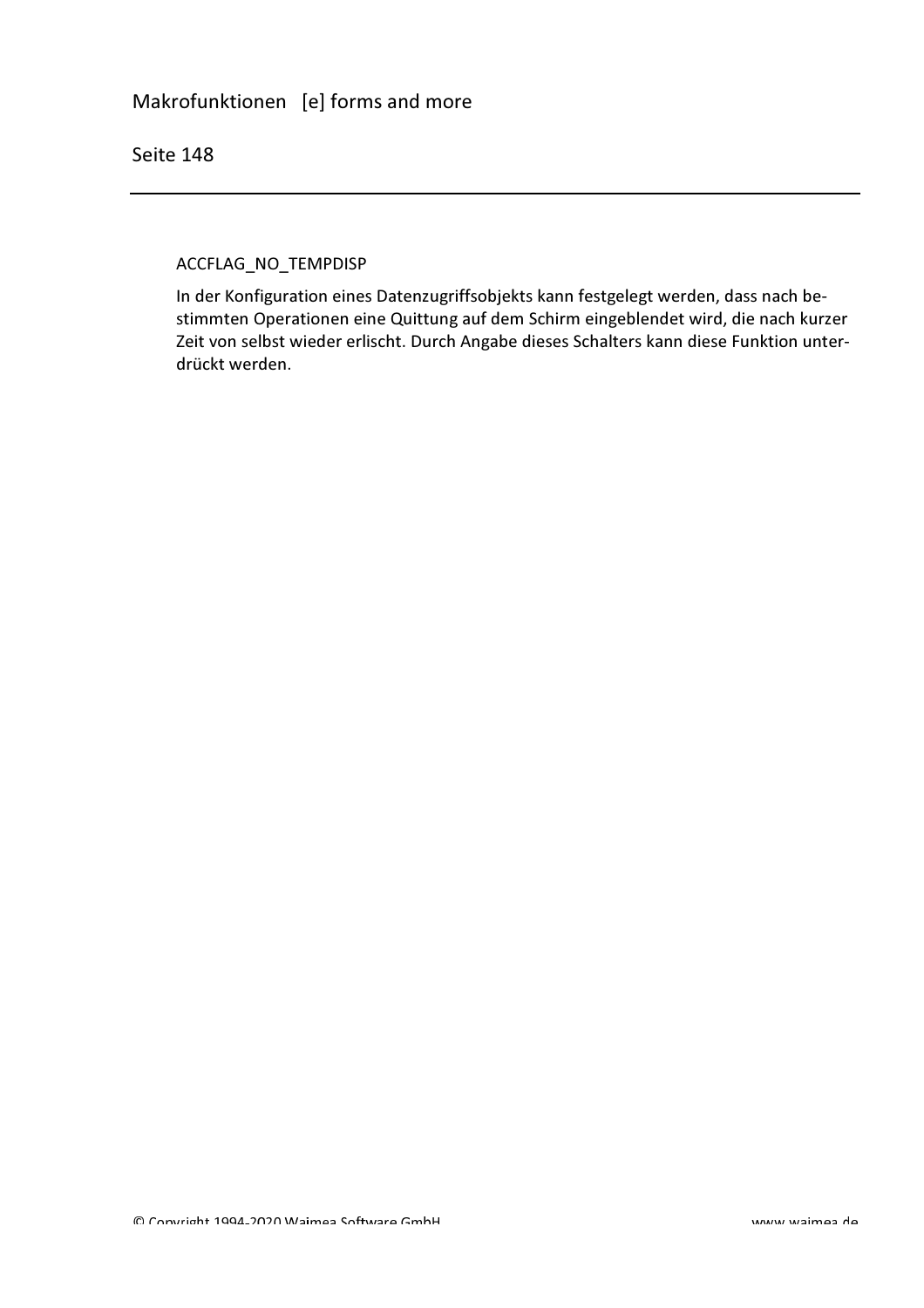ACCFLAG_NO_TEMPDISP

In der Konfiguration eines Datenzugriffsobjekts kann festgelegt werden, dass nach bestimmten Operationen eine Quittung auf dem Schirm eingeblendet wird, die nach kurzer Zeit von selbst wieder erlischt. Durch Angabe dieses Schalters kann diese Funktion unterdrückt werden.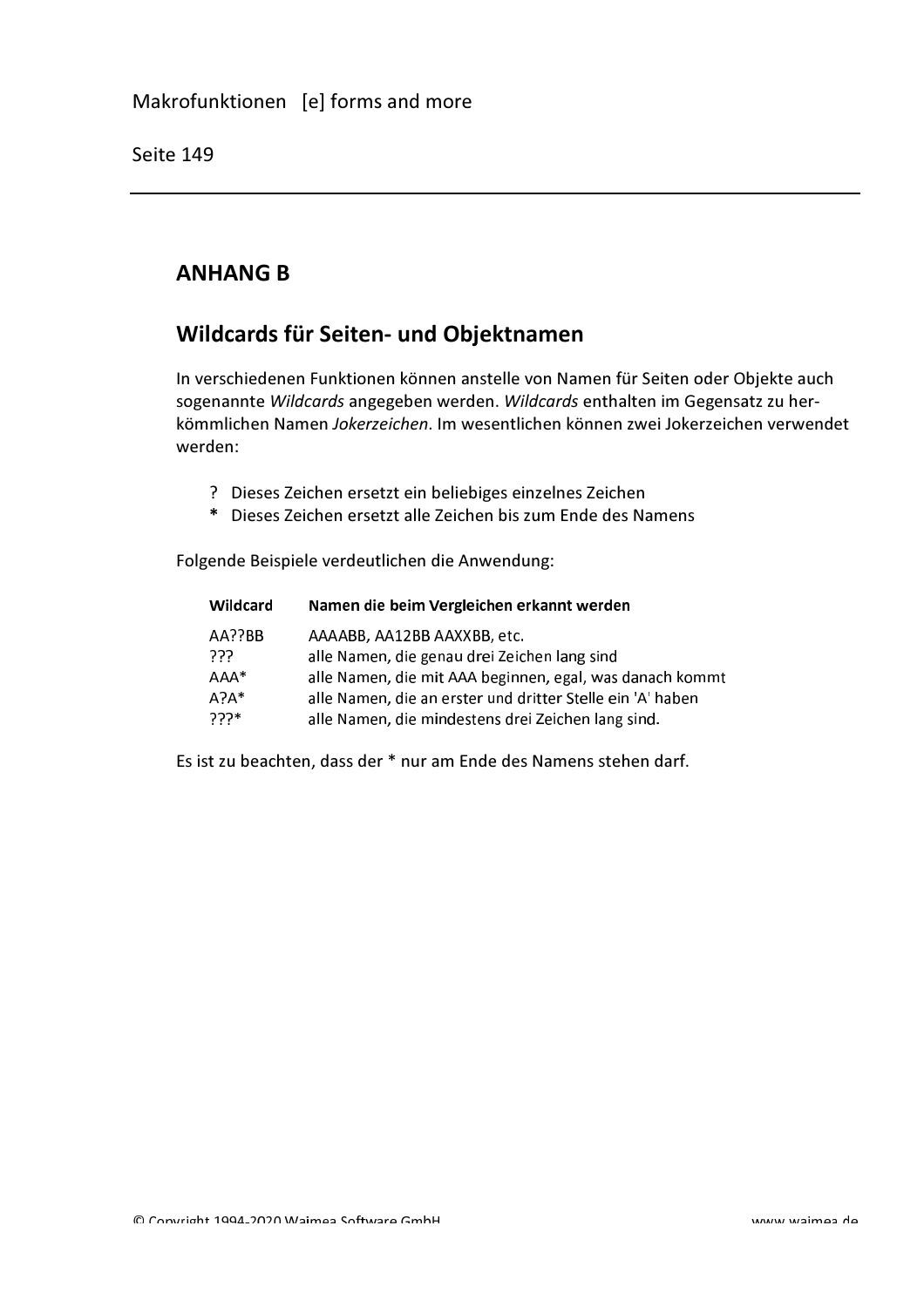## ANHANG B

## Wildcards für Seiten- und Objektnamen

In verschiedenen Funktionen können anstelle von Namen für Seiten oder Objekte auch sogenannte *Wildcards* angegeben werden. *Wildcards* enthalten im Gegensatz zu herkömmlichen Namen *Jokerzeichen*. Im wesentlichen können zwei Jokerzeichen verwendet werden:

- ? Dieses Zeichen ersetzt ein beliebiges einzelnes Zeichen
- **\*** Dieses Zeichen ersetzt alle Zeichen bis zum Ende des Namens

Folgende Beispiele verdeutlichen die Anwendung:

| Wildcard | Namen die beim Vergleichen erkannt werden |
|---|---|
| AA??BB | AAAABB, AA12BB AAXXBB, etc. |
| ??? | alle Namen, die genau drei Zeichen lang sind |
| AAA* | alle Namen, die mit AAA beginnen, egal, was danach kommt |
| A?A* | alle Namen, die an erster und dritter Stelle ein 'A' haben |
| ???* | alle Namen, die mindestens drei Zeichen lang sind. |

Es ist zu beachten, dass der * nur am Ende des Namens stehen darf.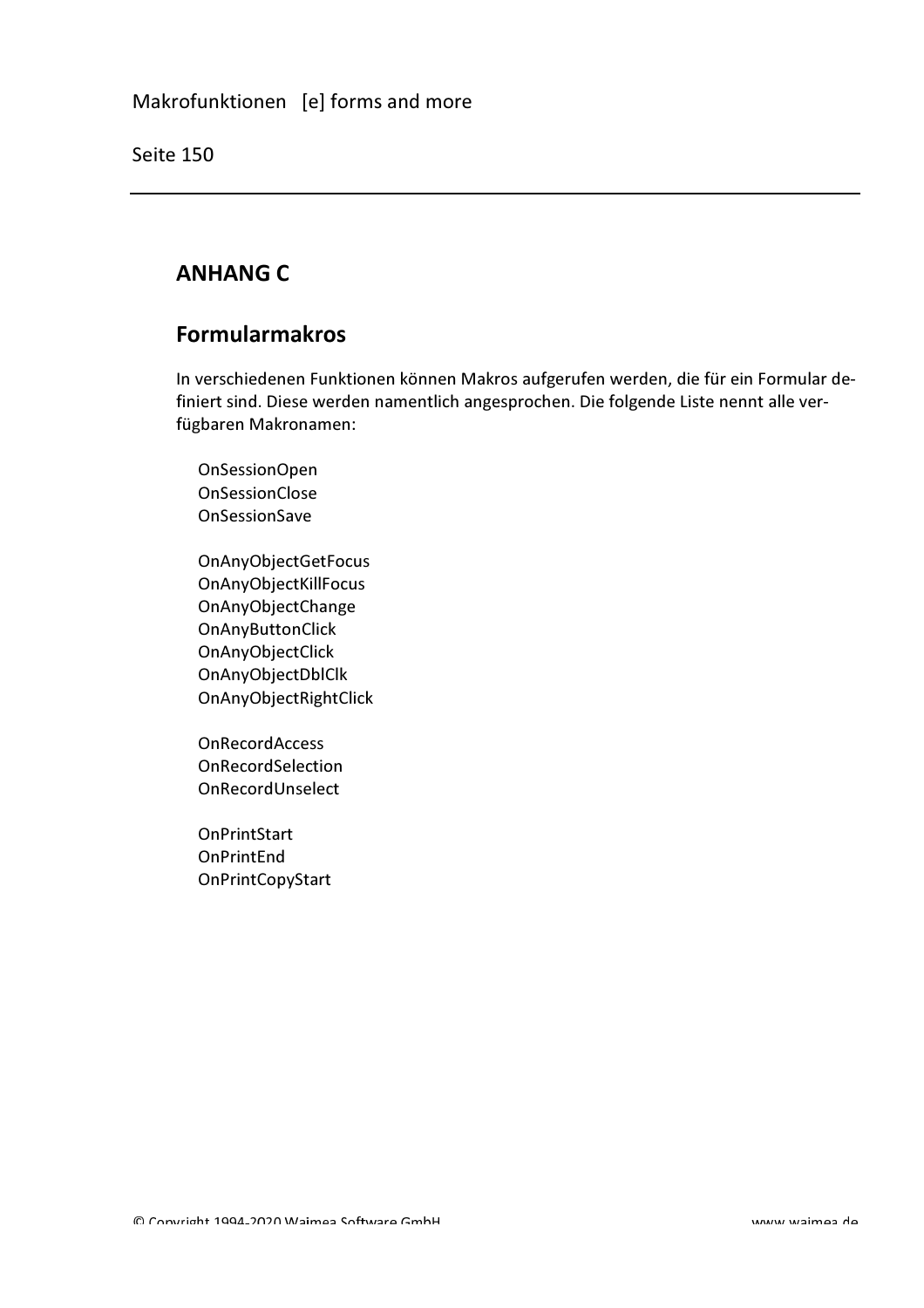# ANHANG C

## Formularmakros

In verschiedenen Funktionen können Makros aufgerufen werden, die für ein Formular definiert sind. Diese werden namentlich angesprochen. Die folgende Liste nennt alle verfügbaren Makronamen:

OnSessionOpen
OnSessionClose
OnSessionSave

OnAnyObjectGetFocus
OnAnyObjectKillFocus
OnAnyObjectChange
OnAnyButtonClick
OnAnyObjectClick
OnAnyObjectDblClk
OnAnyObjectRightClick

OnRecordAccess
OnRecordSelection
OnRecordUnselect

OnPrintStart
OnPrintEnd
OnPrintCopyStart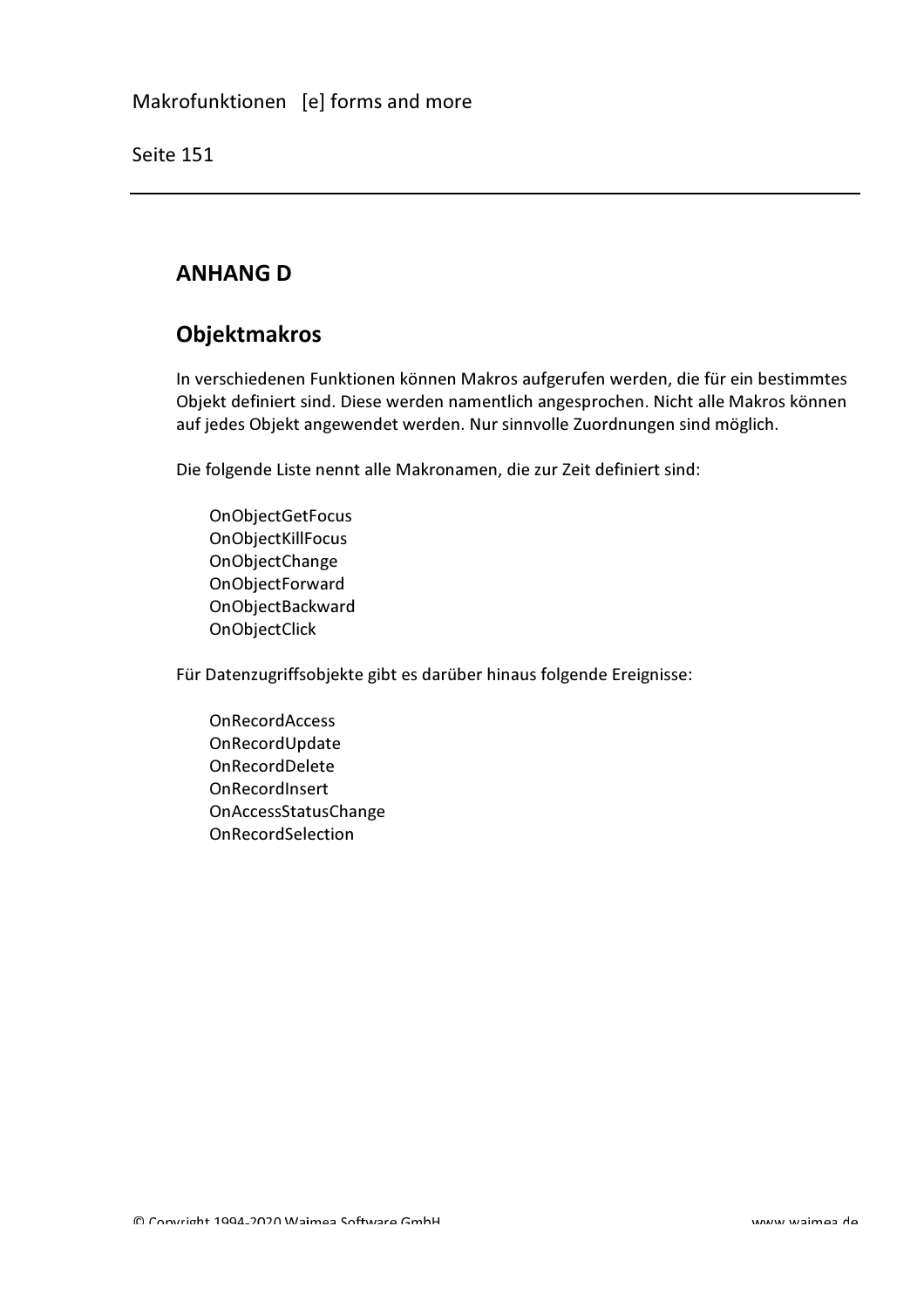## ANHANG D

## Objektmakros

In verschiedenen Funktionen können Makros aufgerufen werden, die für ein bestimmtes Objekt definiert sind. Diese werden namentlich angesprochen. Nicht alle Makros können auf jedes Objekt angewendet werden. Nur sinnvolle Zuordnungen sind möglich.

Die folgende Liste nennt alle Makronamen, die zur Zeit definiert sind:

- OnObjectGetFocus
- OnObjectKillFocus
- OnObjectChange
- OnObjectForward
- OnObjectBackward
- OnObjectClick

Für Datenzugriffsobjekte gibt es darüber hinaus folgende Ereignisse:

- OnRecordAccess
- OnRecordUpdate
- OnRecordDelete
- OnRecordInsert
- OnAccessStatusChange
- OnRecordSelection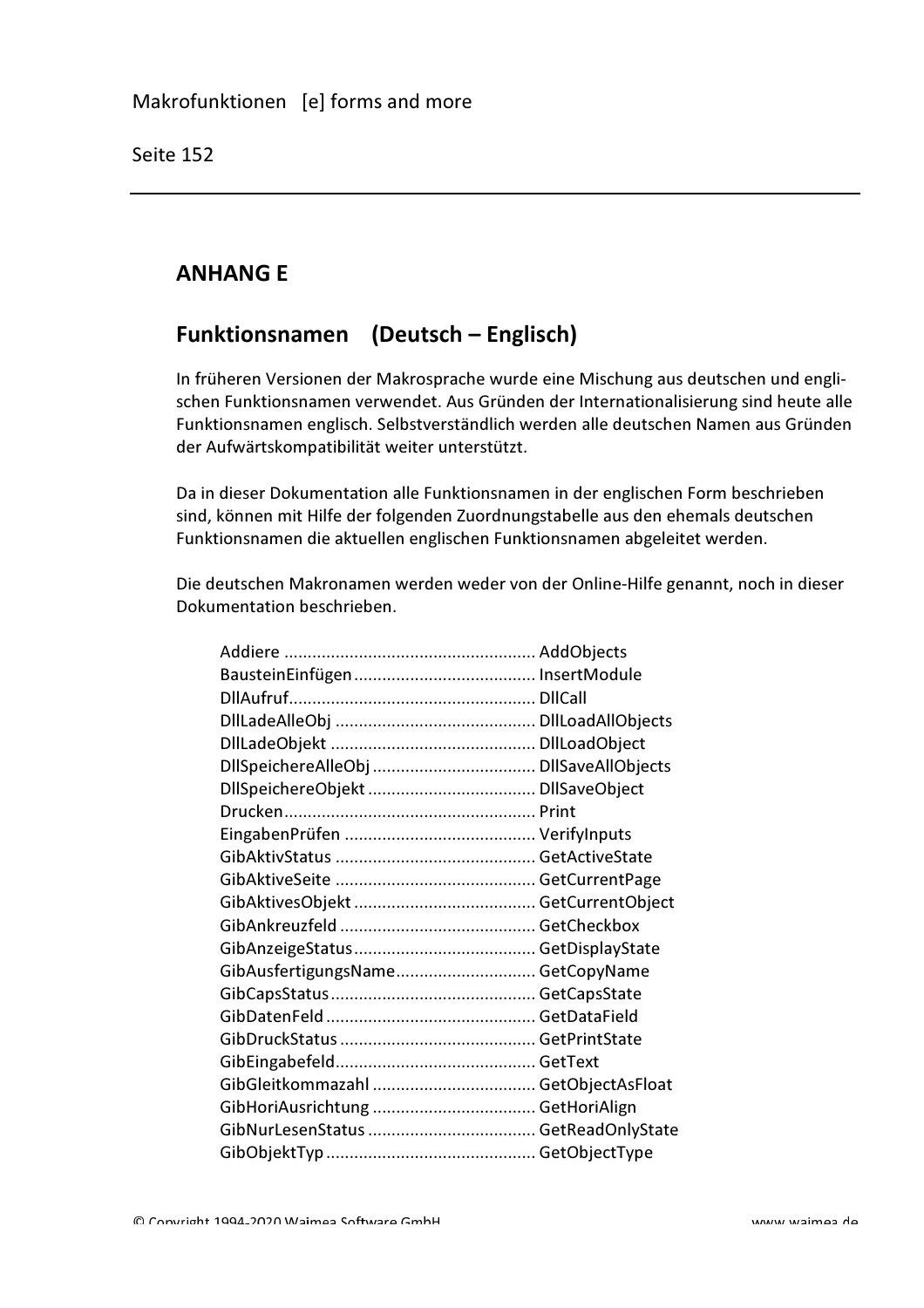# ANHANG E

## Funktionsnamen (Deutsch – Englisch)

In früheren Versionen der Makrosprache wurde eine Mischung aus deutschen und englischen Funktionsnamen verwendet. Aus Gründen der Internationalisierung sind heute alle Funktionsnamen englisch. Selbstverständlich werden alle deutschen Namen aus Gründen der Aufwärtskompatibilität weiter unterstützt.

Da in dieser Dokumentation alle Funktionsnamen in der englischen Form beschrieben sind, können mit Hilfe der folgenden Zuordnungstabelle aus den ehemals deutschen Funktionsnamen die aktuellen englischen Funktionsnamen abgeleitet werden.

Die deutschen Makronamen werden weder von der Online-Hilfe genannt, noch in dieser Dokumentation beschrieben.

| Deutsch | Englisch |
|---|---|
| Addiere | AddObjects |
| BausteinEinfügen | InsertModule |
| DllAufruf | DllCall |
| DllLadeAlleObj | DllLoadAllObjects |
| DllLadeObjekt | DllLoadObject |
| DllSpeichereAlleObj | DllSaveAllObjects |
| DllSpeichereObjekt | DllSaveObject |
| Drucken | Print |
| EingabenPrüfen | VerifyInputs |
| GibAktivStatus | GetActiveState |
| GibAktiveSeite | GetCurrentPage |
| GibAktivesObjekt | GetCurrentObject |
| GibAnkreuzfeld | GetCheckbox |
| GibAnzeigeStatus | GetDisplayState |
| GibAusfertigungsName | GetCopyName |
| GibCapsStatus | GetCapsState |
| GibDatenFeld | GetDataField |
| GibDruckStatus | GetPrintState |
| GibEingabefeld | GetText |
| GibGleitkommazahl | GetObjectAsFloat |
| GibHoriAusrichtung | GetHoriAlign |
| GibNurLesenStatus | GetReadOnlyState |
| GibObjektTyp | GetObjectType |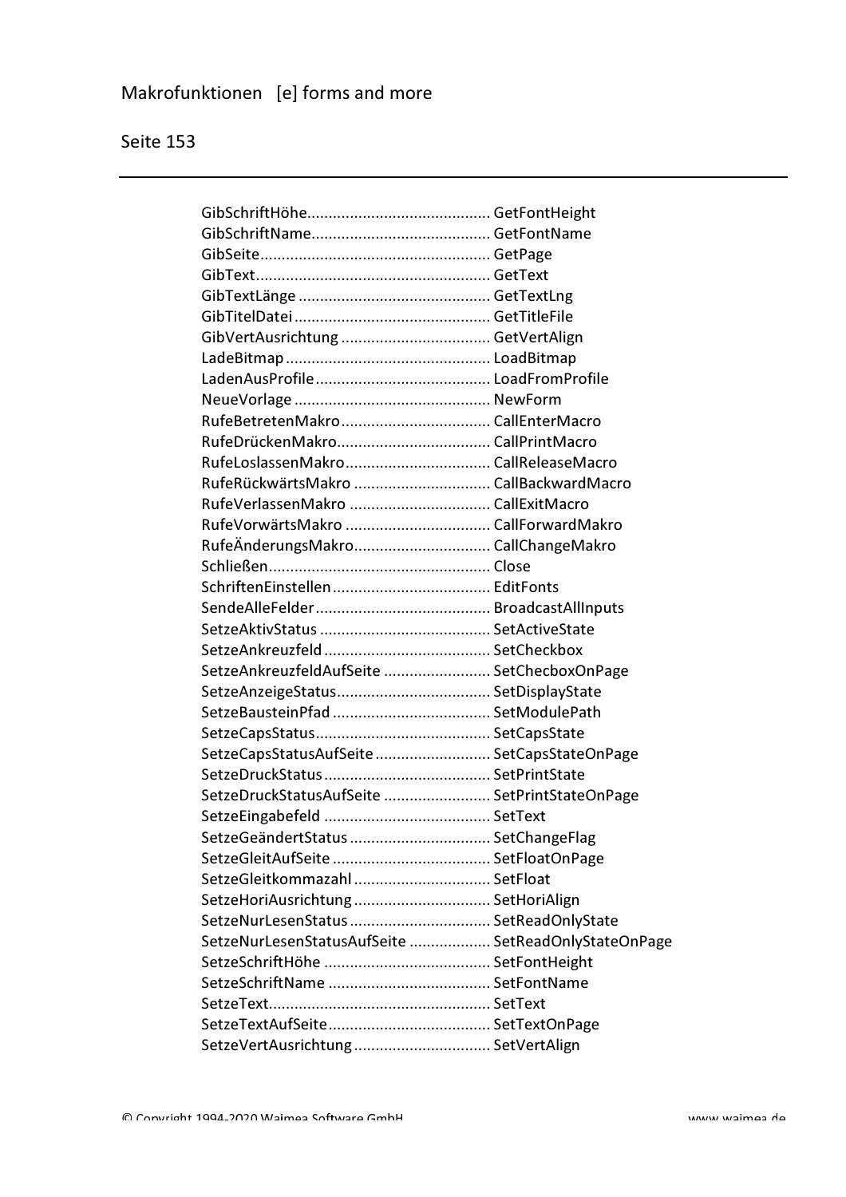GibSchriftHöhe.......................................... GetFontHeight
GibSchriftName......................................... GetFontName
GibSeite..................................................... GetPage
GibText...................................................... GetText
GibTextLänge ............................................ GetTextLng
GibTitelDatei ............................................. GetTitleFile
GibVertAusrichtung .................................. GetVertAlign
LadeBitmap ............................................... LoadBitmap
LadenAusProfile ........................................ LoadFromProfile
NeueVorlage ............................................. NewForm
RufeBetretenMakro.................................. CallEnterMacro
RufeDrückenMakro................................... CallPrintMacro
RufeLoslassenMakro................................. CallReleaseMacro
RufeRückwärtsMakro ................................ CallBackwardMacro
RufeVerlassenMakro ................................. CallExitMacro
RufeVorwärtsMakro .................................. CallForwardMakro
RufeÄnderungsMakro................................ CallChangeMakro
Schließen................................................... Close
SchriftenEinstellen .................................... EditFonts
SendeAlleFelder........................................ BroadcastAllInputs
SetzeAktivStatus ....................................... SetActiveState
SetzeAnkreuzfeld ...................................... SetCheckbox
SetzeAnkreuzfeldAufSeite ......................... SetChecboxOnPage
SetzeAnzeigeStatus................................... SetDisplayState
SetzeBausteinPfad .................................... SetModulePath
SetzeCapsStatus........................................ SetCapsState
SetzeCapsStatusAufSeite ........................... SetCapsStateOnPage
SetzeDruckStatus...................................... SetPrintState
SetzeDruckStatusAufSeite ......................... SetPrintStateOnPage
SetzeEingabefeld ...................................... SetText
SetzeGeändertStatus ................................. SetChangeFlag
SetzeGleitAufSeite .................................... SetFloatOnPage
SetzeGleitkommazahl ............................... SetFloat
SetzeHoriAusrichtung ............................... SetHoriAlign
SetzeNurLesenStatus ................................. SetReadOnlyState
SetzeNurLesenStatusAufSeite ................... SetReadOnlyStateOnPage
SetzeSchriftHöhe ...................................... SetFontHeight
SetzeSchriftName ..................................... SetFontName
SetzeText................................................... SetText
SetzeTextAufSeite...................................... SetTextOnPage
SetzeVertAusrichtung ............................... SetVertAlign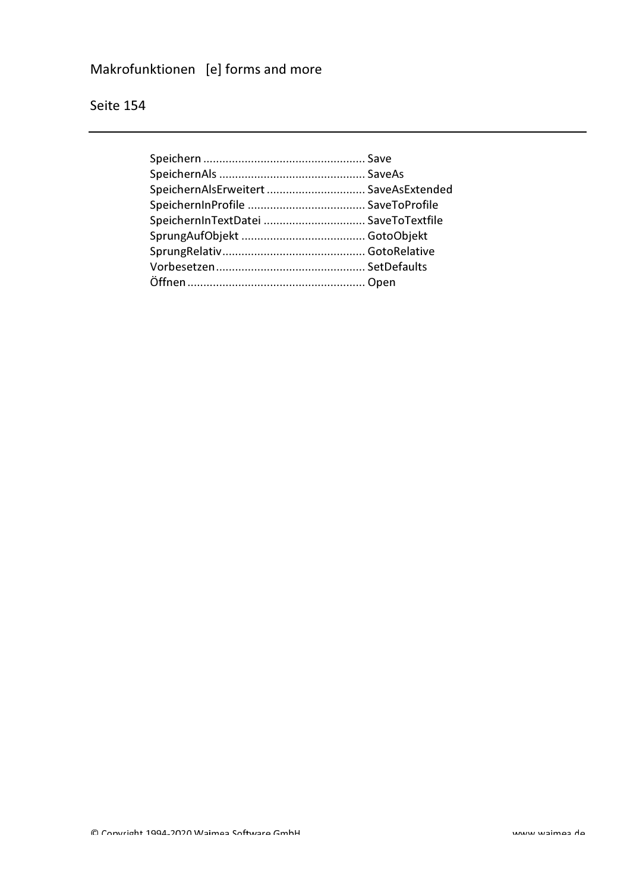Speichern .................................................. Save
SpeichernAls ............................................. SaveAs
SpeichernAlsErweitert .............................. SaveAsExtended
SpeichernInProfile .................................... SaveToProfile
SpeichernInTextDatei ................................ SaveToTextfile
SprungAufObjekt ...................................... GotoObjekt
SprungRelativ............................................ GotoRelative
Vorbesetzen.............................................. SetDefaults
Öffnen ...................................................... Open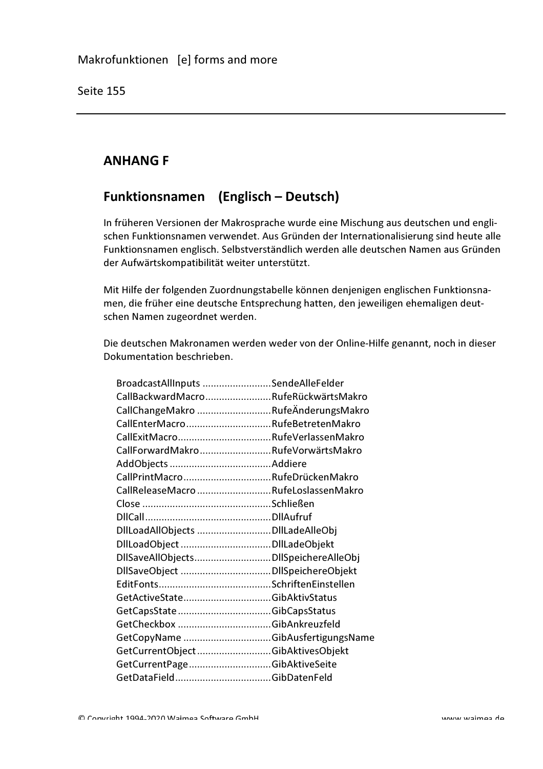## ANHANG F

## Funktionsnamen (Englisch – Deutsch)

In früheren Versionen der Makrosprache wurde eine Mischung aus deutschen und englischen Funktionsnamen verwendet. Aus Gründen der Internationalisierung sind heute alle Funktionsnamen englisch. Selbstverständlich werden alle deutschen Namen aus Gründen der Aufwärtskompatibilität weiter unterstützt.

Mit Hilfe der folgenden Zuordnungstabelle können denjenigen englischen Funktionsnamen, die früher eine deutsche Entsprechung hatten, den jeweiligen ehemaligen deutschen Namen zugeordnet werden.

Die deutschen Makronamen werden weder von der Online-Hilfe genannt, noch in dieser Dokumentation beschrieben.

BroadcastAllInputs ........................SendeAlleFelder
CallBackwardMacro.......................RufeRückwärtsMakro
CallChangeMakro ..........................RufeÄnderungsMakro
CallEnterMacro..............................RufeBetretenMakro
CallExitMacro.................................RufeVerlassenMakro
CallForwardMakro.........................RufeVorwärtsMakro
AddObjects ....................................Addiere
CallPrintMacro...............................RufeDrückenMakro
CallReleaseMacro ..........................RufeLoslassenMakro
Close ..............................................Schließen
DllCall.............................................DllAufruf
DllLoadAllObjects ..........................DllLadeAlleObj
DllLoadObject ................................DllLadeObjekt
DllSaveAllObjects...........................DllSpeichereAlleObj
DllSaveObject ................................DllSpeichereObjekt
EditFonts........................................SchriftenEinstellen
GetActiveState...............................GibAktivStatus
GetCapsState .................................GibCapsStatus
GetCheckbox .................................GibAnkreuzfeld
GetCopyName ...............................GibAusfertigungsName
GetCurrentObject..........................GibAktivesObjekt
GetCurrentPage.............................GibAktiveSeite
GetDataField..................................GibDatenFeld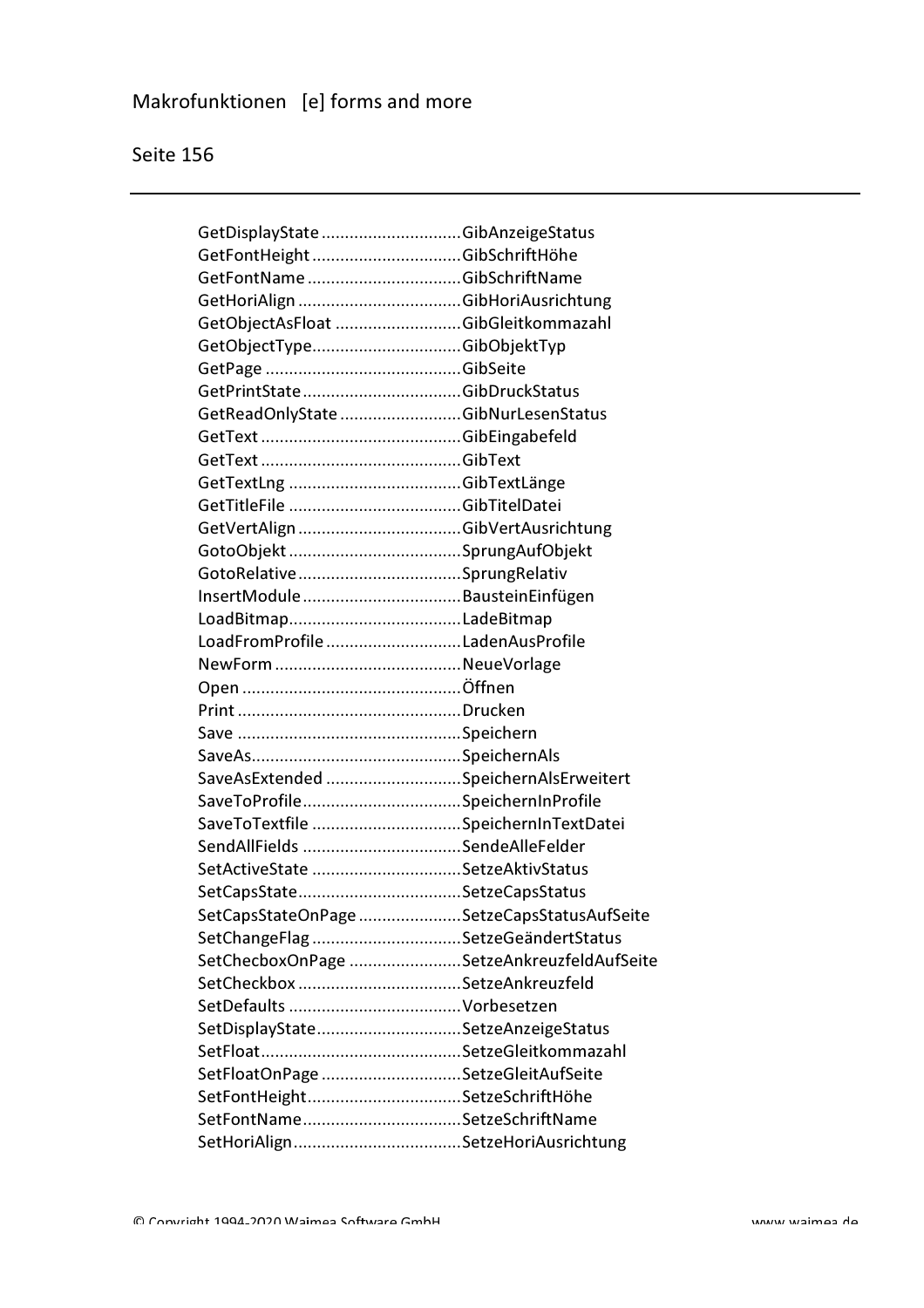GetDisplayState ............................. GibAnzeigeStatus
GetFontHeight ............................... GibSchriftHöhe
GetFontName ................................ GibSchriftName
GetHoriAlign .................................. GibHoriAusrichtung
GetObjectAsFloat .......................... GibGleitkommazahl
GetObjectType............................... GibObjektTyp
GetPage ......................................... GibSeite
GetPrintState ................................. GibDruckStatus
GetReadOnlyState ......................... GibNurLesenStatus
GetText .......................................... GibEingabefeld
GetText .......................................... GibText
GetTextLng .................................... GibTextLänge
GetTitleFile .................................... GibTitelDatei
GetVertAlign .................................. GibVertAusrichtung
GotoObjekt .................................... SprungAufObjekt
GotoRelative .................................. SprungRelativ
InsertModule ................................. BausteinEinfügen
LoadBitmap.................................... LadeBitmap
LoadFromProfile ............................ LadenAusProfile
NewForm ....................................... NeueVorlage
Open .............................................. Öffnen
Print ............................................... Drucken
Save ............................................... Speichern
SaveAs............................................ SpeichernAls
SaveAsExtended ............................ SpeichernAlsErweitert
SaveToProfile................................. SpeichernInProfile
SaveToTextfile ............................... SpeichernInTextDatei
SendAllFields ................................. SendeAlleFelder
SetActiveState ............................... SetzeAktivStatus
SetCapsState.................................. SetzeCapsStatus
SetCapsStateOnPage ..................... SetzeCapsStatusAufSeite
SetChangeFlag ............................... SetzeGeändertStatus
SetChecboxOnPage ....................... SetzeAnkreuzfeldAufSeite
SetCheckbox .................................. SetzeAnkreuzfeld
SetDefaults .................................... Vorbesetzen
SetDisplayState.............................. SetzeAnzeigeStatus
SetFloat.......................................... SetzeGleitkommazahl
SetFloatOnPage ............................. SetzeGleitAufSeite
SetFontHeight................................ SetzeSchriftHöhe
SetFontName................................. SetzeSchriftName
SetHoriAlign................................... SetzeHoriAusrichtung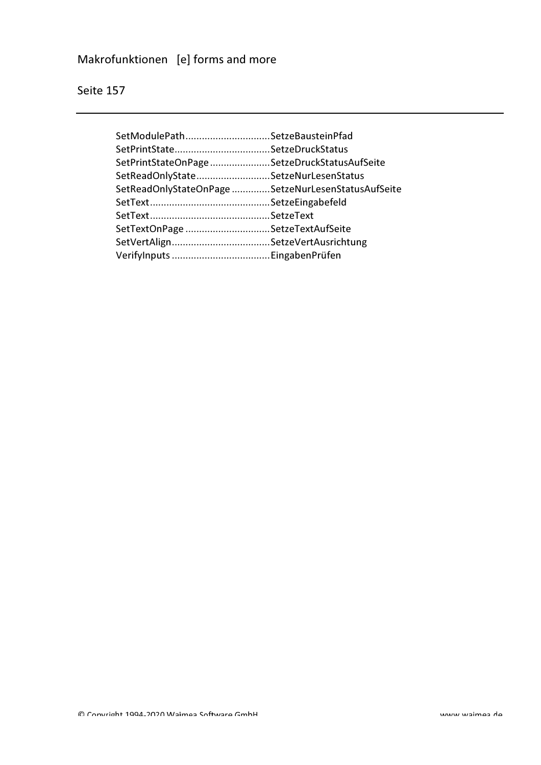SetModulePath..............................SetzeBausteinPfad
SetPrintState..................................SetzeDruckStatus
SetPrintStateOnPage......................SetzeDruckStatusAufSeite
SetReadOnlyState...........................SetzeNurLesenStatus
SetReadOnlyStateOnPage ..............SetzeNurLesenStatusAufSeite
SetText............................................SetzeEingabefeld
SetText............................................SetzeText
SetTextOnPage ...............................SetzeTextAufSeite
SetVertAlign....................................SetzeVertAusrichtung
VerifyInputs ....................................EingabenPrüfen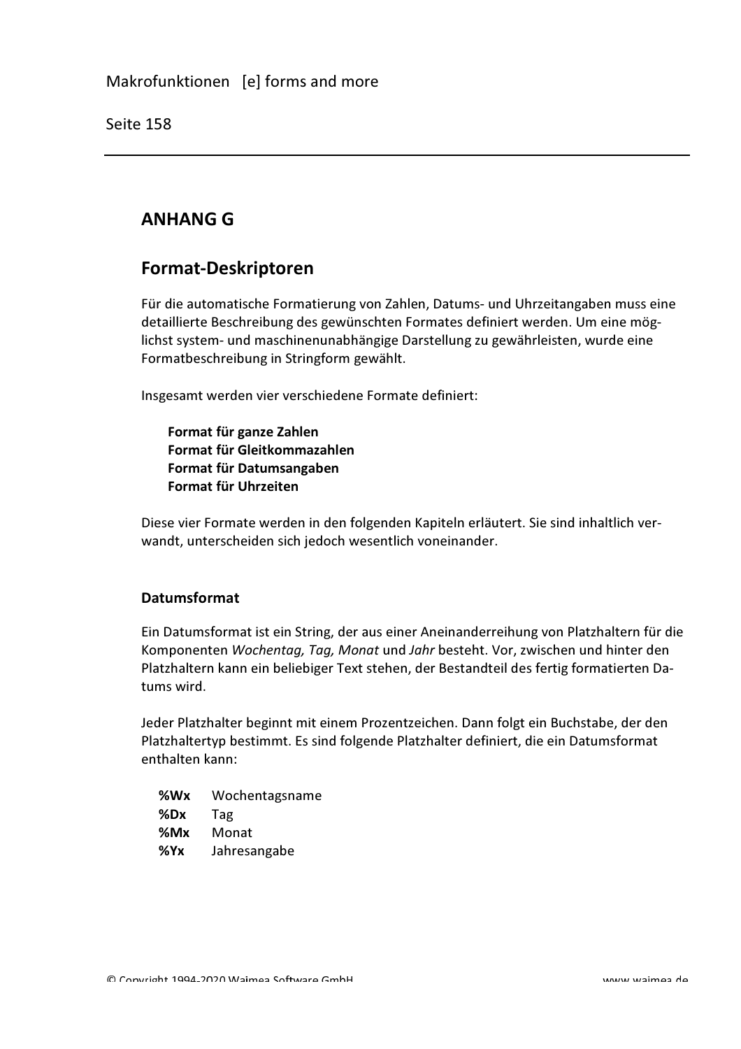# ANHANG G

## Format-Deskriptoren

Für die automatische Formatierung von Zahlen, Datums- und Uhrzeitangaben muss eine detaillierte Beschreibung des gewünschten Formates definiert werden. Um eine möglichst system- und maschinenunabhängige Darstellung zu gewährleisten, wurde eine Formatbeschreibung in Stringform gewählt.

Insgesamt werden vier verschiedene Formate definiert:

**Format für ganze Zahlen**
**Format für Gleitkommazahlen**
**Format für Datumsangaben**
**Format für Uhrzeiten**

Diese vier Formate werden in den folgenden Kapiteln erläutert. Sie sind inhaltlich verwandt, unterscheiden sich jedoch wesentlich voneinander.

### Datumsformat

Ein Datumsformat ist ein String, der aus einer Aneinanderreihung von Platzhaltern für die Komponenten *Wochentag, Tag, Monat* und *Jahr* besteht. Vor, zwischen und hinter den Platzhaltern kann ein beliebiger Text stehen, der Bestandteil des fertig formatierten Datums wird.

Jeder Platzhalter beginnt mit einem Prozentzeichen. Dann folgt ein Buchstabe, der den Platzhaltertyp bestimmt. Es sind folgende Platzhalter definiert, die ein Datumsformat enthalten kann:

**%Wx** Wochentagsname
**%Dx** Tag
**%Mx** Monat
**%Yx** Jahresangabe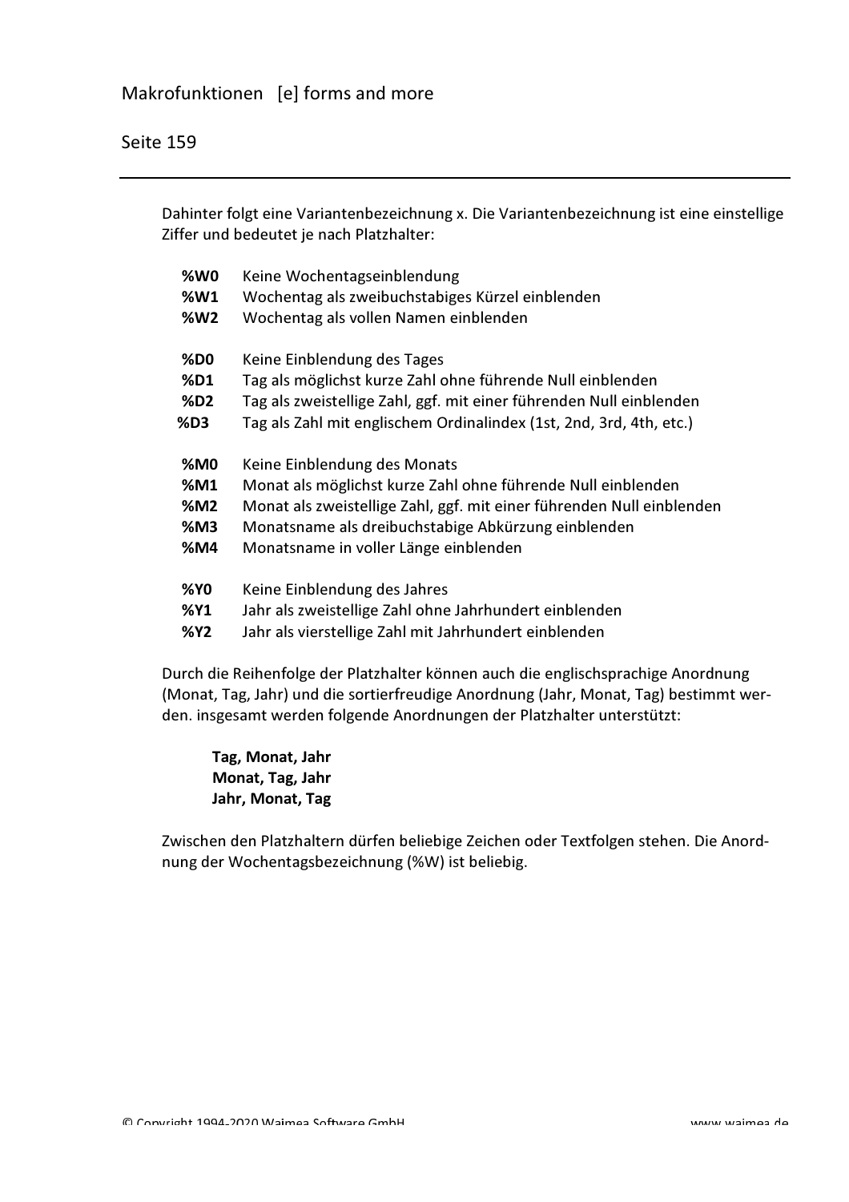Dahinter folgt eine Variantenbezeichnung x. Die Variantenbezeichnung ist eine einstellige Ziffer und bedeutet je nach Platzhalter:

| | |
|---|---|
| **%W0** | Keine Wochentagseinblendung |
| **%W1** | Wochentag als zweibuchstabiges Kürzel einblenden |
| **%W2** | Wochentag als vollen Namen einblenden |

| | |
|---|---|
| **%D0** | Keine Einblendung des Tages |
| **%D1** | Tag als möglichst kurze Zahl ohne führende Null einblenden |
| **%D2** | Tag als zweistellige Zahl, ggf. mit einer führenden Null einblenden |
| **%D3** | Tag als Zahl mit englischem Ordinalindex (1st, 2nd, 3rd, 4th, etc.) |

| | |
|---|---|
| **%M0** | Keine Einblendung des Monats |
| **%M1** | Monat als möglichst kurze Zahl ohne führende Null einblenden |
| **%M2** | Monat als zweistellige Zahl, ggf. mit einer führenden Null einblenden |
| **%M3** | Monatsname als dreibuchstabige Abkürzung einblenden |
| **%M4** | Monatsname in voller Länge einblenden |

| | |
|---|---|
| **%Y0** | Keine Einblendung des Jahres |
| **%Y1** | Jahr als zweistellige Zahl ohne Jahrhundert einblenden |
| **%Y2** | Jahr als vierstellige Zahl mit Jahrhundert einblenden |

Durch die Reihenfolge der Platzhalter können auch die englischsprachige Anordnung (Monat, Tag, Jahr) und die sortierfreudige Anordnung (Jahr, Monat, Tag) bestimmt werden. insgesamt werden folgende Anordnungen der Platzhalter unterstützt:

**Tag, Monat, Jahr**
**Monat, Tag, Jahr**
**Jahr, Monat, Tag**

Zwischen den Platzhaltern dürfen beliebige Zeichen oder Textfolgen stehen. Die Anordnung der Wochentagsbezeichnung (%W) ist beliebig.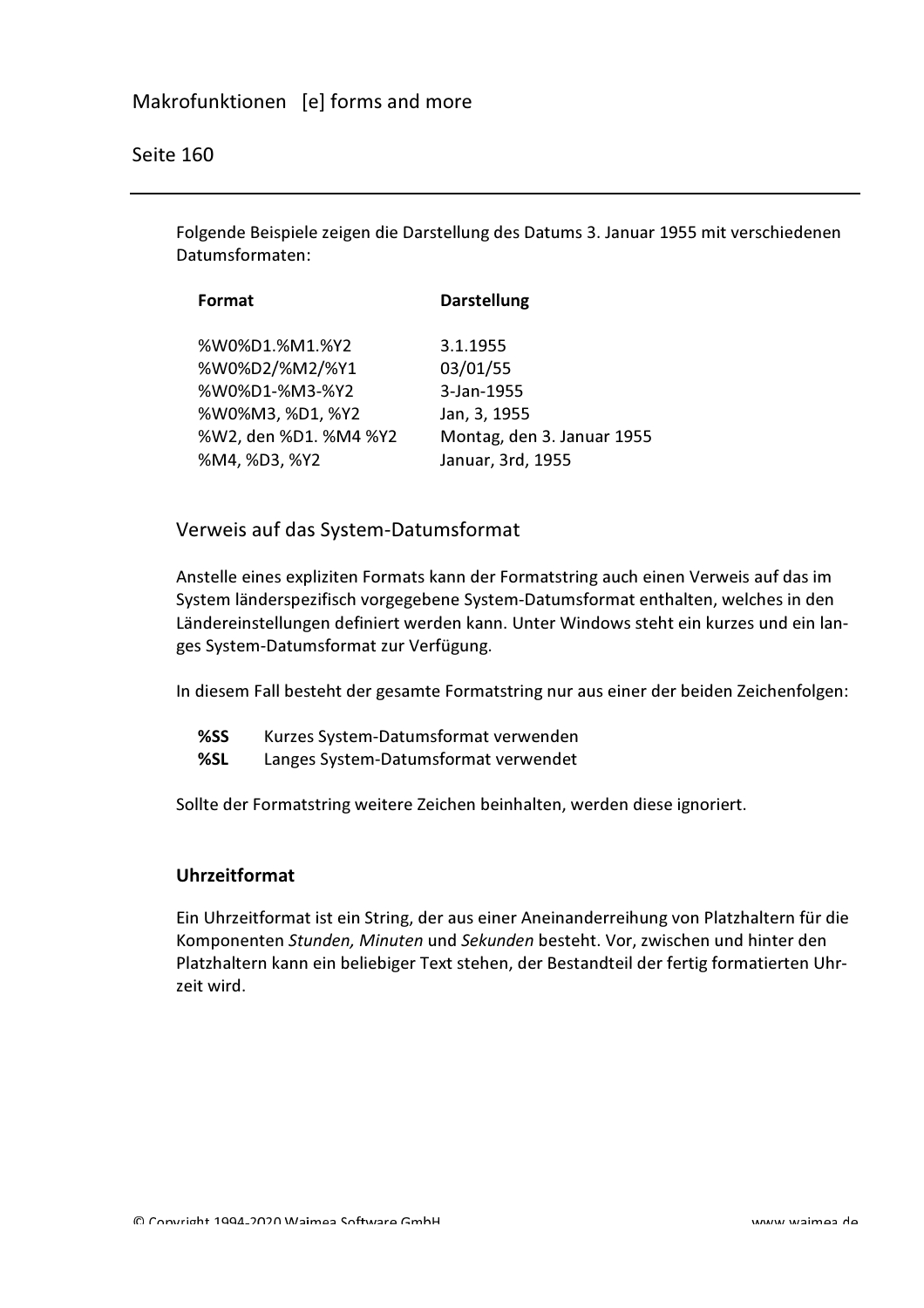Folgende Beispiele zeigen die Darstellung des Datums 3. Januar 1955 mit verschiedenen Datumsformaten:

| Format | Darstellung |
|---|---|
| %W0%D1.%M1.%Y2 | 3.1.1955 |
| %W0%D2/%M2/%Y1 | 03/01/55 |
| %W0%D1-%M3-%Y2 | 3-Jan-1955 |
| %W0%M3, %D1, %Y2 | Jan, 3, 1955 |
| %W2, den %D1. %M4 %Y2 | Montag, den 3. Januar 1955 |
| %M4, %D3, %Y2 | Januar, 3rd, 1955 |

## Verweis auf das System-Datumsformat

Anstelle eines expliziten Formats kann der Formatstring auch einen Verweis auf das im System länderspezifisch vorgegebene System-Datumsformat enthalten, welches in den Ländereinstellungen definiert werden kann. Unter Windows steht ein kurzes und ein langes System-Datumsformat zur Verfügung.

In diesem Fall besteht der gesamte Formatstring nur aus einer der beiden Zeichenfolgen:

**%SS** Kurzes System-Datumsformat verwenden
**%SL** Langes System-Datumsformat verwendet

Sollte der Formatstring weitere Zeichen beinhalten, werden diese ignoriert.

### Uhrzeitformat

Ein Uhrzeitformat ist ein String, der aus einer Aneinanderreihung von Platzhaltern für die Komponenten *Stunden, Minuten* und *Sekunden* besteht. Vor, zwischen und hinter den Platzhaltern kann ein beliebiger Text stehen, der Bestandteil der fertig formatierten Uhrzeit wird.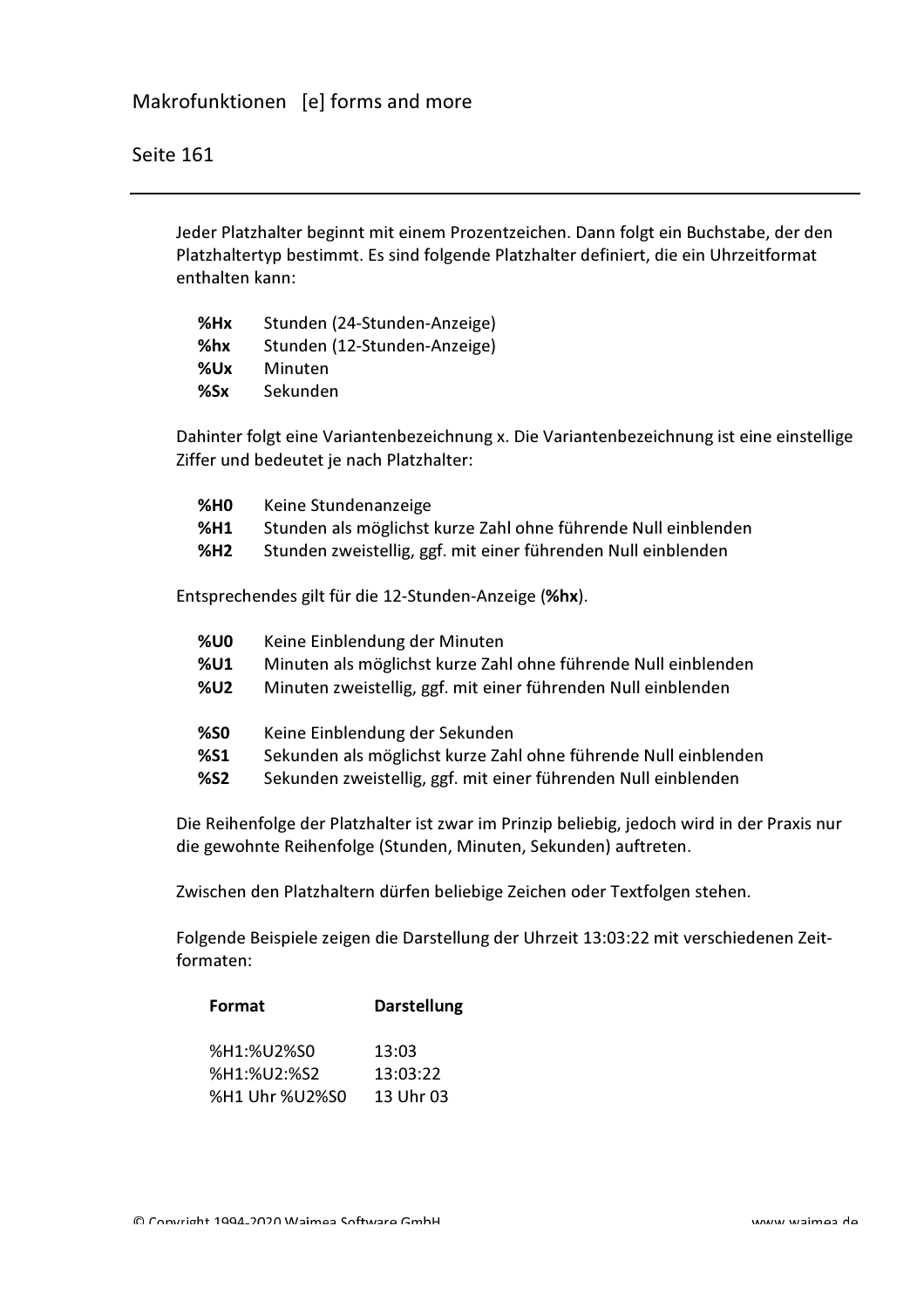Jeder Platzhalter beginnt mit einem Prozentzeichen. Dann folgt ein Buchstabe, der den Platzhaltertyp bestimmt. Es sind folgende Platzhalter definiert, die ein Uhrzeitformat enthalten kann:

| | |
|---|---|
| **%Hx** | Stunden (24-Stunden-Anzeige) |
| **%hx** | Stunden (12-Stunden-Anzeige) |
| **%Ux** | Minuten |
| **%Sx** | Sekunden |

Dahinter folgt eine Variantenbezeichnung x. Die Variantenbezeichnung ist eine einstellige Ziffer und bedeutet je nach Platzhalter:

| | |
|---|---|
| **%H0** | Keine Stundenanzeige |
| **%H1** | Stunden als möglichst kurze Zahl ohne führende Null einblenden |
| **%H2** | Stunden zweistellig, ggf. mit einer führenden Null einblenden |

Entsprechendes gilt für die 12-Stunden-Anzeige (**%hx**).

| | |
|---|---|
| **%U0** | Keine Einblendung der Minuten |
| **%U1** | Minuten als möglichst kurze Zahl ohne führende Null einblenden |
| **%U2** | Minuten zweistellig, ggf. mit einer führenden Null einblenden |

| | |
|---|---|
| **%S0** | Keine Einblendung der Sekunden |
| **%S1** | Sekunden als möglichst kurze Zahl ohne führende Null einblenden |
| **%S2** | Sekunden zweistellig, ggf. mit einer führenden Null einblenden |

Die Reihenfolge der Platzhalter ist zwar im Prinzip beliebig, jedoch wird in der Praxis nur die gewohnte Reihenfolge (Stunden, Minuten, Sekunden) auftreten.

Zwischen den Platzhaltern dürfen beliebige Zeichen oder Textfolgen stehen.

Folgende Beispiele zeigen die Darstellung der Uhrzeit 13:03:22 mit verschiedenen Zeitformaten:

| Format | Darstellung |
|---|---|
| %H1:%U2%S0 | 13:03 |
| %H1:%U2:%S2 | 13:03:22 |
| %H1 Uhr %U2%S0 | 13 Uhr 03 |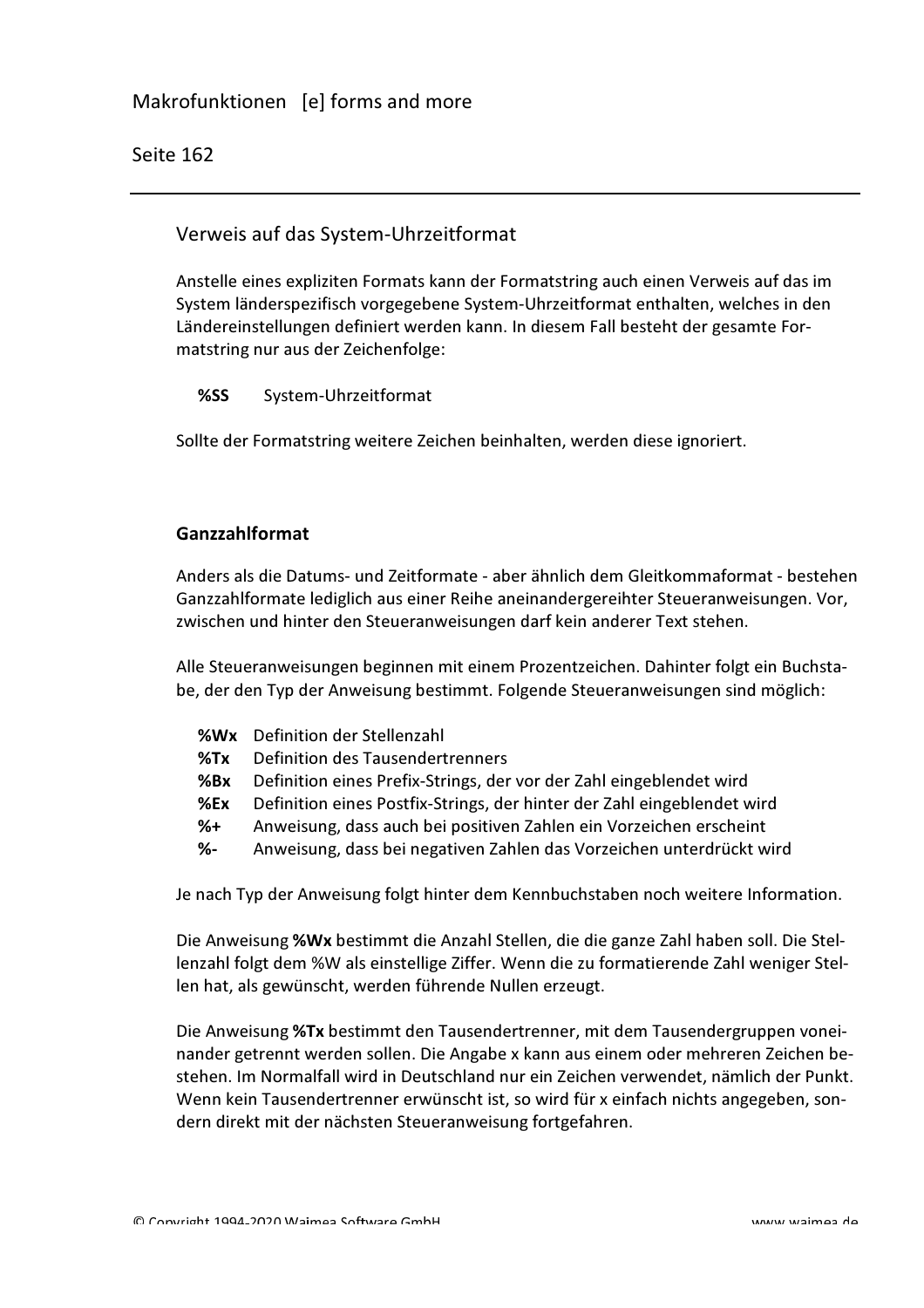### Verweis auf das System-Uhrzeitformat

Anstelle eines expliziten Formats kann der Formatstring auch einen Verweis auf das im System länderspezifisch vorgegebene System-Uhrzeitformat enthalten, welches in den Ländereinstellungen definiert werden kann. In diesem Fall besteht der gesamte Formatstring nur aus der Zeichenfolge:

**%SS** System-Uhrzeitformat

Sollte der Formatstring weitere Zeichen beinhalten, werden diese ignoriert.

### Ganzzahlformat

Anders als die Datums- und Zeitformate - aber ähnlich dem Gleitkommaformat - bestehen Ganzzahlformate lediglich aus einer Reihe aneinandergereihter Steueranweisungen. Vor, zwischen und hinter den Steueranweisungen darf kein anderer Text stehen.

Alle Steueranweisungen beginnen mit einem Prozentzeichen. Dahinter folgt ein Buchstabe, der den Typ der Anweisung bestimmt. Folgende Steueranweisungen sind möglich:

- **%Wx** Definition der Stellenzahl
- **%Tx** Definition des Tausendertrenners
- **%Bx** Definition eines Prefix-Strings, der vor der Zahl eingeblendet wird
- **%Ex** Definition eines Postfix-Strings, der hinter der Zahl eingeblendet wird
- **%+** Anweisung, dass auch bei positiven Zahlen ein Vorzeichen erscheint
- **%-** Anweisung, dass bei negativen Zahlen das Vorzeichen unterdrückt wird

Je nach Typ der Anweisung folgt hinter dem Kennbuchstaben noch weitere Information.

Die Anweisung **%Wx** bestimmt die Anzahl Stellen, die die ganze Zahl haben soll. Die Stellenzahl folgt dem %W als einstellige Ziffer. Wenn die zu formatierende Zahl weniger Stellen hat, als gewünscht, werden führende Nullen erzeugt.

Die Anweisung **%Tx** bestimmt den Tausendertrenner, mit dem Tausendergruppen voneinander getrennt werden sollen. Die Angabe x kann aus einem oder mehreren Zeichen bestehen. Im Normalfall wird in Deutschland nur ein Zeichen verwendet, nämlich der Punkt. Wenn kein Tausendertrenner erwünscht ist, so wird für x einfach nichts angegeben, sondern direkt mit der nächsten Steueranweisung fortgefahren.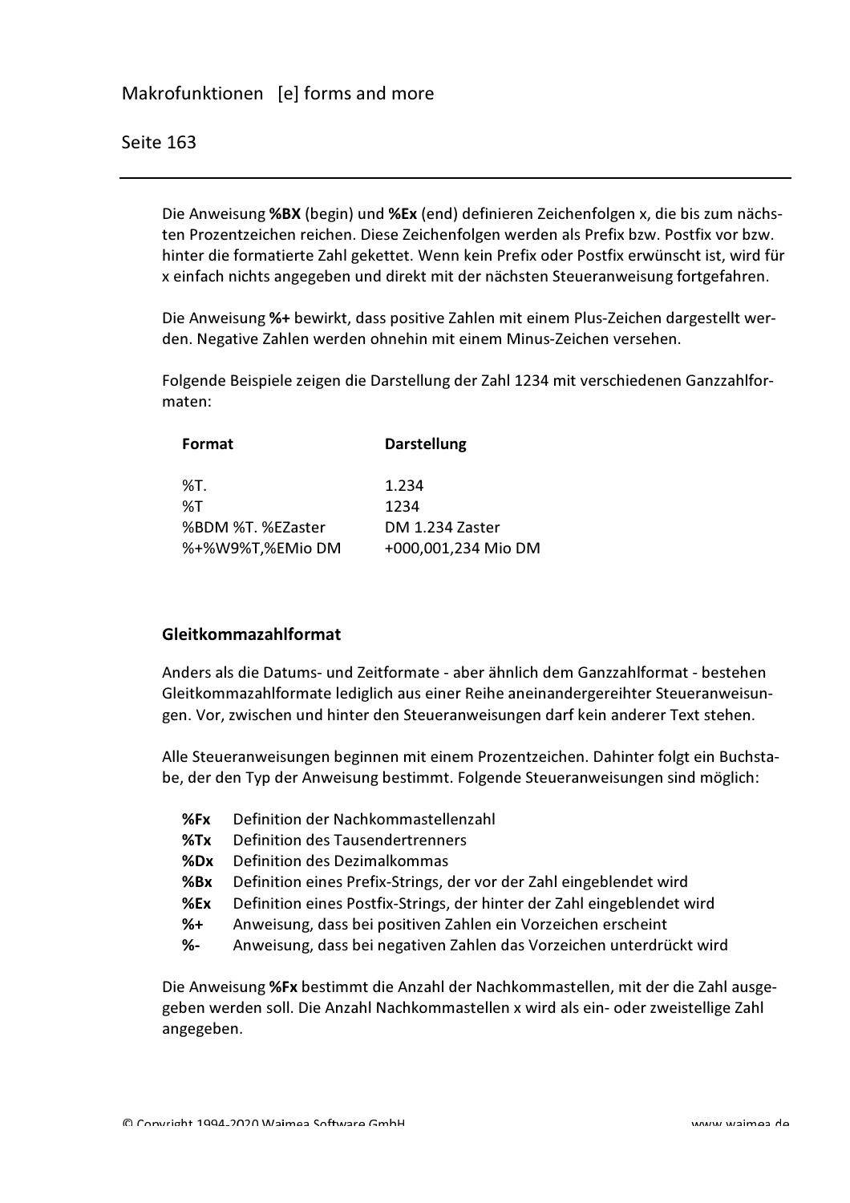Die Anweisung **%BX** (begin) und **%Ex** (end) definieren Zeichenfolgen x, die bis zum nächsten Prozentzeichen reichen. Diese Zeichenfolgen werden als Prefix bzw. Postfix vor bzw. hinter die formatierte Zahl gekettet. Wenn kein Prefix oder Postfix erwünscht ist, wird für x einfach nichts angegeben und direkt mit der nächsten Steueranweisung fortgefahren.

Die Anweisung **%+** bewirkt, dass positive Zahlen mit einem Plus-Zeichen dargestellt werden. Negative Zahlen werden ohnehin mit einem Minus-Zeichen versehen.

Folgende Beispiele zeigen die Darstellung der Zahl 1234 mit verschiedenen Ganzzahlformaten:

| Format | Darstellung |
|---|---|
| %T. | 1.234 |
| %T | 1234 |
| %BDM %T. %EZaster | DM 1.234 Zaster |
| %+%W9%T,%EMio DM | +000,001,234 Mio DM |

### Gleitkommazahlformat

Anders als die Datums- und Zeitformate - aber ähnlich dem Ganzzahlformat - bestehen Gleitkommazahlformate lediglich aus einer Reihe aneinandergereihter Steueranweisungen. Vor, zwischen und hinter den Steueranweisungen darf kein anderer Text stehen.

Alle Steueranweisungen beginnen mit einem Prozentzeichen. Dahinter folgt ein Buchstabe, der den Typ der Anweisung bestimmt. Folgende Steueranweisungen sind möglich:

- **%Fx** Definition der Nachkommastellenzahl
- **%Tx** Definition des Tausendertrenners
- **%Dx** Definition des Dezimalkommas
- **%Bx** Definition eines Prefix-Strings, der vor der Zahl eingeblendet wird
- **%Ex** Definition eines Postfix-Strings, der hinter der Zahl eingeblendet wird
- **%+** Anweisung, dass bei positiven Zahlen ein Vorzeichen erscheint
- **%-** Anweisung, dass bei negativen Zahlen das Vorzeichen unterdrückt wird

Die Anweisung **%Fx** bestimmt die Anzahl der Nachkommastellen, mit der die Zahl ausgegeben werden soll. Die Anzahl Nachkommastellen x wird als ein- oder zweistellige Zahl angegeben.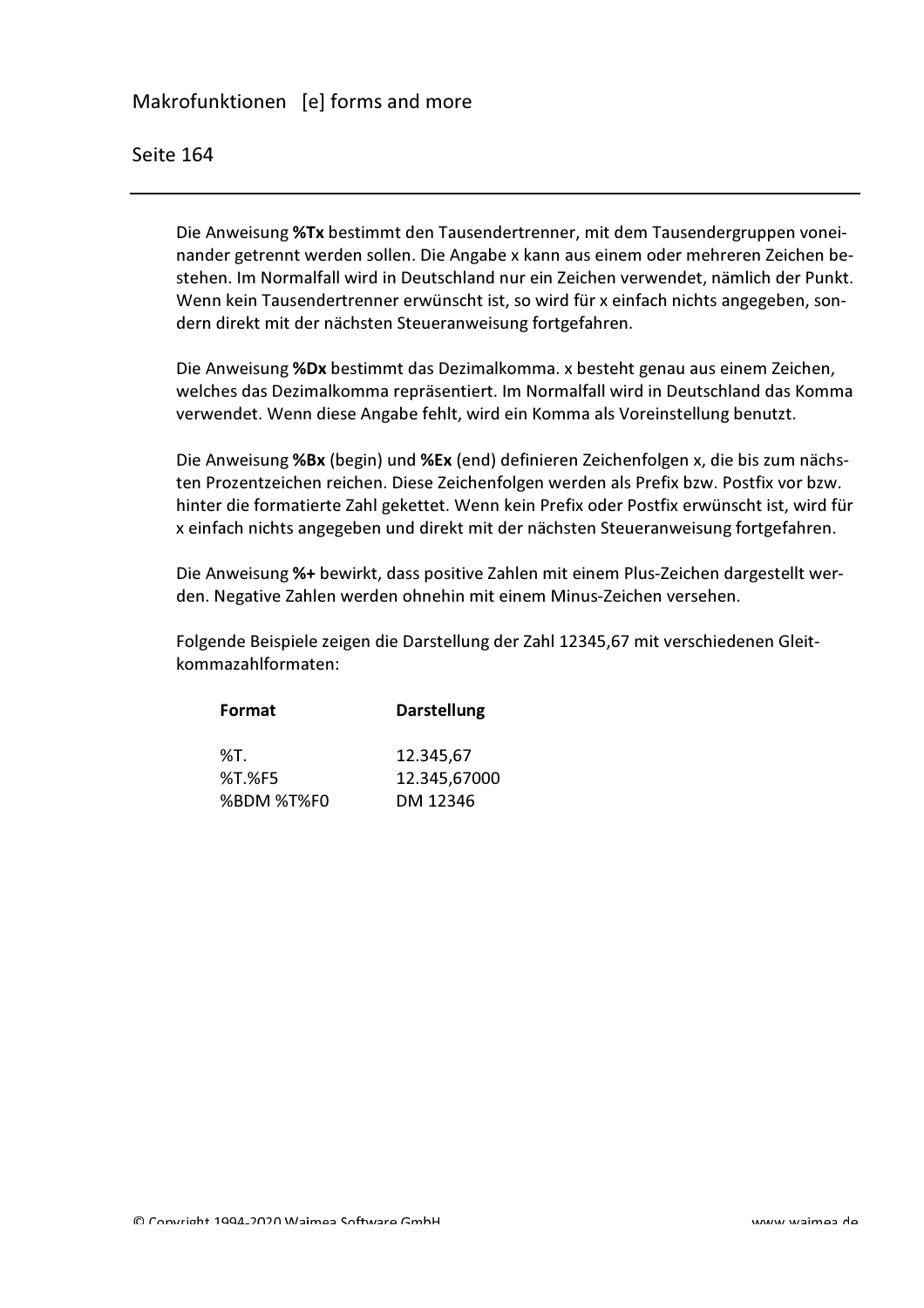Die Anweisung **%Tx** bestimmt den Tausendertrenner, mit dem Tausendergruppen voneinander getrennt werden sollen. Die Angabe x kann aus einem oder mehreren Zeichen bestehen. Im Normalfall wird in Deutschland nur ein Zeichen verwendet, nämlich der Punkt. Wenn kein Tausendertrenner erwünscht ist, so wird für x einfach nichts angegeben, sondern direkt mit der nächsten Steueranweisung fortgefahren.

Die Anweisung **%Dx** bestimmt das Dezimalkomma. x besteht genau aus einem Zeichen, welches das Dezimalkomma repräsentiert. Im Normalfall wird in Deutschland das Komma verwendet. Wenn diese Angabe fehlt, wird ein Komma als Voreinstellung benutzt.

Die Anweisung **%Bx** (begin) und **%Ex** (end) definieren Zeichenfolgen x, die bis zum nächsten Prozentzeichen reichen. Diese Zeichenfolgen werden als Prefix bzw. Postfix vor bzw. hinter die formatierte Zahl gekettet. Wenn kein Prefix oder Postfix erwünscht ist, wird für x einfach nichts angegeben und direkt mit der nächsten Steueranweisung fortgefahren.

Die Anweisung **%+** bewirkt, dass positive Zahlen mit einem Plus-Zeichen dargestellt werden. Negative Zahlen werden ohnehin mit einem Minus-Zeichen versehen.

Folgende Beispiele zeigen die Darstellung der Zahl 12345,67 mit verschiedenen Gleitkommazahlformaten:

| Format | Darstellung |
|---|---|
| %T. | 12.345,67 |
| %T.%F5 | 12.345,67000 |
| %BDM %T%F0 | DM 12346 |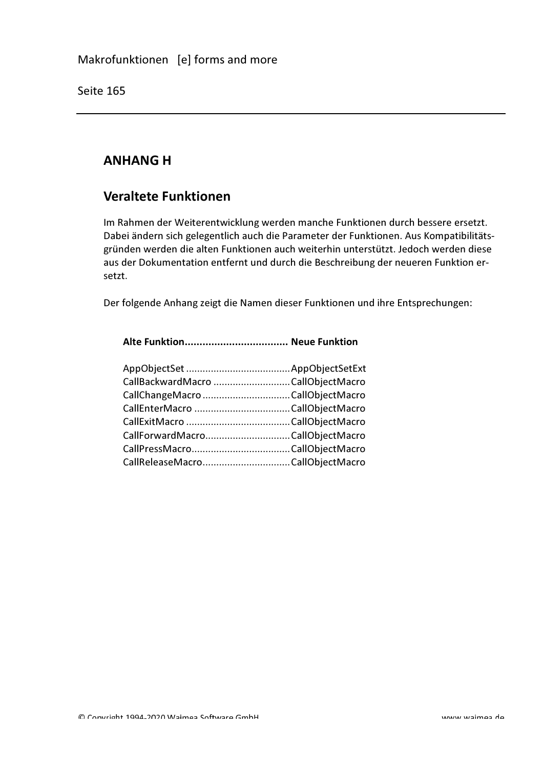## ANHANG H

## Veraltete Funktionen

Im Rahmen der Weiterentwicklung werden manche Funktionen durch bessere ersetzt. Dabei ändern sich gelegentlich auch die Parameter der Funktionen. Aus Kompatibilitätsgründen werden die alten Funktionen auch weiterhin unterstützt. Jedoch werden diese aus der Dokumentation entfernt und durch die Beschreibung der neueren Funktion ersetzt.

Der folgende Anhang zeigt die Namen dieser Funktionen und ihre Entsprechungen:

| Alte Funktion | Neue Funktion |
|---|---|
| AppObjectSet | AppObjectSetExt |
| CallBackwardMacro | CallObjectMacro |
| CallChangeMacro | CallObjectMacro |
| CallEnterMacro | CallObjectMacro |
| CallExitMacro | CallObjectMacro |
| CallForwardMacro | CallObjectMacro |
| CallPressMacro | CallObjectMacro |
| CallReleaseMacro | CallObjectMacro |